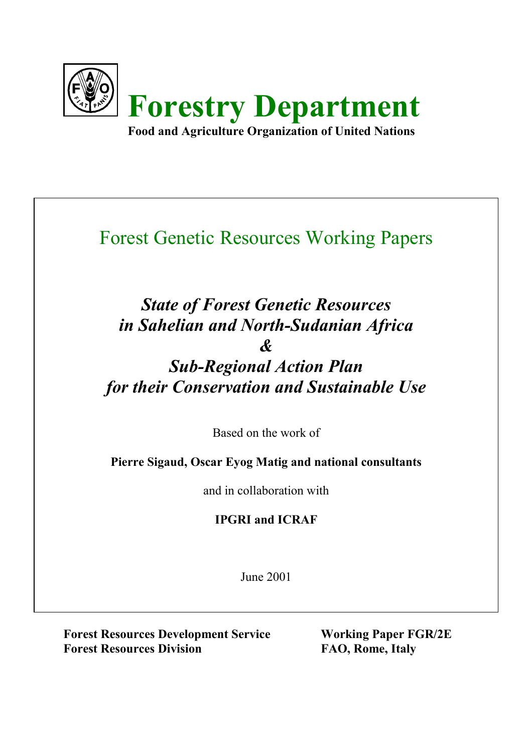# Forestry Department

**Food and Agriculture Organization of United Nations**

## Forest Genetic Resources Working Papers

# *State of Forest Genetic Resources in Sahelian and North-Sudanian Africa*
# *&*
# *Sub-Regional Action Plan for their Conservation and Sustainable Use*

Based on the work of

**Pierre Sigaud, Oscar Eyog Matig and national consultants**

and in collaboration with

**IPGRI and ICRAF**

June 2001

**Forest Resources Development Service**
**Forest Resources Division**

**Working Paper FGR/2E**
**FAO, Rome, Italy**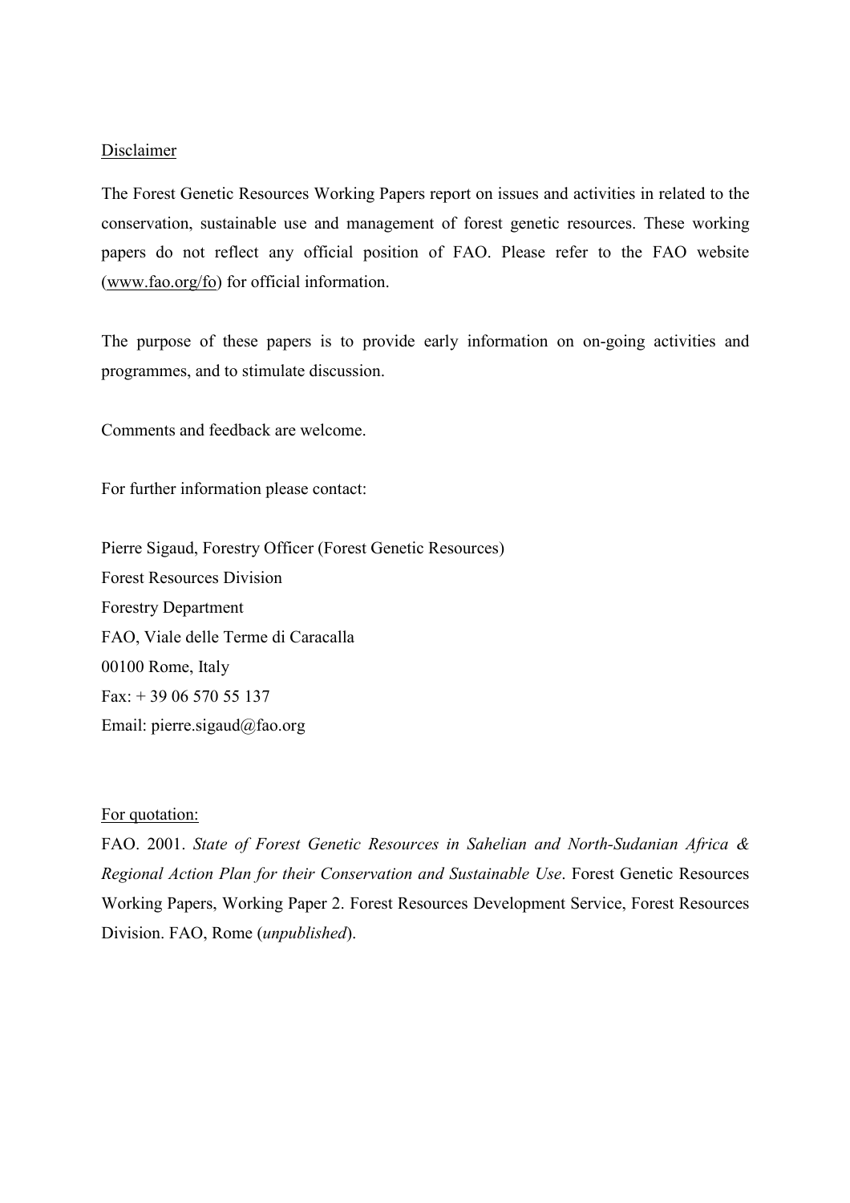Disclaimer

The Forest Genetic Resources Working Papers report on issues and activities in related to the conservation, sustainable use and management of forest genetic resources. These working papers do not reflect any official position of FAO. Please refer to the FAO website (www.fao.org/fo) for official information.

The purpose of these papers is to provide early information on on-going activities and programmes, and to stimulate discussion.

Comments and feedback are welcome.

For further information please contact:

Pierre Sigaud, Forestry Officer (Forest Genetic Resources)
Forest Resources Division
Forestry Department
FAO, Viale delle Terme di Caracalla
00100 Rome, Italy
Fax: + 39 06 570 55 137
Email: pierre.sigaud@fao.org

For quotation:

FAO. 2001. *State of Forest Genetic Resources in Sahelian and North-Sudanian Africa & Regional Action Plan for their Conservation and Sustainable Use*. Forest Genetic Resources Working Papers, Working Paper 2. Forest Resources Development Service, Forest Resources Division. FAO, Rome (*unpublished*).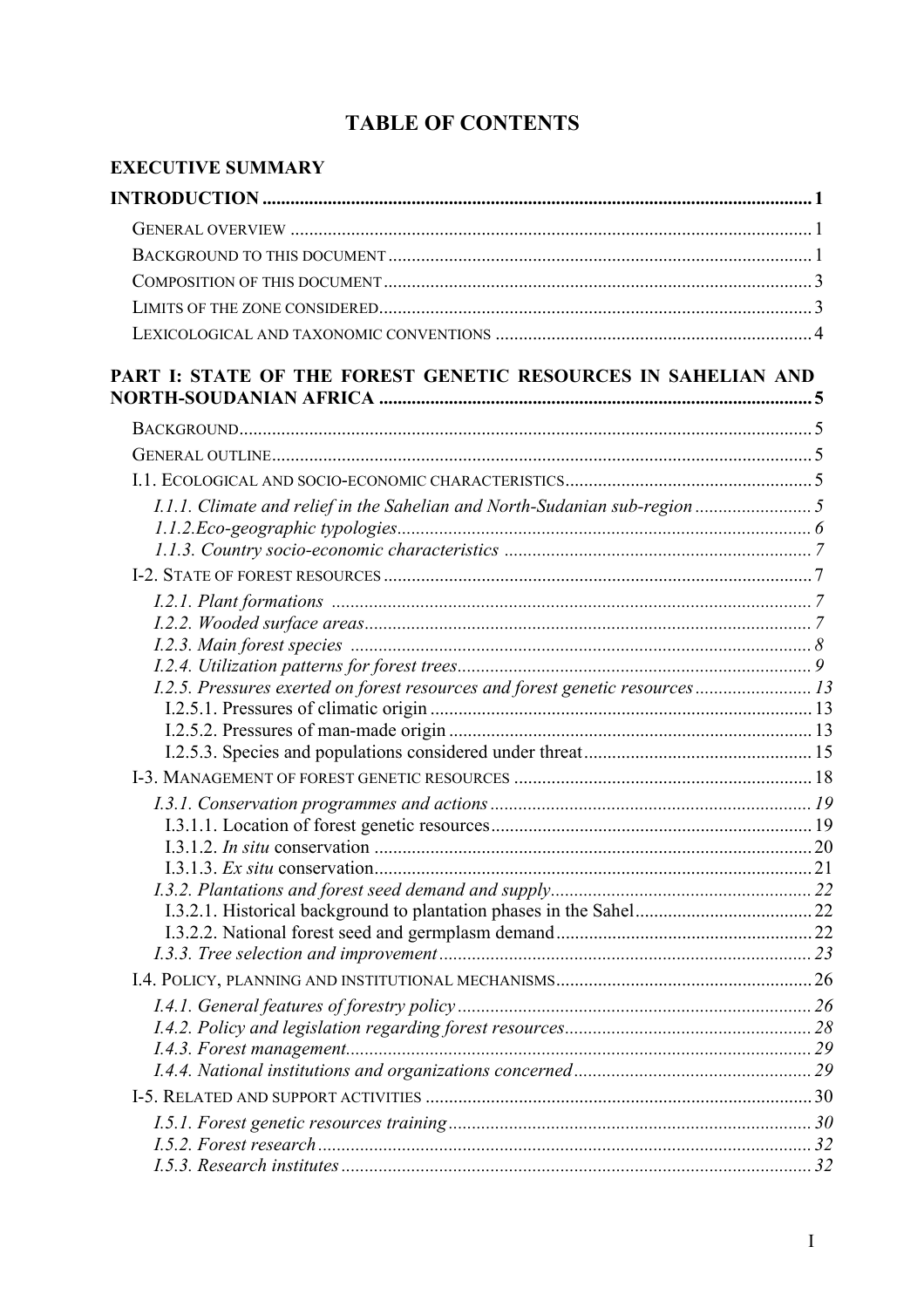# TABLE OF CONTENTS

**EXECUTIVE SUMMARY**

**INTRODUCTION** ..... 1

- GENERAL OVERVIEW ..... 1
- BACKGROUND TO THIS DOCUMENT ..... 1
- COMPOSITION OF THIS DOCUMENT ..... 3
- LIMITS OF THE ZONE CONSIDERED ..... 3
- LEXICOLOGICAL AND TAXONOMIC CONVENTIONS ..... 4

**PART I: STATE OF THE FOREST GENETIC RESOURCES IN SAHELIAN AND NORTH-SOUDANIAN AFRICA** ..... 5

- BACKGROUND ..... 5
- GENERAL OUTLINE ..... 5
- I.1. ECOLOGICAL AND SOCIO-ECONOMIC CHARACTERISTICS ..... 5
  - *I.1.1. Climate and relief in the Sahelian and North-Sudanian sub-region* ..... 5
  - *1.1.2.Eco-geographic typologies* ..... 6
  - *1.1.3. Country socio-economic characteristics* ..... 7
- I-2. STATE OF FOREST RESOURCES ..... 7
  - *I.2.1. Plant formations* ..... 7
  - *I.2.2. Wooded surface areas* ..... 7
  - *I.2.3. Main forest species* ..... 8
  - *I.2.4. Utilization patterns for forest trees* ..... 9
  - *I.2.5. Pressures exerted on forest resources and forest genetic resources* ..... 13
    - I.2.5.1. Pressures of climatic origin ..... 13
    - I.2.5.2. Pressures of man-made origin ..... 13
    - I.2.5.3. Species and populations considered under threat ..... 15
- I-3. MANAGEMENT OF FOREST GENETIC RESOURCES ..... 18
  - *I.3.1. Conservation programmes and actions* ..... 19
    - I.3.1.1. Location of forest genetic resources ..... 19
    - I.3.1.2. *In situ* conservation ..... 20
    - I.3.1.3. *Ex situ* conservation ..... 21
  - *I.3.2. Plantations and forest seed demand and supply* ..... 22
    - I.3.2.1. Historical background to plantation phases in the Sahel ..... 22
    - I.3.2.2. National forest seed and germplasm demand ..... 22
  - *I.3.3. Tree selection and improvement* ..... 23
- I.4. POLICY, PLANNING AND INSTITUTIONAL MECHANISMS ..... 26
  - *I.4.1. General features of forestry policy* ..... 26
  - *I.4.2. Policy and legislation regarding forest resources* ..... 28
  - *I.4.3. Forest management* ..... 29
  - *I.4.4. National institutions and organizations concerned* ..... 29
- I-5. RELATED AND SUPPORT ACTIVITIES ..... 30
  - *I.5.1. Forest genetic resources training* ..... 30
  - *I.5.2. Forest research* ..... 32
  - *I.5.3. Research institutes* ..... 32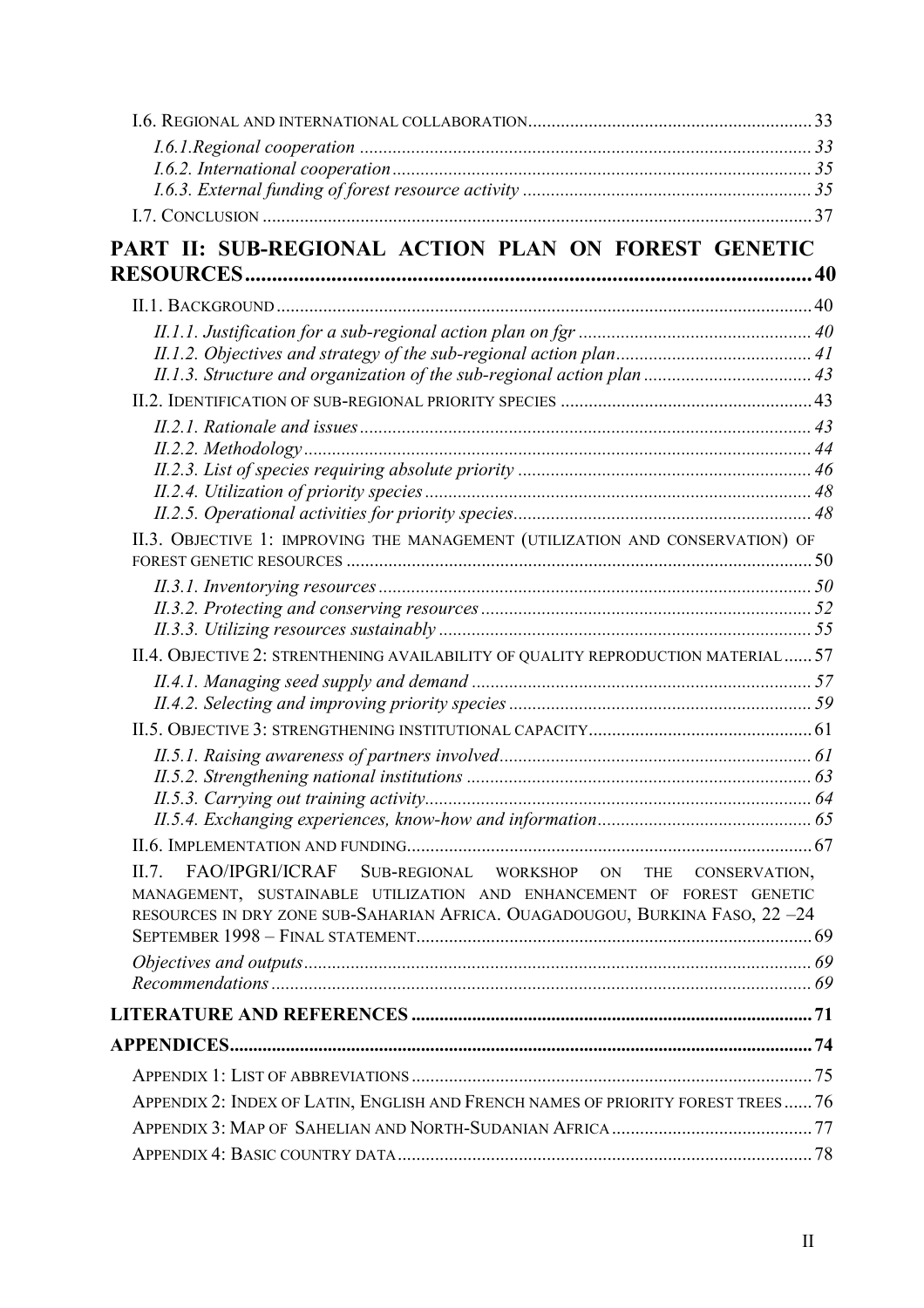I.6. Regional and international collaboration ........................................................ 33

*I.6.1.Regional cooperation* ........................................................ 33

*I.6.2. International cooperation* ........................................................ 35

*I.6.3. External funding of forest resource activity* ........................................................ 35

I.7. Conclusion ........................................................ 37

**PART II: SUB-REGIONAL ACTION PLAN ON FOREST GENETIC RESOURCES** ........................................................ **40**

II.1. Background ........................................................ 40

*II.1.1. Justification for a sub-regional action plan on fgr* ........................................................ 40

*II.1.2. Objectives and strategy of the sub-regional action plan* ........................................................ 41

*II.1.3. Structure and organization of the sub-regional action plan* ........................................................ 43

II.2. Identification of sub-regional priority species ........................................................ 43

*II.2.1. Rationale and issues* ........................................................ 43

*II.2.2. Methodology* ........................................................ 44

*II.2.3. List of species requiring absolute priority* ........................................................ 46

*II.2.4. Utilization of priority species* ........................................................ 48

*II.2.5. Operational activities for priority species* ........................................................ 48

II.3. Objective 1: improving the management (utilization and conservation) of forest genetic resources ........................................................ 50

*II.3.1. Inventorying resources* ........................................................ 50

*II.3.2. Protecting and conserving resources* ........................................................ 52

*II.3.3. Utilizing resources sustainably* ........................................................ 55

II.4. Objective 2: strenthening availability of quality reproduction material ........................................................ 57

*II.4.1. Managing seed supply and demand* ........................................................ 57

*II.4.2. Selecting and improving priority species* ........................................................ 59

II.5. Objective 3: strengthening institutional capacity ........................................................ 61

*II.5.1. Raising awareness of partners involved* ........................................................ 61

*II.5.2. Strengthening national institutions* ........................................................ 63

*II.5.3. Carrying out training activity* ........................................................ 64

*II.5.4. Exchanging experiences, know-how and information* ........................................................ 65

II.6. Implementation and funding ........................................................ 67

II.7. FAO/IPGRI/ICRAF Sub-regional workshop on the conservation, management, sustainable utilization and enhancement of forest genetic resources in dry zone sub-Saharian Africa. Ouagadougou, Burkina Faso, 22 –24 September 1998 – Final statement ........................................................ 69

*Objectives and outputs* ........................................................ 69

*Recommendations* ........................................................ 69

**LITERATURE AND REFERENCES** ........................................................ **71**

**APPENDICES** ........................................................ **74**

Appendix 1: List of abbreviations ........................................................ 75

Appendix 2: Index of Latin, English and French names of priority forest trees ........................................................ 76

Appendix 3: Map of Sahelian and North-Sudanian Africa ........................................................ 77

Appendix 4: Basic country data ........................................................ 78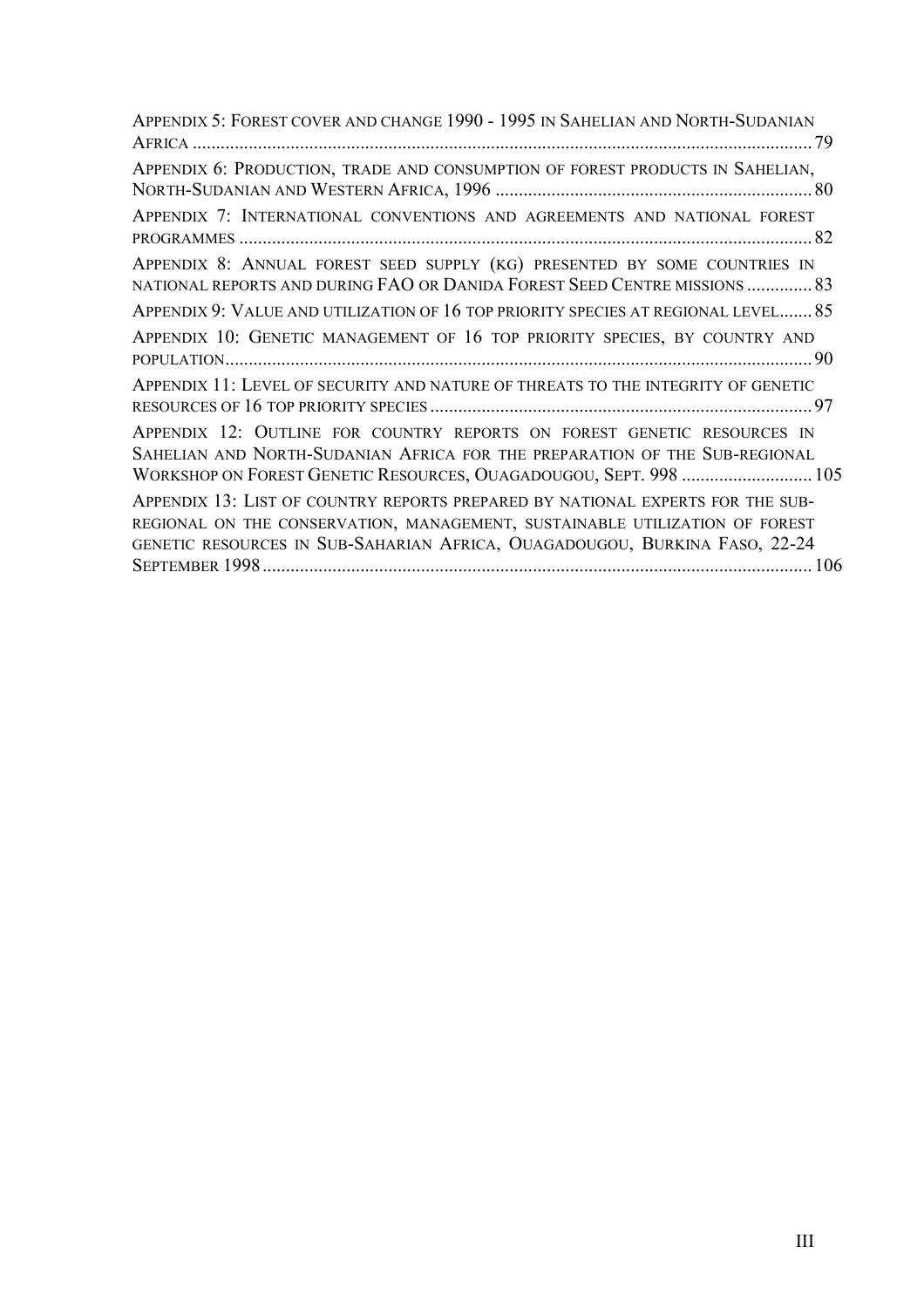Appendix 5: Forest cover and change 1990 - 1995 in Sahelian and North-Sudanian Africa ..... 79

Appendix 6: Production, trade and consumption of forest products in Sahelian, North-Sudanian and Western Africa, 1996 ..... 80

Appendix 7: International conventions and agreements and national forest programmes ..... 82

Appendix 8: Annual forest seed supply (kg) presented by some countries in national reports and during FAO or Danida Forest Seed Centre missions ..... 83

Appendix 9: Value and utilization of 16 top priority species at regional level..... 85

Appendix 10: Genetic management of 16 top priority species, by country and population..... 90

Appendix 11: Level of security and nature of threats to the integrity of genetic resources of 16 top priority species ..... 97

Appendix 12: Outline for country reports on forest genetic resources in Sahelian and North-Sudanian Africa for the preparation of the Sub-regional Workshop on Forest Genetic Resources, Ouagadougou, Sept. 998 ..... 105

Appendix 13: List of country reports prepared by national experts for the sub-regional on the conservation, management, sustainable utilization of forest genetic resources in Sub-Saharian Africa, Ouagadougou, Burkina Faso, 22-24 September 1998..... 106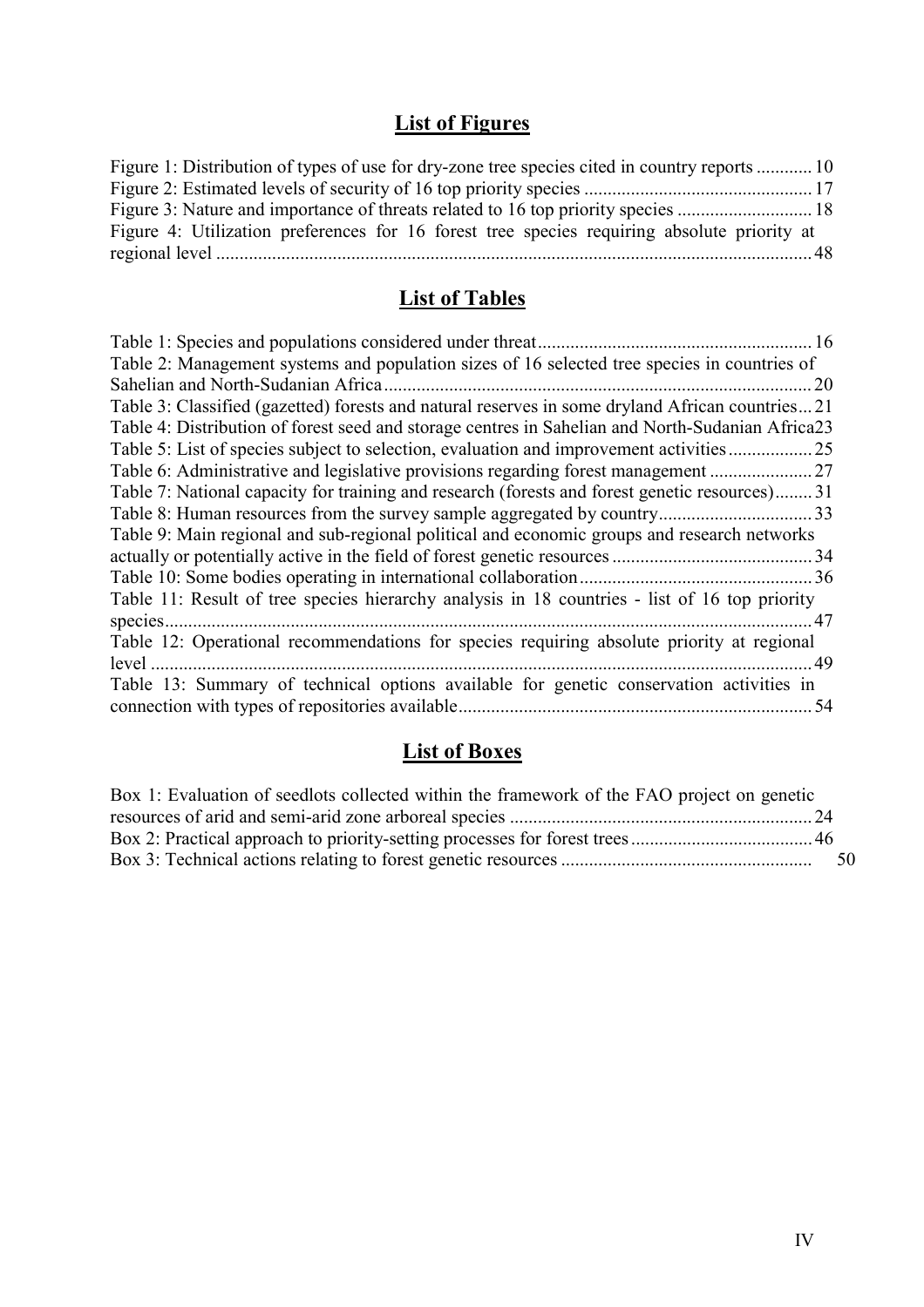## List of Figures

Figure 1: Distribution of types of use for dry-zone tree species cited in country reports ............ 10
Figure 2: Estimated levels of security of 16 top priority species ................................................ 17
Figure 3: Nature and importance of threats related to 16 top priority species ............................ 18
Figure 4: Utilization preferences for 16 forest tree species requiring absolute priority at regional level .............................................................................................................................. 48

## List of Tables

Table 1: Species and populations considered under threat.......................................................... 16
Table 2: Management systems and population sizes of 16 selected tree species in countries of Sahelian and North-Sudanian Africa........................................................................................... 20
Table 3: Classified (gazetted) forests and natural reserves in some dryland African countries... 21
Table 4: Distribution of forest seed and storage centres in Sahelian and North-Sudanian Africa23
Table 5: List of species subject to selection, evaluation and improvement activities.................. 25
Table 6: Administrative and legislative provisions regarding forest management ...................... 27
Table 7: National capacity for training and research (forests and forest genetic resources)........ 31
Table 8: Human resources from the survey sample aggregated by country................................ 33
Table 9: Main regional and sub-regional political and economic groups and research networks actually or potentially active in the field of forest genetic resources ........................................... 34
Table 10: Some bodies operating in international collaboration .................................................. 36
Table 11: Result of tree species hierarchy analysis in 18 countries - list of 16 top priority species.......................................................................................................................................... 47
Table 12: Operational recommendations for species requiring absolute priority at regional level ............................................................................................................................................. 49
Table 13: Summary of technical options available for genetic conservation activities in connection with types of repositories available........................................................................... 54

## List of Boxes

Box 1: Evaluation of seedlots collected within the framework of the FAO project on genetic resources of arid and semi-arid zone arboreal species ................................................................. 24
Box 2: Practical approach to priority-setting processes for forest trees ....................................... 46
Box 3: Technical actions relating to forest genetic resources ..................................................... 50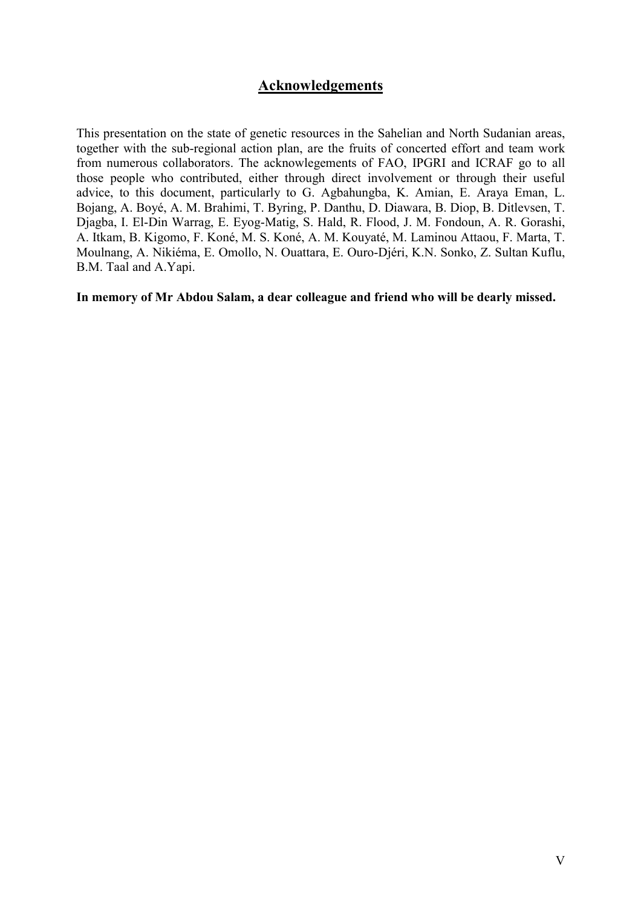## Acknowledgements

This presentation on the state of genetic resources in the Sahelian and North Sudanian areas, together with the sub-regional action plan, are the fruits of concerted effort and team work from numerous collaborators. The acknowlegements of FAO, IPGRI and ICRAF go to all those people who contributed, either through direct involvement or through their useful advice, to this document, particularly to G. Agbahungba, K. Amian, E. Araya Eman, L. Bojang, A. Boyé, A. M. Brahimi, T. Byring, P. Danthu, D. Diawara, B. Diop, B. Ditlevsen, T. Djagba, I. El-Din Warrag, E. Eyog-Matig, S. Hald, R. Flood, J. M. Fondoun, A. R. Gorashi, A. Itkam, B. Kigomo, F. Koné, M. S. Koné, A. M. Kouyaté, M. Laminou Attaou, F. Marta, T. Moulnang, A. Nikiéma, E. Omollo, N. Ouattara, E. Ouro-Djéri, K.N. Sonko, Z. Sultan Kuflu, B.M. Taal and A.Yapi.

**In memory of Mr Abdou Salam, a dear colleague and friend who will be dearly missed.**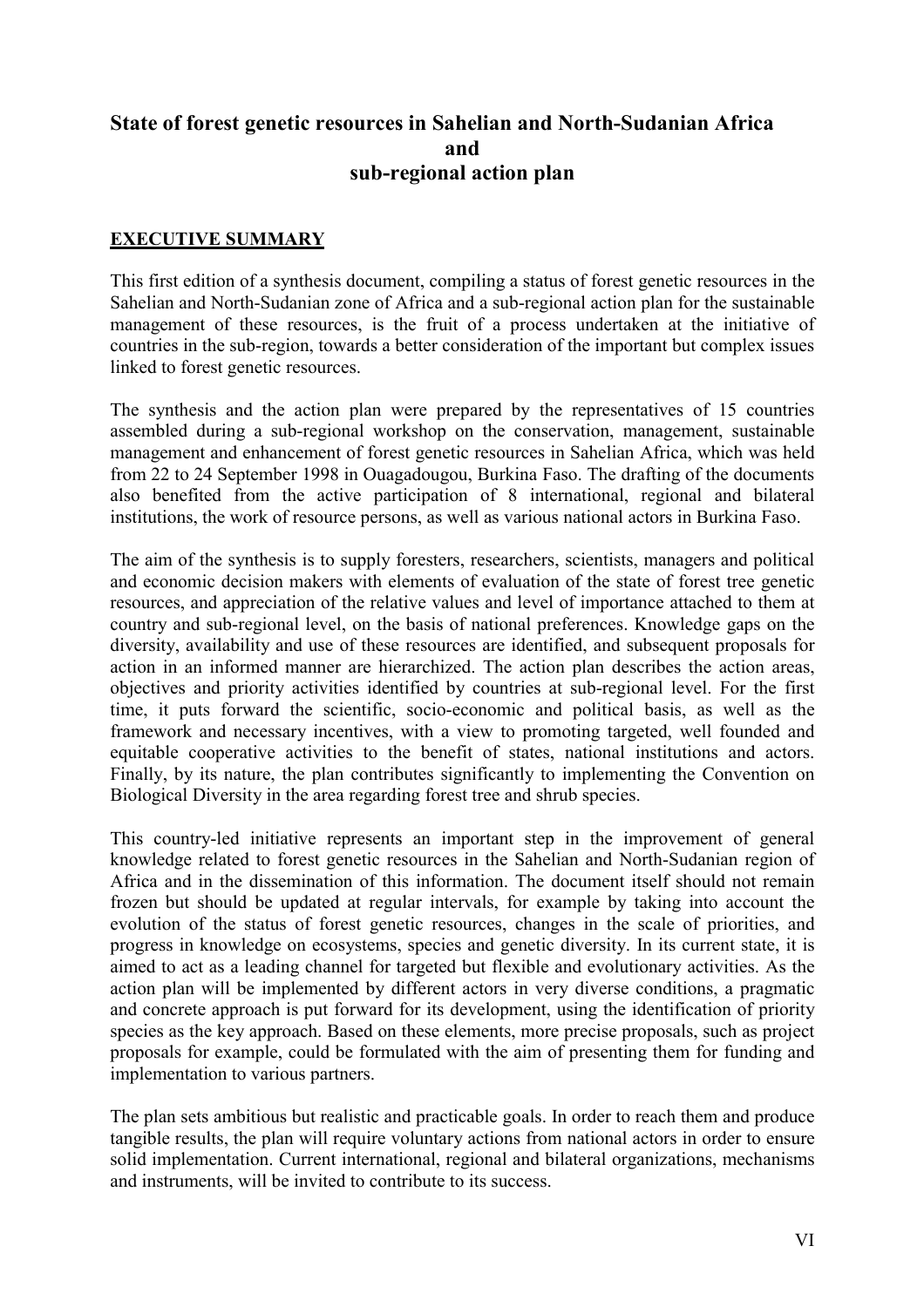# State of forest genetic resources in Sahelian and North-Sudanian Africa and sub-regional action plan

## EXECUTIVE SUMMARY

This first edition of a synthesis document, compiling a status of forest genetic resources in the Sahelian and North-Sudanian zone of Africa and a sub-regional action plan for the sustainable management of these resources, is the fruit of a process undertaken at the initiative of countries in the sub-region, towards a better consideration of the important but complex issues linked to forest genetic resources.

The synthesis and the action plan were prepared by the representatives of 15 countries assembled during a sub-regional workshop on the conservation, management, sustainable management and enhancement of forest genetic resources in Sahelian Africa, which was held from 22 to 24 September 1998 in Ouagadougou, Burkina Faso. The drafting of the documents also benefited from the active participation of 8 international, regional and bilateral institutions, the work of resource persons, as well as various national actors in Burkina Faso.

The aim of the synthesis is to supply foresters, researchers, scientists, managers and political and economic decision makers with elements of evaluation of the state of forest tree genetic resources, and appreciation of the relative values and level of importance attached to them at country and sub-regional level, on the basis of national preferences. Knowledge gaps on the diversity, availability and use of these resources are identified, and subsequent proposals for action in an informed manner are hierarchized. The action plan describes the action areas, objectives and priority activities identified by countries at sub-regional level. For the first time, it puts forward the scientific, socio-economic and political basis, as well as the framework and necessary incentives, with a view to promoting targeted, well founded and equitable cooperative activities to the benefit of states, national institutions and actors. Finally, by its nature, the plan contributes significantly to implementing the Convention on Biological Diversity in the area regarding forest tree and shrub species.

This country-led initiative represents an important step in the improvement of general knowledge related to forest genetic resources in the Sahelian and North-Sudanian region of Africa and in the dissemination of this information. The document itself should not remain frozen but should be updated at regular intervals, for example by taking into account the evolution of the status of forest genetic resources, changes in the scale of priorities, and progress in knowledge on ecosystems, species and genetic diversity. In its current state, it is aimed to act as a leading channel for targeted but flexible and evolutionary activities. As the action plan will be implemented by different actors in very diverse conditions, a pragmatic and concrete approach is put forward for its development, using the identification of priority species as the key approach. Based on these elements, more precise proposals, such as project proposals for example, could be formulated with the aim of presenting them for funding and implementation to various partners.

The plan sets ambitious but realistic and practicable goals. In order to reach them and produce tangible results, the plan will require voluntary actions from national actors in order to ensure solid implementation. Current international, regional and bilateral organizations, mechanisms and instruments, will be invited to contribute to its success.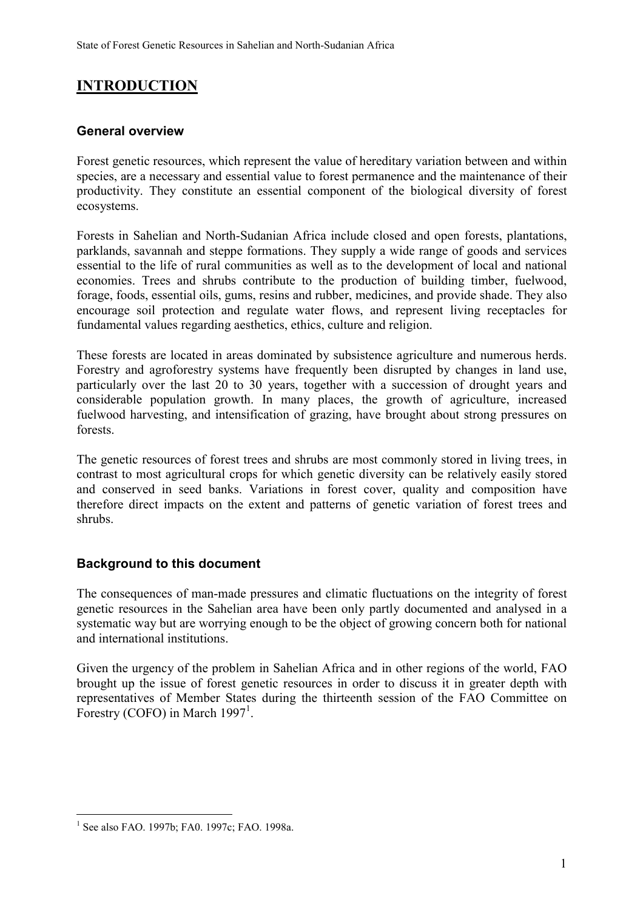# INTRODUCTION

## General overview

Forest genetic resources, which represent the value of hereditary variation between and within species, are a necessary and essential value to forest permanence and the maintenance of their productivity. They constitute an essential component of the biological diversity of forest ecosystems.

Forests in Sahelian and North-Sudanian Africa include closed and open forests, plantations, parklands, savannah and steppe formations. They supply a wide range of goods and services essential to the life of rural communities as well as to the development of local and national economies. Trees and shrubs contribute to the production of building timber, fuelwood, forage, foods, essential oils, gums, resins and rubber, medicines, and provide shade. They also encourage soil protection and regulate water flows, and represent living receptacles for fundamental values regarding aesthetics, ethics, culture and religion.

These forests are located in areas dominated by subsistence agriculture and numerous herds. Forestry and agroforestry systems have frequently been disrupted by changes in land use, particularly over the last 20 to 30 years, together with a succession of drought years and considerable population growth. In many places, the growth of agriculture, increased fuelwood harvesting, and intensification of grazing, have brought about strong pressures on forests.

The genetic resources of forest trees and shrubs are most commonly stored in living trees, in contrast to most agricultural crops for which genetic diversity can be relatively easily stored and conserved in seed banks. Variations in forest cover, quality and composition have therefore direct impacts on the extent and patterns of genetic variation of forest trees and shrubs.

## Background to this document

The consequences of man-made pressures and climatic fluctuations on the integrity of forest genetic resources in the Sahelian area have been only partly documented and analysed in a systematic way but are worrying enough to be the object of growing concern both for national and international institutions.

Given the urgency of the problem in Sahelian Africa and in other regions of the world, FAO brought up the issue of forest genetic resources in order to discuss it in greater depth with representatives of Member States during the thirteenth session of the FAO Committee on Forestry (COFO) in March 1997[1].

[1] See also FAO. 1997b; FA0. 1997c; FAO. 1998a.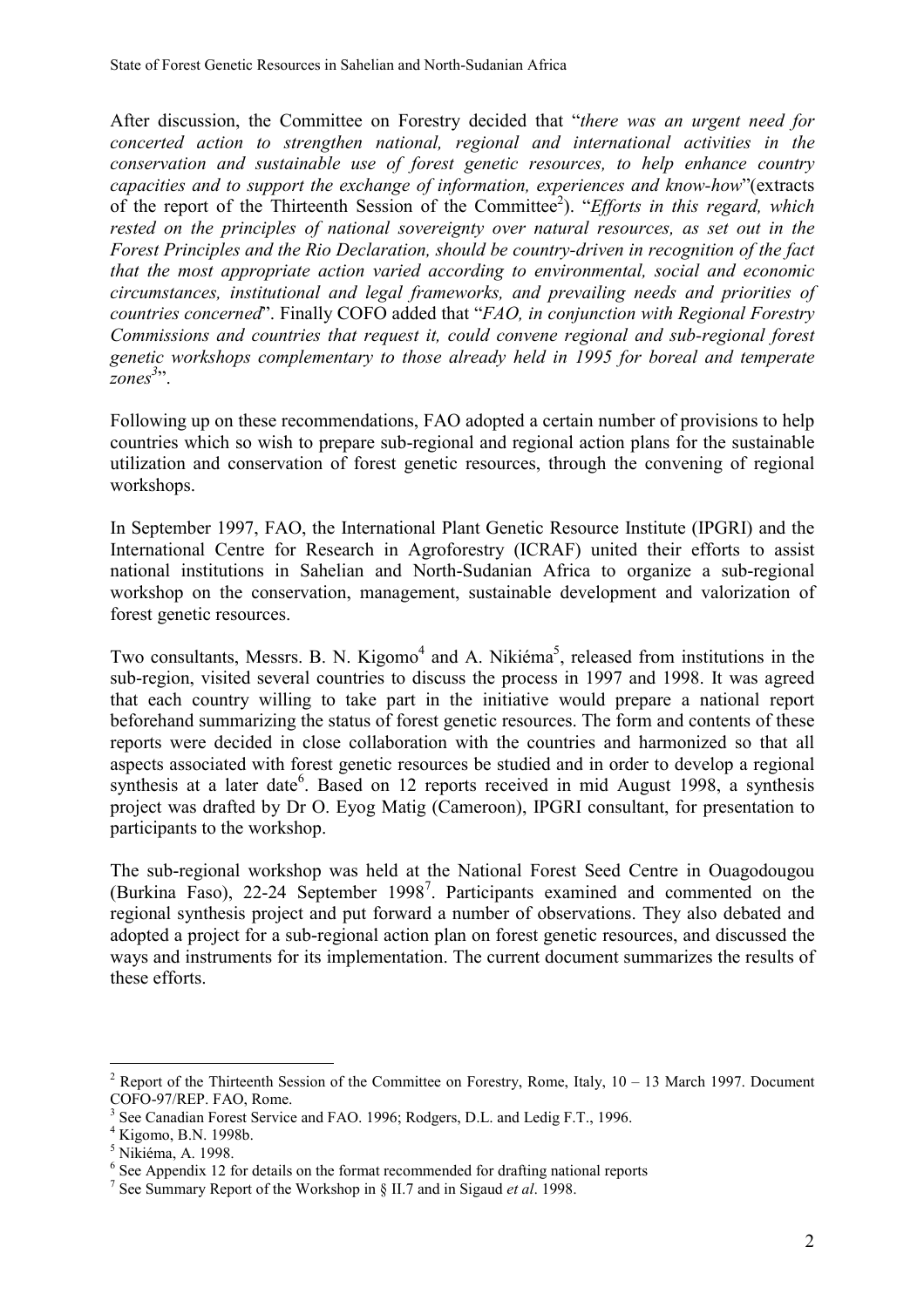After discussion, the Committee on Forestry decided that "*there was an urgent need for concerted action to strengthen national, regional and international activities in the conservation and sustainable use of forest genetic resources, to help enhance country capacities and to support the exchange of information, experiences and know-how*"(extracts of the report of the Thirteenth Session of the Committee[2]). "*Efforts in this regard, which rested on the principles of national sovereignty over natural resources, as set out in the Forest Principles and the Rio Declaration, should be country-driven in recognition of the fact that the most appropriate action varied according to environmental, social and economic circumstances, institutional and legal frameworks, and prevailing needs and priorities of countries concerned*". Finally COFO added that "*FAO, in conjunction with Regional Forestry Commissions and countries that request it, could convene regional and sub-regional forest genetic workshops complementary to those already held in 1995 for boreal and temperate zones*[3]".

Following up on these recommendations, FAO adopted a certain number of provisions to help countries which so wish to prepare sub-regional and regional action plans for the sustainable utilization and conservation of forest genetic resources, through the convening of regional workshops.

In September 1997, FAO, the International Plant Genetic Resource Institute (IPGRI) and the International Centre for Research in Agroforestry (ICRAF) united their efforts to assist national institutions in Sahelian and North-Sudanian Africa to organize a sub-regional workshop on the conservation, management, sustainable development and valorization of forest genetic resources.

Two consultants, Messrs. B. N. Kigomo[4] and A. Nikiéma[5], released from institutions in the sub-region, visited several countries to discuss the process in 1997 and 1998. It was agreed that each country willing to take part in the initiative would prepare a national report beforehand summarizing the status of forest genetic resources. The form and contents of these reports were decided in close collaboration with the countries and harmonized so that all aspects associated with forest genetic resources be studied and in order to develop a regional synthesis at a later date[6]. Based on 12 reports received in mid August 1998, a synthesis project was drafted by Dr O. Eyog Matig (Cameroon), IPGRI consultant, for presentation to participants to the workshop.

The sub-regional workshop was held at the National Forest Seed Centre in Ouagadougou (Burkina Faso), 22-24 September 1998[7]. Participants examined and commented on the regional synthesis project and put forward a number of observations. They also debated and adopted a project for a sub-regional action plan on forest genetic resources, and discussed the ways and instruments for its implementation. The current document summarizes the results of these efforts.

---

[2] Report of the Thirteenth Session of the Committee on Forestry, Rome, Italy, 10 – 13 March 1997. Document COFO-97/REP. FAO, Rome.

[3] See Canadian Forest Service and FAO. 1996; Rodgers, D.L. and Ledig F.T., 1996.

[4] Kigomo, B.N. 1998b.

[5] Nikiéma, A. 1998.

[6] See Appendix 12 for details on the format recommended for drafting national reports

[7] See Summary Report of the Workshop in § II.7 and in Sigaud *et al*. 1998.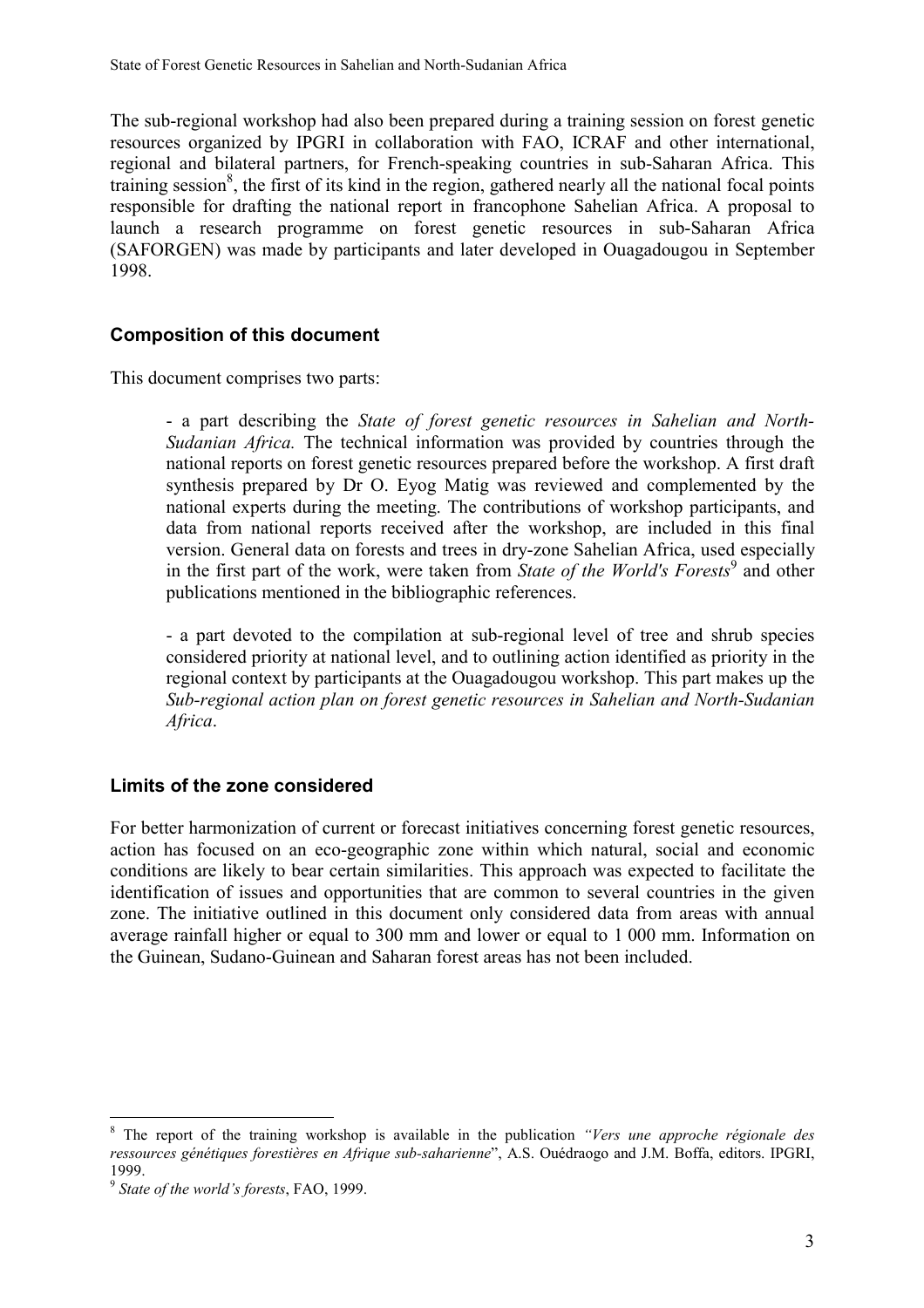The sub-regional workshop had also been prepared during a training session on forest genetic resources organized by IPGRI in collaboration with FAO, ICRAF and other international, regional and bilateral partners, for French-speaking countries in sub-Saharan Africa. This training session[8], the first of its kind in the region, gathered nearly all the national focal points responsible for drafting the national report in francophone Sahelian Africa. A proposal to launch a research programme on forest genetic resources in sub-Saharan Africa (SAFORGEN) was made by participants and later developed in Ouagadougou in September 1998.

### Composition of this document

This document comprises two parts:

- a part describing the *State of forest genetic resources in Sahelian and North-Sudanian Africa.* The technical information was provided by countries through the national reports on forest genetic resources prepared before the workshop. A first draft synthesis prepared by Dr O. Eyog Matig was reviewed and complemented by the national experts during the meeting. The contributions of workshop participants, and data from national reports received after the workshop, are included in this final version. General data on forests and trees in dry-zone Sahelian Africa, used especially in the first part of the work, were taken from *State of the World's Forests*[9] and other publications mentioned in the bibliographic references.

- a part devoted to the compilation at sub-regional level of tree and shrub species considered priority at national level, and to outlining action identified as priority in the regional context by participants at the Ouagadougou workshop. This part makes up the *Sub-regional action plan on forest genetic resources in Sahelian and North-Sudanian Africa*.

### Limits of the zone considered

For better harmonization of current or forecast initiatives concerning forest genetic resources, action has focused on an eco-geographic zone within which natural, social and economic conditions are likely to bear certain similarities. This approach was expected to facilitate the identification of issues and opportunities that are common to several countries in the given zone. The initiative outlined in this document only considered data from areas with annual average rainfall higher or equal to 300 mm and lower or equal to 1 000 mm. Information on the Guinean, Sudano-Guinean and Saharan forest areas has not been included.

---

[8] The report of the training workshop is available in the publication *"Vers une approche régionale des ressources génétiques forestières en Afrique sub-saharienne*", A.S. Ouédraogo and J.M. Boffa, editors. IPGRI, 1999.

[9] *State of the world's forests*, FAO, 1999.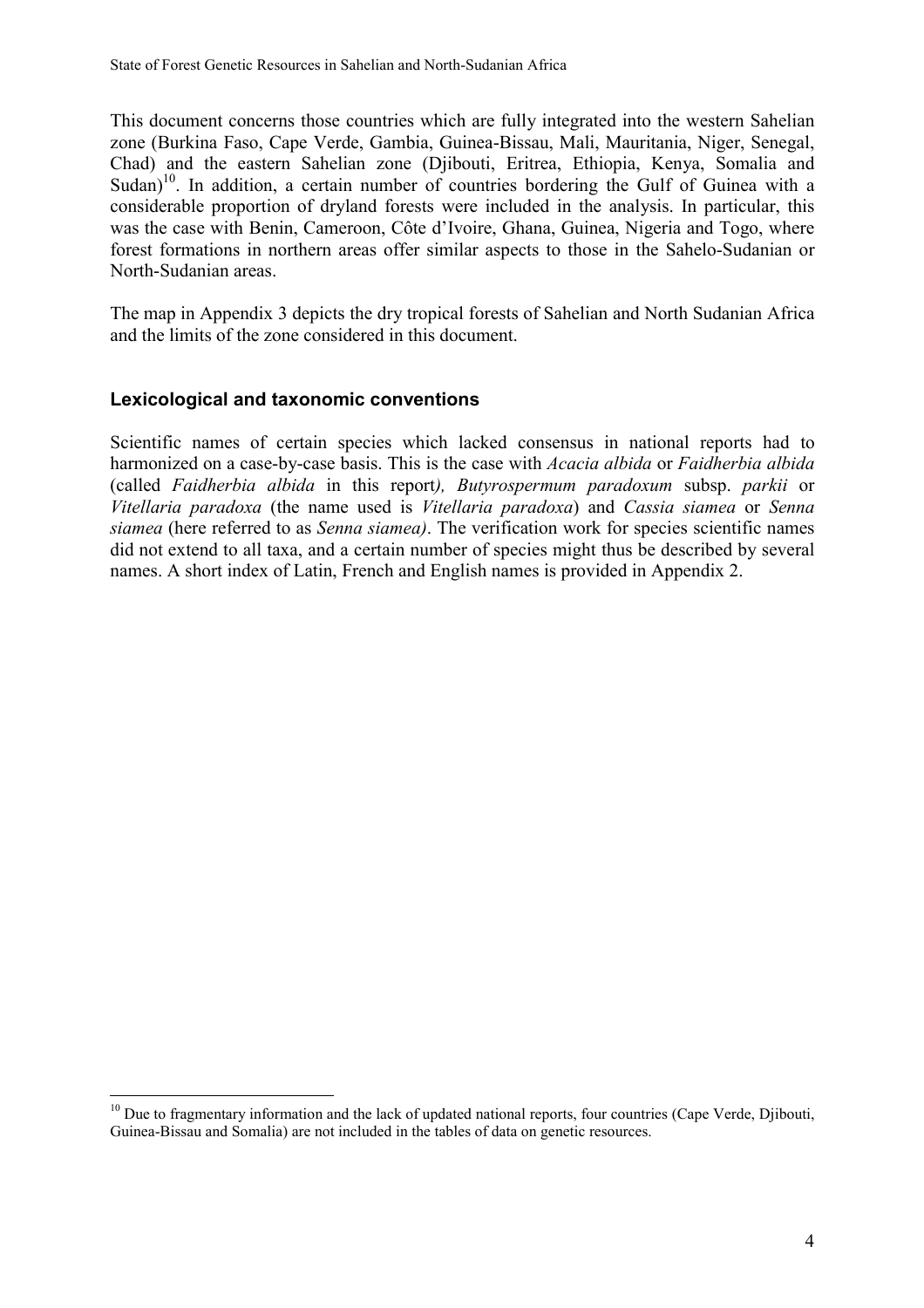This document concerns those countries which are fully integrated into the western Sahelian zone (Burkina Faso, Cape Verde, Gambia, Guinea-Bissau, Mali, Mauritania, Niger, Senegal, Chad) and the eastern Sahelian zone (Djibouti, Eritrea, Ethiopia, Kenya, Somalia and Sudan)[10]. In addition, a certain number of countries bordering the Gulf of Guinea with a considerable proportion of dryland forests were included in the analysis. In particular, this was the case with Benin, Cameroon, Côte d'Ivoire, Ghana, Guinea, Nigeria and Togo, where forest formations in northern areas offer similar aspects to those in the Sahelo-Sudanian or North-Sudanian areas.

The map in Appendix 3 depicts the dry tropical forests of Sahelian and North Sudanian Africa and the limits of the zone considered in this document.

### Lexicological and taxonomic conventions

Scientific names of certain species which lacked consensus in national reports had to harmonized on a case-by-case basis. This is the case with *Acacia albida* or *Faidherbia albida* (called *Faidherbia albida* in this report*), Butyrospermum paradoxum* subsp. *parkii* or *Vitellaria paradoxa* (the name used is *Vitellaria paradoxa*) and *Cassia siamea* or *Senna siamea* (here referred to as *Senna siamea)*. The verification work for species scientific names did not extend to all taxa, and a certain number of species might thus be described by several names. A short index of Latin, French and English names is provided in Appendix 2.

---

[10] Due to fragmentary information and the lack of updated national reports, four countries (Cape Verde, Djibouti, Guinea-Bissau and Somalia) are not included in the tables of data on genetic resources.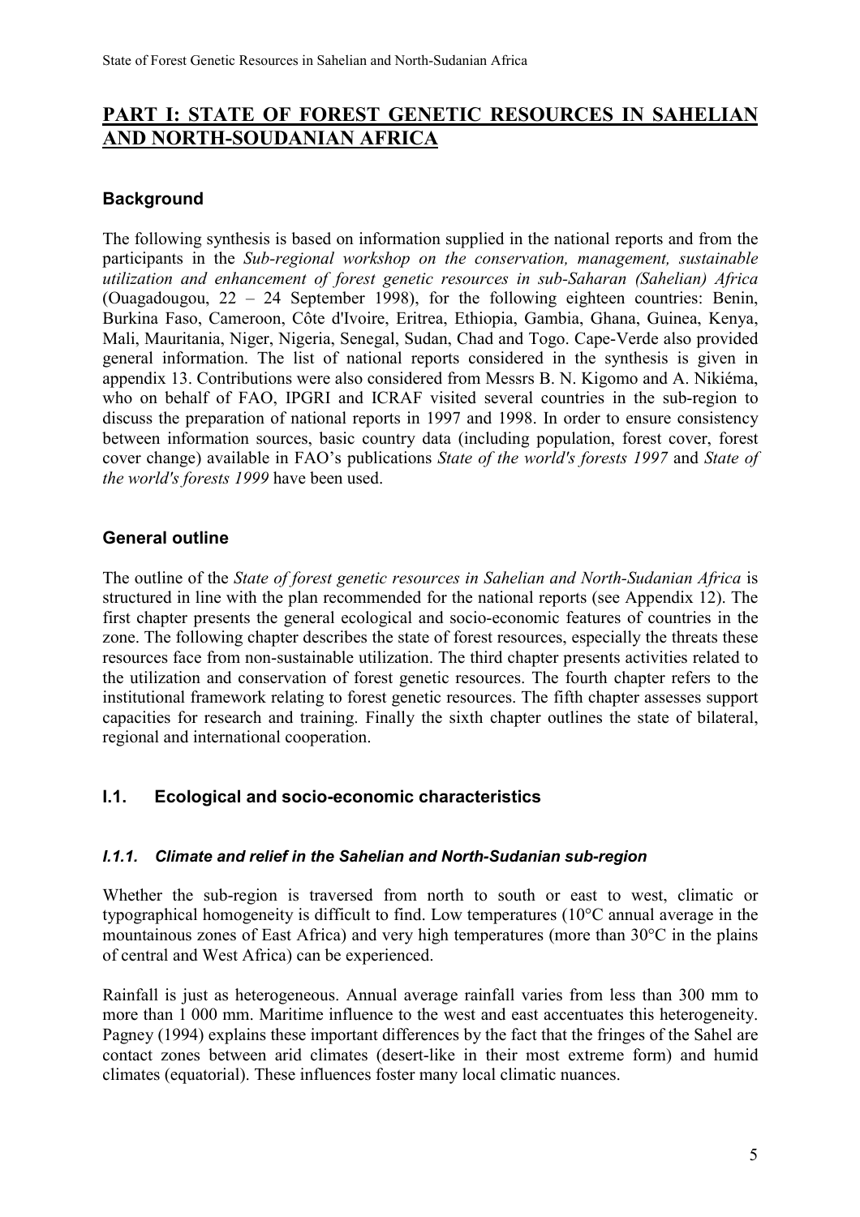## PART I: STATE OF FOREST GENETIC RESOURCES IN SAHELIAN AND NORTH-SOUDANIAN AFRICA

### Background

The following synthesis is based on information supplied in the national reports and from the participants in the *Sub-regional workshop on the conservation, management, sustainable utilization and enhancement of forest genetic resources in sub-Saharan (Sahelian) Africa* (Ouagadougou, 22 – 24 September 1998), for the following eighteen countries: Benin, Burkina Faso, Cameroon, Côte d'Ivoire, Eritrea, Ethiopia, Gambia, Ghana, Guinea, Kenya, Mali, Mauritania, Niger, Nigeria, Senegal, Sudan, Chad and Togo. Cape-Verde also provided general information. The list of national reports considered in the synthesis is given in appendix 13. Contributions were also considered from Messrs B. N. Kigomo and A. Nikiéma, who on behalf of FAO, IPGRI and ICRAF visited several countries in the sub-region to discuss the preparation of national reports in 1997 and 1998. In order to ensure consistency between information sources, basic country data (including population, forest cover, forest cover change) available in FAO's publications *State of the world's forests 1997* and *State of the world's forests 1999* have been used.

### General outline

The outline of the *State of forest genetic resources in Sahelian and North-Sudanian Africa* is structured in line with the plan recommended for the national reports (see Appendix 12). The first chapter presents the general ecological and socio-economic features of countries in the zone. The following chapter describes the state of forest resources, especially the threats these resources face from non-sustainable utilization. The third chapter presents activities related to the utilization and conservation of forest genetic resources. The fourth chapter refers to the institutional framework relating to forest genetic resources. The fifth chapter assesses support capacities for research and training. Finally the sixth chapter outlines the state of bilateral, regional and international cooperation.

### I.1. Ecological and socio-economic characteristics

#### *I.1.1. Climate and relief in the Sahelian and North-Sudanian sub-region*

Whether the sub-region is traversed from north to south or east to west, climatic or typographical homogeneity is difficult to find. Low temperatures (10°C annual average in the mountainous zones of East Africa) and very high temperatures (more than 30°C in the plains of central and West Africa) can be experienced.

Rainfall is just as heterogeneous. Annual average rainfall varies from less than 300 mm to more than 1 000 mm. Maritime influence to the west and east accentuates this heterogeneity. Pagney (1994) explains these important differences by the fact that the fringes of the Sahel are contact zones between arid climates (desert-like in their most extreme form) and humid climates (equatorial). These influences foster many local climatic nuances.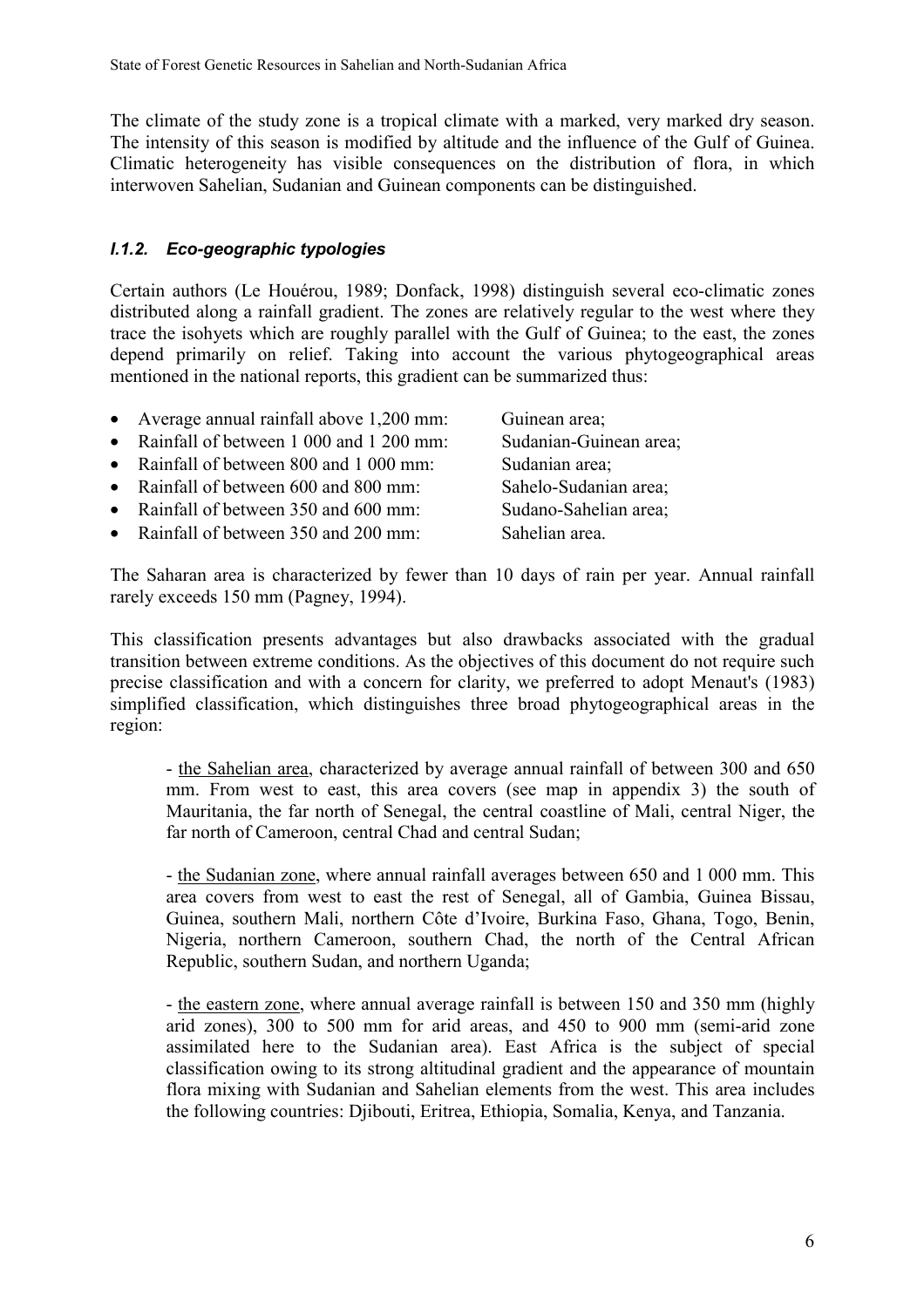The climate of the study zone is a tropical climate with a marked, very marked dry season. The intensity of this season is modified by altitude and the influence of the Gulf of Guinea. Climatic heterogeneity has visible consequences on the distribution of flora, in which interwoven Sahelian, Sudanian and Guinean components can be distinguished.

### *I.1.2. Eco-geographic typologies*

Certain authors (Le Houérou, 1989; Donfack, 1998) distinguish several eco-climatic zones distributed along a rainfall gradient. The zones are relatively regular to the west where they trace the isohyets which are roughly parallel with the Gulf of Guinea; to the east, the zones depend primarily on relief. Taking into account the various phytogeographical areas mentioned in the national reports, this gradient can be summarized thus:

- Average annual rainfall above 1,200 mm: Guinean area;
- Rainfall of between 1 000 and 1 200 mm: Sudanian-Guinean area;
- Rainfall of between 800 and 1 000 mm: Sudanian area;
- Rainfall of between 600 and 800 mm: Sahelo-Sudanian area;
- Rainfall of between 350 and 600 mm: Sudano-Sahelian area;
- Rainfall of between 350 and 200 mm: Sahelian area.

The Saharan area is characterized by fewer than 10 days of rain per year. Annual rainfall rarely exceeds 150 mm (Pagney, 1994).

This classification presents advantages but also drawbacks associated with the gradual transition between extreme conditions. As the objectives of this document do not require such precise classification and with a concern for clarity, we preferred to adopt Menaut's (1983) simplified classification, which distinguishes three broad phytogeographical areas in the region:

> - the Sahelian area, characterized by average annual rainfall of between 300 and 650 mm. From west to east, this area covers (see map in appendix 3) the south of Mauritania, the far north of Senegal, the central coastline of Mali, central Niger, the far north of Cameroon, central Chad and central Sudan;
>
> - the Sudanian zone, where annual rainfall averages between 650 and 1 000 mm. This area covers from west to east the rest of Senegal, all of Gambia, Guinea Bissau, Guinea, southern Mali, northern Côte d'Ivoire, Burkina Faso, Ghana, Togo, Benin, Nigeria, northern Cameroon, southern Chad, the north of the Central African Republic, southern Sudan, and northern Uganda;
>
> - the eastern zone, where annual average rainfall is between 150 and 350 mm (highly arid zones), 300 to 500 mm for arid areas, and 450 to 900 mm (semi-arid zone assimilated here to the Sudanian area). East Africa is the subject of special classification owing to its strong altitudinal gradient and the appearance of mountain flora mixing with Sudanian and Sahelian elements from the west. This area includes the following countries: Djibouti, Eritrea, Ethiopia, Somalia, Kenya, and Tanzania.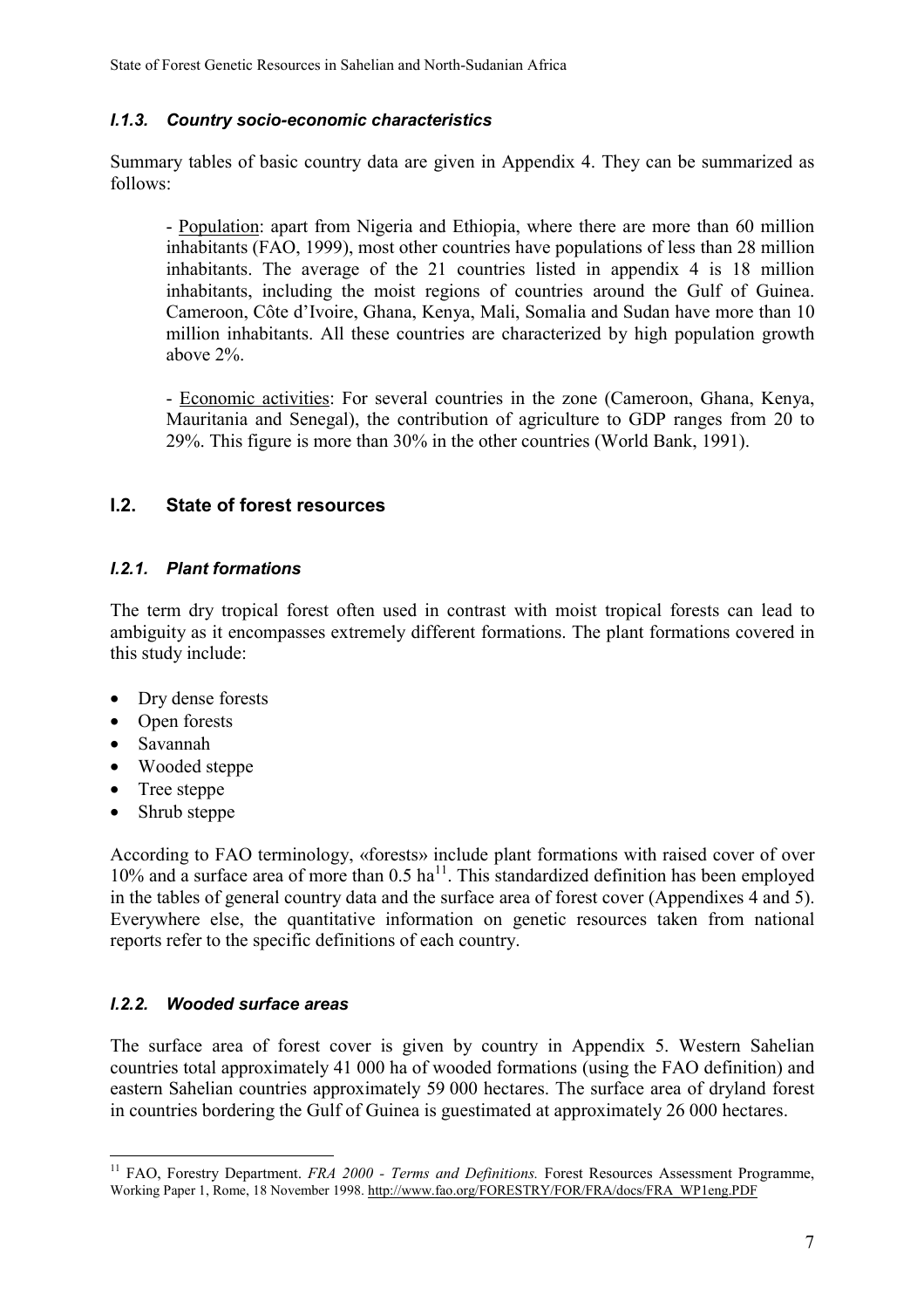### *I.1.3. Country socio-economic characteristics*

Summary tables of basic country data are given in Appendix 4. They can be summarized as follows:

- Population: apart from Nigeria and Ethiopia, where there are more than 60 million inhabitants (FAO, 1999), most other countries have populations of less than 28 million inhabitants. The average of the 21 countries listed in appendix 4 is 18 million inhabitants, including the moist regions of countries around the Gulf of Guinea. Cameroon, Côte d'Ivoire, Ghana, Kenya, Mali, Somalia and Sudan have more than 10 million inhabitants. All these countries are characterized by high population growth above 2%.

- Economic activities: For several countries in the zone (Cameroon, Ghana, Kenya, Mauritania and Senegal), the contribution of agriculture to GDP ranges from 20 to 29%. This figure is more than 30% in the other countries (World Bank, 1991).

## I.2. State of forest resources

### *I.2.1. Plant formations*

The term dry tropical forest often used in contrast with moist tropical forests can lead to ambiguity as it encompasses extremely different formations. The plant formations covered in this study include:

- Dry dense forests
- Open forests
- Savannah
- Wooded steppe
- Tree steppe
- Shrub steppe

According to FAO terminology, «forests» include plant formations with raised cover of over 10% and a surface area of more than 0.5 ha[11]. This standardized definition has been employed in the tables of general country data and the surface area of forest cover (Appendixes 4 and 5). Everywhere else, the quantitative information on genetic resources taken from national reports refer to the specific definitions of each country.

### *I.2.2. Wooded surface areas*

The surface area of forest cover is given by country in Appendix 5. Western Sahelian countries total approximately 41 000 ha of wooded formations (using the FAO definition) and eastern Sahelian countries approximately 59 000 hectares. The surface area of dryland forest in countries bordering the Gulf of Guinea is guestimated at approximately 26 000 hectares.

---

[11] FAO, Forestry Department. *FRA 2000 - Terms and Definitions.* Forest Resources Assessment Programme, Working Paper 1, Rome, 18 November 1998. http://www.fao.org/FORESTRY/FOR/FRA/docs/FRA_WP1eng.PDF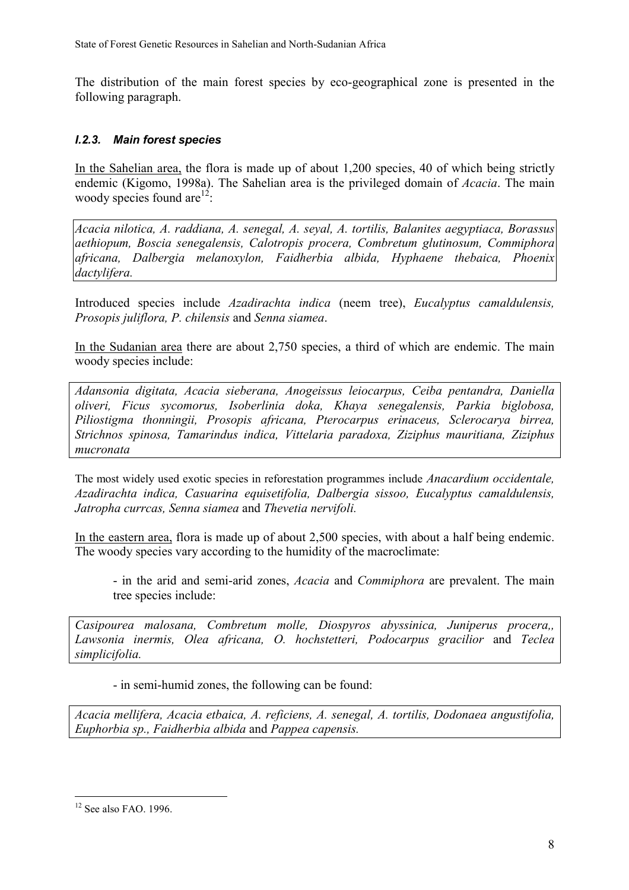The distribution of the main forest species by eco-geographical zone is presented in the following paragraph.

#### *I.2.3. Main forest species*

In the Sahelian area, the flora is made up of about 1,200 species, 40 of which being strictly endemic (Kigomo, 1998a). The Sahelian area is the privileged domain of *Acacia*. The main woody species found are[12]:

*Acacia nilotica, A. raddiana, A. senegal, A. seyal, A. tortilis, Balanites aegyptiaca, Borassus aethiopum, Boscia senegalensis, Calotropis procera, Combretum glutinosum, Commiphora africana, Dalbergia melanoxylon, Faidherbia albida, Hyphaene thebaica, Phoenix dactylifera.*

Introduced species include *Azadirachta indica* (neem tree), *Eucalyptus camaldulensis, Prosopis juliflora, P. chilensis* and *Senna siamea*.

In the Sudanian area there are about 2,750 species, a third of which are endemic. The main woody species include:

*Adansonia digitata, Acacia sieberana, Anogeissus leiocarpus, Ceiba pentandra, Daniella oliveri, Ficus sycomorus, Isoberlinia doka, Khaya senegalensis, Parkia biglobosa, Piliostigma thonningii, Prosopis africana, Pterocarpus erinaceus, Sclerocarya birrea, Strichnos spinosa, Tamarindus indica, Vittelaria paradoxa, Ziziphus mauritiana, Ziziphus mucronata*

The most widely used exotic species in reforestation programmes include *Anacardium occidentale, Azadirachta indica, Casuarina equisetifolia, Dalbergia sissoo, Eucalyptus camaldulensis, Jatropha currcas, Senna siamea* and *Thevetia nervifoli.*

In the eastern area, flora is made up of about 2,500 species, with about a half being endemic. The woody species vary according to the humidity of the macroclimate:

- in the arid and semi-arid zones, *Acacia* and *Commiphora* are prevalent. The main tree species include:

*Casipourea malosana, Combretum molle, Diospyros abyssinica, Juniperus procera,, Lawsonia inermis, Olea africana, O. hochstetteri, Podocarpus gracilior* and *Teclea simplicifolia.*

- in semi-humid zones, the following can be found:

*Acacia mellifera, Acacia etbaica, A. reficiens, A. senegal, A. tortilis, Dodonaea angustifolia, Euphorbia sp., Faidherbia albida* and *Pappea capensis.*

---

[12] See also FAO. 1996.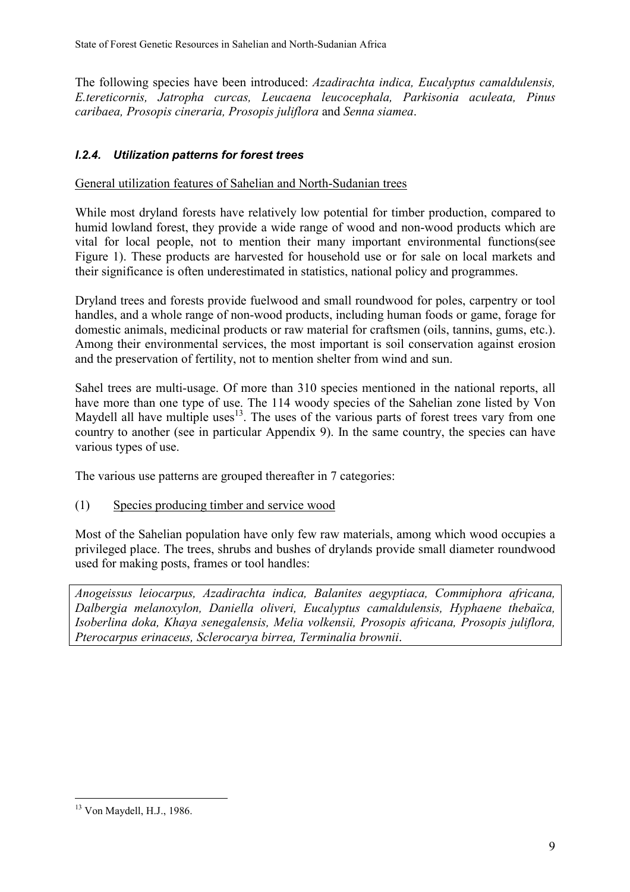The following species have been introduced: *Azadirachta indica, Eucalyptus camaldulensis, E.tereticornis, Jatropha curcas, Leucaena leucocephala, Parkisonia aculeata, Pinus caribaea, Prosopis cineraria, Prosopis juliflora* and *Senna siamea*.

### *I.2.4. Utilization patterns for forest trees*

General utilization features of Sahelian and North-Sudanian trees

While most dryland forests have relatively low potential for timber production, compared to humid lowland forest, they provide a wide range of wood and non-wood products which are vital for local people, not to mention their many important environmental functions(see Figure 1). These products are harvested for household use or for sale on local markets and their significance is often underestimated in statistics, national policy and programmes.

Dryland trees and forests provide fuelwood and small roundwood for poles, carpentry or tool handles, and a whole range of non-wood products, including human foods or game, forage for domestic animals, medicinal products or raw material for craftsmen (oils, tannins, gums, etc.). Among their environmental services, the most important is soil conservation against erosion and the preservation of fertility, not to mention shelter from wind and sun.

Sahel trees are multi-usage. Of more than 310 species mentioned in the national reports, all have more than one type of use. The 114 woody species of the Sahelian zone listed by Von Maydell all have multiple uses[13]. The uses of the various parts of forest trees vary from one country to another (see in particular Appendix 9). In the same country, the species can have various types of use.

The various use patterns are grouped thereafter in 7 categories:

(1) Species producing timber and service wood

Most of the Sahelian population have only few raw materials, among which wood occupies a privileged place. The trees, shrubs and bushes of drylands provide small diameter roundwood used for making posts, frames or tool handles:

*Anogeissus leiocarpus, Azadirachta indica, Balanites aegyptiaca, Commiphora africana, Dalbergia melanoxylon, Daniella oliveri, Eucalyptus camaldulensis, Hyphaene thebaïca, Isoberlina doka, Khaya senegalensis, Melia volkensii, Prosopis africana, Prosopis juliflora, Pterocarpus erinaceus, Sclerocarya birrea, Terminalia brownii.*

[13] Von Maydell, H.J., 1986.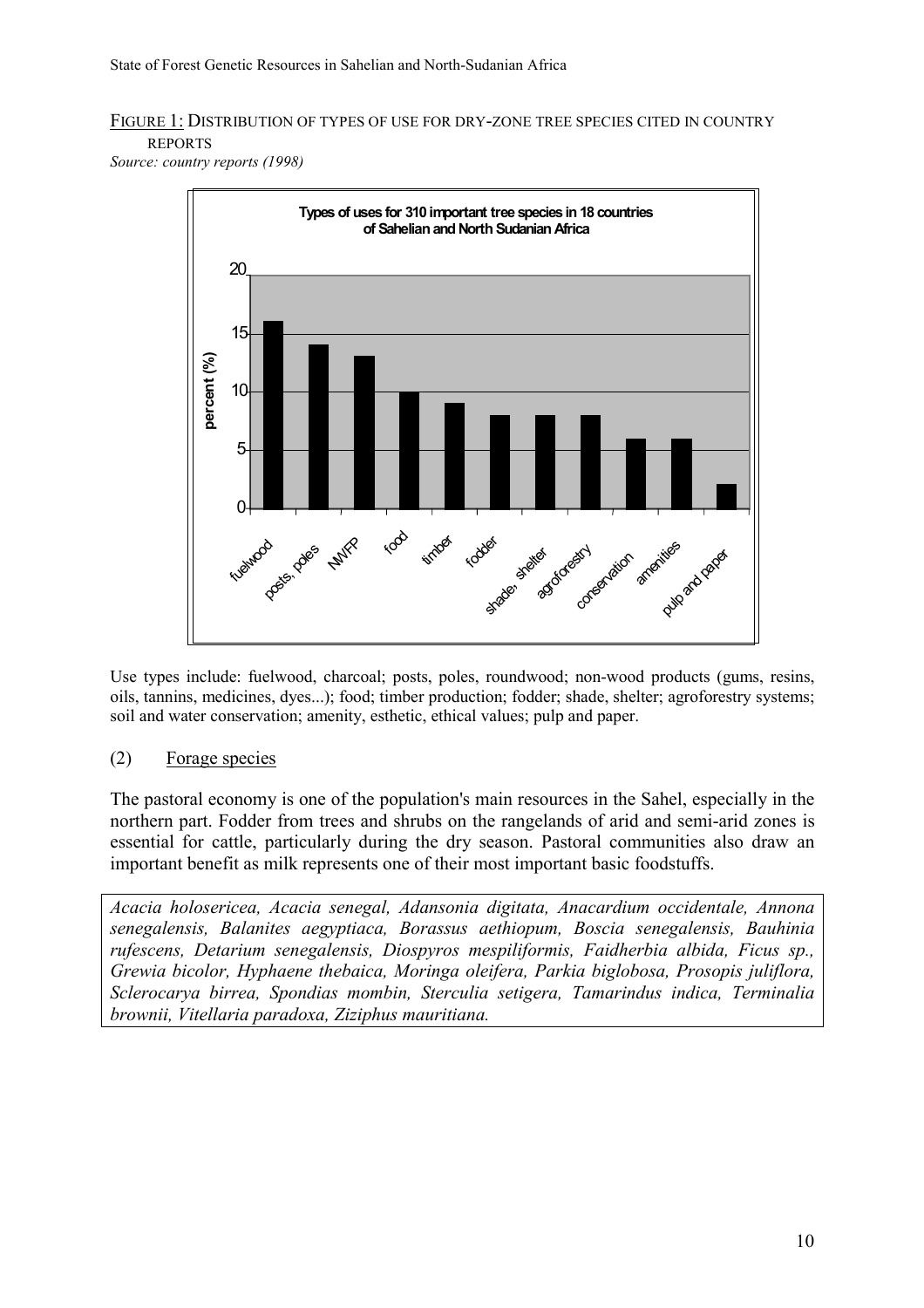FIGURE 1: DISTRIBUTION OF TYPES OF USE FOR DRY-ZONE TREE SPECIES CITED IN COUNTRY REPORTS

*Source: country reports (1998)*

**Types of uses for 310 important tree species in 18 countries of Sahelian and North Sudanian Africa**

| Use type | percent (%) |
|---|---|
| fuelwood | 16 |
| posts, poles | 14 |
| NWFP | 13 |
| food | 10 |
| timber | 9 |
| fodder | 8 |
| shade, shelter | 8 |
| agroforestry | 8 |
| conservation | 6 |
| amenities | 6 |
| pulp and paper | 2 |

Use types include: fuelwood, charcoal; posts, poles, roundwood; non-wood products (gums, resins, oils, tannins, medicines, dyes...); food; timber production; fodder; shade, shelter; agroforestry systems; soil and water conservation; amenity, esthetic, ethical values; pulp and paper.

(2) Forage species

The pastoral economy is one of the population's main resources in the Sahel, especially in the northern part. Fodder from trees and shrubs on the rangelands of arid and semi-arid zones is essential for cattle, particularly during the dry season. Pastoral communities also draw an important benefit as milk represents one of their most important basic foodstuffs.

*Acacia holosericea, Acacia senegal, Adansonia digitata, Anacardium occidentale, Annona senegalensis, Balanites aegyptiaca, Borassus aethiopum, Boscia senegalensis, Bauhinia rufescens, Detarium senegalensis, Diospyros mespiliformis, Faidherbia albida, Ficus sp., Grewia bicolor, Hyphaene thebaica, Moringa oleifera, Parkia biglobosa, Prosopis juliflora, Sclerocarya birrea, Spondias mombin, Sterculia setigera, Tamarindus indica, Terminalia brownii, Vitellaria paradoxa, Ziziphus mauritiana.*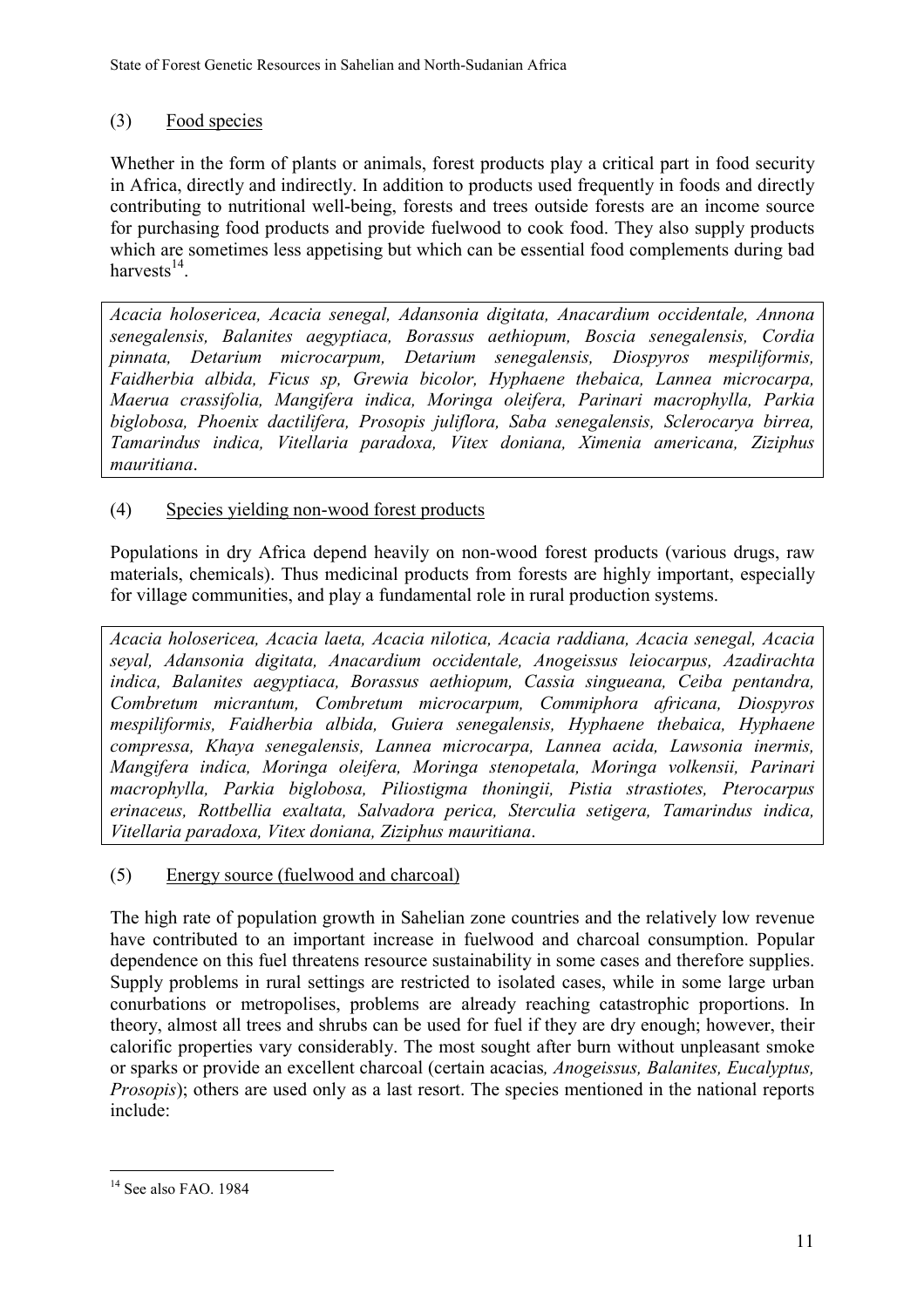## (3) Food species

Whether in the form of plants or animals, forest products play a critical part in food security in Africa, directly and indirectly. In addition to products used frequently in foods and directly contributing to nutritional well-being, forests and trees outside forests are an income source for purchasing food products and provide fuelwood to cook food. They also supply products which are sometimes less appetising but which can be essential food complements during bad harvests[14].

*Acacia holosericea, Acacia senegal, Adansonia digitata, Anacardium occidentale, Annona senegalensis, Balanites aegyptiaca, Borassus aethiopum, Boscia senegalensis, Cordia pinnata, Detarium microcarpum, Detarium senegalensis, Diospyros mespiliformis, Faidherbia albida, Ficus sp, Grewia bicolor, Hyphaene thebaica, Lannea microcarpa, Maerua crassifolia, Mangifera indica, Moringa oleifera, Parinari macrophylla, Parkia biglobosa, Phoenix dactilifera, Prosopis juliflora, Saba senegalensis, Sclerocarya birrea, Tamarindus indica, Vitellaria paradoxa, Vitex doniana, Ximenia americana, Ziziphus mauritiana*.

## (4) Species yielding non-wood forest products

Populations in dry Africa depend heavily on non-wood forest products (various drugs, raw materials, chemicals). Thus medicinal products from forests are highly important, especially for village communities, and play a fundamental role in rural production systems.

*Acacia holosericea, Acacia laeta, Acacia nilotica, Acacia raddiana, Acacia senegal, Acacia seyal, Adansonia digitata, Anacardium occidentale, Anogeissus leiocarpus, Azadirachta indica, Balanites aegyptiaca, Borassus aethiopum, Cassia singueana, Ceiba pentandra, Combretum micrantum, Combretum microcarpum, Commiphora africana, Diospyros mespiliformis, Faidherbia albida, Guiera senegalensis, Hyphaene thebaica, Hyphaene compressa, Khaya senegalensis, Lannea microcarpa, Lannea acida, Lawsonia inermis, Mangifera indica, Moringa oleifera, Moringa stenopetala, Moringa volkensii, Parinari macrophylla, Parkia biglobosa, Piliostigma thoningii, Pistia strastiotes, Pterocarpus erinaceus, Rottbellia exaltata, Salvadora perica, Sterculia setigera, Tamarindus indica, Vitellaria paradoxa, Vitex doniana, Ziziphus mauritiana*.

## (5) Energy source (fuelwood and charcoal)

The high rate of population growth in Sahelian zone countries and the relatively low revenue have contributed to an important increase in fuelwood and charcoal consumption. Popular dependence on this fuel threatens resource sustainability in some cases and therefore supplies. Supply problems in rural settings are restricted to isolated cases, while in some large urban conurbations or metropolises, problems are already reaching catastrophic proportions. In theory, almost all trees and shrubs can be used for fuel if they are dry enough; however, their calorific properties vary considerably. The most sought after burn without unpleasant smoke or sparks or provide an excellent charcoal (certain acacias*, Anogeissus, Balanites, Eucalyptus, Prosopis*); others are used only as a last resort. The species mentioned in the national reports include:

---

[14] See also FAO. 1984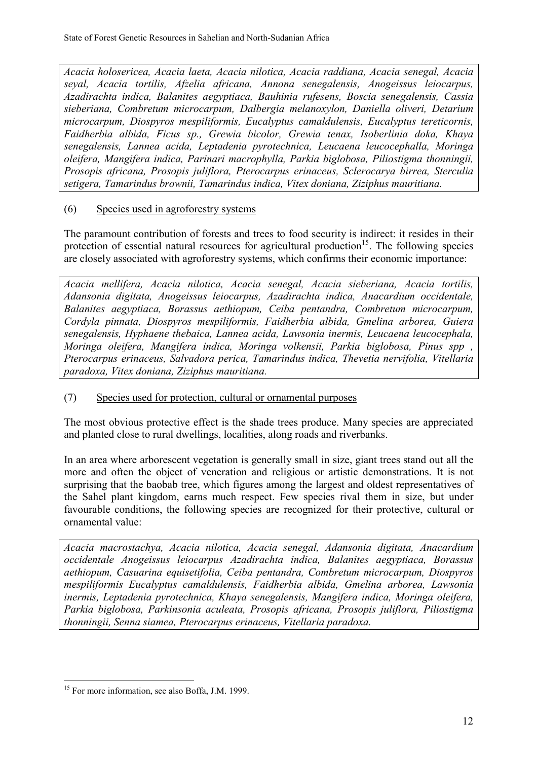*Acacia holosericea, Acacia laeta, Acacia nilotica, Acacia raddiana, Acacia senegal, Acacia seyal, Acacia tortilis, Afzelia africana, Annona senegalensis, Anogeissus leiocarpus, Azadirachta indica, Balanites aegyptiaca, Bauhinia rufesens, Boscia senegalensis, Cassia sieberiana, Combretum microcarpum, Dalbergia melanoxylon, Daniella oliveri, Detarium microcarpum, Diospyros mespiliformis, Eucalyptus camaldulensis, Eucalyptus tereticornis, Faidherbia albida, Ficus sp., Grewia bicolor, Grewia tenax, Isoberlinia doka, Khaya senegalensis, Lannea acida, Leptadenia pyrotechnica, Leucaena leucocephalla, Moringa oleifera, Mangifera indica, Parinari macrophylla, Parkia biglobosa, Piliostigma thonningii, Prosopis africana, Prosopis juliflora, Pterocarpus erinaceus, Sclerocarya birrea, Sterculia setigera, Tamarindus brownii, Tamarindus indica, Vitex doniana, Ziziphus mauritiana.*

(6) Species used in agroforestry systems

The paramount contribution of forests and trees to food security is indirect: it resides in their protection of essential natural resources for agricultural production[15]. The following species are closely associated with agroforestry systems, which confirms their economic importance:

*Acacia mellifera, Acacia nilotica, Acacia senegal, Acacia sieberiana, Acacia tortilis, Adansonia digitata, Anogeissus leiocarpus, Azadirachta indica, Anacardium occidentale, Balanites aegyptiaca, Borassus aethiopum, Ceiba pentandra, Combretum microcarpum, Cordyla pinnata, Diospyros mespiliformis, Faidherbia albida, Gmelina arborea, Guiera senegalensis, Hyphaene thebaica, Lannea acida, Lawsonia inermis, Leucaena leucocephala, Moringa oleifera, Mangifera indica, Moringa volkensii, Parkia biglobosa, Pinus spp , Pterocarpus erinaceus, Salvadora perica, Tamarindus indica, Thevetia nervifolia, Vitellaria paradoxa, Vitex doniana, Ziziphus mauritiana.*

(7) Species used for protection, cultural or ornamental purposes

The most obvious protective effect is the shade trees produce. Many species are appreciated and planted close to rural dwellings, localities, along roads and riverbanks.

In an area where arborescent vegetation is generally small in size, giant trees stand out all the more and often the object of veneration and religious or artistic demonstrations. It is not surprising that the baobab tree, which figures among the largest and oldest representatives of the Sahel plant kingdom, earns much respect. Few species rival them in size, but under favourable conditions, the following species are recognized for their protective, cultural or ornamental value:

*Acacia macrostachya, Acacia nilotica, Acacia senegal, Adansonia digitata, Anacardium occidentale Anogeissus leiocarpus Azadirachta indica, Balanites aegyptiaca, Borassus aethiopum, Casuarina equisetifolia, Ceiba pentandra, Combretum microcarpum, Diospyros mespiliformis Eucalyptus camaldulensis, Faidherbia albida, Gmelina arborea, Lawsonia inermis, Leptadenia pyrotechnica, Khaya senegalensis, Mangifera indica, Moringa oleifera, Parkia biglobosa, Parkinsonia aculeata, Prosopis africana, Prosopis juliflora, Piliostigma thonningii, Senna siamea, Pterocarpus erinaceus, Vitellaria paradoxa.*

---

[15] For more information, see also Boffa, J.M. 1999.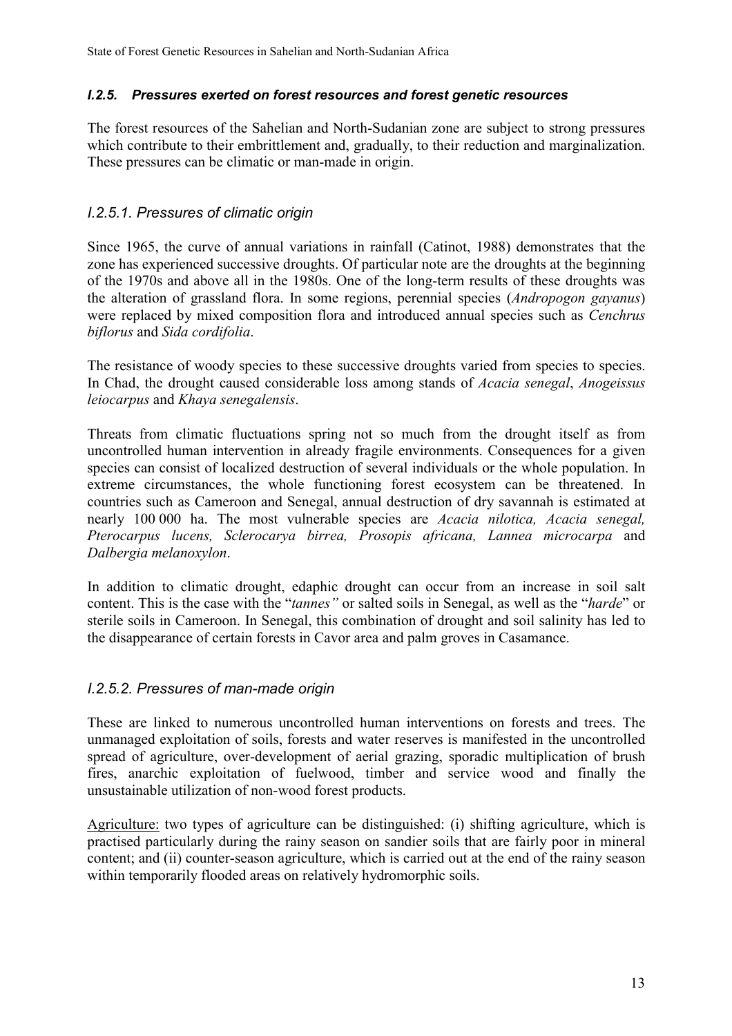### *I.2.5. Pressures exerted on forest resources and forest genetic resources*

The forest resources of the Sahelian and North-Sudanian zone are subject to strong pressures which contribute to their embrittlement and, gradually, to their reduction and marginalization. These pressures can be climatic or man-made in origin.

#### *I.2.5.1. Pressures of climatic origin*

Since 1965, the curve of annual variations in rainfall (Catinot, 1988) demonstrates that the zone has experienced successive droughts. Of particular note are the droughts at the beginning of the 1970s and above all in the 1980s. One of the long-term results of these droughts was the alteration of grassland flora. In some regions, perennial species (*Andropogon gayanus*) were replaced by mixed composition flora and introduced annual species such as *Cenchrus biflorus* and *Sida cordifolia*.

The resistance of woody species to these successive droughts varied from species to species. In Chad, the drought caused considerable loss among stands of *Acacia senegal*, *Anogeissus leiocarpus* and *Khaya senegalensis*.

Threats from climatic fluctuations spring not so much from the drought itself as from uncontrolled human intervention in already fragile environments. Consequences for a given species can consist of localized destruction of several individuals or the whole population. In extreme circumstances, the whole functioning forest ecosystem can be threatened. In countries such as Cameroon and Senegal, annual destruction of dry savannah is estimated at nearly 100 000 ha. The most vulnerable species are *Acacia nilotica, Acacia senegal, Pterocarpus lucens, Sclerocarya birrea, Prosopis africana, Lannea microcarpa* and *Dalbergia melanoxylon*.

In addition to climatic drought, edaphic drought can occur from an increase in soil salt content. This is the case with the "*tannes"* or salted soils in Senegal, as well as the "*harde*" or sterile soils in Cameroon. In Senegal, this combination of drought and soil salinity has led to the disappearance of certain forests in Cavor area and palm groves in Casamance.

#### *I.2.5.2. Pressures of man-made origin*

These are linked to numerous uncontrolled human interventions on forests and trees. The unmanaged exploitation of soils, forests and water reserves is manifested in the uncontrolled spread of agriculture, over-development of aerial grazing, sporadic multiplication of brush fires, anarchic exploitation of fuelwood, timber and service wood and finally the unsustainable utilization of non-wood forest products.

Agriculture: two types of agriculture can be distinguished: (i) shifting agriculture, which is practised particularly during the rainy season on sandier soils that are fairly poor in mineral content; and (ii) counter-season agriculture, which is carried out at the end of the rainy season within temporarily flooded areas on relatively hydromorphic soils.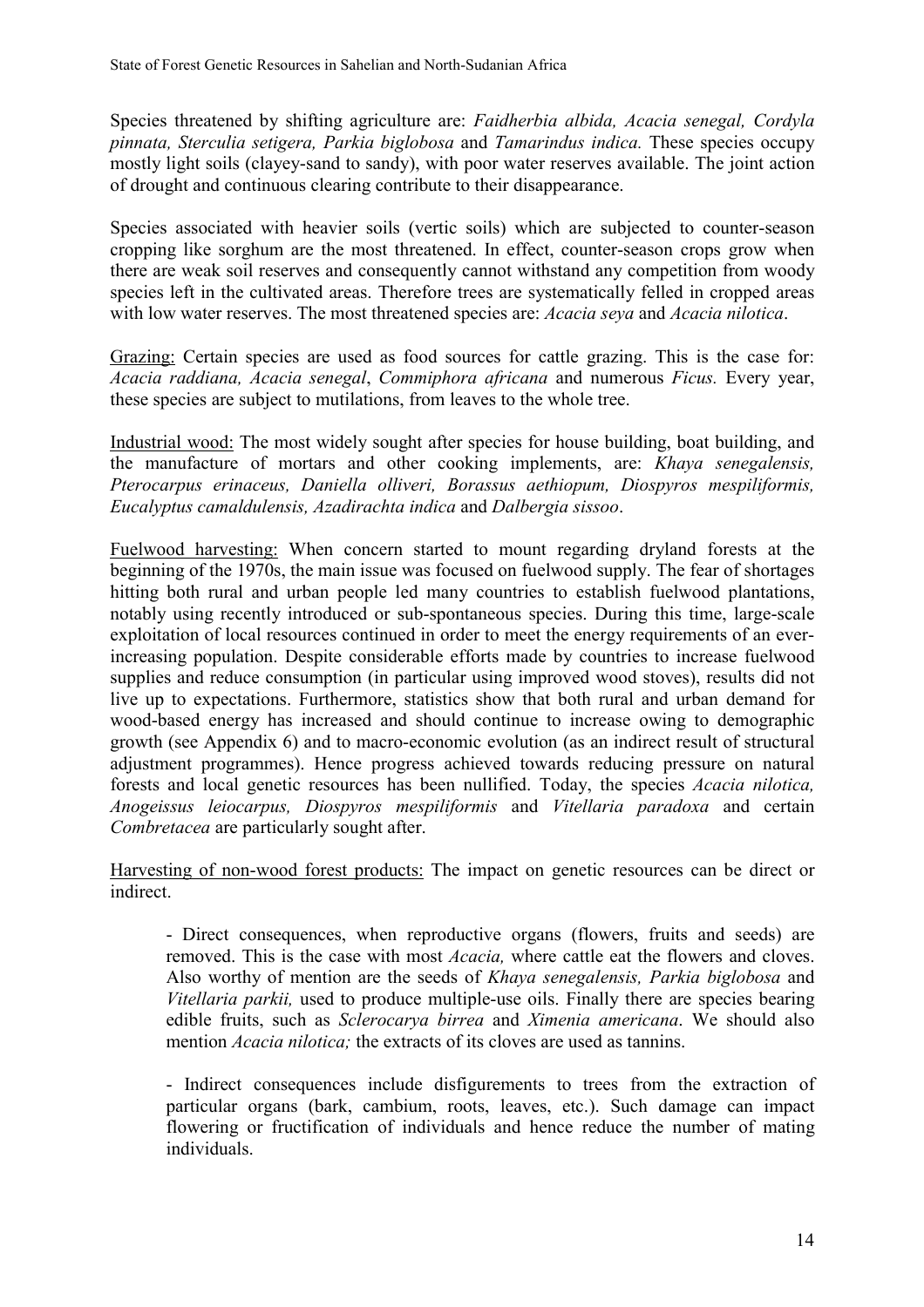Species threatened by shifting agriculture are: *Faidherbia albida, Acacia senegal, Cordyla pinnata, Sterculia setigera, Parkia biglobosa* and *Tamarindus indica.* These species occupy mostly light soils (clayey-sand to sandy), with poor water reserves available. The joint action of drought and continuous clearing contribute to their disappearance.

Species associated with heavier soils (vertic soils) which are subjected to counter-season cropping like sorghum are the most threatened. In effect, counter-season crops grow when there are weak soil reserves and consequently cannot withstand any competition from woody species left in the cultivated areas. Therefore trees are systematically felled in cropped areas with low water reserves. The most threatened species are: *Acacia seya* and *Acacia nilotica*.

Grazing: Certain species are used as food sources for cattle grazing. This is the case for: *Acacia raddiana, Acacia senegal*, *Commiphora africana* and numerous *Ficus.* Every year, these species are subject to mutilations, from leaves to the whole tree.

Industrial wood: The most widely sought after species for house building, boat building, and the manufacture of mortars and other cooking implements, are: *Khaya senegalensis, Pterocarpus erinaceus, Daniella olliveri, Borassus aethiopum, Diospyros mespiliformis, Eucalyptus camaldulensis, Azadirachta indica* and *Dalbergia sissoo*.

Fuelwood harvesting: When concern started to mount regarding dryland forests at the beginning of the 1970s, the main issue was focused on fuelwood supply. The fear of shortages hitting both rural and urban people led many countries to establish fuelwood plantations, notably using recently introduced or sub-spontaneous species. During this time, large-scale exploitation of local resources continued in order to meet the energy requirements of an ever-increasing population. Despite considerable efforts made by countries to increase fuelwood supplies and reduce consumption (in particular using improved wood stoves), results did not live up to expectations. Furthermore, statistics show that both rural and urban demand for wood-based energy has increased and should continue to increase owing to demographic growth (see Appendix 6) and to macro-economic evolution (as an indirect result of structural adjustment programmes). Hence progress achieved towards reducing pressure on natural forests and local genetic resources has been nullified. Today, the species *Acacia nilotica, Anogeissus leiocarpus, Diospyros mespiliformis* and *Vitellaria paradoxa* and certain *Combretacea* are particularly sought after.

Harvesting of non-wood forest products: The impact on genetic resources can be direct or indirect.

- Direct consequences, when reproductive organs (flowers, fruits and seeds) are removed. This is the case with most *Acacia,* where cattle eat the flowers and cloves. Also worthy of mention are the seeds of *Khaya senegalensis, Parkia biglobosa* and *Vitellaria parkii,* used to produce multiple-use oils. Finally there are species bearing edible fruits, such as *Sclerocarya birrea* and *Ximenia americana*. We should also mention *Acacia nilotica;* the extracts of its cloves are used as tannins.

- Indirect consequences include disfigurements to trees from the extraction of particular organs (bark, cambium, roots, leaves, etc.). Such damage can impact flowering or fructification of individuals and hence reduce the number of mating individuals.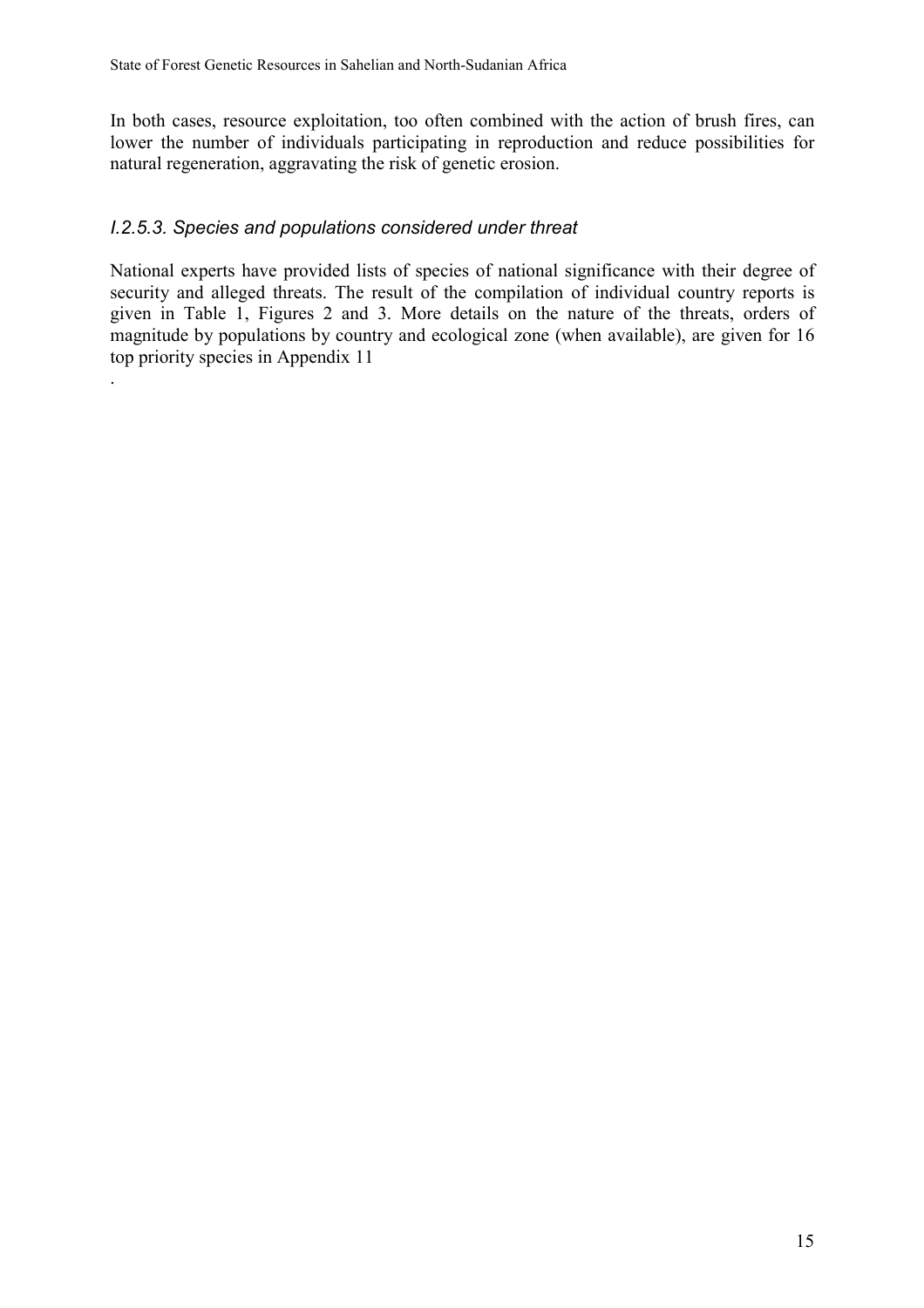In both cases, resource exploitation, too often combined with the action of brush fires, can lower the number of individuals participating in reproduction and reduce possibilities for natural regeneration, aggravating the risk of genetic erosion.

### *I.2.5.3. Species and populations considered under threat*

National experts have provided lists of species of national significance with their degree of security and alleged threats. The result of the compilation of individual country reports is given in Table 1, Figures 2 and 3. More details on the nature of the threats, orders of magnitude by populations by country and ecological zone (when available), are given for 16 top priority species in Appendix 11

.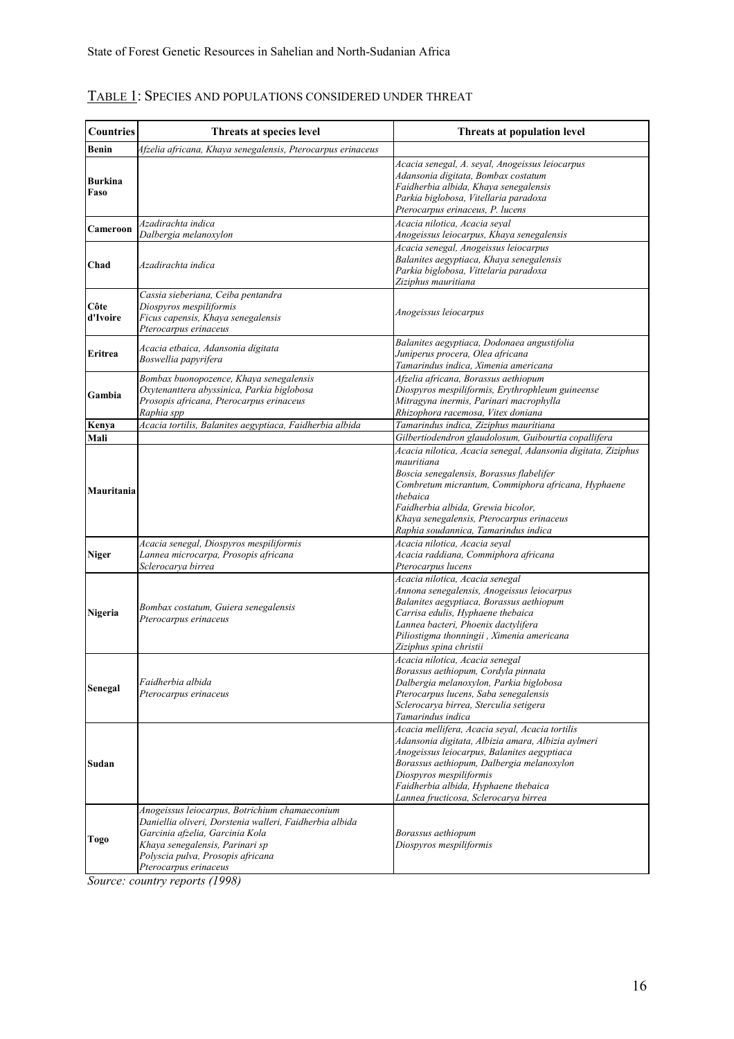TABLE 1: SPECIES AND POPULATIONS CONSIDERED UNDER THREAT

| Countries | Threats at species level | Threats at population level |
|---|---|---|
| **Benin** | *Afzelia africana, Khaya senegalensis, Pterocarpus erinaceus* | |
| **Burkina Faso** | | *Acacia senegal, A. seyal, Anogeissus leiocarpus Adansonia digitata, Bombax costatum Faidherbia albida, Khaya senegalensis Parkia biglobosa, Vitellaria paradoxa Pterocarpus erinaceus, P. lucens* |
| **Cameroon** | *Azadirachta indica Dalbergia melanoxylon* | *Acacia nilotica, Acacia seyal Anogeissus leiocarpus, Khaya senegalensis* |
| **Chad** | *Azadirachta indica* | *Acacia senegal, Anogeissus leiocarpus Balanites aegyptiaca, Khaya senegalensis Parkia biglobosa, Vittelaria paradoxa Ziziphus mauritiana* |
| **Côte d'Ivoire** | *Cassia sieberiana, Ceiba pentandra Diospyros mespiliformis Ficus capensis, Khaya senegalensis Pterocarpus erinaceus* | *Anogeissus leiocarpus* |
| **Eritrea** | *Acacia etbaica, Adansonia digitata Boswellia papyrifera* | *Balanites aegyptiaca, Dodonaea angustifolia Juniperus procera, Olea africana Tamarindus indica, Ximenia americana* |
| **Gambia** | *Bombax buonopozence, Khaya senegalensis Oxytenanttera abyssinica, Parkia biglobosa Prosopis africana, Pterocarpus erinaceus Raphia spp* | *Afzelia africana, Borassus aethiopum Diospyros mespiliformis, Erythrophleum guineense Mitragyna inermis, Parinari macrophylla Rhizophora racemosa, Vitex doniana* |
| **Kenya** | *Acacia tortilis, Balanites aegyptiaca, Faidherbia albida* | *Tamarindus indica, Ziziphus mauritiana* |
| **Mali** | | *Gilbertiodendron glaudolosum, Guibourtia copallifera* |
| **Mauritania** | | *Acacia nilotica, Acacia senegal, Adansonia digitata, Ziziphus mauritiana Boscia senegalensis, Borassus flabelifer Combretum micrantum, Commiphora africana, Hyphaene thebaica Faidherbia albida, Grewia bicolor, Khaya senegalensis, Pterocarpus erinaceus Raphia soudannica, Tamarindus indica* |
| **Niger** | *Acacia senegal, Diospyros mespiliformis Lannea microcarpa, Prosopis africana Sclerocarya birrea* | *Acacia nilotica, Acacia seyal Acacia raddiana, Commiphora africana Pterocarpus lucens* |
| **Nigeria** | *Bombax costatum, Guiera senegalensis Pterocarpus erinaceus* | *Acacia nilotica, Acacia senegal Annona senegalensis, Anogeissus leiocarpus Balanites aegyptiaca, Borassus aethiopum Carrisa edulis, Hyphaene thebaica Lannea bacteri, Phoenix dactylifera Piliostigma thonningii , Ximenia americana Ziziphus spina christii* |
| **Senegal** | *Faidherbia albida Pterocarpus erinaceus* | *Acacia nilotica, Acacia senegal Borassus aethiopum, Cordyla pinnata Dalbergia melanoxylon, Parkia biglobosa Pterocarpus lucens, Saba senegalensis Sclerocarya birrea, Sterculia setigera Tamarindus indica* |
| **Sudan** | | *Acacia mellifera, Acacia seyal, Acacia tortilis Adansonia digitata, Albizia amara, Albizia aylmeri Anogeissus leiocarpus, Balanites aegyptiaca Borassus aethiopum, Dalbergia melanoxylon Diospyros mespiliformis Faidherbia albida, Hyphaene thebaica Lannea fructicosa, Sclerocarya birrea* |
| **Togo** | *Anogeissus leiocarpus, Botrichium chamaeconium Daniellia oliveri, Dorstenia walleri, Faidherbia albida Garcinia afzelia, Garcinia Kola Khaya senegalensis, Parinari sp Polyscia pulva, Prosopis africana Pterocarpus erinaceus* | *Borassus aethiopum Diospyros mespiliformis* |

*Source: country reports (1998)*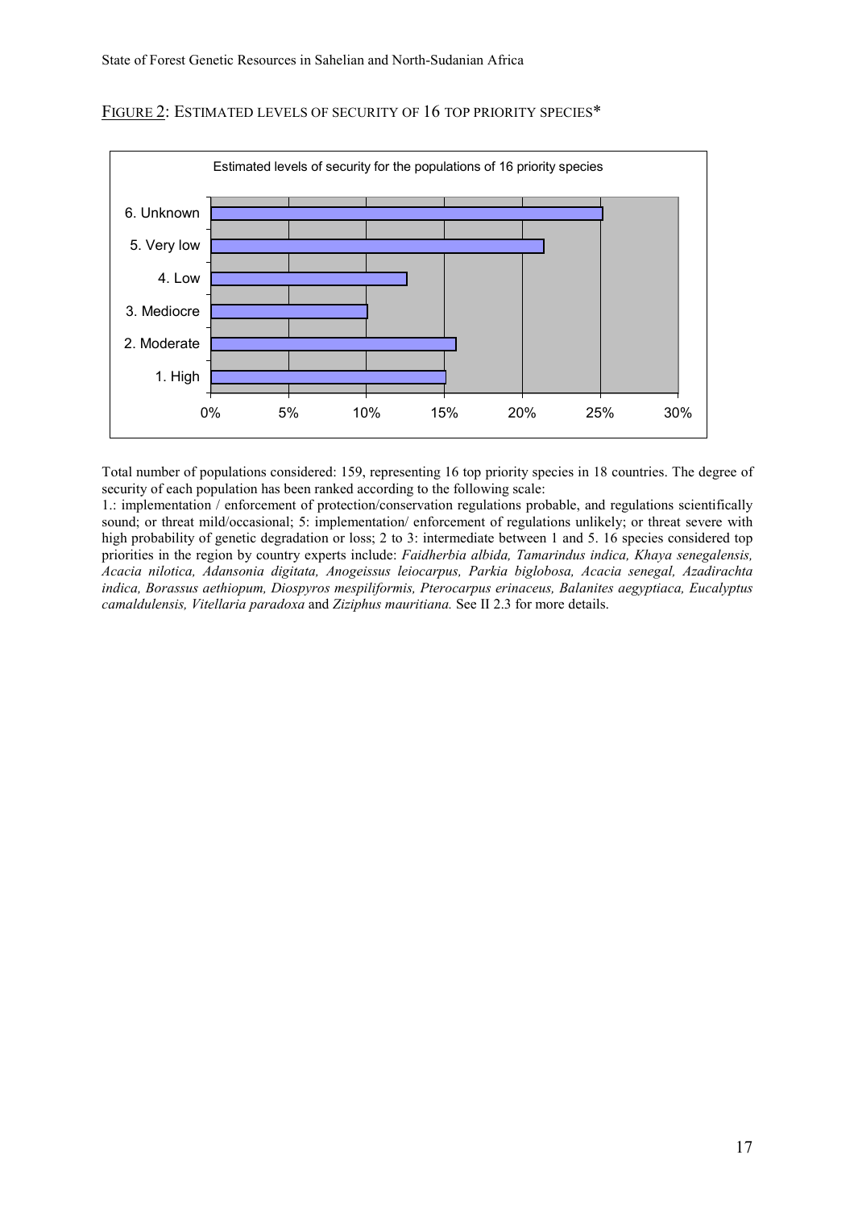FIGURE 2: ESTIMATED LEVELS OF SECURITY OF 16 TOP PRIORITY SPECIES*

Estimated levels of security for the populations of 16 priority species

| Level of security | Estimated share of populations |
| --- | --- |
| 6. Unknown | ~25% |
| 5. Very low | ~21% |
| 4. Low | ~12.5% |
| 3. Mediocre | ~10% |
| 2. Moderate | ~16% |
| 1. High | ~15% |

Total number of populations considered: 159, representing 16 top priority species in 18 countries. The degree of security of each population has been ranked according to the following scale:

1.: implementation / enforcement of protection/conservation regulations probable, and regulations scientifically sound; or threat mild/occasional; 5: implementation/ enforcement of regulations unlikely; or threat severe with high probability of genetic degradation or loss; 2 to 3: intermediate between 1 and 5. 16 species considered top priorities in the region by country experts include: *Faidherbia albida, Tamarindus indica, Khaya senegalensis, Acacia nilotica, Adansonia digitata, Anogeissus leiocarpus, Parkia biglobosa, Acacia senegal, Azadirachta indica, Borassus aethiopum, Diospyros mespiliformis, Pterocarpus erinaceus, Balanites aegyptiaca, Eucalyptus camaldulensis, Vitellaria paradoxa* and *Ziziphus mauritiana.* See II 2.3 for more details.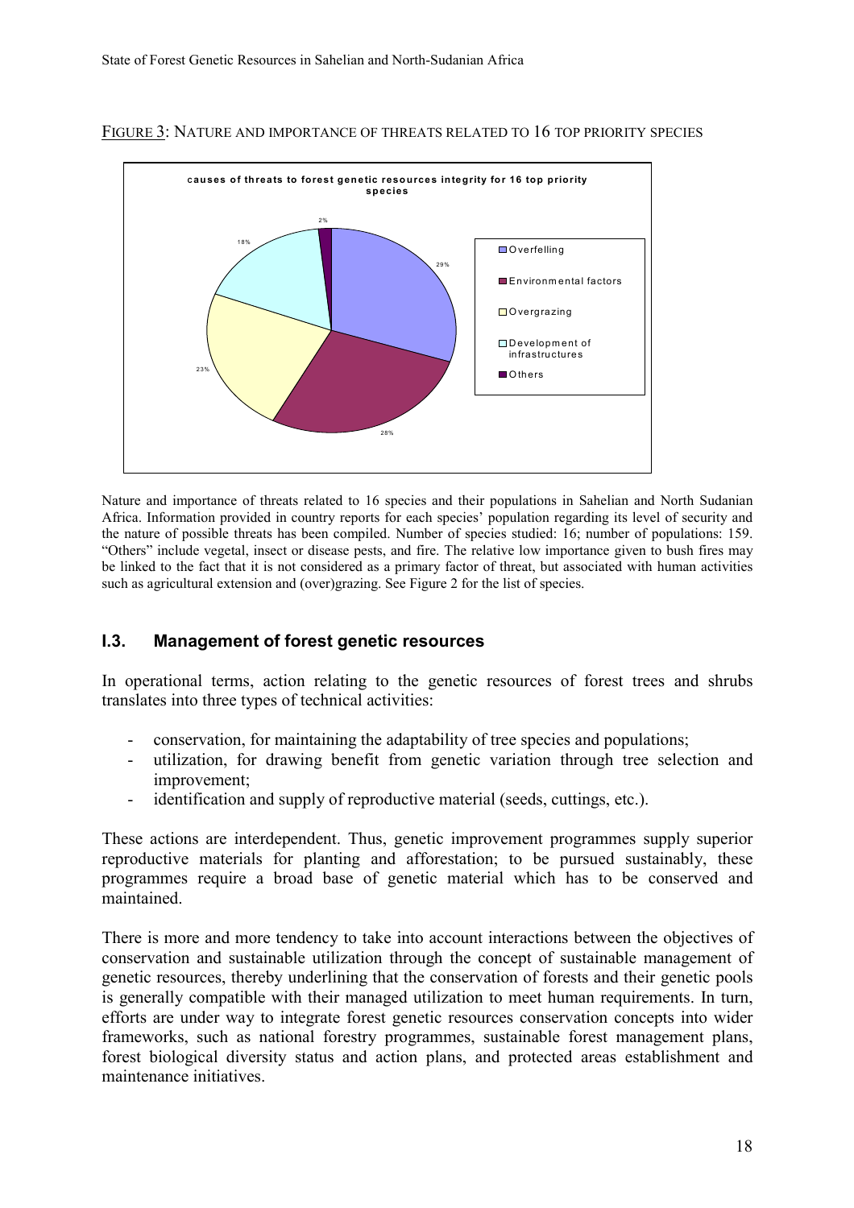FIGURE 3: NATURE AND IMPORTANCE OF THREATS RELATED TO 16 TOP PRIORITY SPECIES

Nature and importance of threats related to 16 species and their populations in Sahelian and North Sudanian Africa. Information provided in country reports for each species' population regarding its level of security and the nature of possible threats has been compiled. Number of species studied: 16; number of populations: 159. "Others" include vegetal, insect or disease pests, and fire. The relative low importance given to bush fires may be linked to the fact that it is not considered as a primary factor of threat, but associated with human activities such as agricultural extension and (over)grazing. See Figure 2 for the list of species.

## I.3. Management of forest genetic resources

In operational terms, action relating to the genetic resources of forest trees and shrubs translates into three types of technical activities:

- conservation, for maintaining the adaptability of tree species and populations;
- utilization, for drawing benefit from genetic variation through tree selection and improvement;
- identification and supply of reproductive material (seeds, cuttings, etc.).

These actions are interdependent. Thus, genetic improvement programmes supply superior reproductive materials for planting and afforestation; to be pursued sustainably, these programmes require a broad base of genetic material which has to be conserved and maintained.

There is more and more tendency to take into account interactions between the objectives of conservation and sustainable utilization through the concept of sustainable management of genetic resources, thereby underlining that the conservation of forests and their genetic pools is generally compatible with their managed utilization to meet human requirements. In turn, efforts are under way to integrate forest genetic resources conservation concepts into wider frameworks, such as national forestry programmes, sustainable forest management plans, forest biological diversity status and action plans, and protected areas establishment and maintenance initiatives.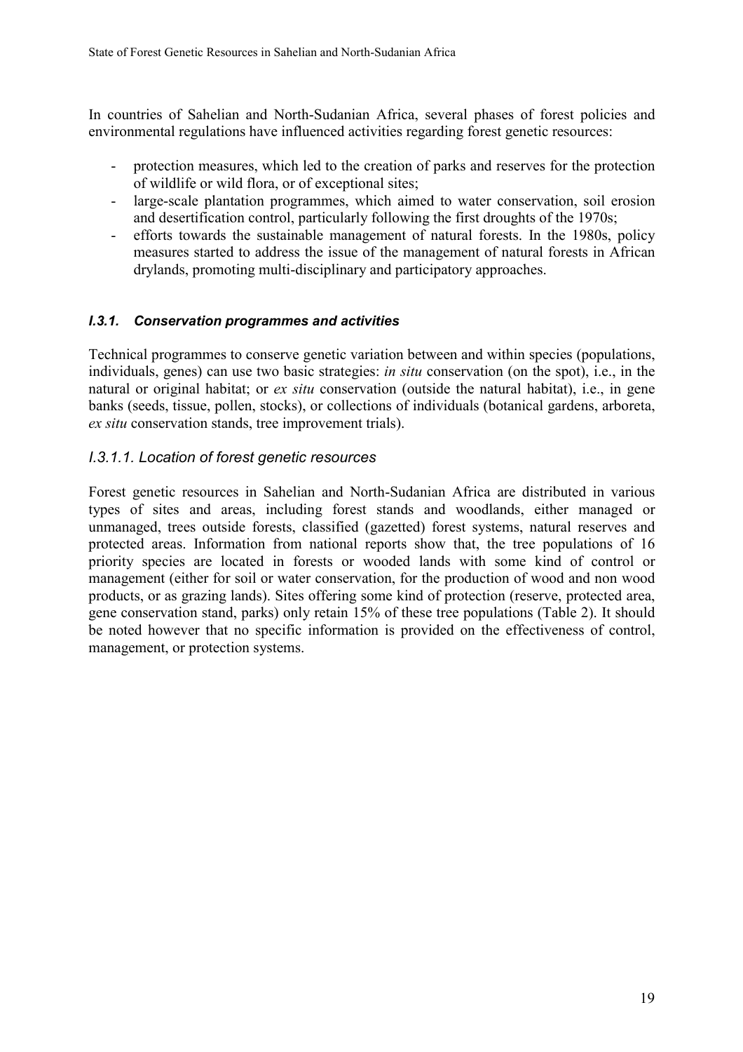In countries of Sahelian and North-Sudanian Africa, several phases of forest policies and environmental regulations have influenced activities regarding forest genetic resources:

- protection measures, which led to the creation of parks and reserves for the protection of wildlife or wild flora, or of exceptional sites;
- large-scale plantation programmes, which aimed to water conservation, soil erosion and desertification control, particularly following the first droughts of the 1970s;
- efforts towards the sustainable management of natural forests. In the 1980s, policy measures started to address the issue of the management of natural forests in African drylands, promoting multi-disciplinary and participatory approaches.

### *I.3.1. Conservation programmes and activities*

Technical programmes to conserve genetic variation between and within species (populations, individuals, genes) can use two basic strategies: *in situ* conservation (on the spot), i.e., in the natural or original habitat; or *ex situ* conservation (outside the natural habitat), i.e., in gene banks (seeds, tissue, pollen, stocks), or collections of individuals (botanical gardens, arboreta, *ex situ* conservation stands, tree improvement trials).

#### *I.3.1.1. Location of forest genetic resources*

Forest genetic resources in Sahelian and North-Sudanian Africa are distributed in various types of sites and areas, including forest stands and woodlands, either managed or unmanaged, trees outside forests, classified (gazetted) forest systems, natural reserves and protected areas. Information from national reports show that, the tree populations of 16 priority species are located in forests or wooded lands with some kind of control or management (either for soil or water conservation, for the production of wood and non wood products, or as grazing lands). Sites offering some kind of protection (reserve, protected area, gene conservation stand, parks) only retain 15% of these tree populations (Table 2). It should be noted however that no specific information is provided on the effectiveness of control, management, or protection systems.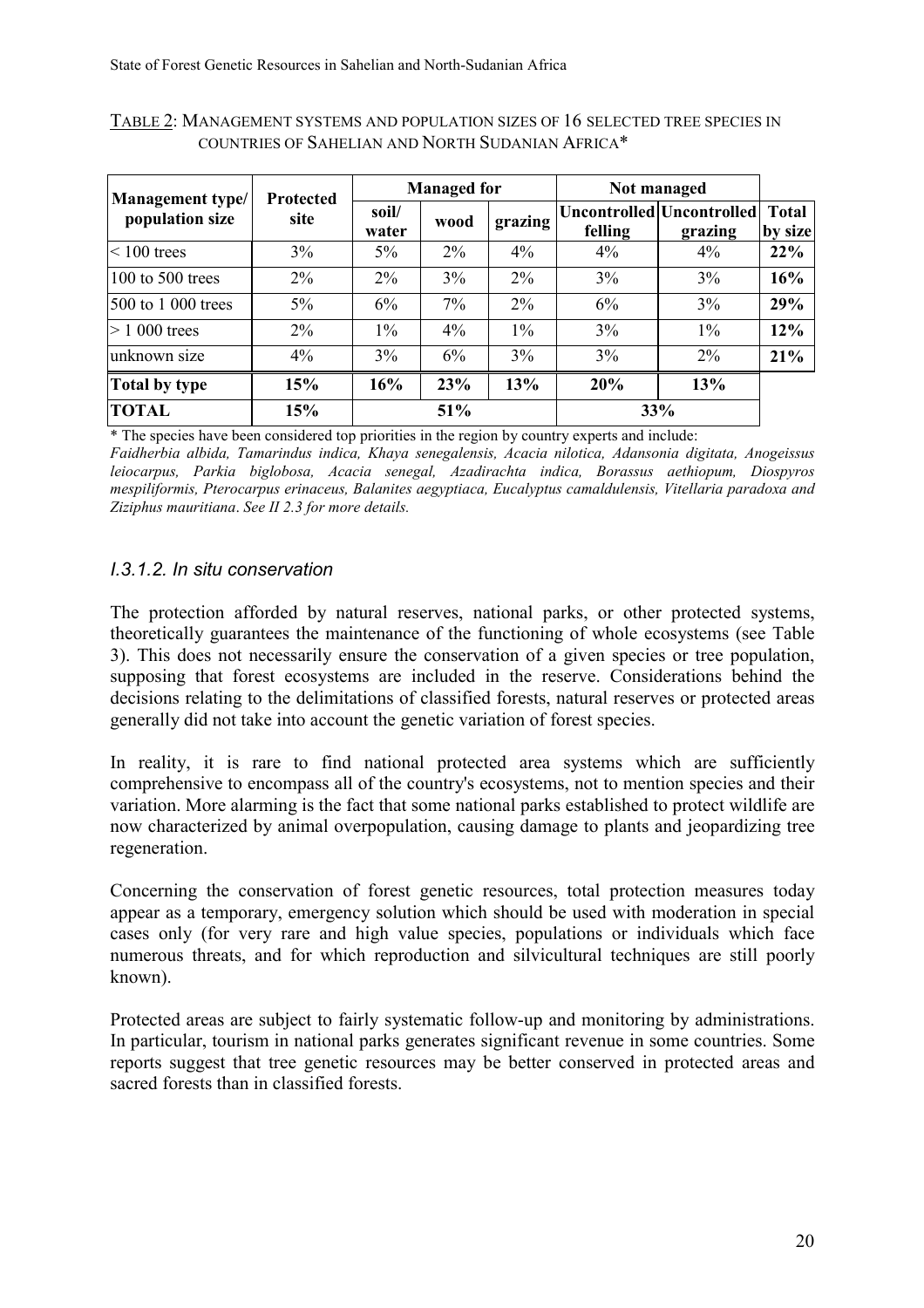TABLE 2: MANAGEMENT SYSTEMS AND POPULATION SIZES OF 16 SELECTED TREE SPECIES IN COUNTRIES OF SAHELIAN AND NORTH SUDANIAN AFRICA*

| Management type/ population size | Protected site | Managed for | | | Not managed | | Total by size |
|---|---|---|---|---|---|---|---|
| | | soil/ water | wood | grazing | Uncontrolled felling | Uncontrolled grazing | |
| < 100 trees | 3% | 5% | 2% | 4% | 4% | 4% | **22%** |
| 100 to 500 trees | 2% | 2% | 3% | 2% | 3% | 3% | **16%** |
| 500 to 1 000 trees | 5% | 6% | 7% | 2% | 6% | 3% | **29%** |
| > 1 000 trees | 2% | 1% | 4% | 1% | 3% | 1% | **12%** |
| unknown size | 4% | 3% | 6% | 3% | 3% | 2% | **21%** |
| **Total by type** | **15%** | **16%** | **23%** | **13%** | **20%** | **13%** | |
| **TOTAL** | **15%** | **51%** | | | **33%** | | |

\* The species have been considered top priorities in the region by country experts and include: *Faidherbia albida, Tamarindus indica, Khaya senegalensis, Acacia nilotica, Adansonia digitata, Anogeissus leiocarpus, Parkia biglobosa, Acacia senegal, Azadirachta indica, Borassus aethiopum, Diospyros mespiliformis, Pterocarpus erinaceus, Balanites aegyptiaca, Eucalyptus camaldulensis, Vitellaria paradoxa and Ziziphus mauritiana*. *See II 2.3 for more details.*

### *I.3.1.2. In situ conservation*

The protection afforded by natural reserves, national parks, or other protected systems, theoretically guarantees the maintenance of the functioning of whole ecosystems (see Table 3). This does not necessarily ensure the conservation of a given species or tree population, supposing that forest ecosystems are included in the reserve. Considerations behind the decisions relating to the delimitations of classified forests, natural reserves or protected areas generally did not take into account the genetic variation of forest species.

In reality, it is rare to find national protected area systems which are sufficiently comprehensive to encompass all of the country's ecosystems, not to mention species and their variation. More alarming is the fact that some national parks established to protect wildlife are now characterized by animal overpopulation, causing damage to plants and jeopardizing tree regeneration.

Concerning the conservation of forest genetic resources, total protection measures today appear as a temporary, emergency solution which should be used with moderation in special cases only (for very rare and high value species, populations or individuals which face numerous threats, and for which reproduction and silvicultural techniques are still poorly known).

Protected areas are subject to fairly systematic follow-up and monitoring by administrations. In particular, tourism in national parks generates significant revenue in some countries. Some reports suggest that tree genetic resources may be better conserved in protected areas and sacred forests than in classified forests.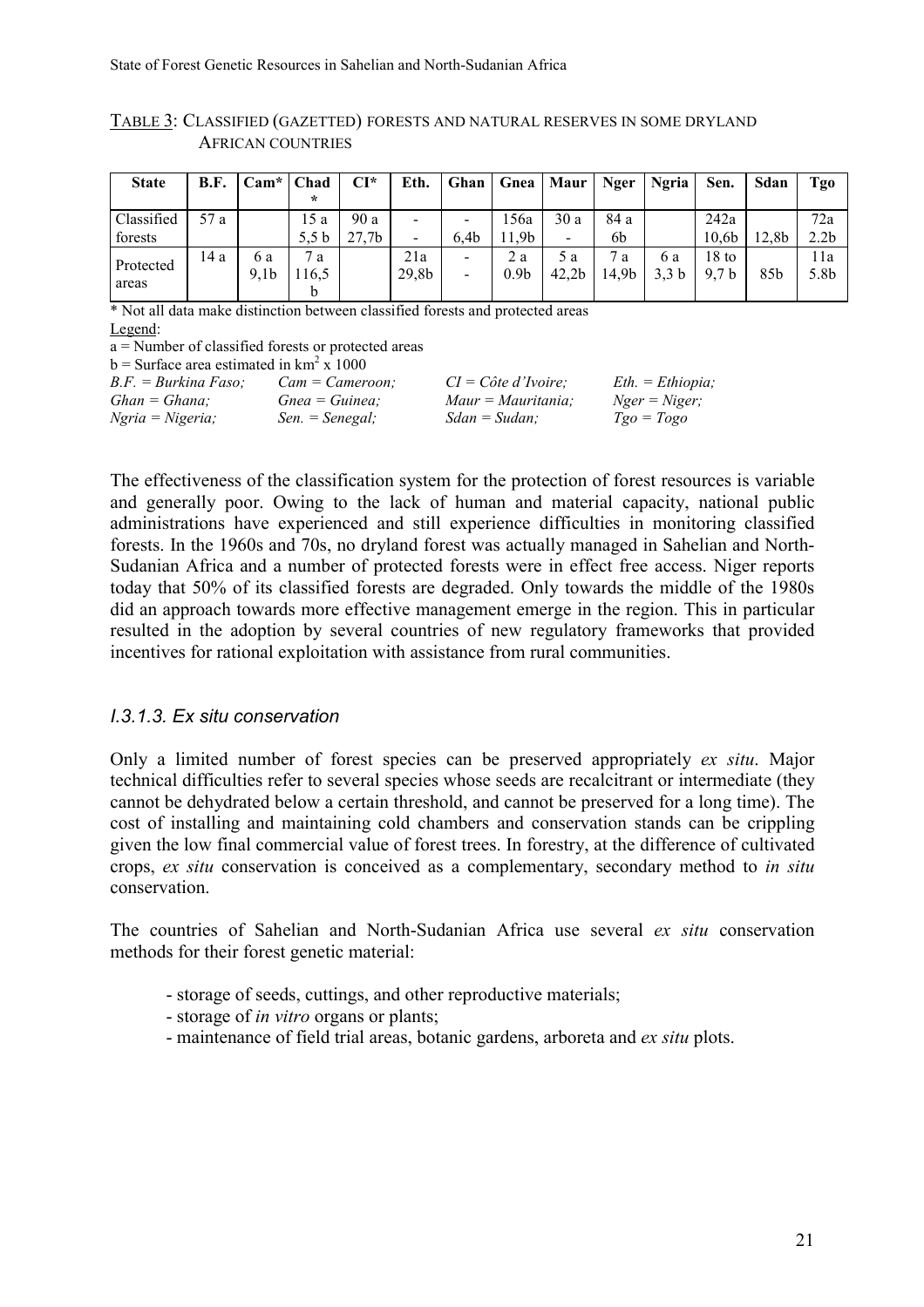TABLE 3: CLASSIFIED (GAZETTED) FORESTS AND NATURAL RESERVES IN SOME DRYLAND AFRICAN COUNTRIES

| State | B.F. | Cam* | Chad* | CI* | Eth. | Ghan | Gnea | Maur | Nger | Ngria | Sen. | Sdan | Tgo |
|---|---|---|---|---|---|---|---|---|---|---|---|---|---|
| Classified forests | 57 a | | 15 a<br>5,5 b | 90 a<br>27,7b | -<br>- | -<br>6,4b | 156a<br>11,9b | 30 a<br>- | 84 a<br>6b | | 242a<br>10,6b | 12,8b | 72a<br>2.2b |
| Protected areas | 14 a | 6 a<br>9,1b | 7 a<br>116,5 b | | 21a<br>29,8b | -<br>- | 2 a<br>0.9b | 5 a<br>42,2b | 7 a<br>14,9b | 6 a<br>3,3 b | 18 to<br>9,7 b | 85b | 11a<br>5.8b |

\* Not all data make distinction between classified forests and protected areas

Legend:

a = Number of classified forests or protected areas

b = Surface area estimated in km² x 1000

*B.F. = Burkina Faso; Cam = Cameroon; CI = Côte d'Ivoire; Eth. = Ethiopia; Ghan = Ghana; Gnea = Guinea; Maur = Mauritania; Nger = Niger; Ngria = Nigeria; Sen. = Senegal; Sdan = Sudan; Tgo = Togo*

The effectiveness of the classification system for the protection of forest resources is variable and generally poor. Owing to the lack of human and material capacity, national public administrations have experienced and still experience difficulties in monitoring classified forests. In the 1960s and 70s, no dryland forest was actually managed in Sahelian and North-Sudanian Africa and a number of protected forests were in effect free access. Niger reports today that 50% of its classified forests are degraded. Only towards the middle of the 1980s did an approach towards more effective management emerge in the region. This in particular resulted in the adoption by several countries of new regulatory frameworks that provided incentives for rational exploitation with assistance from rural communities.

### *I.3.1.3. Ex situ conservation*

Only a limited number of forest species can be preserved appropriately *ex situ*. Major technical difficulties refer to several species whose seeds are recalcitrant or intermediate (they cannot be dehydrated below a certain threshold, and cannot be preserved for a long time). The cost of installing and maintaining cold chambers and conservation stands can be crippling given the low final commercial value of forest trees. In forestry, at the difference of cultivated crops, *ex situ* conservation is conceived as a complementary, secondary method to *in situ* conservation.

The countries of Sahelian and North-Sudanian Africa use several *ex situ* conservation methods for their forest genetic material:

- storage of seeds, cuttings, and other reproductive materials;
- storage of *in vitro* organs or plants;
- maintenance of field trial areas, botanic gardens, arboreta and *ex situ* plots.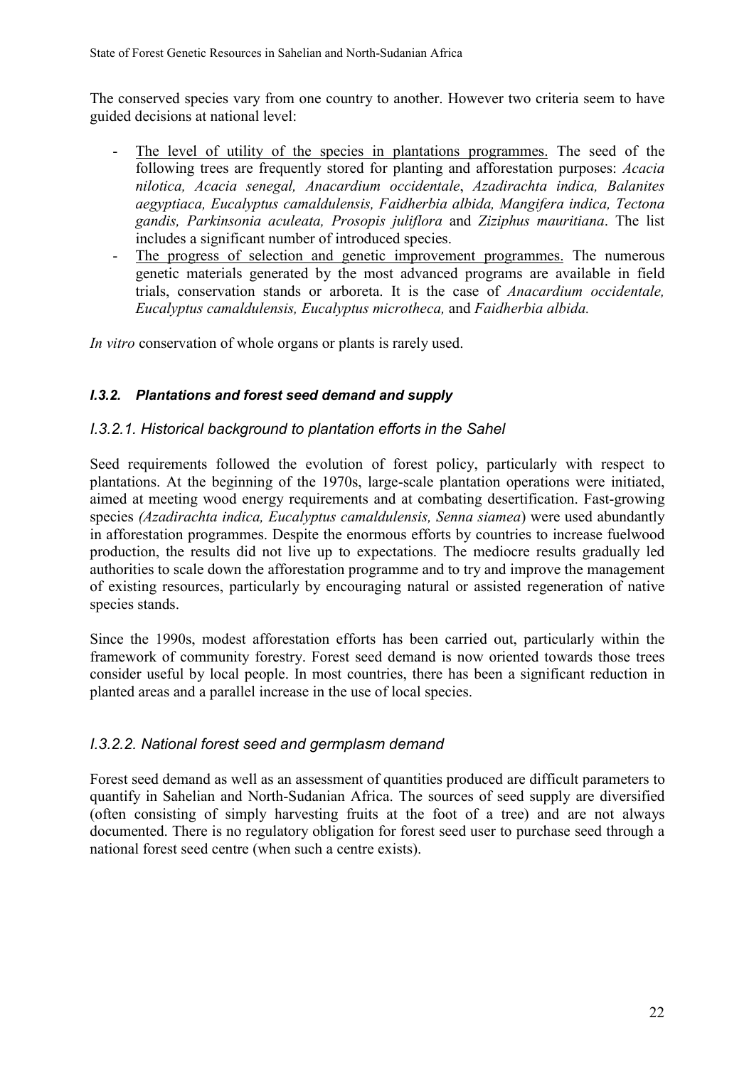The conserved species vary from one country to another. However two criteria seem to have guided decisions at national level:

- The level of utility of the species in plantations programmes. The seed of the following trees are frequently stored for planting and afforestation purposes: *Acacia nilotica, Acacia senegal, Anacardium occidentale*, *Azadirachta indica, Balanites aegyptiaca, Eucalyptus camaldulensis, Faidherbia albida, Mangifera indica, Tectona gandis, Parkinsonia aculeata, Prosopis juliflora* and *Ziziphus mauritiana*. The list includes a significant number of introduced species.
- The progress of selection and genetic improvement programmes. The numerous genetic materials generated by the most advanced programs are available in field trials, conservation stands or arboreta. It is the case of *Anacardium occidentale, Eucalyptus camaldulensis, Eucalyptus microtheca,* and *Faidherbia albida.*

*In vitro* conservation of whole organs or plants is rarely used.

### *I.3.2. Plantations and forest seed demand and supply*

#### *I.3.2.1. Historical background to plantation efforts in the Sahel*

Seed requirements followed the evolution of forest policy, particularly with respect to plantations. At the beginning of the 1970s, large-scale plantation operations were initiated, aimed at meeting wood energy requirements and at combating desertification. Fast-growing species *(Azadirachta indica, Eucalyptus camaldulensis, Senna siamea*) were used abundantly in afforestation programmes. Despite the enormous efforts by countries to increase fuelwood production, the results did not live up to expectations. The mediocre results gradually led authorities to scale down the afforestation programme and to try and improve the management of existing resources, particularly by encouraging natural or assisted regeneration of native species stands.

Since the 1990s, modest afforestation efforts has been carried out, particularly within the framework of community forestry. Forest seed demand is now oriented towards those trees consider useful by local people. In most countries, there has been a significant reduction in planted areas and a parallel increase in the use of local species.

#### *I.3.2.2. National forest seed and germplasm demand*

Forest seed demand as well as an assessment of quantities produced are difficult parameters to quantify in Sahelian and North-Sudanian Africa. The sources of seed supply are diversified (often consisting of simply harvesting fruits at the foot of a tree) and are not always documented. There is no regulatory obligation for forest seed user to purchase seed through a national forest seed centre (when such a centre exists).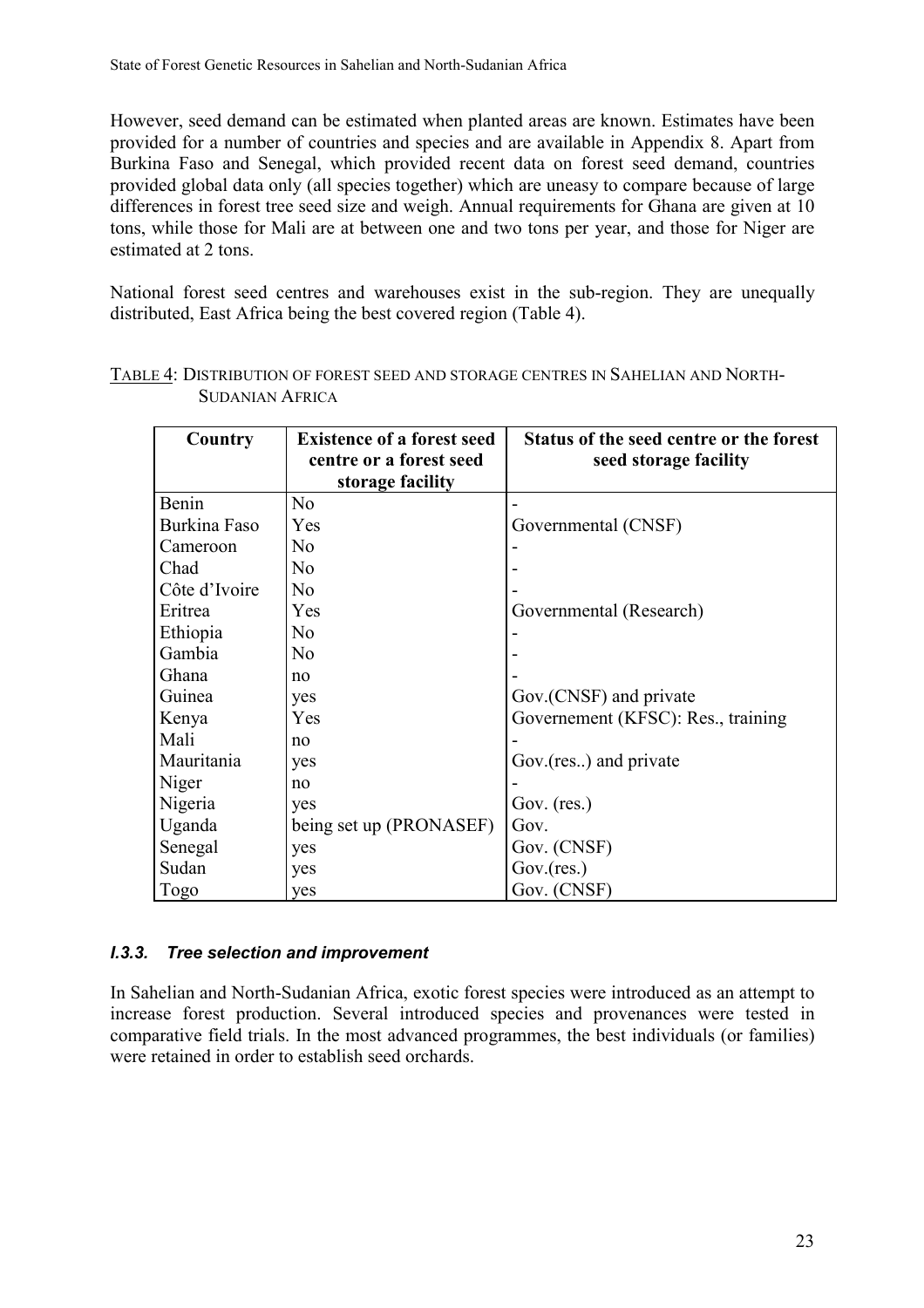However, seed demand can be estimated when planted areas are known. Estimates have been provided for a number of countries and species and are available in Appendix 8. Apart from Burkina Faso and Senegal, which provided recent data on forest seed demand, countries provided global data only (all species together) which are uneasy to compare because of large differences in forest tree seed size and weigh. Annual requirements for Ghana are given at 10 tons, while those for Mali are at between one and two tons per year, and those for Niger are estimated at 2 tons.

National forest seed centres and warehouses exist in the sub-region. They are unequally distributed, East Africa being the best covered region (Table 4).

TABLE 4: DISTRIBUTION OF FOREST SEED AND STORAGE CENTRES IN SAHELIAN AND NORTH-SUDANIAN AFRICA

| Country | Existence of a forest seed centre or a forest seed storage facility | Status of the seed centre or the forest seed storage facility |
|---|---|---|
| Benin | No | - |
| Burkina Faso | Yes | Governmental (CNSF) |
| Cameroon | No | - |
| Chad | No | - |
| Côte d'Ivoire | No | - |
| Eritrea | Yes | Governmental (Research) |
| Ethiopia | No | - |
| Gambia | No | - |
| Ghana | no | - |
| Guinea | yes | Gov.(CNSF) and private |
| Kenya | Yes | Governement (KFSC): Res., training |
| Mali | no | - |
| Mauritania | yes | Gov.(res..) and private |
| Niger | no | - |
| Nigeria | yes | Gov. (res.) |
| Uganda | being set up (PRONASEF) | Gov. |
| Senegal | yes | Gov. (CNSF) |
| Sudan | yes | Gov.(res.) |
| Togo | yes | Gov. (CNSF) |

### *I.3.3. Tree selection and improvement*

In Sahelian and North-Sudanian Africa, exotic forest species were introduced as an attempt to increase forest production. Several introduced species and provenances were tested in comparative field trials. In the most advanced programmes, the best individuals (or families) were retained in order to establish seed orchards.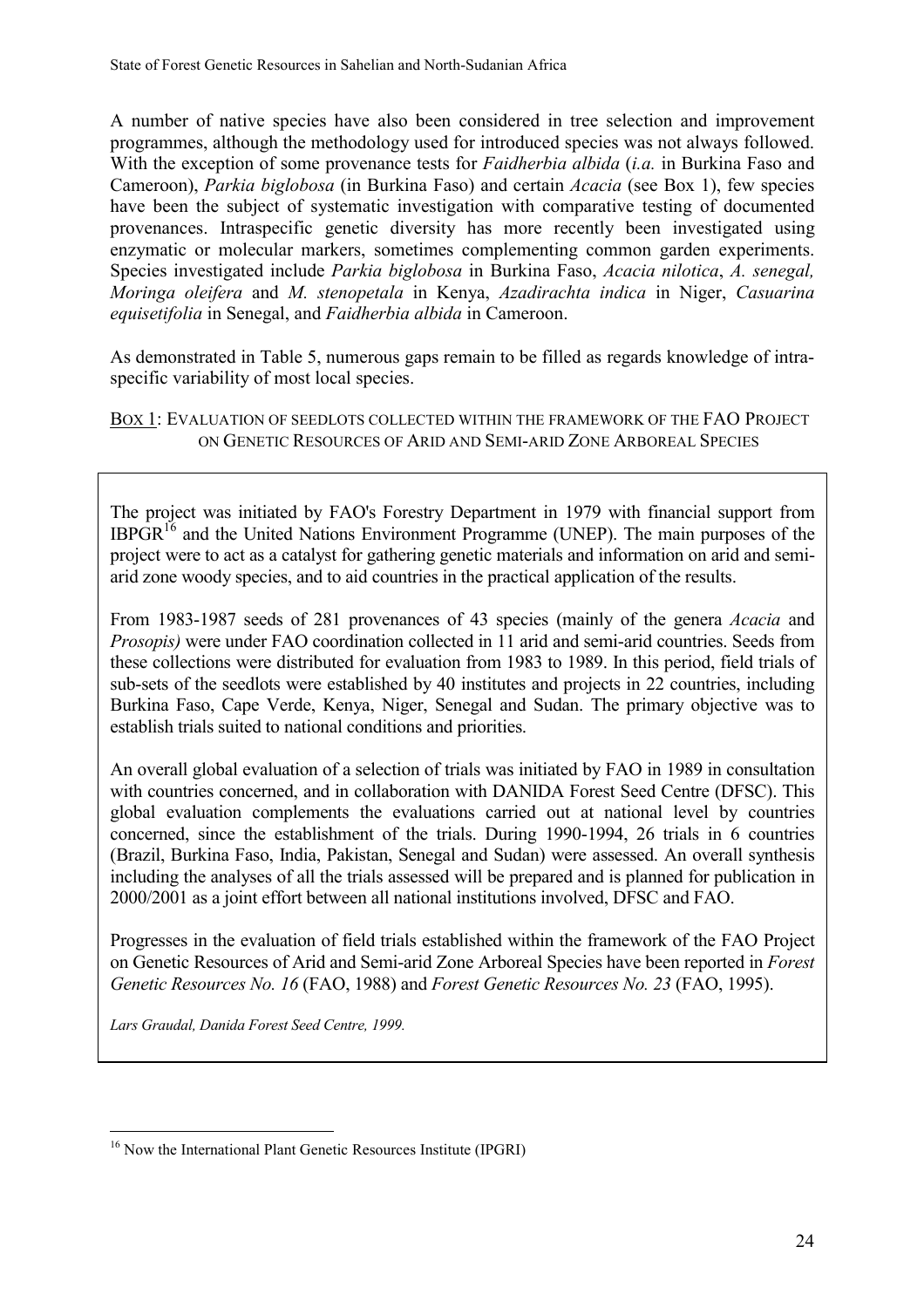A number of native species have also been considered in tree selection and improvement programmes, although the methodology used for introduced species was not always followed. With the exception of some provenance tests for *Faidherbia albida* (*i.a.* in Burkina Faso and Cameroon), *Parkia biglobosa* (in Burkina Faso) and certain *Acacia* (see Box 1), few species have been the subject of systematic investigation with comparative testing of documented provenances. Intraspecific genetic diversity has more recently been investigated using enzymatic or molecular markers, sometimes complementing common garden experiments. Species investigated include *Parkia biglobosa* in Burkina Faso, *Acacia nilotica*, *A. senegal, Moringa oleifera* and *M. stenopetala* in Kenya, *Azadirachta indica* in Niger, *Casuarina equisetifolia* in Senegal, and *Faidherbia albida* in Cameroon.

As demonstrated in Table 5, numerous gaps remain to be filled as regards knowledge of intra-specific variability of most local species.

BOX 1: EVALUATION OF SEEDLOTS COLLECTED WITHIN THE FRAMEWORK OF THE FAO PROJECT ON GENETIC RESOURCES OF ARID AND SEMI-ARID ZONE ARBOREAL SPECIES

The project was initiated by FAO's Forestry Department in 1979 with financial support from IBPGR[16] and the United Nations Environment Programme (UNEP). The main purposes of the project were to act as a catalyst for gathering genetic materials and information on arid and semi-arid zone woody species, and to aid countries in the practical application of the results.

From 1983-1987 seeds of 281 provenances of 43 species (mainly of the genera *Acacia* and *Prosopis)* were under FAO coordination collected in 11 arid and semi-arid countries. Seeds from these collections were distributed for evaluation from 1983 to 1989. In this period, field trials of sub-sets of the seedlots were established by 40 institutes and projects in 22 countries, including Burkina Faso, Cape Verde, Kenya, Niger, Senegal and Sudan. The primary objective was to establish trials suited to national conditions and priorities.

An overall global evaluation of a selection of trials was initiated by FAO in 1989 in consultation with countries concerned, and in collaboration with DANIDA Forest Seed Centre (DFSC). This global evaluation complements the evaluations carried out at national level by countries concerned, since the establishment of the trials. During 1990-1994, 26 trials in 6 countries (Brazil, Burkina Faso, India, Pakistan, Senegal and Sudan) were assessed. An overall synthesis including the analyses of all the trials assessed will be prepared and is planned for publication in 2000/2001 as a joint effort between all national institutions involved, DFSC and FAO.

Progresses in the evaluation of field trials established within the framework of the FAO Project on Genetic Resources of Arid and Semi-arid Zone Arboreal Species have been reported in *Forest Genetic Resources No. 16* (FAO, 1988) and *Forest Genetic Resources No. 23* (FAO, 1995).

*Lars Graudal, Danida Forest Seed Centre, 1999.*

[16] Now the International Plant Genetic Resources Institute (IPGRI)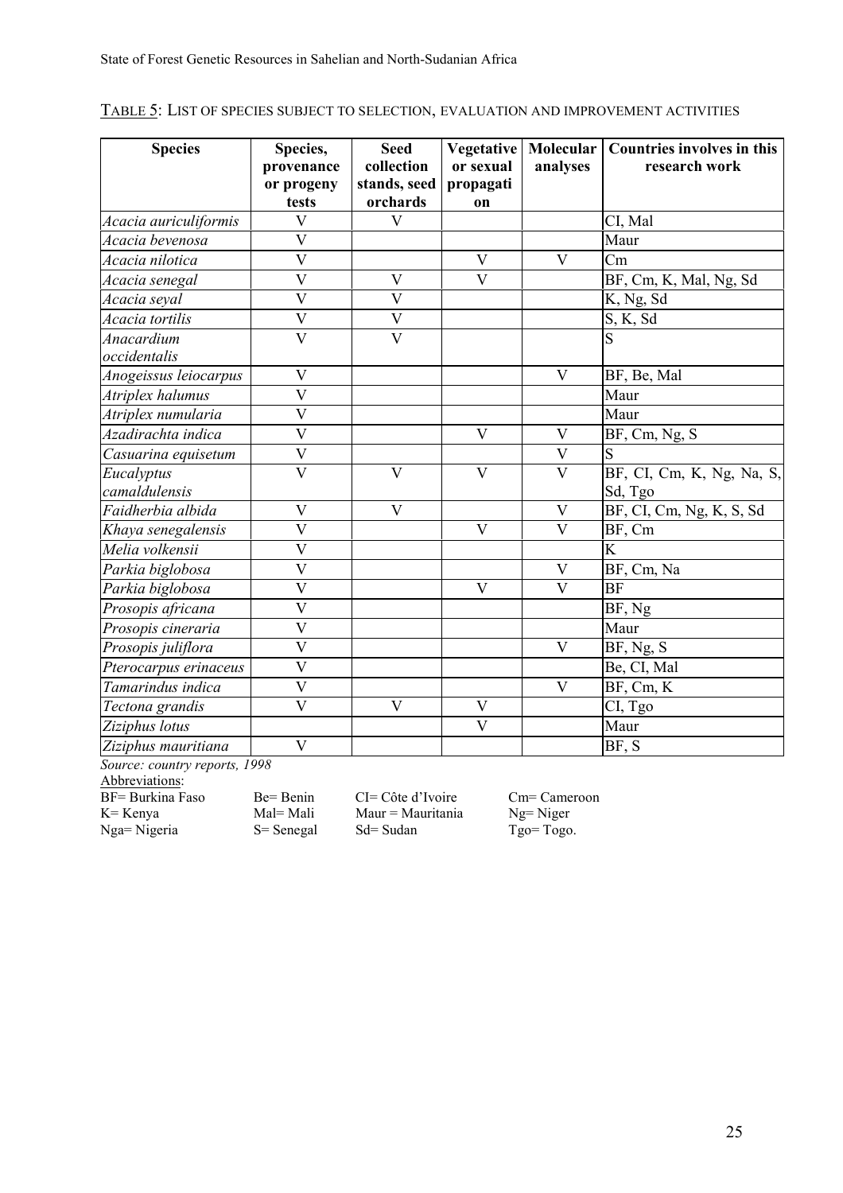TABLE 5: LIST OF SPECIES SUBJECT TO SELECTION, EVALUATION AND IMPROVEMENT ACTIVITIES

| Species | Species, provenance or progeny tests | Seed collection stands, seed orchards | Vegetative or sexual propagation | Molecular analyses | Countries involves in this research work |
|---|---|---|---|---|---|
| *Acacia auriculiformis* | V | V | | | CI, Mal |
| *Acacia bevenosa* | V | | | | Maur |
| *Acacia nilotica* | V | | V | V | Cm |
| *Acacia senegal* | V | V | V | | BF, Cm, K, Mal, Ng, Sd |
| *Acacia seyal* | V | V | | | K, Ng, Sd |
| *Acacia tortilis* | V | V | | | S, K, Sd |
| *Anacardium occidentalis* | V | V | | | S |
| *Anogeissus leiocarpus* | V | | | V | BF, Be, Mal |
| *Atriplex halumus* | V | | | | Maur |
| *Atriplex numularia* | V | | | | Maur |
| *Azadirachta indica* | V | | V | V | BF, Cm, Ng, S |
| *Casuarina equisetum* | V | | | V | S |
| *Eucalyptus camaldulensis* | V | V | V | V | BF, CI, Cm, K, Ng, Na, S, Sd, Tgo |
| *Faidherbia albida* | V | V | | V | BF, CI, Cm, Ng, K, S, Sd |
| *Khaya senegalensis* | V | | V | V | BF, Cm |
| *Melia volkensii* | V | | | | K |
| *Parkia biglobosa* | V | | | V | BF, Cm, Na |
| *Parkia biglobosa* | V | | V | V | BF |
| *Prosopis africana* | V | | | | BF, Ng |
| *Prosopis cineraria* | V | | | | Maur |
| *Prosopis juliflora* | V | | | V | BF, Ng, S |
| *Pterocarpus erinaceus* | V | | | | Be, CI, Mal |
| *Tamarindus indica* | V | | | V | BF, Cm, K |
| *Tectona grandis* | V | V | V | | CI, Tgo |
| *Ziziphus lotus* | | | V | | Maur |
| *Ziziphus mauritiana* | V | | | | BF, S |

*Source: country reports, 1998*

Abbreviations:

| | | | |
|---|---|---|---|
| BF= Burkina Faso | Be= Benin | CI= Côte d'Ivoire | Cm= Cameroon |
| K= Kenya | Mal= Mali | Maur = Mauritania | Ng= Niger |
| Nga= Nigeria | S= Senegal | Sd= Sudan | Tgo= Togo. |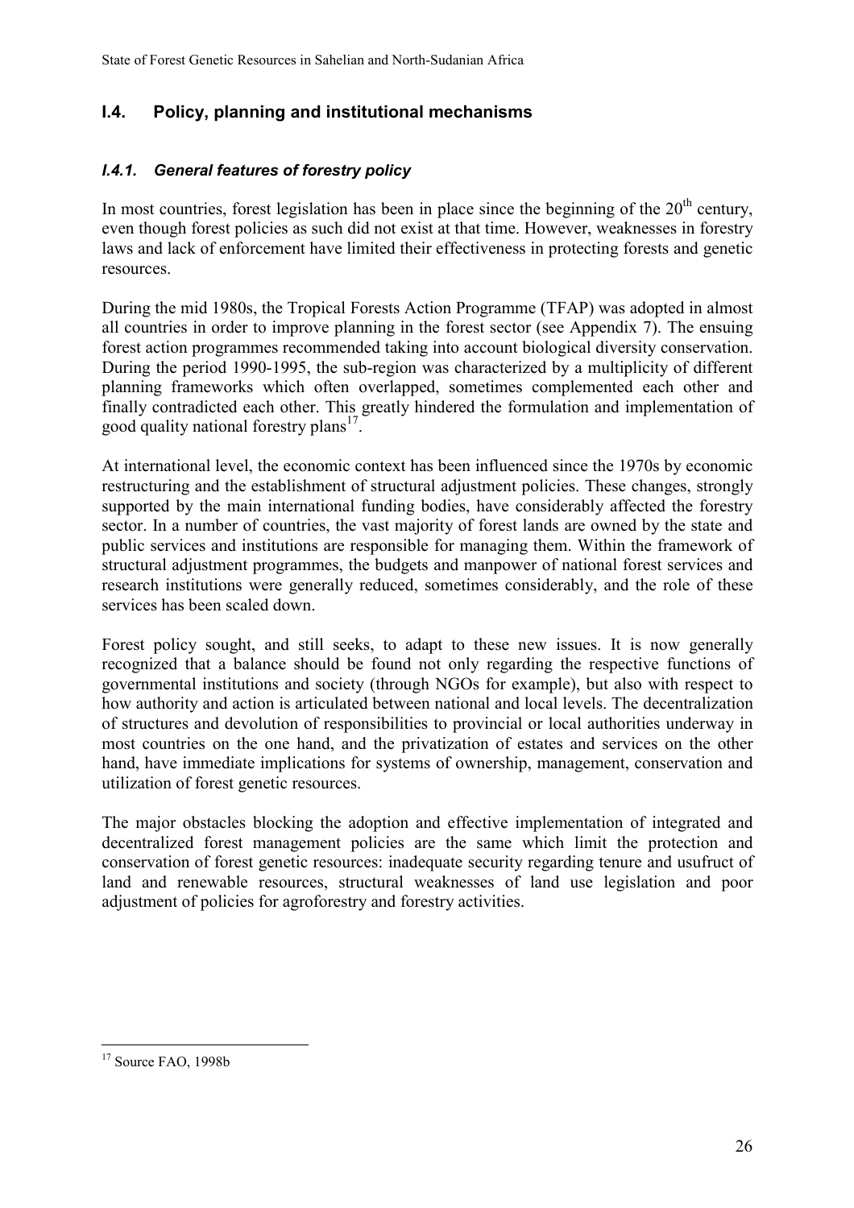## I.4. Policy, planning and institutional mechanisms

### *I.4.1. General features of forestry policy*

In most countries, forest legislation has been in place since the beginning of the 20th century, even though forest policies as such did not exist at that time. However, weaknesses in forestry laws and lack of enforcement have limited their effectiveness in protecting forests and genetic resources.

During the mid 1980s, the Tropical Forests Action Programme (TFAP) was adopted in almost all countries in order to improve planning in the forest sector (see Appendix 7). The ensuing forest action programmes recommended taking into account biological diversity conservation. During the period 1990-1995, the sub-region was characterized by a multiplicity of different planning frameworks which often overlapped, sometimes complemented each other and finally contradicted each other. This greatly hindered the formulation and implementation of good quality national forestry plans[17].

At international level, the economic context has been influenced since the 1970s by economic restructuring and the establishment of structural adjustment policies. These changes, strongly supported by the main international funding bodies, have considerably affected the forestry sector. In a number of countries, the vast majority of forest lands are owned by the state and public services and institutions are responsible for managing them. Within the framework of structural adjustment programmes, the budgets and manpower of national forest services and research institutions were generally reduced, sometimes considerably, and the role of these services has been scaled down.

Forest policy sought, and still seeks, to adapt to these new issues. It is now generally recognized that a balance should be found not only regarding the respective functions of governmental institutions and society (through NGOs for example), but also with respect to how authority and action is articulated between national and local levels. The decentralization of structures and devolution of responsibilities to provincial or local authorities underway in most countries on the one hand, and the privatization of estates and services on the other hand, have immediate implications for systems of ownership, management, conservation and utilization of forest genetic resources.

The major obstacles blocking the adoption and effective implementation of integrated and decentralized forest management policies are the same which limit the protection and conservation of forest genetic resources: inadequate security regarding tenure and usufruct of land and renewable resources, structural weaknesses of land use legislation and poor adjustment of policies for agroforestry and forestry activities.

---

[17] Source FAO, 1998b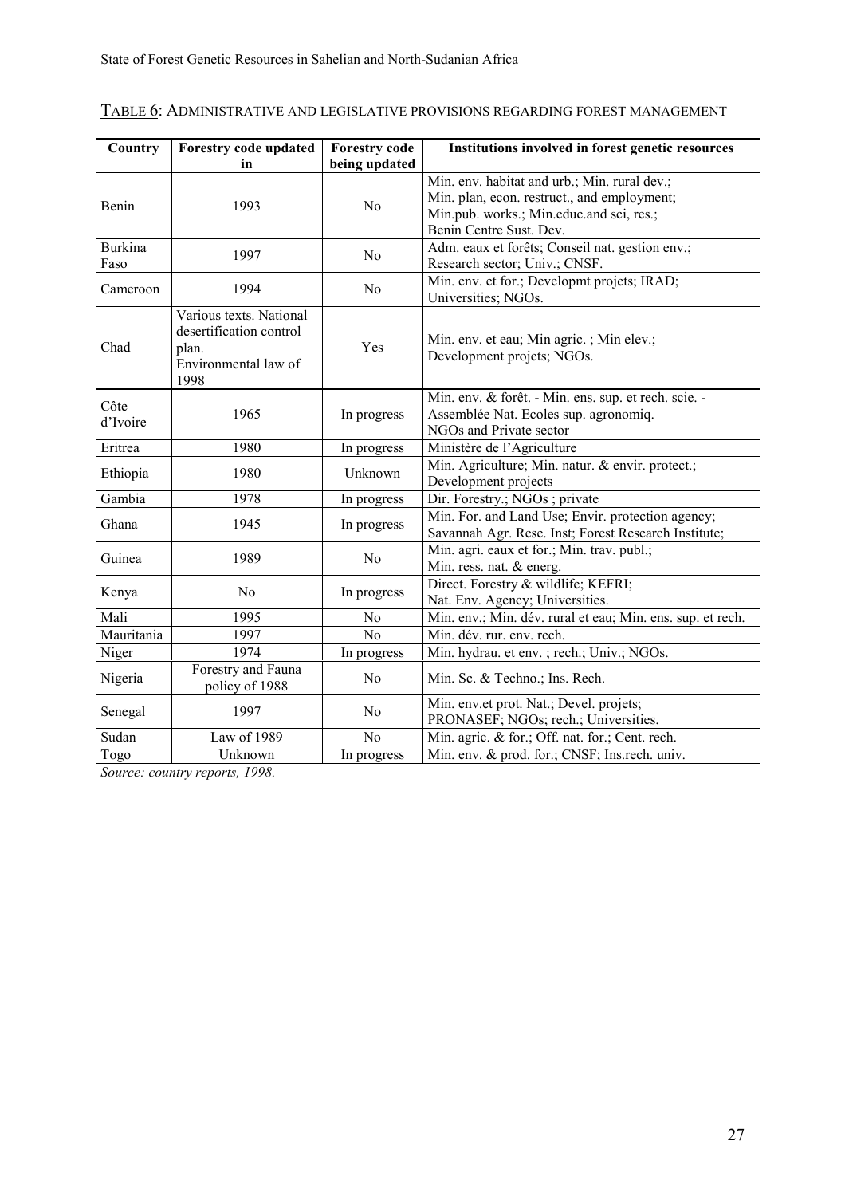TABLE 6: ADMINISTRATIVE AND LEGISLATIVE PROVISIONS REGARDING FOREST MANAGEMENT

| Country | Forestry code updated in | Forestry code being updated | Institutions involved in forest genetic resources |
|---|---|---|---|
| Benin | 1993 | No | Min. env. habitat and urb.; Min. rural dev.; Min. plan, econ. restruct., and employment; Min.pub. works.; Min.educ.and sci, res.; Benin Centre Sust. Dev. |
| Burkina Faso | 1997 | No | Adm. eaux et forêts; Conseil nat. gestion env.; Research sector; Univ.; CNSF. |
| Cameroon | 1994 | No | Min. env. et for.; Developmt projets; IRAD; Universities; NGOs. |
| Chad | Various texts. National desertification control plan. Environmental law of 1998 | Yes | Min. env. et eau; Min agric. ; Min elev.; Development projets; NGOs. |
| Côte d'Ivoire | 1965 | In progress | Min. env. & forêt. - Min. ens. sup. et rech. scie. - Assemblée Nat. Ecoles sup. agronomiq. NGOs and Private sector |
| Eritrea | 1980 | In progress | Ministère de l'Agriculture |
| Ethiopia | 1980 | Unknown | Min. Agriculture; Min. natur. & envir. protect.; Development projects |
| Gambia | 1978 | In progress | Dir. Forestry.; NGOs ; private |
| Ghana | 1945 | In progress | Min. For. and Land Use; Envir. protection agency; Savannah Agr. Rese. Inst; Forest Research Institute; |
| Guinea | 1989 | No | Min. agri. eaux et for.; Min. trav. publ.; Min. ress. nat. & energ. |
| Kenya | No | In progress | Direct. Forestry & wildlife; KEFRI; Nat. Env. Agency; Universities. |
| Mali | 1995 | No | Min. env.; Min. dév. rural et eau; Min. ens. sup. et rech. |
| Mauritania | 1997 | No | Min. dév. rur. env. rech. |
| Niger | 1974 | In progress | Min. hydrau. et env. ; rech.; Univ.; NGOs. |
| Nigeria | Forestry and Fauna policy of 1988 | No | Min. Sc. & Techno.; Ins. Rech. |
| Senegal | 1997 | No | Min. env.et prot. Nat.; Devel. projets; PRONASEF; NGOs; rech.; Universities. |
| Sudan | Law of 1989 | No | Min. agric. & for.; Off. nat. for.; Cent. rech. |
| Togo | Unknown | In progress | Min. env. & prod. for.; CNSF; Ins.rech. univ. |

*Source: country reports, 1998.*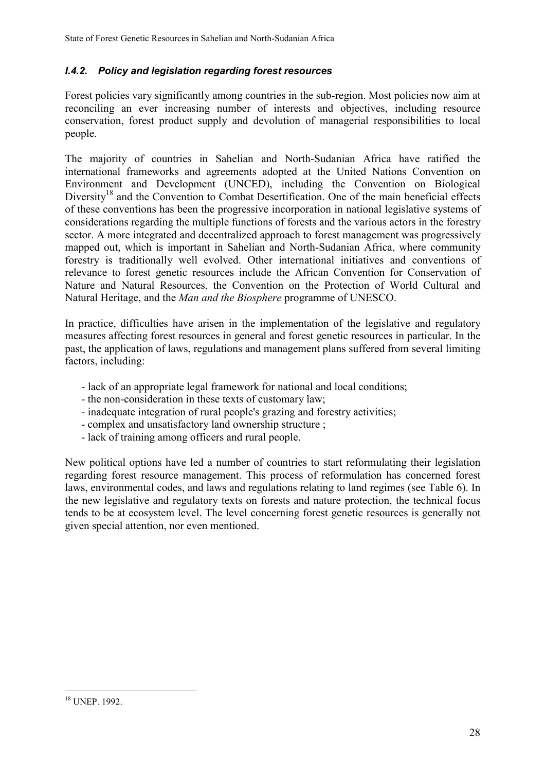### *I.4.2. Policy and legislation regarding forest resources*

Forest policies vary significantly among countries in the sub-region. Most policies now aim at reconciling an ever increasing number of interests and objectives, including resource conservation, forest product supply and devolution of managerial responsibilities to local people.

The majority of countries in Sahelian and North-Sudanian Africa have ratified the international frameworks and agreements adopted at the United Nations Convention on Environment and Development (UNCED), including the Convention on Biological Diversity[18] and the Convention to Combat Desertification. One of the main beneficial effects of these conventions has been the progressive incorporation in national legislative systems of considerations regarding the multiple functions of forests and the various actors in the forestry sector. A more integrated and decentralized approach to forest management was progressively mapped out, which is important in Sahelian and North-Sudanian Africa, where community forestry is traditionally well evolved. Other international initiatives and conventions of relevance to forest genetic resources include the African Convention for Conservation of Nature and Natural Resources, the Convention on the Protection of World Cultural and Natural Heritage, and the *Man and the Biosphere* programme of UNESCO.

In practice, difficulties have arisen in the implementation of the legislative and regulatory measures affecting forest resources in general and forest genetic resources in particular. In the past, the application of laws, regulations and management plans suffered from several limiting factors, including:

- lack of an appropriate legal framework for national and local conditions;
- the non-consideration in these texts of customary law;
- inadequate integration of rural people's grazing and forestry activities;
- complex and unsatisfactory land ownership structure ;
- lack of training among officers and rural people.

New political options have led a number of countries to start reformulating their legislation regarding forest resource management. This process of reformulation has concerned forest laws, environmental codes, and laws and regulations relating to land regimes (see Table 6). In the new legislative and regulatory texts on forests and nature protection, the technical focus tends to be at ecosystem level. The level concerning forest genetic resources is generally not given special attention, nor even mentioned.

[18] UNEP. 1992.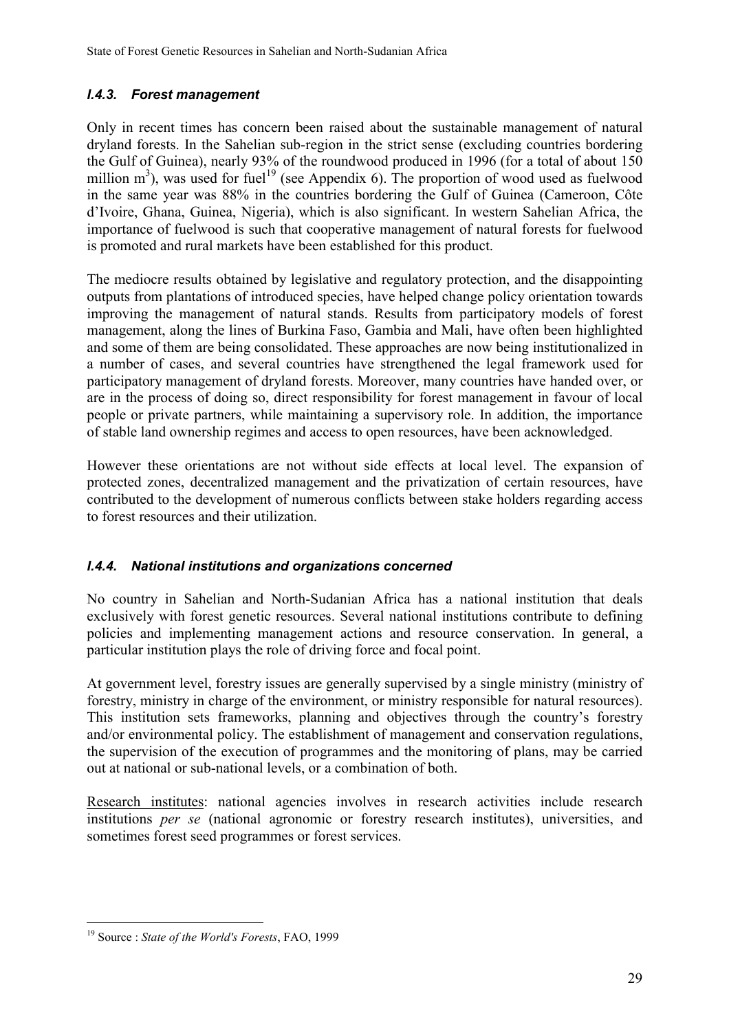### *I.4.3. Forest management*

Only in recent times has concern been raised about the sustainable management of natural dryland forests. In the Sahelian sub-region in the strict sense (excluding countries bordering the Gulf of Guinea), nearly 93% of the roundwood produced in 1996 (for a total of about 150 million $m^3$), was used for fuel[19] (see Appendix 6). The proportion of wood used as fuelwood in the same year was 88% in the countries bordering the Gulf of Guinea (Cameroon, Côte d'Ivoire, Ghana, Guinea, Nigeria), which is also significant. In western Sahelian Africa, the importance of fuelwood is such that cooperative management of natural forests for fuelwood is promoted and rural markets have been established for this product.

The mediocre results obtained by legislative and regulatory protection, and the disappointing outputs from plantations of introduced species, have helped change policy orientation towards improving the management of natural stands. Results from participatory models of forest management, along the lines of Burkina Faso, Gambia and Mali, have often been highlighted and some of them are being consolidated. These approaches are now being institutionalized in a number of cases, and several countries have strengthened the legal framework used for participatory management of dryland forests. Moreover, many countries have handed over, or are in the process of doing so, direct responsibility for forest management in favour of local people or private partners, while maintaining a supervisory role. In addition, the importance of stable land ownership regimes and access to open resources, have been acknowledged.

However these orientations are not without side effects at local level. The expansion of protected zones, decentralized management and the privatization of certain resources, have contributed to the development of numerous conflicts between stake holders regarding access to forest resources and their utilization.

### *I.4.4. National institutions and organizations concerned*

No country in Sahelian and North-Sudanian Africa has a national institution that deals exclusively with forest genetic resources. Several national institutions contribute to defining policies and implementing management actions and resource conservation. In general, a particular institution plays the role of driving force and focal point.

At government level, forestry issues are generally supervised by a single ministry (ministry of forestry, ministry in charge of the environment, or ministry responsible for natural resources). This institution sets frameworks, planning and objectives through the country's forestry and/or environmental policy. The establishment of management and conservation regulations, the supervision of the execution of programmes and the monitoring of plans, may be carried out at national or sub-national levels, or a combination of both.

Research institutes: national agencies involves in research activities include research institutions *per se* (national agronomic or forestry research institutes), universities, and sometimes forest seed programmes or forest services.

---

[19] Source : *State of the World's Forests*, FAO, 1999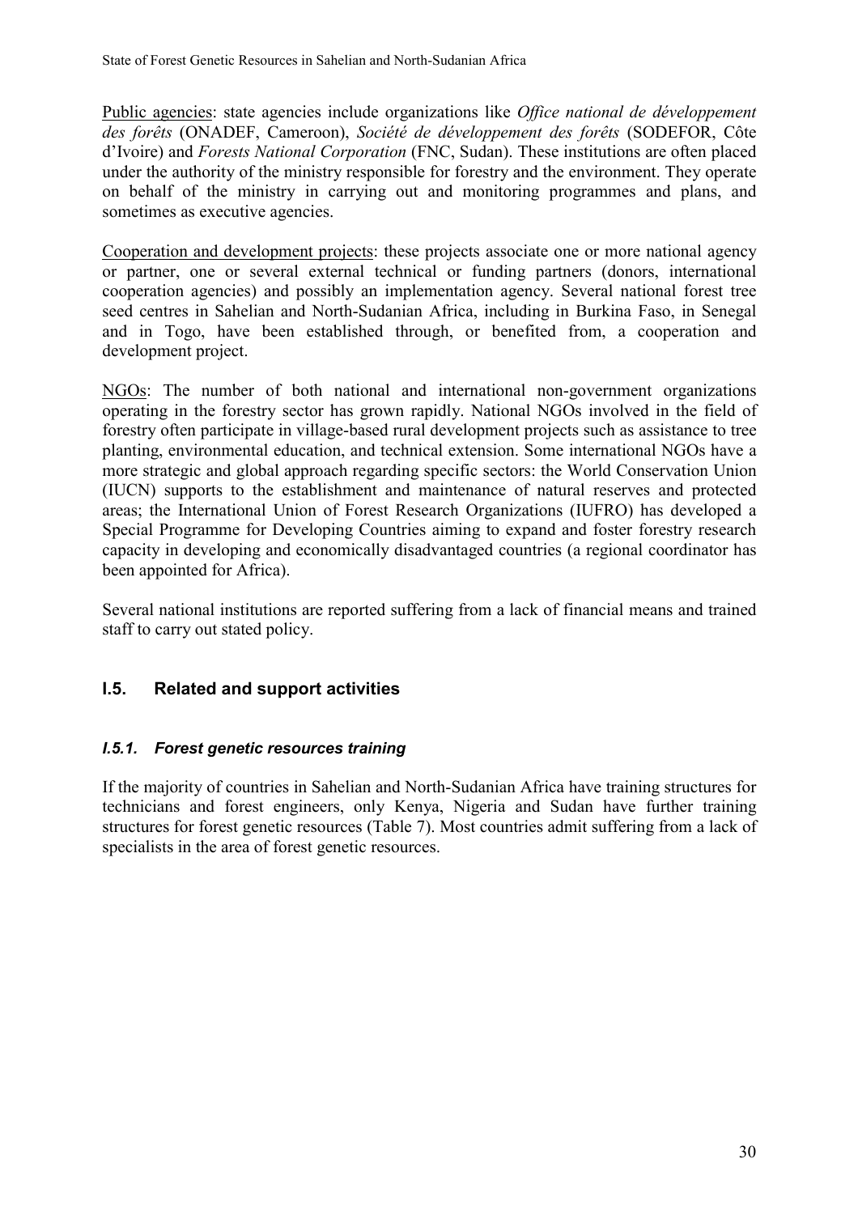Public agencies: state agencies include organizations like *Office national de développement des forêts* (ONADEF, Cameroon), *Société de développement des forêts* (SODEFOR, Côte d'Ivoire) and *Forests National Corporation* (FNC, Sudan). These institutions are often placed under the authority of the ministry responsible for forestry and the environment. They operate on behalf of the ministry in carrying out and monitoring programmes and plans, and sometimes as executive agencies.

Cooperation and development projects: these projects associate one or more national agency or partner, one or several external technical or funding partners (donors, international cooperation agencies) and possibly an implementation agency. Several national forest tree seed centres in Sahelian and North-Sudanian Africa, including in Burkina Faso, in Senegal and in Togo, have been established through, or benefited from, a cooperation and development project.

NGOs: The number of both national and international non-government organizations operating in the forestry sector has grown rapidly. National NGOs involved in the field of forestry often participate in village-based rural development projects such as assistance to tree planting, environmental education, and technical extension. Some international NGOs have a more strategic and global approach regarding specific sectors: the World Conservation Union (IUCN) supports to the establishment and maintenance of natural reserves and protected areas; the International Union of Forest Research Organizations (IUFRO) has developed a Special Programme for Developing Countries aiming to expand and foster forestry research capacity in developing and economically disadvantaged countries (a regional coordinator has been appointed for Africa).

Several national institutions are reported suffering from a lack of financial means and trained staff to carry out stated policy.

## I.5. Related and support activities

### *I.5.1. Forest genetic resources training*

If the majority of countries in Sahelian and North-Sudanian Africa have training structures for technicians and forest engineers, only Kenya, Nigeria and Sudan have further training structures for forest genetic resources (Table 7). Most countries admit suffering from a lack of specialists in the area of forest genetic resources.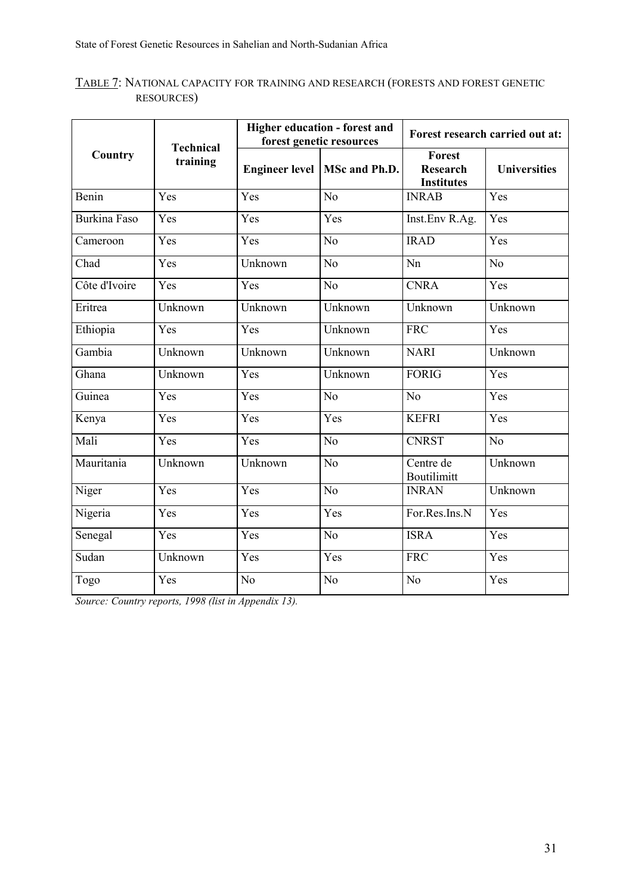TABLE 7: NATIONAL CAPACITY FOR TRAINING AND RESEARCH (FORESTS AND FOREST GENETIC RESOURCES)

| Country | Technical training | Higher education - forest and forest genetic resources | | Forest research carried out at: | |
|---|---|---|---|---|---|
| | | Engineer level | MSc and Ph.D. | Forest Research Institutes | Universities |
| Benin | Yes | Yes | No | INRAB | Yes |
| Burkina Faso | Yes | Yes | Yes | Inst.Env R.Ag. | Yes |
| Cameroon | Yes | Yes | No | IRAD | Yes |
| Chad | Yes | Unknown | No | Nn | No |
| Côte d'Ivoire | Yes | Yes | No | CNRA | Yes |
| Eritrea | Unknown | Unknown | Unknown | Unknown | Unknown |
| Ethiopia | Yes | Yes | Unknown | FRC | Yes |
| Gambia | Unknown | Unknown | Unknown | NARI | Unknown |
| Ghana | Unknown | Yes | Unknown | FORIG | Yes |
| Guinea | Yes | Yes | No | No | Yes |
| Kenya | Yes | Yes | Yes | KEFRI | Yes |
| Mali | Yes | Yes | No | CNRST | No |
| Mauritania | Unknown | Unknown | No | Centre de Boutilimitt | Unknown |
| Niger | Yes | Yes | No | INRAN | Unknown |
| Nigeria | Yes | Yes | Yes | For.Res.Ins.N | Yes |
| Senegal | Yes | Yes | No | ISRA | Yes |
| Sudan | Unknown | Yes | Yes | FRC | Yes |
| Togo | Yes | No | No | No | Yes |

*Source: Country reports, 1998 (list in Appendix 13).*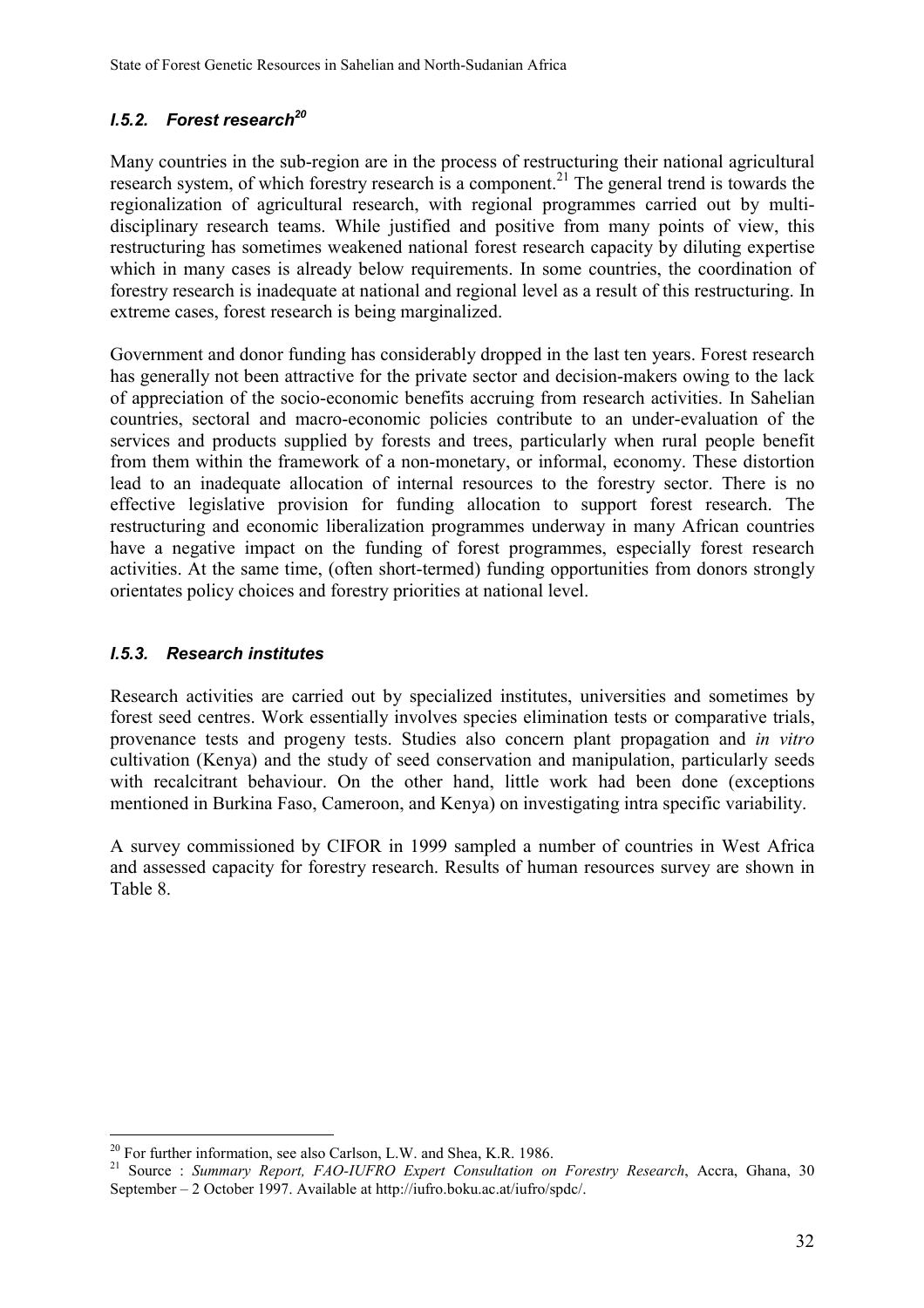### *I.5.2. Forest research[20]*

Many countries in the sub-region are in the process of restructuring their national agricultural research system, of which forestry research is a component.[21] The general trend is towards the regionalization of agricultural research, with regional programmes carried out by multi-disciplinary research teams. While justified and positive from many points of view, this restructuring has sometimes weakened national forest research capacity by diluting expertise which in many cases is already below requirements. In some countries, the coordination of forestry research is inadequate at national and regional level as a result of this restructuring. In extreme cases, forest research is being marginalized.

Government and donor funding has considerably dropped in the last ten years. Forest research has generally not been attractive for the private sector and decision-makers owing to the lack of appreciation of the socio-economic benefits accruing from research activities. In Sahelian countries, sectoral and macro-economic policies contribute to an under-evaluation of the services and products supplied by forests and trees, particularly when rural people benefit from them within the framework of a non-monetary, or informal, economy. These distortion lead to an inadequate allocation of internal resources to the forestry sector. There is no effective legislative provision for funding allocation to support forest research. The restructuring and economic liberalization programmes underway in many African countries have a negative impact on the funding of forest programmes, especially forest research activities. At the same time, (often short-termed) funding opportunities from donors strongly orientates policy choices and forestry priorities at national level.

### *I.5.3. Research institutes*

Research activities are carried out by specialized institutes, universities and sometimes by forest seed centres. Work essentially involves species elimination tests or comparative trials, provenance tests and progeny tests. Studies also concern plant propagation and *in vitro* cultivation (Kenya) and the study of seed conservation and manipulation, particularly seeds with recalcitrant behaviour. On the other hand, little work had been done (exceptions mentioned in Burkina Faso, Cameroon, and Kenya) on investigating intra specific variability.

A survey commissioned by CIFOR in 1999 sampled a number of countries in West Africa and assessed capacity for forestry research. Results of human resources survey are shown in Table 8.

---

[20] For further information, see also Carlson, L.W. and Shea, K.R. 1986.

[21] Source : *Summary Report, FAO-IUFRO Expert Consultation on Forestry Research*, Accra, Ghana, 30 September – 2 October 1997. Available at http://iufro.boku.ac.at/iufro/spdc/.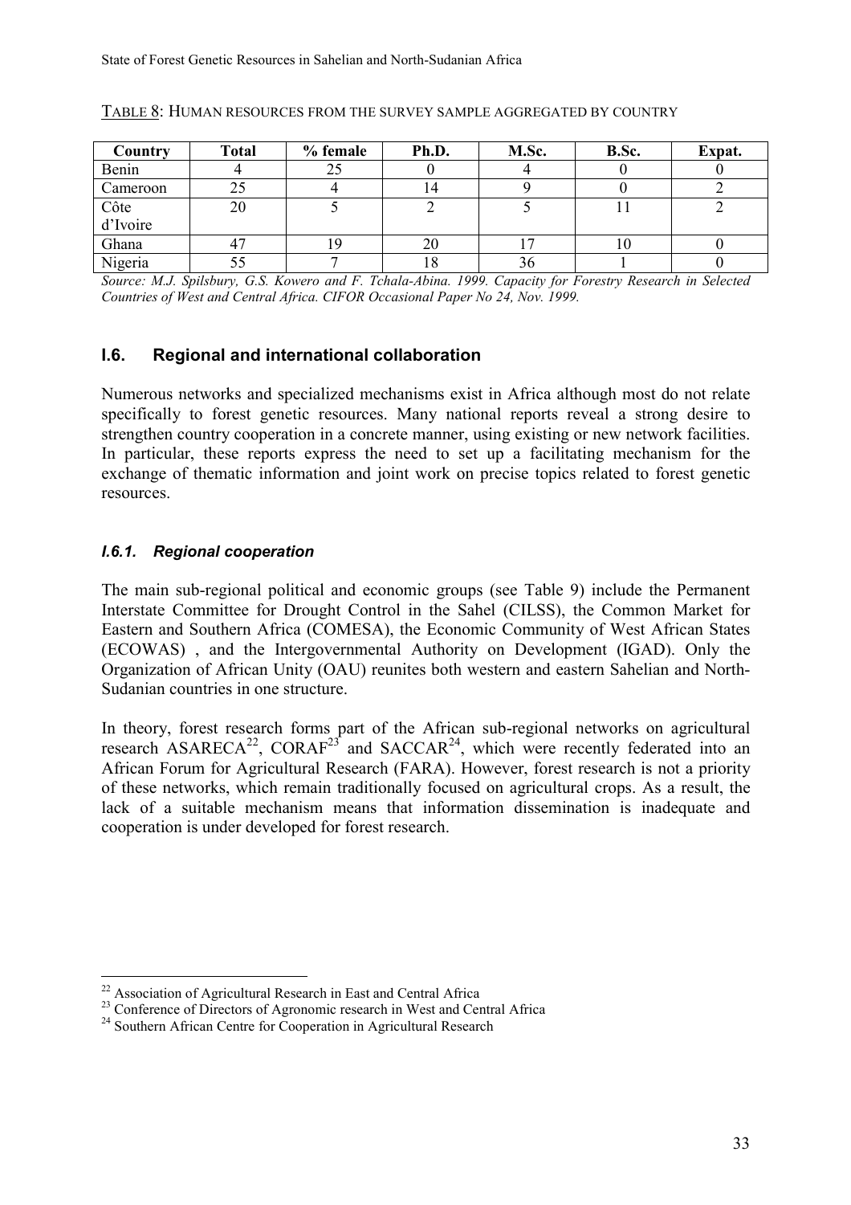TABLE 8: HUMAN RESOURCES FROM THE SURVEY SAMPLE AGGREGATED BY COUNTRY

| Country | Total | % female | Ph.D. | M.Sc. | B.Sc. | Expat. |
|---|---|---|---|---|---|---|
| Benin | 4 | 25 | 0 | 4 | 0 | 0 |
| Cameroon | 25 | 4 | 14 | 9 | 0 | 2 |
| Côte d'Ivoire | 20 | 5 | 2 | 5 | 11 | 2 |
| Ghana | 47 | 19 | 20 | 17 | 10 | 0 |
| Nigeria | 55 | 7 | 18 | 36 | 1 | 0 |

*Source: M.J. Spilsbury, G.S. Kowero and F. Tchala-Abina. 1999. Capacity for Forestry Research in Selected Countries of West and Central Africa. CIFOR Occasional Paper No 24, Nov. 1999.*

## I.6. Regional and international collaboration

Numerous networks and specialized mechanisms exist in Africa although most do not relate specifically to forest genetic resources. Many national reports reveal a strong desire to strengthen country cooperation in a concrete manner, using existing or new network facilities. In particular, these reports express the need to set up a facilitating mechanism for the exchange of thematic information and joint work on precise topics related to forest genetic resources.

### *I.6.1. Regional cooperation*

The main sub-regional political and economic groups (see Table 9) include the Permanent Interstate Committee for Drought Control in the Sahel (CILSS), the Common Market for Eastern and Southern Africa (COMESA), the Economic Community of West African States (ECOWAS) , and the Intergovernmental Authority on Development (IGAD). Only the Organization of African Unity (OAU) reunites both western and eastern Sahelian and North-Sudanian countries in one structure.

In theory, forest research forms part of the African sub-regional networks on agricultural research ASARECA[22], CORAF[23] and SACCAR[24], which were recently federated into an African Forum for Agricultural Research (FARA). However, forest research is not a priority of these networks, which remain traditionally focused on agricultural crops. As a result, the lack of a suitable mechanism means that information dissemination is inadequate and cooperation is under developed for forest research.

[22] Association of Agricultural Research in East and Central Africa
[23] Conference of Directors of Agronomic research in West and Central Africa
[24] Southern African Centre for Cooperation in Agricultural Research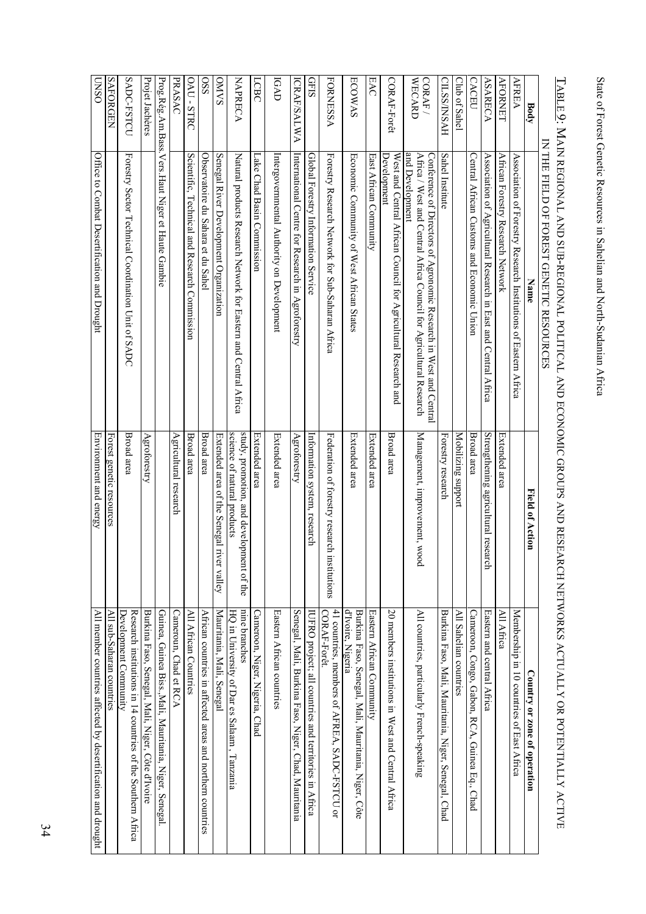# Table 9: Main regional and sub-regional political and economic groups and research networks actually or potentially active in the field of forest genetic resources

| Body | Name | Field of Action | Country or zone of operation |
|---|---|---|---|
| AFREA | Association of Forestry Research Institutions of Eastern Africa | | Membership in 10 countries of East Africa |
| AFORNET | African Forestry Research Network | Extended area | All Africa |
| ASARECA | Association of Agricultural Research in East and Central Africa | Strengthening agricultural research | Eastern and central Africa |
| CACEU | Central African Customs and Economic Union | Broad area | Cameroon, Congo, Gabon, RCA, Guinea Eq., Chad |
| Club of Sahel | | Mobilizing support | All Sahelian countries |
| CILSS/INSAH | Sahel Institute | Forestry research | Burkina Faso, Mali, Mauritania, Niger, Senegal, Chad |
| CORAF / WECARD | Conference of Directors of Agronomic Research in West and Central Africa / West and Central Africa Council for Agricultural Research and Development | Management, improvement, wood | All countries, particularly French-speaking |
| CORAF-Forêt | West and Central African Council for Agricultural Research and Development | Broad area | 20 members institutions in West and Central Africa |
| EAC | East African Community | Extended area | Eastern African Community |
| ECOWAS | Economic Community of West African States | Extended area | Burkina Faso, Senegal, Mali, Mauritania, Niger, Côte d'Ivoire, Nigeria |
| FORNESSA | Forestry Research Network for Sub-Saharan Africa | Federation of forestry research institutions | 41 countries, members of AFREA, SADC-FSTCU or CORAF-Forêt |
| GFIS | Global Forestry Information Service | Information system, research | IUFRO project; all countries and territories in Africa |
| ICRAF/SALWA | International Centre for Research in Agroforestry | Agroforestry | Senegal, Mali, Burkina Faso, Niger, Chad, Mauritania |
| IGAD | Intergovernmental Authority on Development | Extended area | Eastern African countries |
| LCBC | Lake Chad Basin Commission | Extended area | Cameroon, Niger, Nigeria, Chad |
| NAPRECA | Natural products Research Network for Eastern and Central Africa | study, promotion, and development of the science of natural products | nine branches HQ in University of Dar es Salaam, Tanzania |
| OMVS | Senegal River Development Organization | Extended area of the Senegal river valley | Mauritania, Mali, Senegal |
| OSS | Observatoire du Sahara et du Sahel | Broad area | African countries in affected areas and northern countries |
| OAU - STRC | Scientific, Technical and Research Commission | Broad area | All African Countries |
| PRASAC | | Agricultural research | Cameroun, Chad et RCA |
| Prog.Rég.Am.Bass.Vers.Haut Niger et Haute Gambie | | | Guinea, Guinea Biss.,Mali, Mauritania, Niger, Senegal. |
| Projet Jachères | | Agroforestry | Burkina Faso, Senegal, Mali, Niger, Côte d'Ivoire |
| SADC-FSTCU | Forestry Sector Technical Coordination Unit of SADC | Broad area | Research institutions in 14 countries of the Southern Africa Development Community |
| SAFORGEN | | Forest genetic resources | All sub-Saharan countries |
| UNSO | Office to Combat Desertification and Drought | Environment and energy | All member countries affected by desertification and drought |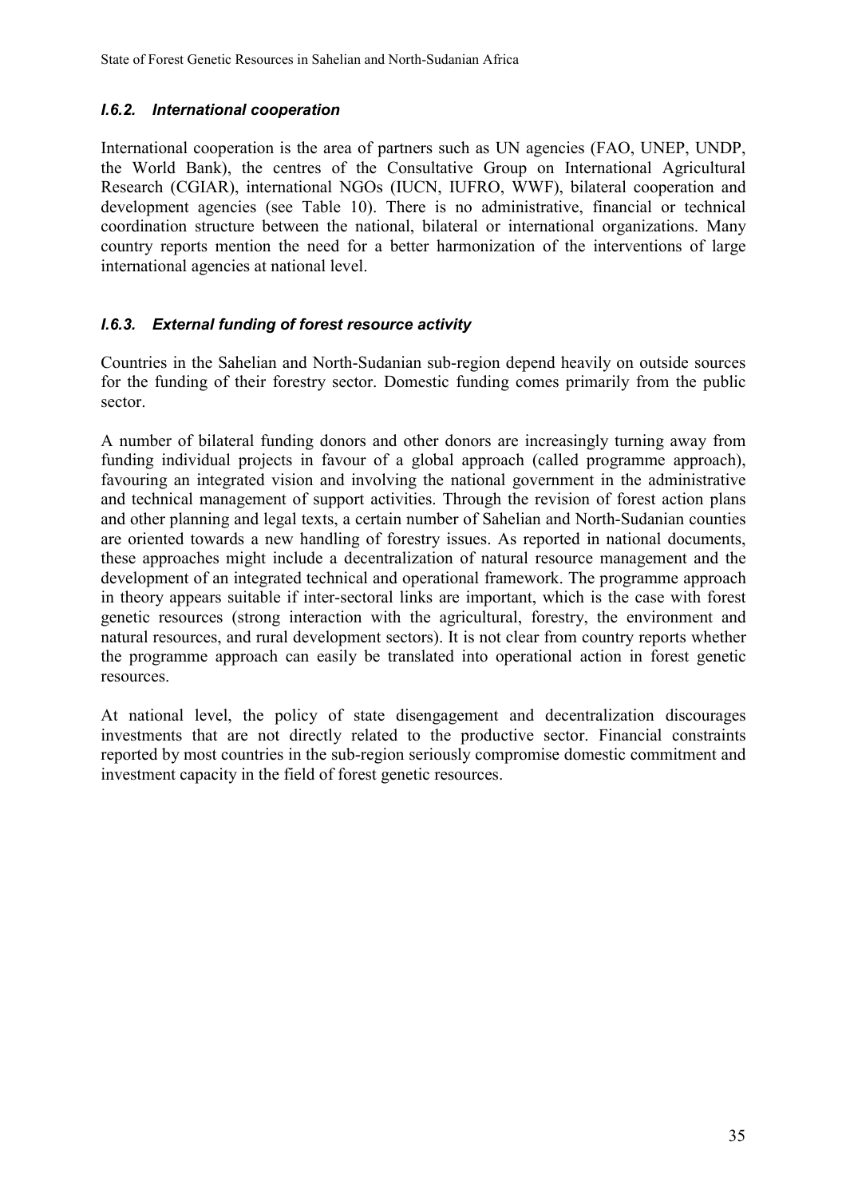### *I.6.2. International cooperation*

International cooperation is the area of partners such as UN agencies (FAO, UNEP, UNDP, the World Bank), the centres of the Consultative Group on International Agricultural Research (CGIAR), international NGOs (IUCN, IUFRO, WWF), bilateral cooperation and development agencies (see Table 10). There is no administrative, financial or technical coordination structure between the national, bilateral or international organizations. Many country reports mention the need for a better harmonization of the interventions of large international agencies at national level.

### *I.6.3. External funding of forest resource activity*

Countries in the Sahelian and North-Sudanian sub-region depend heavily on outside sources for the funding of their forestry sector. Domestic funding comes primarily from the public sector.

A number of bilateral funding donors and other donors are increasingly turning away from funding individual projects in favour of a global approach (called programme approach), favouring an integrated vision and involving the national government in the administrative and technical management of support activities. Through the revision of forest action plans and other planning and legal texts, a certain number of Sahelian and North-Sudanian counties are oriented towards a new handling of forestry issues. As reported in national documents, these approaches might include a decentralization of natural resource management and the development of an integrated technical and operational framework. The programme approach in theory appears suitable if inter-sectoral links are important, which is the case with forest genetic resources (strong interaction with the agricultural, forestry, the environment and natural resources, and rural development sectors). It is not clear from country reports whether the programme approach can easily be translated into operational action in forest genetic resources.

At national level, the policy of state disengagement and decentralization discourages investments that are not directly related to the productive sector. Financial constraints reported by most countries in the sub-region seriously compromise domestic commitment and investment capacity in the field of forest genetic resources.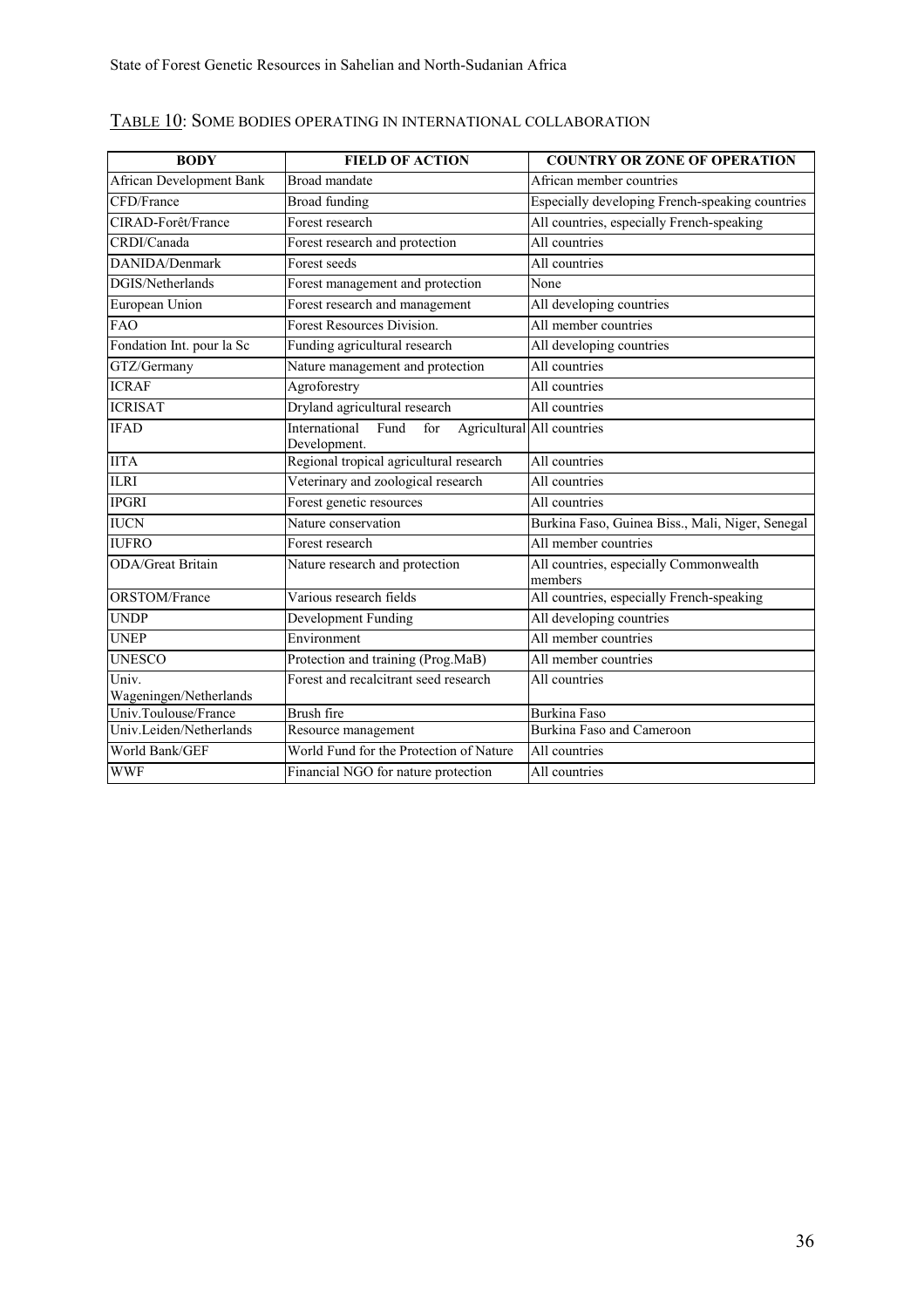TABLE 10: SOME BODIES OPERATING IN INTERNATIONAL COLLABORATION

| BODY | FIELD OF ACTION | COUNTRY OR ZONE OF OPERATION |
|---|---|---|
| African Development Bank | Broad mandate | African member countries |
| CFD/France | Broad funding | Especially developing French-speaking countries |
| CIRAD-Forêt/France | Forest research | All countries, especially French-speaking |
| CRDI/Canada | Forest research and protection | All countries |
| DANIDA/Denmark | Forest seeds | All countries |
| DGIS/Netherlands | Forest management and protection | None |
| European Union | Forest research and management | All developing countries |
| FAO | Forest Resources Division. | All member countries |
| Fondation Int. pour la Sc | Funding agricultural research | All developing countries |
| GTZ/Germany | Nature management and protection | All countries |
| ICRAF | Agroforestry | All countries |
| ICRISAT | Dryland agricultural research | All countries |
| IFAD | International Fund for Agricultural Development. | All countries |
| IITA | Regional tropical agricultural research | All countries |
| ILRI | Veterinary and zoological research | All countries |
| IPGRI | Forest genetic resources | All countries |
| IUCN | Nature conservation | Burkina Faso, Guinea Biss., Mali, Niger, Senegal |
| IUFRO | Forest research | All member countries |
| ODA/Great Britain | Nature research and protection | All countries, especially Commonwealth members |
| ORSTOM/France | Various research fields | All countries, especially French-speaking |
| UNDP | Development Funding | All developing countries |
| UNEP | Environment | All member countries |
| UNESCO | Protection and training (Prog.MaB) | All member countries |
| Univ. Wageningen/Netherlands | Forest and recalcitrant seed research | All countries |
| Univ.Toulouse/France | Brush fire | Burkina Faso |
| Univ.Leiden/Netherlands | Resource management | Burkina Faso and Cameroon |
| World Bank/GEF | World Fund for the Protection of Nature | All countries |
| WWF | Financial NGO for nature protection | All countries |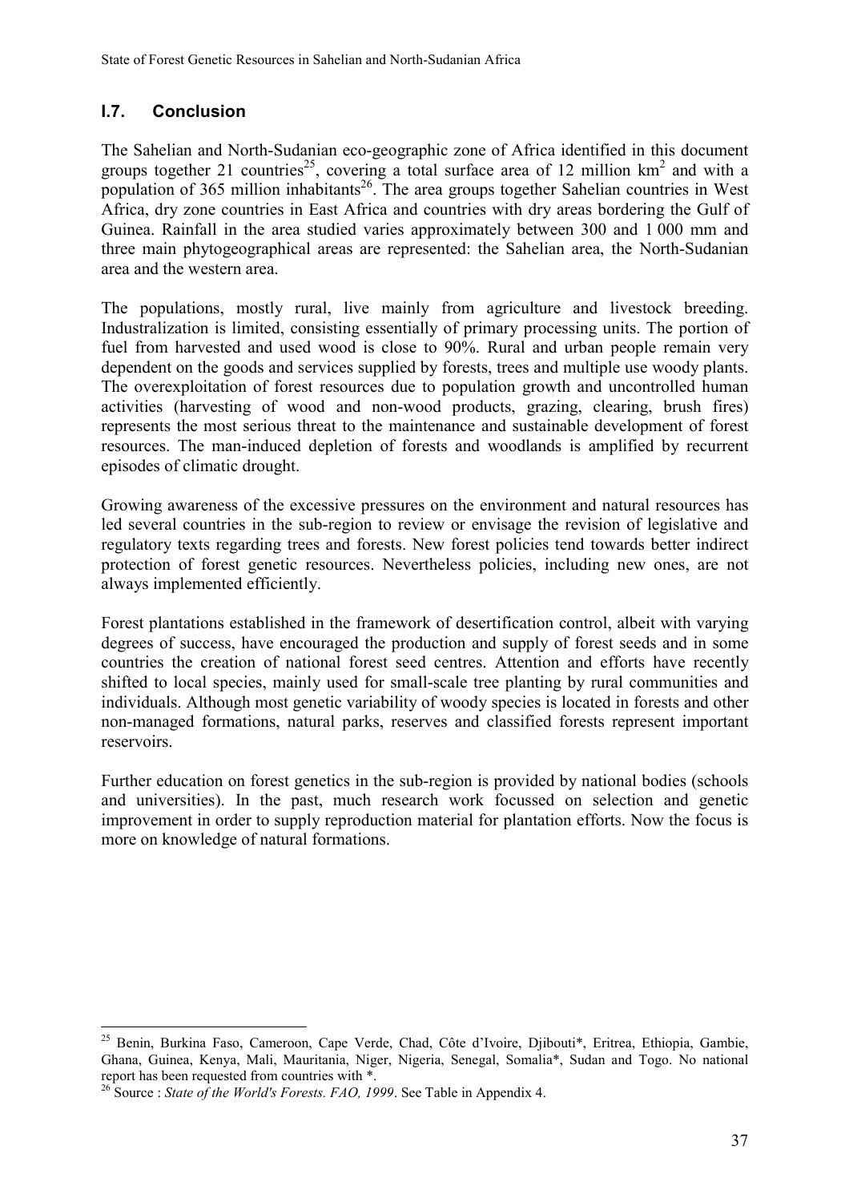## I.7. Conclusion

The Sahelian and North-Sudanian eco-geographic zone of Africa identified in this document groups together 21 countries[25], covering a total surface area of 12 million km$^2$ and with a population of 365 million inhabitants[26]. The area groups together Sahelian countries in West Africa, dry zone countries in East Africa and countries with dry areas bordering the Gulf of Guinea. Rainfall in the area studied varies approximately between 300 and 1 000 mm and three main phytogeographical areas are represented: the Sahelian area, the North-Sudanian area and the western area.

The populations, mostly rural, live mainly from agriculture and livestock breeding. Industralization is limited, consisting essentially of primary processing units. The portion of fuel from harvested and used wood is close to 90%. Rural and urban people remain very dependent on the goods and services supplied by forests, trees and multiple use woody plants. The overexploitation of forest resources due to population growth and uncontrolled human activities (harvesting of wood and non-wood products, grazing, clearing, brush fires) represents the most serious threat to the maintenance and sustainable development of forest resources. The man-induced depletion of forests and woodlands is amplified by recurrent episodes of climatic drought.

Growing awareness of the excessive pressures on the environment and natural resources has led several countries in the sub-region to review or envisage the revision of legislative and regulatory texts regarding trees and forests. New forest policies tend towards better indirect protection of forest genetic resources. Nevertheless policies, including new ones, are not always implemented efficiently.

Forest plantations established in the framework of desertification control, albeit with varying degrees of success, have encouraged the production and supply of forest seeds and in some countries the creation of national forest seed centres. Attention and efforts have recently shifted to local species, mainly used for small-scale tree planting by rural communities and individuals. Although most genetic variability of woody species is located in forests and other non-managed formations, natural parks, reserves and classified forests represent important reservoirs.

Further education on forest genetics in the sub-region is provided by national bodies (schools and universities). In the past, much research work focussed on selection and genetic improvement in order to supply reproduction material for plantation efforts. Now the focus is more on knowledge of natural formations.

---

[25] Benin, Burkina Faso, Cameroon, Cape Verde, Chad, Côte d'Ivoire, Djibouti*, Eritrea, Ethiopia, Gambie, Ghana, Guinea, Kenya, Mali, Mauritania, Niger, Nigeria, Senegal, Somalia*, Sudan and Togo. No national report has been requested from countries with *.

[26] Source : *State of the World's Forests. FAO, 1999*. See Table in Appendix 4.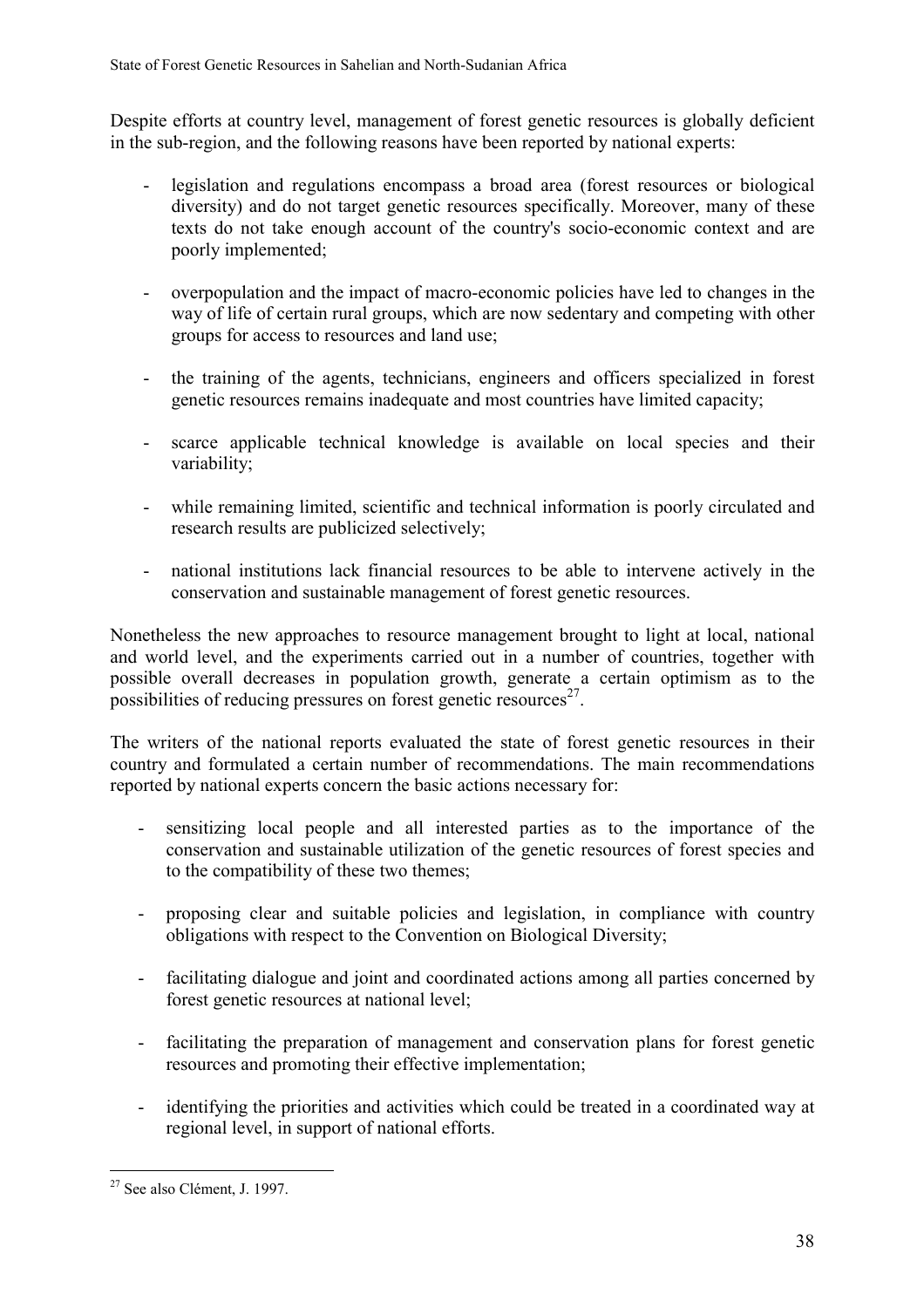Despite efforts at country level, management of forest genetic resources is globally deficient in the sub-region, and the following reasons have been reported by national experts:

- legislation and regulations encompass a broad area (forest resources or biological diversity) and do not target genetic resources specifically. Moreover, many of these texts do not take enough account of the country's socio-economic context and are poorly implemented;
- overpopulation and the impact of macro-economic policies have led to changes in the way of life of certain rural groups, which are now sedentary and competing with other groups for access to resources and land use;
- the training of the agents, technicians, engineers and officers specialized in forest genetic resources remains inadequate and most countries have limited capacity;
- scarce applicable technical knowledge is available on local species and their variability;
- while remaining limited, scientific and technical information is poorly circulated and research results are publicized selectively;
- national institutions lack financial resources to be able to intervene actively in the conservation and sustainable management of forest genetic resources.

Nonetheless the new approaches to resource management brought to light at local, national and world level, and the experiments carried out in a number of countries, together with possible overall decreases in population growth, generate a certain optimism as to the possibilities of reducing pressures on forest genetic resources[27].

The writers of the national reports evaluated the state of forest genetic resources in their country and formulated a certain number of recommendations. The main recommendations reported by national experts concern the basic actions necessary for:

- sensitizing local people and all interested parties as to the importance of the conservation and sustainable utilization of the genetic resources of forest species and to the compatibility of these two themes;
- proposing clear and suitable policies and legislation, in compliance with country obligations with respect to the Convention on Biological Diversity;
- facilitating dialogue and joint and coordinated actions among all parties concerned by forest genetic resources at national level;
- facilitating the preparation of management and conservation plans for forest genetic resources and promoting their effective implementation;
- identifying the priorities and activities which could be treated in a coordinated way at regional level, in support of national efforts.

---

[27] See also Clément, J. 1997.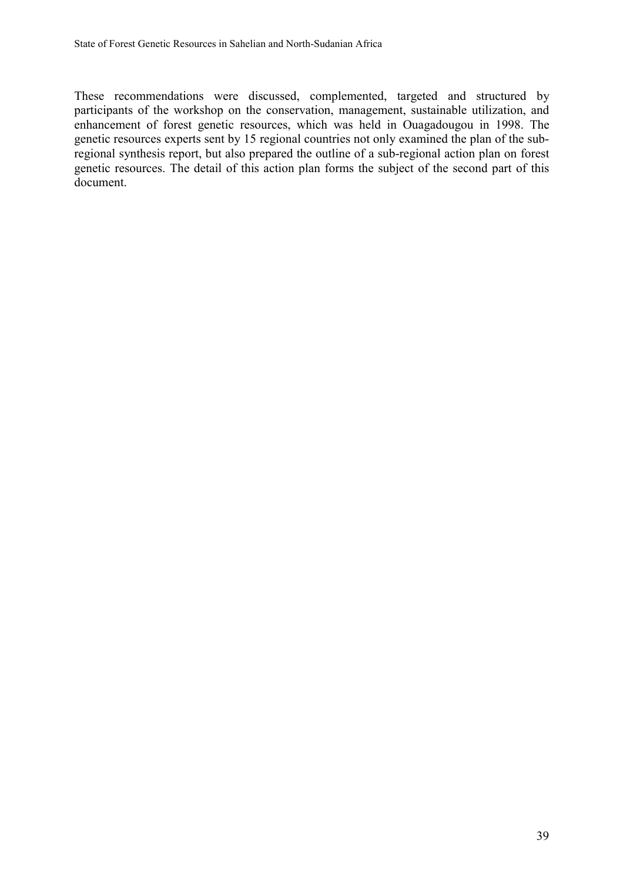These recommendations were discussed, complemented, targeted and structured by participants of the workshop on the conservation, management, sustainable utilization, and enhancement of forest genetic resources, which was held in Ouagadougou in 1998. The genetic resources experts sent by 15 regional countries not only examined the plan of the sub-regional synthesis report, but also prepared the outline of a sub-regional action plan on forest genetic resources. The detail of this action plan forms the subject of the second part of this document.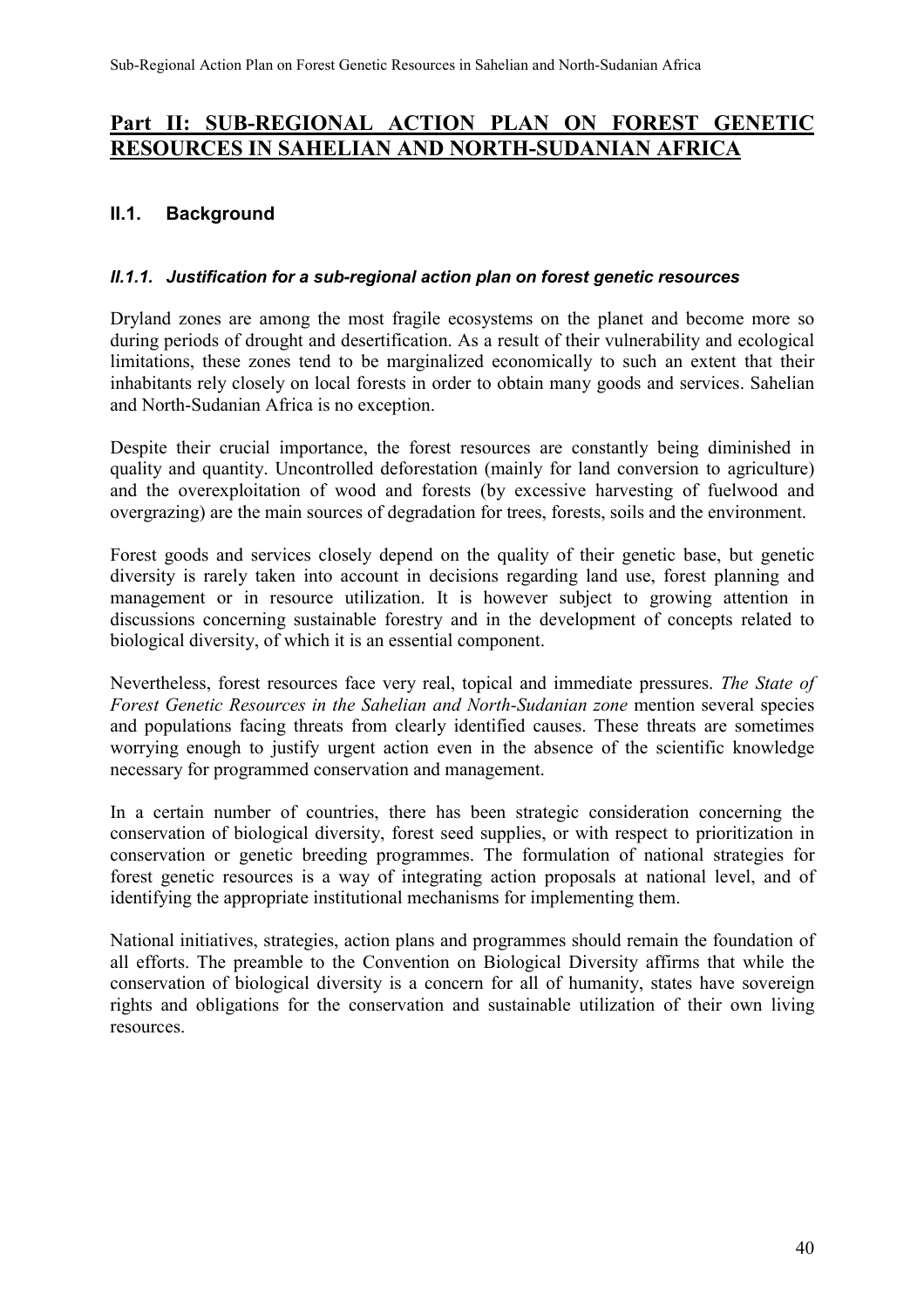# Part II: SUB-REGIONAL ACTION PLAN ON FOREST GENETIC RESOURCES IN SAHELIAN AND NORTH-SUDANIAN AFRICA

## II.1. Background

### *II.1.1. Justification for a sub-regional action plan on forest genetic resources*

Dryland zones are among the most fragile ecosystems on the planet and become more so during periods of drought and desertification. As a result of their vulnerability and ecological limitations, these zones tend to be marginalized economically to such an extent that their inhabitants rely closely on local forests in order to obtain many goods and services. Sahelian and North-Sudanian Africa is no exception.

Despite their crucial importance, the forest resources are constantly being diminished in quality and quantity. Uncontrolled deforestation (mainly for land conversion to agriculture) and the overexploitation of wood and forests (by excessive harvesting of fuelwood and overgrazing) are the main sources of degradation for trees, forests, soils and the environment.

Forest goods and services closely depend on the quality of their genetic base, but genetic diversity is rarely taken into account in decisions regarding land use, forest planning and management or in resource utilization. It is however subject to growing attention in discussions concerning sustainable forestry and in the development of concepts related to biological diversity, of which it is an essential component.

Nevertheless, forest resources face very real, topical and immediate pressures. *The State of Forest Genetic Resources in the Sahelian and North-Sudanian zone* mention several species and populations facing threats from clearly identified causes. These threats are sometimes worrying enough to justify urgent action even in the absence of the scientific knowledge necessary for programmed conservation and management.

In a certain number of countries, there has been strategic consideration concerning the conservation of biological diversity, forest seed supplies, or with respect to prioritization in conservation or genetic breeding programmes. The formulation of national strategies for forest genetic resources is a way of integrating action proposals at national level, and of identifying the appropriate institutional mechanisms for implementing them.

National initiatives, strategies, action plans and programmes should remain the foundation of all efforts. The preamble to the Convention on Biological Diversity affirms that while the conservation of biological diversity is a concern for all of humanity, states have sovereign rights and obligations for the conservation and sustainable utilization of their own living resources.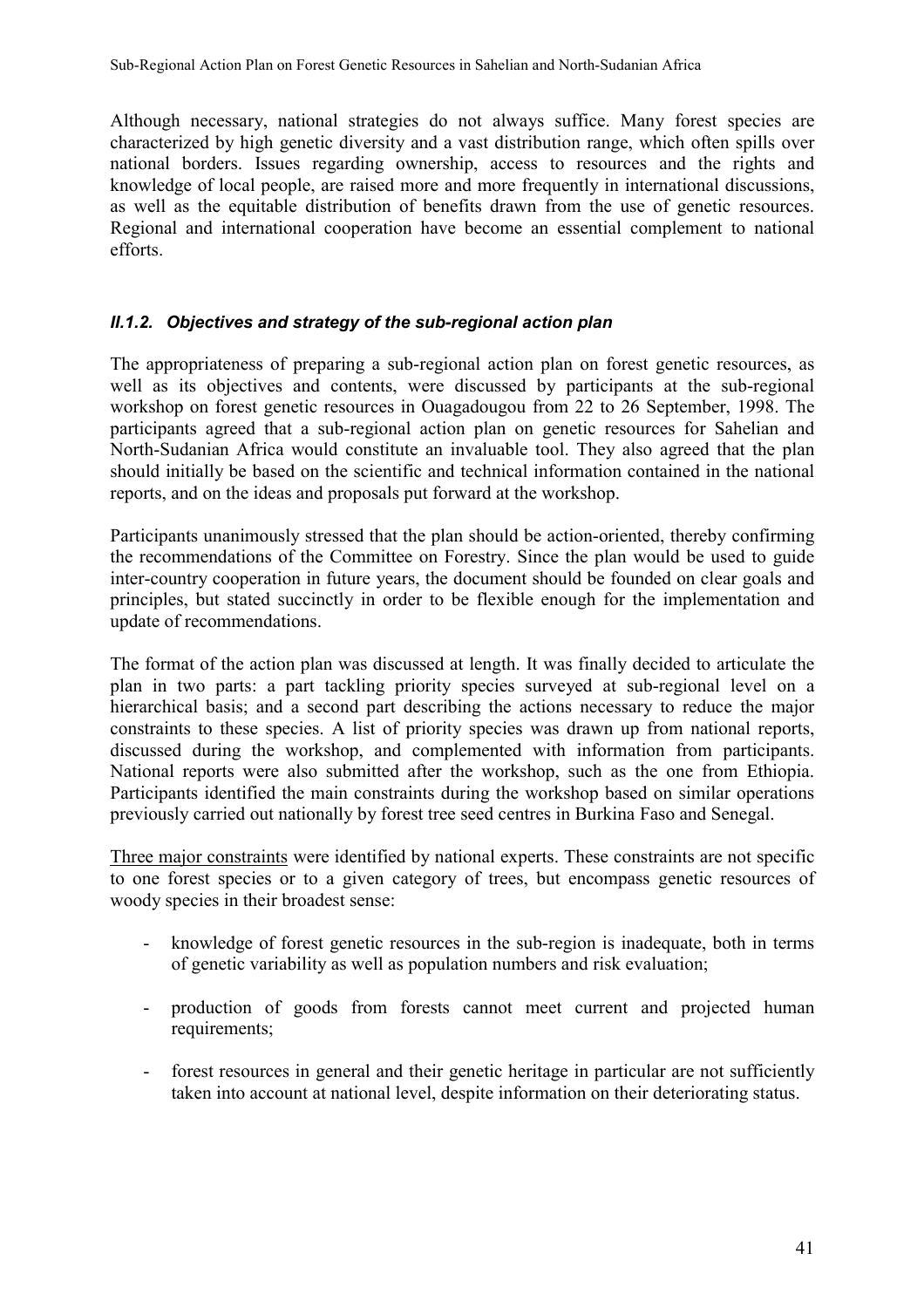Although necessary, national strategies do not always suffice. Many forest species are characterized by high genetic diversity and a vast distribution range, which often spills over national borders. Issues regarding ownership, access to resources and the rights and knowledge of local people, are raised more and more frequently in international discussions, as well as the equitable distribution of benefits drawn from the use of genetic resources. Regional and international cooperation have become an essential complement to national efforts.

### *II.1.2. Objectives and strategy of the sub-regional action plan*

The appropriateness of preparing a sub-regional action plan on forest genetic resources, as well as its objectives and contents, were discussed by participants at the sub-regional workshop on forest genetic resources in Ouagadougou from 22 to 26 September, 1998. The participants agreed that a sub-regional action plan on genetic resources for Sahelian and North-Sudanian Africa would constitute an invaluable tool. They also agreed that the plan should initially be based on the scientific and technical information contained in the national reports, and on the ideas and proposals put forward at the workshop.

Participants unanimously stressed that the plan should be action-oriented, thereby confirming the recommendations of the Committee on Forestry. Since the plan would be used to guide inter-country cooperation in future years, the document should be founded on clear goals and principles, but stated succinctly in order to be flexible enough for the implementation and update of recommendations.

The format of the action plan was discussed at length. It was finally decided to articulate the plan in two parts: a part tackling priority species surveyed at sub-regional level on a hierarchical basis; and a second part describing the actions necessary to reduce the major constraints to these species. A list of priority species was drawn up from national reports, discussed during the workshop, and complemented with information from participants. National reports were also submitted after the workshop, such as the one from Ethiopia. Participants identified the main constraints during the workshop based on similar operations previously carried out nationally by forest tree seed centres in Burkina Faso and Senegal.

<u>Three major constraints</u> were identified by national experts. These constraints are not specific to one forest species or to a given category of trees, but encompass genetic resources of woody species in their broadest sense:

- knowledge of forest genetic resources in the sub-region is inadequate, both in terms of genetic variability as well as population numbers and risk evaluation;
- production of goods from forests cannot meet current and projected human requirements;
- forest resources in general and their genetic heritage in particular are not sufficiently taken into account at national level, despite information on their deteriorating status.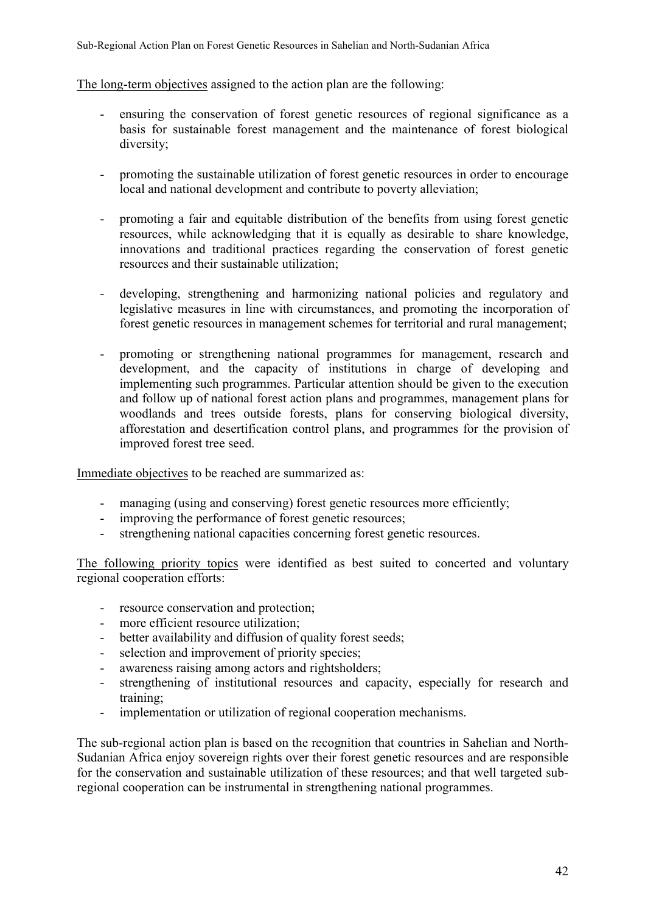The long-term objectives assigned to the action plan are the following:

- ensuring the conservation of forest genetic resources of regional significance as a basis for sustainable forest management and the maintenance of forest biological diversity;

- promoting the sustainable utilization of forest genetic resources in order to encourage local and national development and contribute to poverty alleviation;

- promoting a fair and equitable distribution of the benefits from using forest genetic resources, while acknowledging that it is equally as desirable to share knowledge, innovations and traditional practices regarding the conservation of forest genetic resources and their sustainable utilization;

- developing, strengthening and harmonizing national policies and regulatory and legislative measures in line with circumstances, and promoting the incorporation of forest genetic resources in management schemes for territorial and rural management;

- promoting or strengthening national programmes for management, research and development, and the capacity of institutions in charge of developing and implementing such programmes. Particular attention should be given to the execution and follow up of national forest action plans and programmes, management plans for woodlands and trees outside forests, plans for conserving biological diversity, afforestation and desertification control plans, and programmes for the provision of improved forest tree seed.

Immediate objectives to be reached are summarized as:

- managing (using and conserving) forest genetic resources more efficiently;
- improving the performance of forest genetic resources;
- strengthening national capacities concerning forest genetic resources.

The following priority topics were identified as best suited to concerted and voluntary regional cooperation efforts:

- resource conservation and protection;
- more efficient resource utilization;
- better availability and diffusion of quality forest seeds;
- selection and improvement of priority species;
- awareness raising among actors and rightsholders;
- strengthening of institutional resources and capacity, especially for research and training;
- implementation or utilization of regional cooperation mechanisms.

The sub-regional action plan is based on the recognition that countries in Sahelian and North-Sudanian Africa enjoy sovereign rights over their forest genetic resources and are responsible for the conservation and sustainable utilization of these resources; and that well targeted sub-regional cooperation can be instrumental in strengthening national programmes.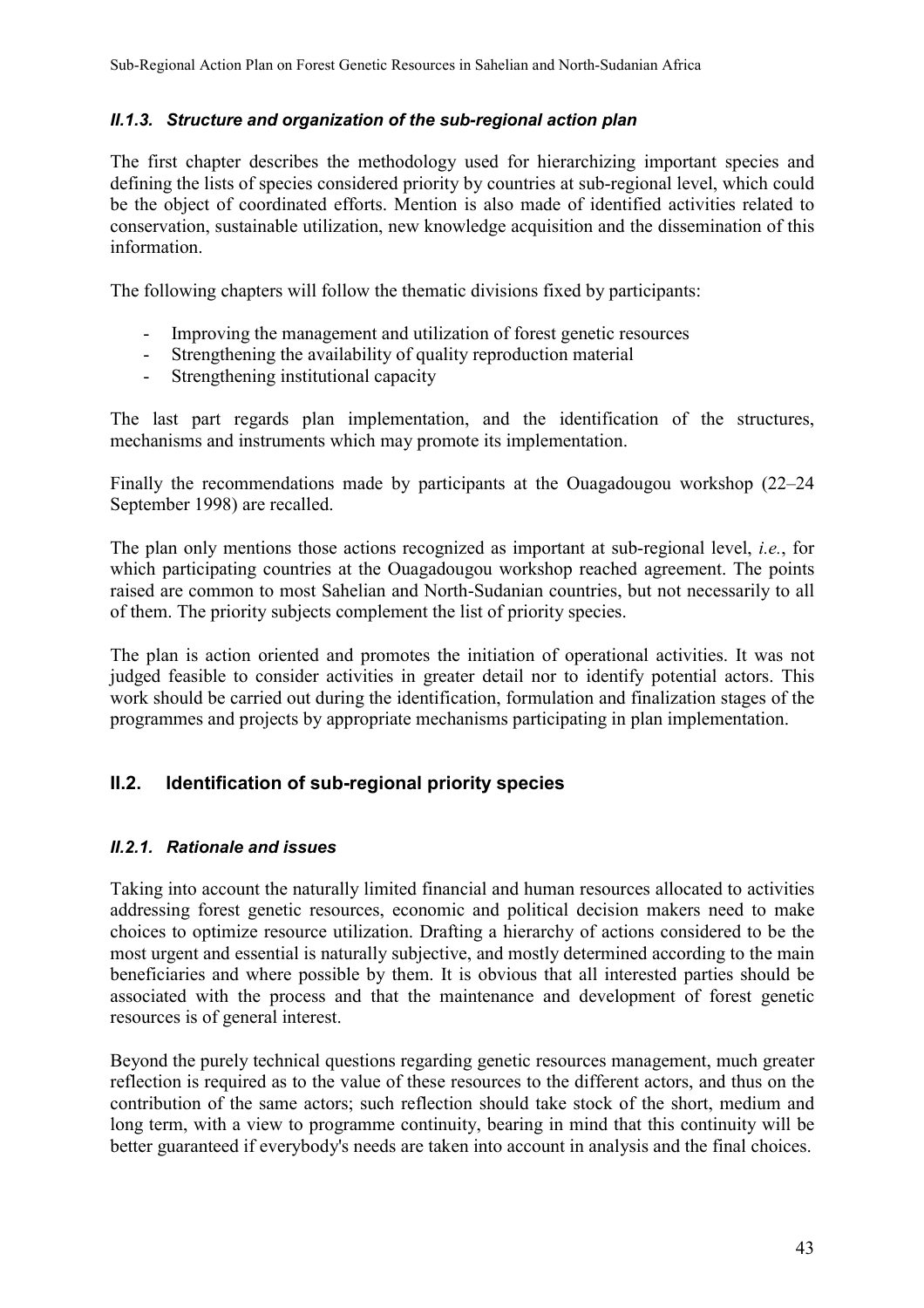### *II.1.3. Structure and organization of the sub-regional action plan*

The first chapter describes the methodology used for hierarchizing important species and defining the lists of species considered priority by countries at sub-regional level, which could be the object of coordinated efforts. Mention is also made of identified activities related to conservation, sustainable utilization, new knowledge acquisition and the dissemination of this information.

The following chapters will follow the thematic divisions fixed by participants:

- Improving the management and utilization of forest genetic resources
- Strengthening the availability of quality reproduction material
- Strengthening institutional capacity

The last part regards plan implementation, and the identification of the structures, mechanisms and instruments which may promote its implementation.

Finally the recommendations made by participants at the Ouagadougou workshop (22–24 September 1998) are recalled.

The plan only mentions those actions recognized as important at sub-regional level, *i.e.*, for which participating countries at the Ouagadougou workshop reached agreement. The points raised are common to most Sahelian and North-Sudanian countries, but not necessarily to all of them. The priority subjects complement the list of priority species.

The plan is action oriented and promotes the initiation of operational activities. It was not judged feasible to consider activities in greater detail nor to identify potential actors. This work should be carried out during the identification, formulation and finalization stages of the programmes and projects by appropriate mechanisms participating in plan implementation.

## II.2. Identification of sub-regional priority species

### *II.2.1. Rationale and issues*

Taking into account the naturally limited financial and human resources allocated to activities addressing forest genetic resources, economic and political decision makers need to make choices to optimize resource utilization. Drafting a hierarchy of actions considered to be the most urgent and essential is naturally subjective, and mostly determined according to the main beneficiaries and where possible by them. It is obvious that all interested parties should be associated with the process and that the maintenance and development of forest genetic resources is of general interest.

Beyond the purely technical questions regarding genetic resources management, much greater reflection is required as to the value of these resources to the different actors, and thus on the contribution of the same actors; such reflection should take stock of the short, medium and long term, with a view to programme continuity, bearing in mind that this continuity will be better guaranteed if everybody's needs are taken into account in analysis and the final choices.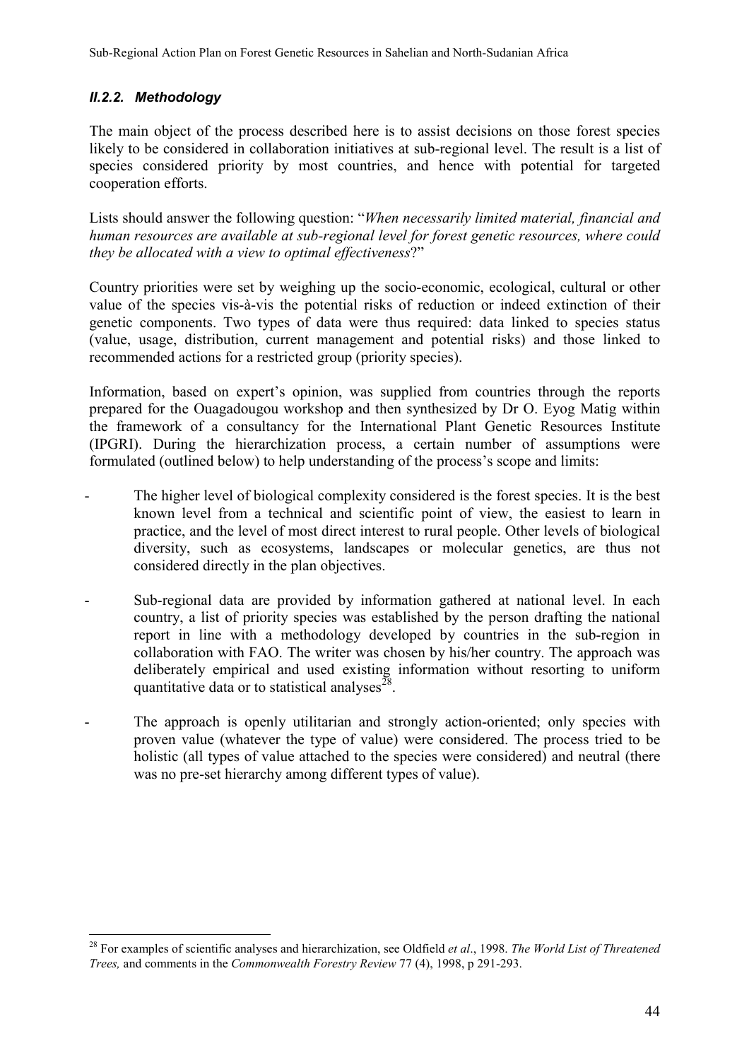### *II.2.2. Methodology*

The main object of the process described here is to assist decisions on those forest species likely to be considered in collaboration initiatives at sub-regional level. The result is a list of species considered priority by most countries, and hence with potential for targeted cooperation efforts.

Lists should answer the following question: "*When necessarily limited material, financial and human resources are available at sub-regional level for forest genetic resources, where could they be allocated with a view to optimal effectiveness*?"

Country priorities were set by weighing up the socio-economic, ecological, cultural or other value of the species vis-à-vis the potential risks of reduction or indeed extinction of their genetic components. Two types of data were thus required: data linked to species status (value, usage, distribution, current management and potential risks) and those linked to recommended actions for a restricted group (priority species).

Information, based on expert's opinion, was supplied from countries through the reports prepared for the Ouagadougou workshop and then synthesized by Dr O. Eyog Matig within the framework of a consultancy for the International Plant Genetic Resources Institute (IPGRI). During the hierarchization process, a certain number of assumptions were formulated (outlined below) to help understanding of the process's scope and limits:

- The higher level of biological complexity considered is the forest species. It is the best known level from a technical and scientific point of view, the easiest to learn in practice, and the level of most direct interest to rural people. Other levels of biological diversity, such as ecosystems, landscapes or molecular genetics, are thus not considered directly in the plan objectives.
- Sub-regional data are provided by information gathered at national level. In each country, a list of priority species was established by the person drafting the national report in line with a methodology developed by countries in the sub-region in collaboration with FAO. The writer was chosen by his/her country. The approach was deliberately empirical and used existing information without resorting to uniform quantitative data or to statistical analyses[28].
- The approach is openly utilitarian and strongly action-oriented; only species with proven value (whatever the type of value) were considered. The process tried to be holistic (all types of value attached to the species were considered) and neutral (there was no pre-set hierarchy among different types of value).

[28] For examples of scientific analyses and hierarchization, see Oldfield *et al*., 1998. *The World List of Threatened Trees,* and comments in the *Commonwealth Forestry Review* 77 (4), 1998, p 291-293.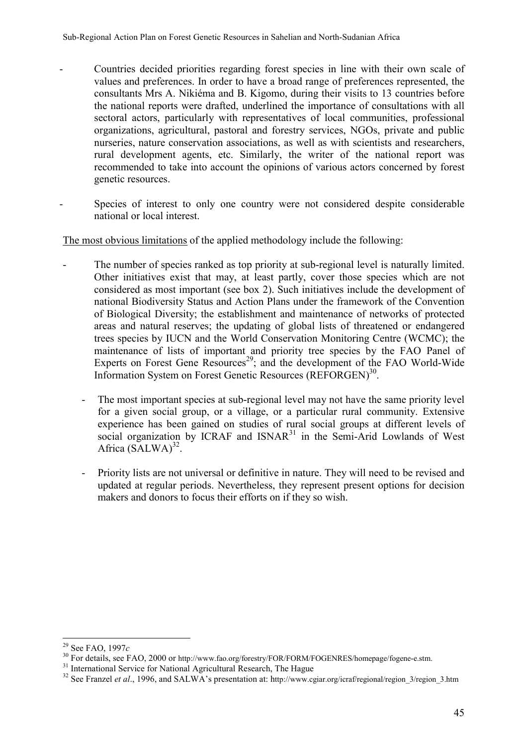- Countries decided priorities regarding forest species in line with their own scale of values and preferences. In order to have a broad range of preferences represented, the consultants Mrs A. Nikiéma and B. Kigomo, during their visits to 13 countries before the national reports were drafted, underlined the importance of consultations with all sectoral actors, particularly with representatives of local communities, professional organizations, agricultural, pastoral and forestry services, NGOs, private and public nurseries, nature conservation associations, as well as with scientists and researchers, rural development agents, etc. Similarly, the writer of the national report was recommended to take into account the opinions of various actors concerned by forest genetic resources.

- Species of interest to only one country were not considered despite considerable national or local interest.

<u>The most obvious limitations</u> of the applied methodology include the following:

- The number of species ranked as top priority at sub-regional level is naturally limited. Other initiatives exist that may, at least partly, cover those species which are not considered as most important (see box 2). Such initiatives include the development of national Biodiversity Status and Action Plans under the framework of the Convention of Biological Diversity; the establishment and maintenance of networks of protected areas and natural reserves; the updating of global lists of threatened or endangered trees species by IUCN and the World Conservation Monitoring Centre (WCMC); the maintenance of lists of important and priority tree species by the FAO Panel of Experts on Forest Gene Resources[29]; and the development of the FAO World-Wide Information System on Forest Genetic Resources (REFORGEN)[30].

  - The most important species at sub-regional level may not have the same priority level for a given social group, or a village, or a particular rural community. Extensive experience has been gained on studies of rural social groups at different levels of social organization by ICRAF and ISNAR[31] in the Semi-Arid Lowlands of West Africa (SALWA)[32].

  - Priority lists are not universal or definitive in nature. They will need to be revised and updated at regular periods. Nevertheless, they represent present options for decision makers and donors to focus their efforts on if they so wish.

---

[29] See FAO, 1997*c*

[30] For details, see FAO, 2000 or http://www.fao.org/forestry/FOR/FORM/FOGENRES/homepage/fogene-e.stm.

[31] International Service for National Agricultural Research, The Hague

[32] See Franzel *et al*., 1996, and SALWA's presentation at: http://www.cgiar.org/icraf/regional/region_3/region_3.htm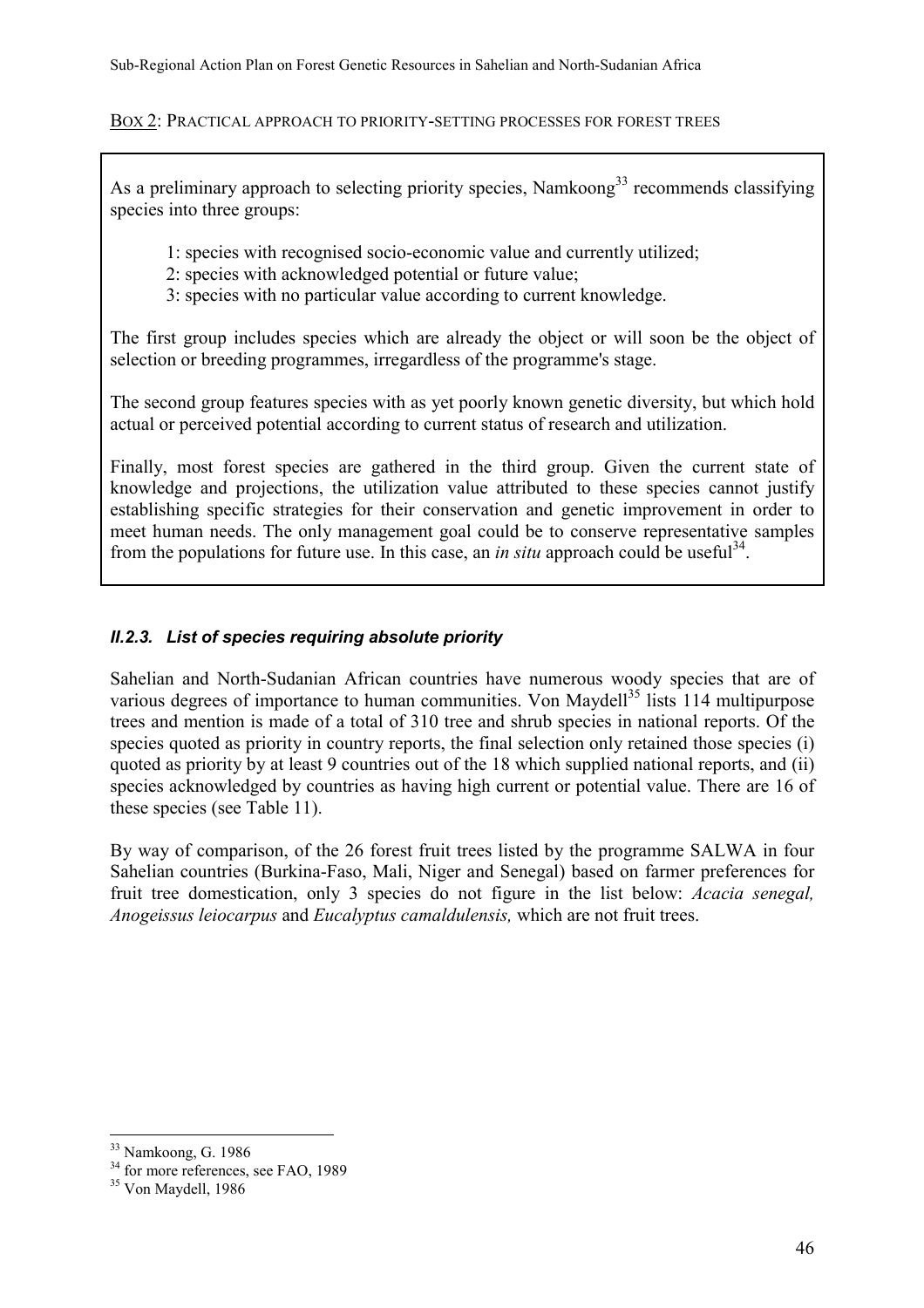BOX 2: PRACTICAL APPROACH TO PRIORITY-SETTING PROCESSES FOR FOREST TREES

As a preliminary approach to selecting priority species, Namkoong[33] recommends classifying species into three groups:

1: species with recognised socio-economic value and currently utilized;
2: species with acknowledged potential or future value;
3: species with no particular value according to current knowledge.

The first group includes species which are already the object or will soon be the object of selection or breeding programmes, irregardless of the programme's stage.

The second group features species with as yet poorly known genetic diversity, but which hold actual or perceived potential according to current status of research and utilization.

Finally, most forest species are gathered in the third group. Given the current state of knowledge and projections, the utilization value attributed to these species cannot justify establishing specific strategies for their conservation and genetic improvement in order to meet human needs. The only management goal could be to conserve representative samples from the populations for future use. In this case, an *in situ* approach could be useful[34].

### *II.2.3. List of species requiring absolute priority*

Sahelian and North-Sudanian African countries have numerous woody species that are of various degrees of importance to human communities. Von Maydell[35] lists 114 multipurpose trees and mention is made of a total of 310 tree and shrub species in national reports. Of the species quoted as priority in country reports, the final selection only retained those species (i) quoted as priority by at least 9 countries out of the 18 which supplied national reports, and (ii) species acknowledged by countries as having high current or potential value. There are 16 of these species (see Table 11).

By way of comparison, of the 26 forest fruit trees listed by the programme SALWA in four Sahelian countries (Burkina-Faso, Mali, Niger and Senegal) based on farmer preferences for fruit tree domestication, only 3 species do not figure in the list below: *Acacia senegal, Anogeissus leiocarpus* and *Eucalyptus camaldulensis,* which are not fruit trees.

---

[33] Namkoong, G. 1986
[34] for more references, see FAO, 1989
[35] Von Maydell, 1986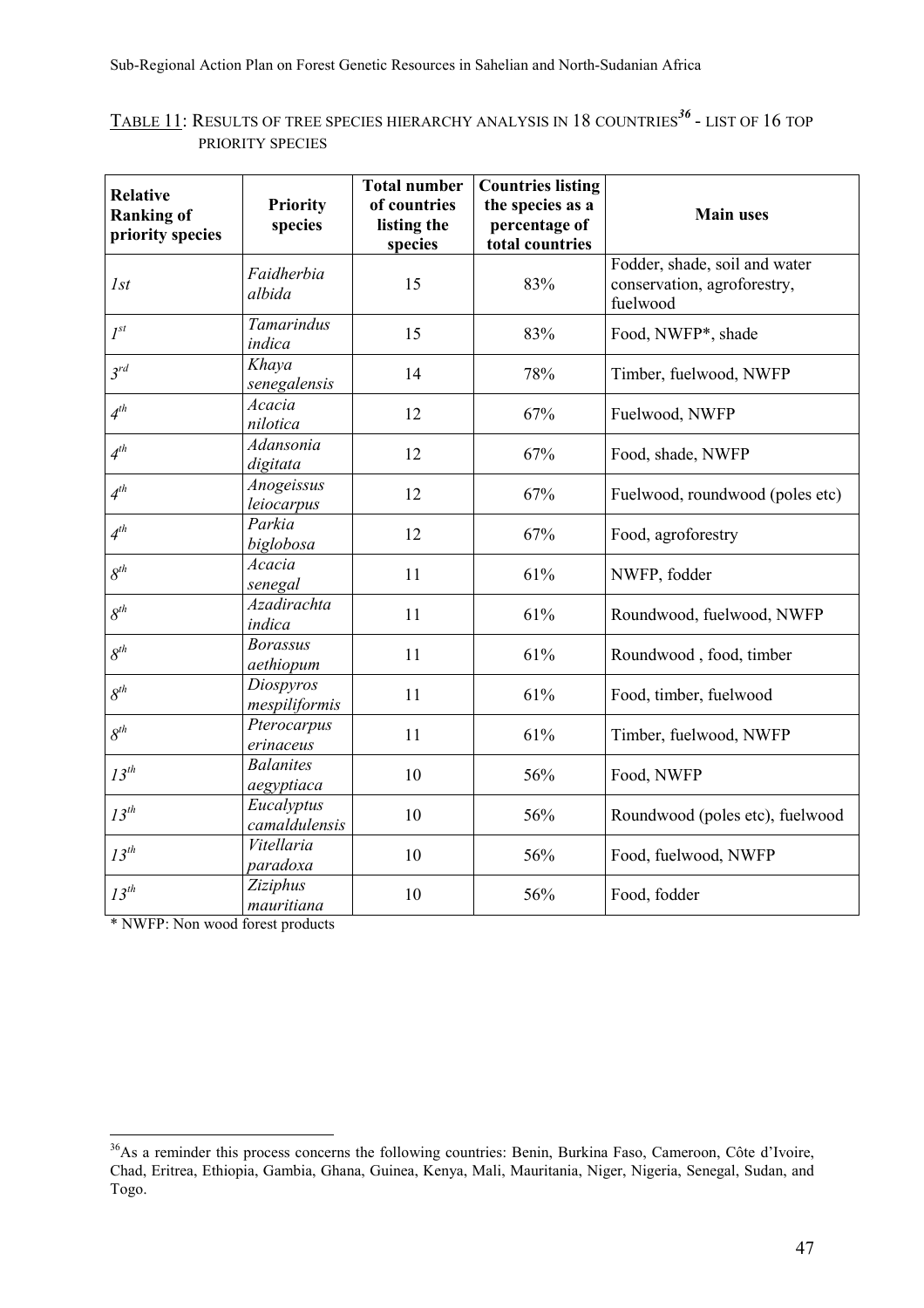TABLE 11: RESULTS OF TREE SPECIES HIERARCHY ANALYSIS IN 18 COUNTRIES[36] - LIST OF 16 TOP PRIORITY SPECIES

| Relative Ranking of priority species | Priority species | Total number of countries listing the species | Countries listing the species as a percentage of total countries | Main uses |
|---|---|---|---|---|
| *1st* | *Faidherbia albida* | 15 | 83% | Fodder, shade, soil and water conservation, agroforestry, fuelwood |
| *1st* | *Tamarindus indica* | 15 | 83% | Food, NWFP*, shade |
| *3rd* | *Khaya senegalensis* | 14 | 78% | Timber, fuelwood, NWFP |
| *4th* | *Acacia nilotica* | 12 | 67% | Fuelwood, NWFP |
| *4th* | *Adansonia digitata* | 12 | 67% | Food, shade, NWFP |
| *4th* | *Anogeissus leiocarpus* | 12 | 67% | Fuelwood, roundwood (poles etc) |
| *4th* | *Parkia biglobosa* | 12 | 67% | Food, agroforestry |
| *8th* | *Acacia senegal* | 11 | 61% | NWFP, fodder |
| *8th* | *Azadirachta indica* | 11 | 61% | Roundwood, fuelwood, NWFP |
| *8th* | *Borassus aethiopum* | 11 | 61% | Roundwood , food, timber |
| *8th* | *Diospyros mespiliformis* | 11 | 61% | Food, timber, fuelwood |
| *8th* | *Pterocarpus erinaceus* | 11 | 61% | Timber, fuelwood, NWFP |
| *13th* | *Balanites aegyptiaca* | 10 | 56% | Food, NWFP |
| *13th* | *Eucalyptus camaldulensis* | 10 | 56% | Roundwood (poles etc), fuelwood |
| *13th* | *Vitellaria paradoxa* | 10 | 56% | Food, fuelwood, NWFP |
| *13th* | *Ziziphus mauritiana* | 10 | 56% | Food, fodder |

* NWFP: Non wood forest products

[36] As a reminder this process concerns the following countries: Benin, Burkina Faso, Cameroon, Côte d'Ivoire, Chad, Eritrea, Ethiopia, Gambia, Ghana, Guinea, Kenya, Mali, Mauritania, Niger, Nigeria, Senegal, Sudan, and Togo.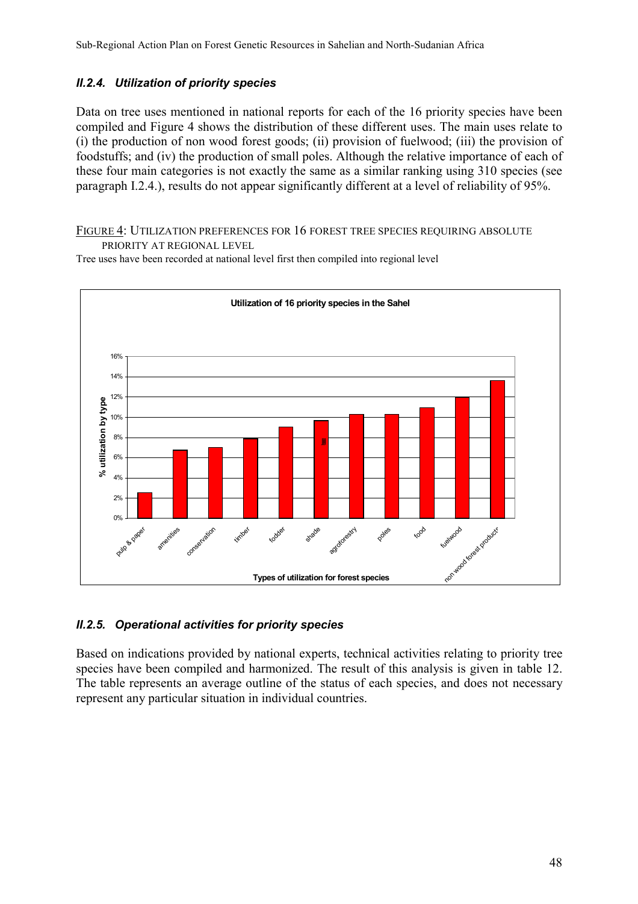### *II.2.4. Utilization of priority species*

Data on tree uses mentioned in national reports for each of the 16 priority species have been compiled and Figure 4 shows the distribution of these different uses. The main uses relate to (i) the production of non wood forest goods; (ii) provision of fuelwood; (iii) the provision of foodstuffs; and (iv) the production of small poles. Although the relative importance of each of these four main categories is not exactly the same as a similar ranking using 310 species (see paragraph I.2.4.), results do not appear significantly different at a level of reliability of 95%.

FIGURE 4: UTILIZATION PREFERENCES FOR 16 FOREST TREE SPECIES REQUIRING ABSOLUTE PRIORITY AT REGIONAL LEVEL

Tree uses have been recorded at national level first then compiled into regional level

**Utilization of 16 priority species in the Sahel**

| Types of utilization for forest species | % utilization by type (approx.) |
|---|---|
| pulp & paper | 2.5% |
| amenities | 6.7% |
| conservation | 7% |
| timber | 7.9% |
| fodder | 9% |
| shade | 9.7% |
| agroforestry | 10.3% |
| poles | 10.3% |
| food | 10.9% |
| fuelwood | 12% |
| non wood forest products | 13.6% |

### *II.2.5. Operational activities for priority species*

Based on indications provided by national experts, technical activities relating to priority tree species have been compiled and harmonized. The result of this analysis is given in table 12. The table represents an average outline of the status of each species, and does not necessary represent any particular situation in individual countries.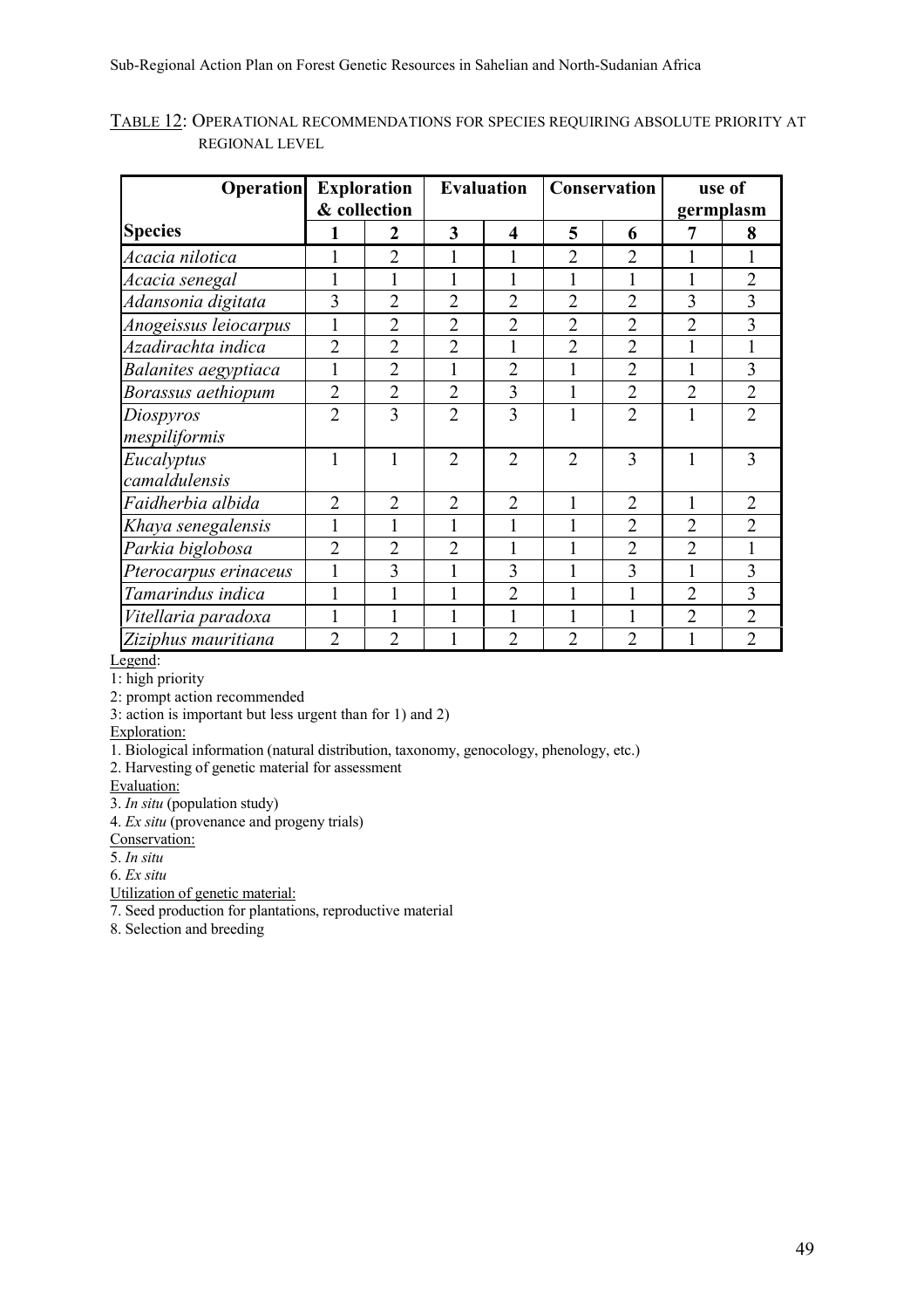TABLE 12: OPERATIONAL RECOMMENDATIONS FOR SPECIES REQUIRING ABSOLUTE PRIORITY AT REGIONAL LEVEL

| **Operation** | **Exploration & collection** | | **Evaluation** | | **Conservation** | | **use of germplasm** | |
|---|---|---|---|---|---|---|---|---|
| **Species** | **1** | **2** | **3** | **4** | **5** | **6** | **7** | **8** |
| *Acacia nilotica* | 1 | 2 | 1 | 1 | 2 | 2 | 1 | 1 |
| *Acacia senegal* | 1 | 1 | 1 | 1 | 1 | 1 | 1 | 2 |
| *Adansonia digitata* | 3 | 2 | 2 | 2 | 2 | 2 | 3 | 3 |
| *Anogeissus leiocarpus* | 1 | 2 | 2 | 2 | 2 | 2 | 2 | 3 |
| *Azadirachta indica* | 2 | 2 | 2 | 1 | 2 | 2 | 1 | 1 |
| *Balanites aegyptiaca* | 1 | 2 | 1 | 2 | 1 | 2 | 1 | 3 |
| *Borassus aethiopum* | 2 | 2 | 2 | 3 | 1 | 2 | 2 | 2 |
| *Diospyros mespiliformis* | 2 | 3 | 2 | 3 | 1 | 2 | 1 | 2 |
| *Eucalyptus camaldulensis* | 1 | 1 | 2 | 2 | 2 | 3 | 1 | 3 |
| *Faidherbia albida* | 2 | 2 | 2 | 2 | 1 | 2 | 1 | 2 |
| *Khaya senegalensis* | 1 | 1 | 1 | 1 | 1 | 2 | 2 | 2 |
| *Parkia biglobosa* | 2 | 2 | 2 | 1 | 1 | 2 | 2 | 1 |
| *Pterocarpus erinaceus* | 1 | 3 | 1 | 3 | 1 | 3 | 1 | 3 |
| *Tamarindus indica* | 1 | 1 | 1 | 2 | 1 | 1 | 2 | 3 |
| *Vitellaria paradoxa* | 1 | 1 | 1 | 1 | 1 | 1 | 2 | 2 |
| *Ziziphus mauritiana* | 2 | 2 | 1 | 2 | 2 | 2 | 1 | 2 |

Legend:

1: high priority

2: prompt action recommended

3: action is important but less urgent than for 1) and 2)

Exploration:

1. Biological information (natural distribution, taxonomy, genecology, phenology, etc.)
2. Harvesting of genetic material for assessment

Evaluation:

3. *In situ* (population study)
4. *Ex situ* (provenance and progeny trials)

Conservation:

5. *In situ*
6. *Ex situ*

Utilization of genetic material:

7. Seed production for plantations, reproductive material
8. Selection and breeding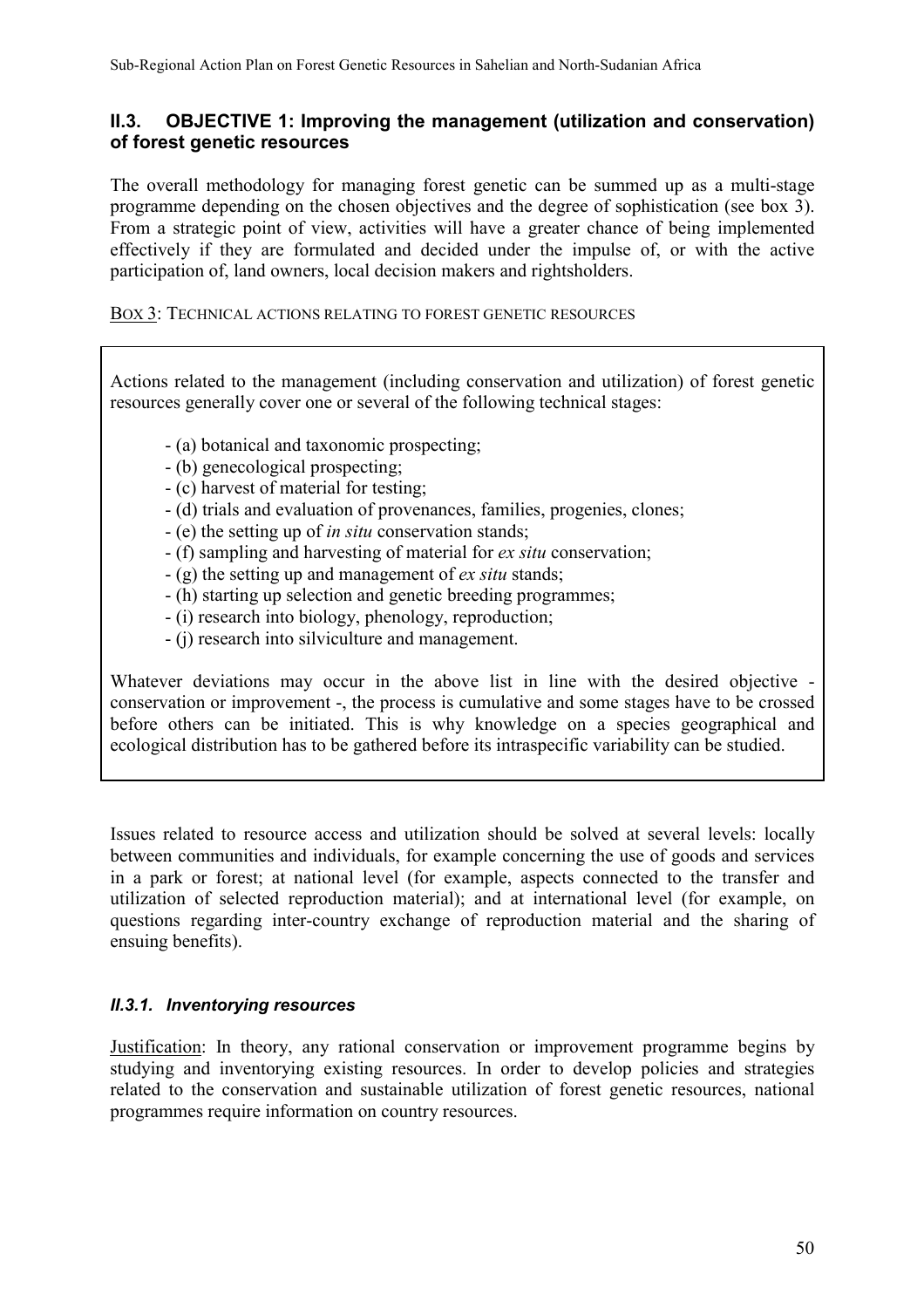## II.3. OBJECTIVE 1: Improving the management (utilization and conservation) of forest genetic resources

The overall methodology for managing forest genetic can be summed up as a multi-stage programme depending on the chosen objectives and the degree of sophistication (see box 3). From a strategic point of view, activities will have a greater chance of being implemented effectively if they are formulated and decided under the impulse of, or with the active participation of, land owners, local decision makers and rightsholders.

<u>Box 3</u>: Technical actions relating to forest genetic resources

> Actions related to the management (including conservation and utilization) of forest genetic resources generally cover one or several of the following technical stages:
>
> - (a) botanical and taxonomic prospecting;
> - (b) genecological prospecting;
> - (c) harvest of material for testing;
> - (d) trials and evaluation of provenances, families, progenies, clones;
> - (e) the setting up of *in situ* conservation stands;
> - (f) sampling and harvesting of material for *ex situ* conservation;
> - (g) the setting up and management of *ex situ* stands;
> - (h) starting up selection and genetic breeding programmes;
> - (i) research into biology, phenology, reproduction;
> - (j) research into silviculture and management.
>
> Whatever deviations may occur in the above list in line with the desired objective - conservation or improvement -, the process is cumulative and some stages have to be crossed before others can be initiated. This is why knowledge on a species geographical and ecological distribution has to be gathered before its intraspecific variability can be studied.

Issues related to resource access and utilization should be solved at several levels: locally between communities and individuals, for example concerning the use of goods and services in a park or forest; at national level (for example, aspects connected to the transfer and utilization of selected reproduction material); and at international level (for example, on questions regarding inter-country exchange of reproduction material and the sharing of ensuing benefits).

### *II.3.1. Inventorying resources*

<u>Justification</u>: In theory, any rational conservation or improvement programme begins by studying and inventorying existing resources. In order to develop policies and strategies related to the conservation and sustainable utilization of forest genetic resources, national programmes require information on country resources.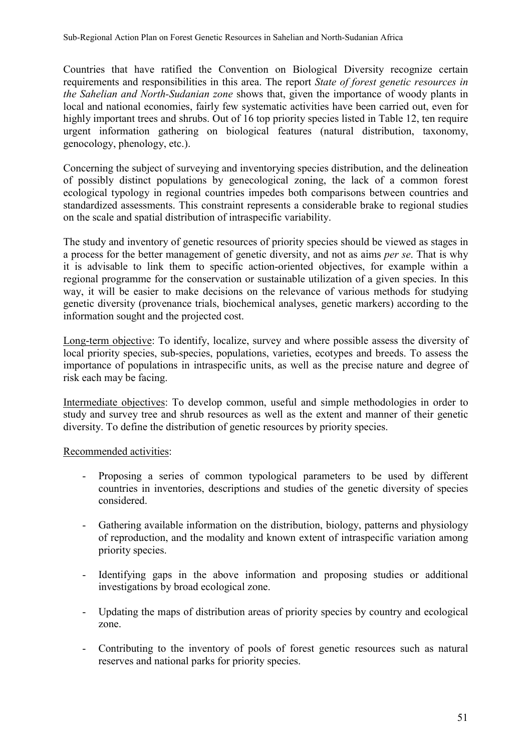Countries that have ratified the Convention on Biological Diversity recognize certain requirements and responsibilities in this area. The report *State of forest genetic resources in the Sahelian and North-Sudanian zone* shows that, given the importance of woody plants in local and national economies, fairly few systematic activities have been carried out, even for highly important trees and shrubs. Out of 16 top priority species listed in Table 12, ten require urgent information gathering on biological features (natural distribution, taxonomy, genocology, phenology, etc.).

Concerning the subject of surveying and inventorying species distribution, and the delineation of possibly distinct populations by genecological zoning, the lack of a common forest ecological typology in regional countries impedes both comparisons between countries and standardized assessments. This constraint represents a considerable brake to regional studies on the scale and spatial distribution of intraspecific variability.

The study and inventory of genetic resources of priority species should be viewed as stages in a process for the better management of genetic diversity, and not as aims *per se*. That is why it is advisable to link them to specific action-oriented objectives, for example within a regional programme for the conservation or sustainable utilization of a given species. In this way, it will be easier to make decisions on the relevance of various methods for studying genetic diversity (provenance trials, biochemical analyses, genetic markers) according to the information sought and the projected cost.

Long-term objective: To identify, localize, survey and where possible assess the diversity of local priority species, sub-species, populations, varieties, ecotypes and breeds. To assess the importance of populations in intraspecific units, as well as the precise nature and degree of risk each may be facing.

Intermediate objectives: To develop common, useful and simple methodologies in order to study and survey tree and shrub resources as well as the extent and manner of their genetic diversity. To define the distribution of genetic resources by priority species.

Recommended activities:

- Proposing a series of common typological parameters to be used by different countries in inventories, descriptions and studies of the genetic diversity of species considered.
- Gathering available information on the distribution, biology, patterns and physiology of reproduction, and the modality and known extent of intraspecific variation among priority species.
- Identifying gaps in the above information and proposing studies or additional investigations by broad ecological zone.
- Updating the maps of distribution areas of priority species by country and ecological zone.
- Contributing to the inventory of pools of forest genetic resources such as natural reserves and national parks for priority species.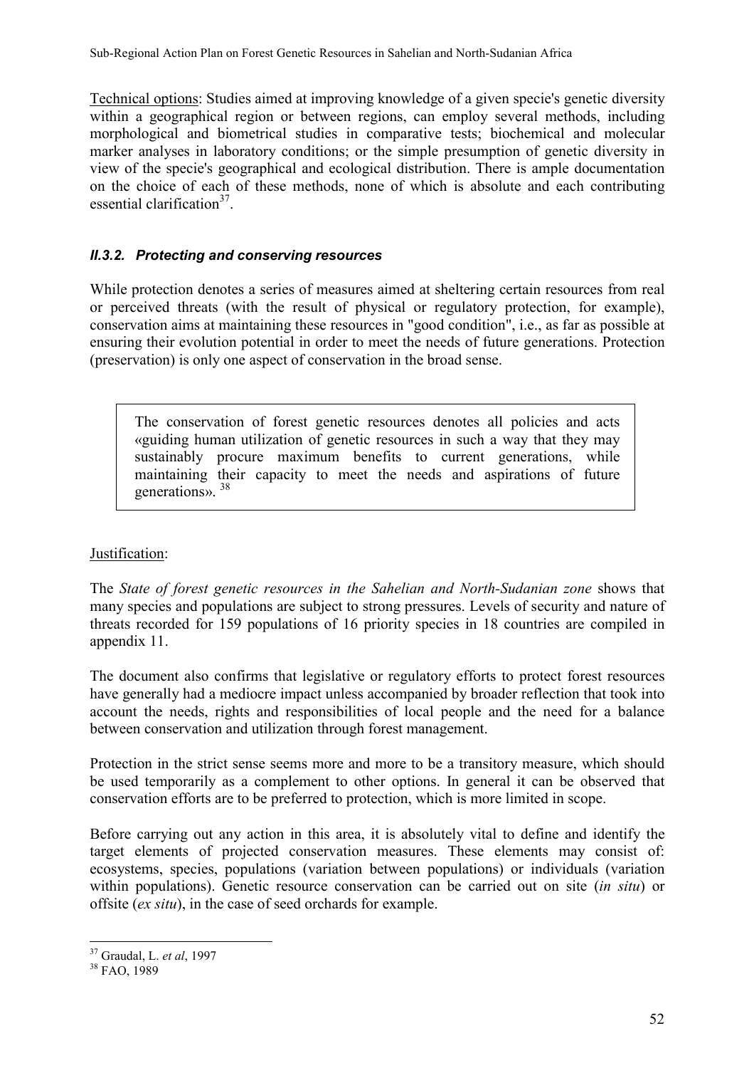Technical options: Studies aimed at improving knowledge of a given specie's genetic diversity within a geographical region or between regions, can employ several methods, including morphological and biometrical studies in comparative tests; biochemical and molecular marker analyses in laboratory conditions; or the simple presumption of genetic diversity in view of the specie's geographical and ecological distribution. There is ample documentation on the choice of each of these methods, none of which is absolute and each contributing essential clarification[37].

### *II.3.2. Protecting and conserving resources*

While protection denotes a series of measures aimed at sheltering certain resources from real or perceived threats (with the result of physical or regulatory protection, for example), conservation aims at maintaining these resources in "good condition", i.e., as far as possible at ensuring their evolution potential in order to meet the needs of future generations. Protection (preservation) is only one aspect of conservation in the broad sense.

> The conservation of forest genetic resources denotes all policies and acts «guiding human utilization of genetic resources in such a way that they may sustainably procure maximum benefits to current generations, while maintaining their capacity to meet the needs and aspirations of future generations». [38]

Justification:

The *State of forest genetic resources in the Sahelian and North-Sudanian zone* shows that many species and populations are subject to strong pressures. Levels of security and nature of threats recorded for 159 populations of 16 priority species in 18 countries are compiled in appendix 11.

The document also confirms that legislative or regulatory efforts to protect forest resources have generally had a mediocre impact unless accompanied by broader reflection that took into account the needs, rights and responsibilities of local people and the need for a balance between conservation and utilization through forest management.

Protection in the strict sense seems more and more to be a transitory measure, which should be used temporarily as a complement to other options. In general it can be observed that conservation efforts are to be preferred to protection, which is more limited in scope.

Before carrying out any action in this area, it is absolutely vital to define and identify the target elements of projected conservation measures. These elements may consist of: ecosystems, species, populations (variation between populations) or individuals (variation within populations). Genetic resource conservation can be carried out on site (*in situ*) or offsite (*ex situ*), in the case of seed orchards for example.

---

[37] Graudal, L. *et al*, 1997

[38] FAO, 1989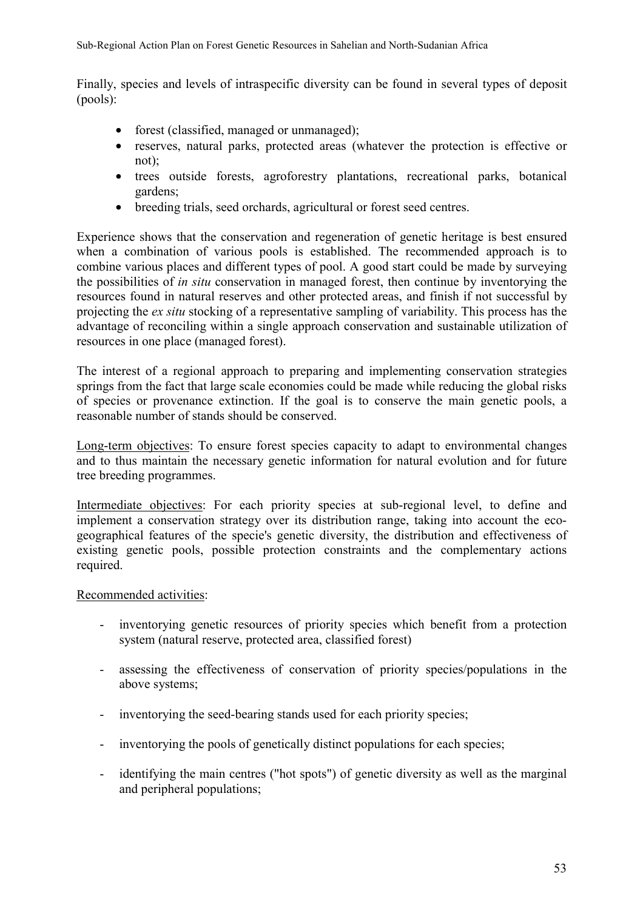Finally, species and levels of intraspecific diversity can be found in several types of deposit (pools):

- forest (classified, managed or unmanaged);
- reserves, natural parks, protected areas (whatever the protection is effective or not);
- trees outside forests, agroforestry plantations, recreational parks, botanical gardens;
- breeding trials, seed orchards, agricultural or forest seed centres.

Experience shows that the conservation and regeneration of genetic heritage is best ensured when a combination of various pools is established. The recommended approach is to combine various places and different types of pool. A good start could be made by surveying the possibilities of *in situ* conservation in managed forest, then continue by inventorying the resources found in natural reserves and other protected areas, and finish if not successful by projecting the *ex situ* stocking of a representative sampling of variability. This process has the advantage of reconciling within a single approach conservation and sustainable utilization of resources in one place (managed forest).

The interest of a regional approach to preparing and implementing conservation strategies springs from the fact that large scale economies could be made while reducing the global risks of species or provenance extinction. If the goal is to conserve the main genetic pools, a reasonable number of stands should be conserved.

Long-term objectives: To ensure forest species capacity to adapt to environmental changes and to thus maintain the necessary genetic information for natural evolution and for future tree breeding programmes.

Intermediate objectives: For each priority species at sub-regional level, to define and implement a conservation strategy over its distribution range, taking into account the eco-geographical features of the specie's genetic diversity, the distribution and effectiveness of existing genetic pools, possible protection constraints and the complementary actions required.

Recommended activities:

- inventorying genetic resources of priority species which benefit from a protection system (natural reserve, protected area, classified forest)
- assessing the effectiveness of conservation of priority species/populations in the above systems;
- inventorying the seed-bearing stands used for each priority species;
- inventorying the pools of genetically distinct populations for each species;
- identifying the main centres ("hot spots") of genetic diversity as well as the marginal and peripheral populations;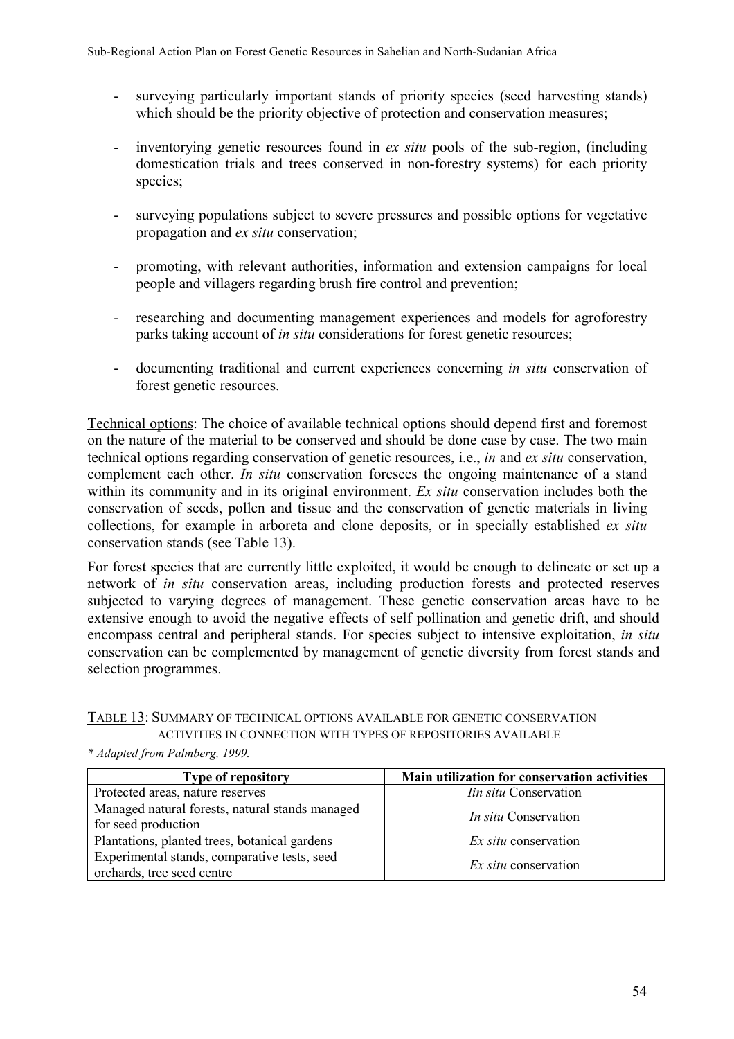- surveying particularly important stands of priority species (seed harvesting stands) which should be the priority objective of protection and conservation measures;

- inventorying genetic resources found in *ex situ* pools of the sub-region, (including domestication trials and trees conserved in non-forestry systems) for each priority species;

- surveying populations subject to severe pressures and possible options for vegetative propagation and *ex situ* conservation;

- promoting, with relevant authorities, information and extension campaigns for local people and villagers regarding brush fire control and prevention;

- researching and documenting management experiences and models for agroforestry parks taking account of *in situ* considerations for forest genetic resources;

- documenting traditional and current experiences concerning *in situ* conservation of forest genetic resources.

Technical options: The choice of available technical options should depend first and foremost on the nature of the material to be conserved and should be done case by case. The two main technical options regarding conservation of genetic resources, i.e., *in* and *ex situ* conservation, complement each other. *In situ* conservation foresees the ongoing maintenance of a stand within its community and in its original environment. *Ex situ* conservation includes both the conservation of seeds, pollen and tissue and the conservation of genetic materials in living collections, for example in arboreta and clone deposits, or in specially established *ex situ* conservation stands (see Table 13).

For forest species that are currently little exploited, it would be enough to delineate or set up a network of *in situ* conservation areas, including production forests and protected reserves subjected to varying degrees of management. These genetic conservation areas have to be extensive enough to avoid the negative effects of self pollination and genetic drift, and should encompass central and peripheral stands. For species subject to intensive exploitation, *in situ* conservation can be complemented by management of genetic diversity from forest stands and selection programmes.

TABLE 13: SUMMARY OF TECHNICAL OPTIONS AVAILABLE FOR GENETIC CONSERVATION ACTIVITIES IN CONNECTION WITH TYPES OF REPOSITORIES AVAILABLE

*\* Adapted from Palmberg, 1999.*

| Type of repository | Main utilization for conservation activities |
| --- | --- |
| Protected areas, nature reserves | *Iin situ* Conservation |
| Managed natural forests, natural stands managed for seed production | *In situ* Conservation |
| Plantations, planted trees, botanical gardens | *Ex situ* conservation |
| Experimental stands, comparative tests, seed orchards, tree seed centre | *Ex situ* conservation |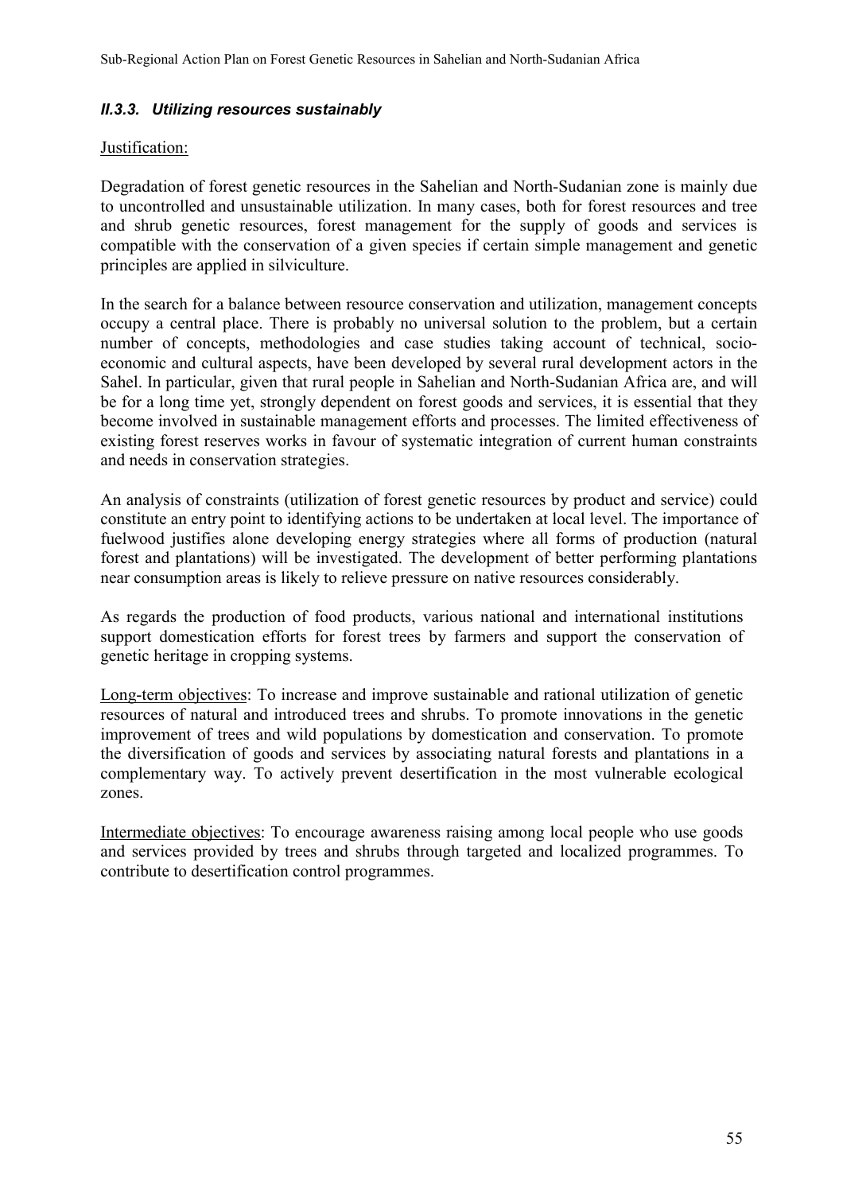### *II.3.3. Utilizing resources sustainably*

Justification:

Degradation of forest genetic resources in the Sahelian and North-Sudanian zone is mainly due to uncontrolled and unsustainable utilization. In many cases, both for forest resources and tree and shrub genetic resources, forest management for the supply of goods and services is compatible with the conservation of a given species if certain simple management and genetic principles are applied in silviculture.

In the search for a balance between resource conservation and utilization, management concepts occupy a central place. There is probably no universal solution to the problem, but a certain number of concepts, methodologies and case studies taking account of technical, socio-economic and cultural aspects, have been developed by several rural development actors in the Sahel. In particular, given that rural people in Sahelian and North-Sudanian Africa are, and will be for a long time yet, strongly dependent on forest goods and services, it is essential that they become involved in sustainable management efforts and processes. The limited effectiveness of existing forest reserves works in favour of systematic integration of current human constraints and needs in conservation strategies.

An analysis of constraints (utilization of forest genetic resources by product and service) could constitute an entry point to identifying actions to be undertaken at local level. The importance of fuelwood justifies alone developing energy strategies where all forms of production (natural forest and plantations) will be investigated. The development of better performing plantations near consumption areas is likely to relieve pressure on native resources considerably.

As regards the production of food products, various national and international institutions support domestication efforts for forest trees by farmers and support the conservation of genetic heritage in cropping systems.

Long-term objectives: To increase and improve sustainable and rational utilization of genetic resources of natural and introduced trees and shrubs. To promote innovations in the genetic improvement of trees and wild populations by domestication and conservation. To promote the diversification of goods and services by associating natural forests and plantations in a complementary way. To actively prevent desertification in the most vulnerable ecological zones.

Intermediate objectives: To encourage awareness raising among local people who use goods and services provided by trees and shrubs through targeted and localized programmes. To contribute to desertification control programmes.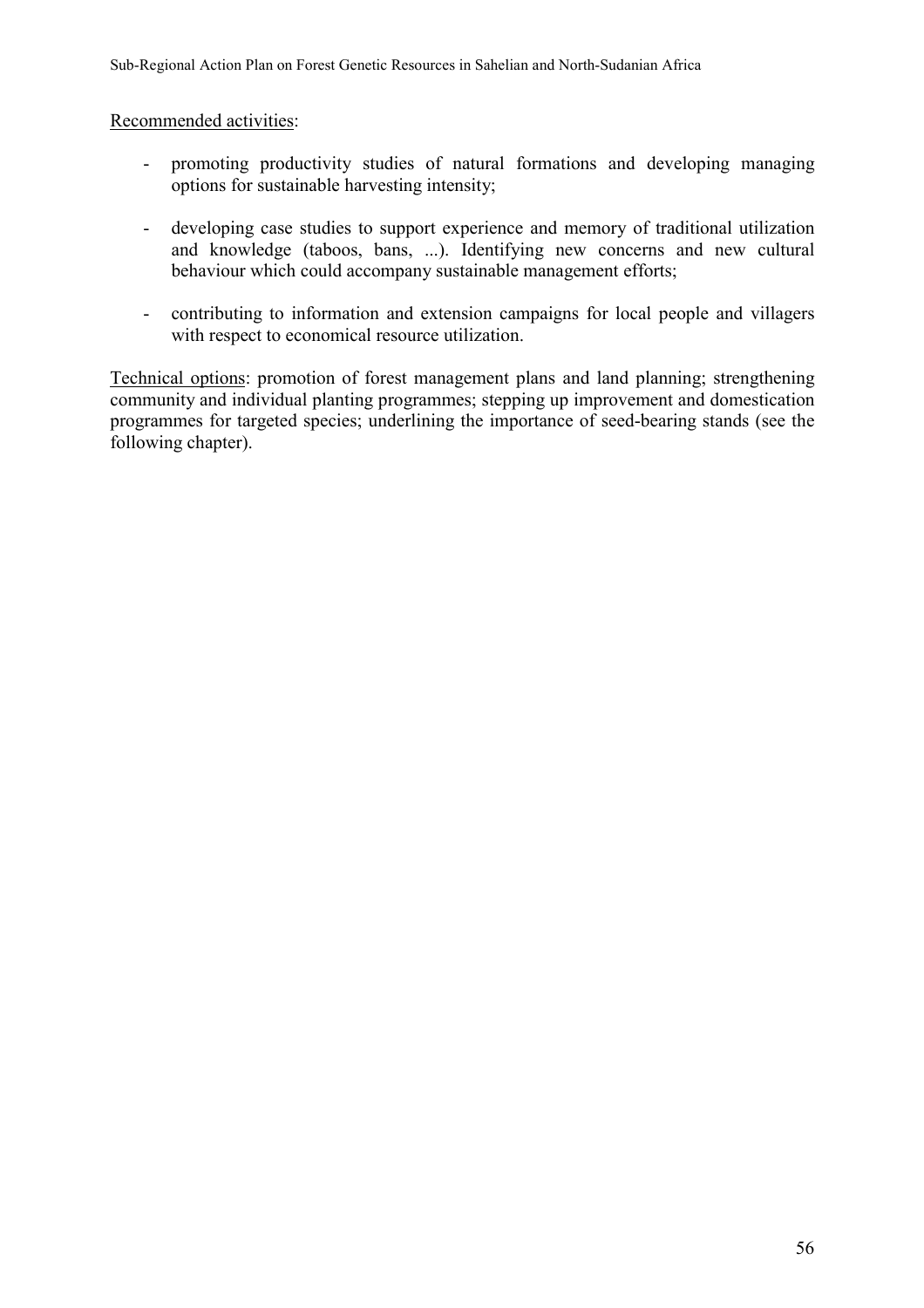Recommended activities:

- promoting productivity studies of natural formations and developing managing options for sustainable harvesting intensity;

- developing case studies to support experience and memory of traditional utilization and knowledge (taboos, bans, ...). Identifying new concerns and new cultural behaviour which could accompany sustainable management efforts;

- contributing to information and extension campaigns for local people and villagers with respect to economical resource utilization.

Technical options: promotion of forest management plans and land planning; strengthening community and individual planting programmes; stepping up improvement and domestication programmes for targeted species; underlining the importance of seed-bearing stands (see the following chapter).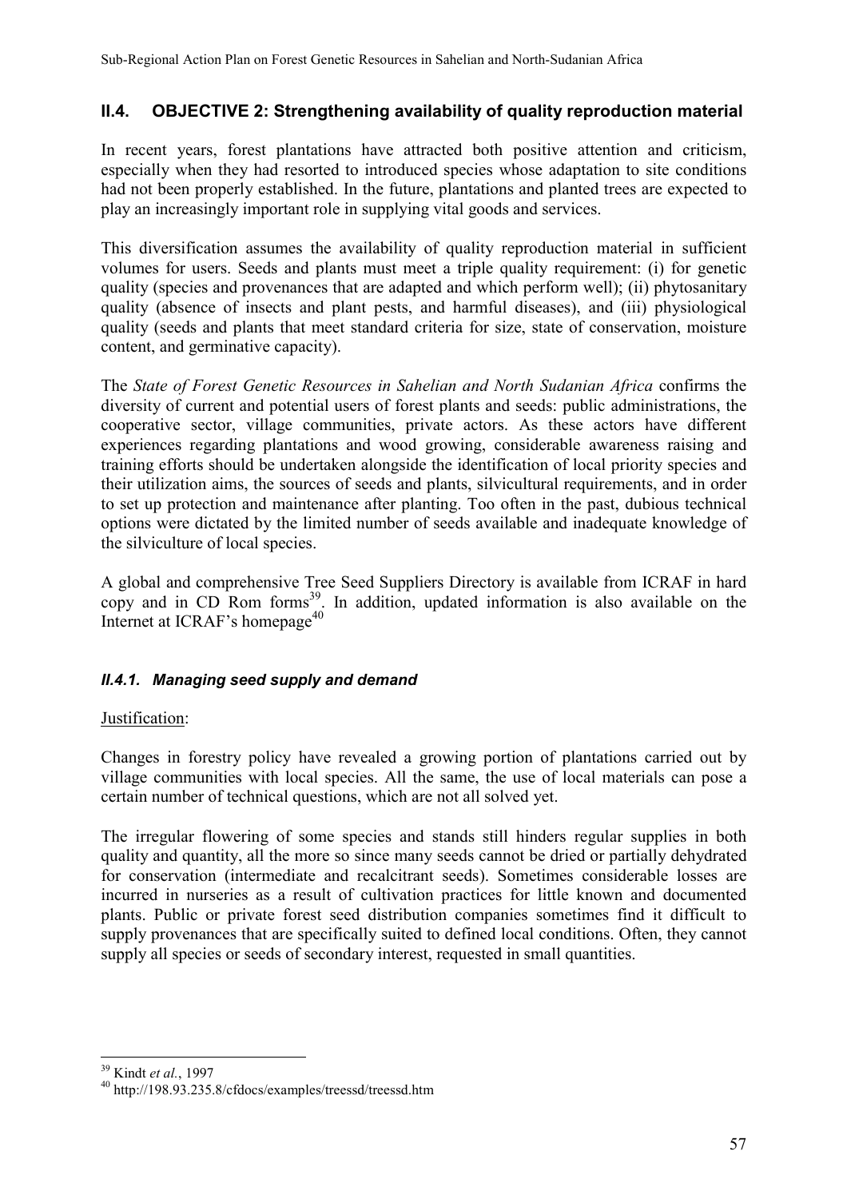## II.4. OBJECTIVE 2: Strengthening availability of quality reproduction material

In recent years, forest plantations have attracted both positive attention and criticism, especially when they had resorted to introduced species whose adaptation to site conditions had not been properly established. In the future, plantations and planted trees are expected to play an increasingly important role in supplying vital goods and services.

This diversification assumes the availability of quality reproduction material in sufficient volumes for users. Seeds and plants must meet a triple quality requirement: (i) for genetic quality (species and provenances that are adapted and which perform well); (ii) phytosanitary quality (absence of insects and plant pests, and harmful diseases), and (iii) physiological quality (seeds and plants that meet standard criteria for size, state of conservation, moisture content, and germinative capacity).

The *State of Forest Genetic Resources in Sahelian and North Sudanian Africa* confirms the diversity of current and potential users of forest plants and seeds: public administrations, the cooperative sector, village communities, private actors. As these actors have different experiences regarding plantations and wood growing, considerable awareness raising and training efforts should be undertaken alongside the identification of local priority species and their utilization aims, the sources of seeds and plants, silvicultural requirements, and in order to set up protection and maintenance after planting. Too often in the past, dubious technical options were dictated by the limited number of seeds available and inadequate knowledge of the silviculture of local species.

A global and comprehensive Tree Seed Suppliers Directory is available from ICRAF in hard copy and in CD Rom forms[39]. In addition, updated information is also available on the Internet at ICRAF's homepage[40]

### *II.4.1. Managing seed supply and demand*

Justification:

Changes in forestry policy have revealed a growing portion of plantations carried out by village communities with local species. All the same, the use of local materials can pose a certain number of technical questions, which are not all solved yet.

The irregular flowering of some species and stands still hinders regular supplies in both quality and quantity, all the more so since many seeds cannot be dried or partially dehydrated for conservation (intermediate and recalcitrant seeds). Sometimes considerable losses are incurred in nurseries as a result of cultivation practices for little known and documented plants. Public or private forest seed distribution companies sometimes find it difficult to supply provenances that are specifically suited to defined local conditions. Often, they cannot supply all species or seeds of secondary interest, requested in small quantities.

---

[39] Kindt *et al.*, 1997

[40] http://198.93.235.8/cfdocs/examples/treessd/treessd.htm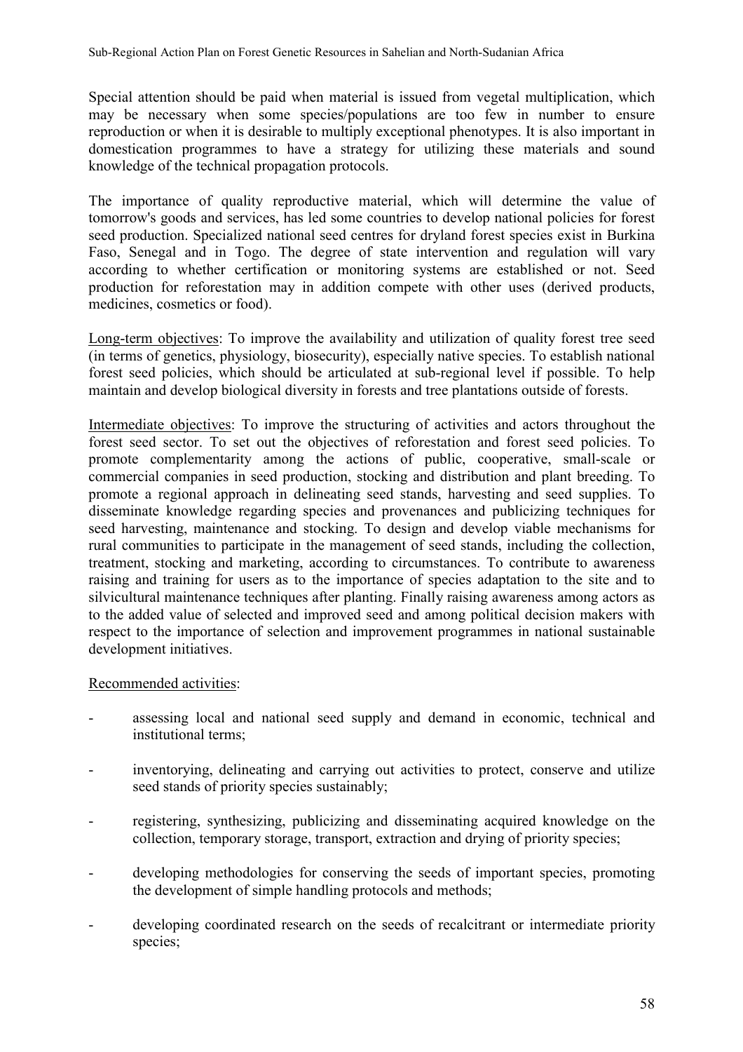Special attention should be paid when material is issued from vegetal multiplication, which may be necessary when some species/populations are too few in number to ensure reproduction or when it is desirable to multiply exceptional phenotypes. It is also important in domestication programmes to have a strategy for utilizing these materials and sound knowledge of the technical propagation protocols.

The importance of quality reproductive material, which will determine the value of tomorrow's goods and services, has led some countries to develop national policies for forest seed production. Specialized national seed centres for dryland forest species exist in Burkina Faso, Senegal and in Togo. The degree of state intervention and regulation will vary according to whether certification or monitoring systems are established or not. Seed production for reforestation may in addition compete with other uses (derived products, medicines, cosmetics or food).

Long-term objectives: To improve the availability and utilization of quality forest tree seed (in terms of genetics, physiology, biosecurity), especially native species. To establish national forest seed policies, which should be articulated at sub-regional level if possible. To help maintain and develop biological diversity in forests and tree plantations outside of forests.

Intermediate objectives: To improve the structuring of activities and actors throughout the forest seed sector. To set out the objectives of reforestation and forest seed policies. To promote complementarity among the actions of public, cooperative, small-scale or commercial companies in seed production, stocking and distribution and plant breeding. To promote a regional approach in delineating seed stands, harvesting and seed supplies. To disseminate knowledge regarding species and provenances and publicizing techniques for seed harvesting, maintenance and stocking. To design and develop viable mechanisms for rural communities to participate in the management of seed stands, including the collection, treatment, stocking and marketing, according to circumstances. To contribute to awareness raising and training for users as to the importance of species adaptation to the site and to silvicultural maintenance techniques after planting. Finally raising awareness among actors as to the added value of selected and improved seed and among political decision makers with respect to the importance of selection and improvement programmes in national sustainable development initiatives.

Recommended activities:

- assessing local and national seed supply and demand in economic, technical and institutional terms;
- inventorying, delineating and carrying out activities to protect, conserve and utilize seed stands of priority species sustainably;
- registering, synthesizing, publicizing and disseminating acquired knowledge on the collection, temporary storage, transport, extraction and drying of priority species;
- developing methodologies for conserving the seeds of important species, promoting the development of simple handling protocols and methods;
- developing coordinated research on the seeds of recalcitrant or intermediate priority species;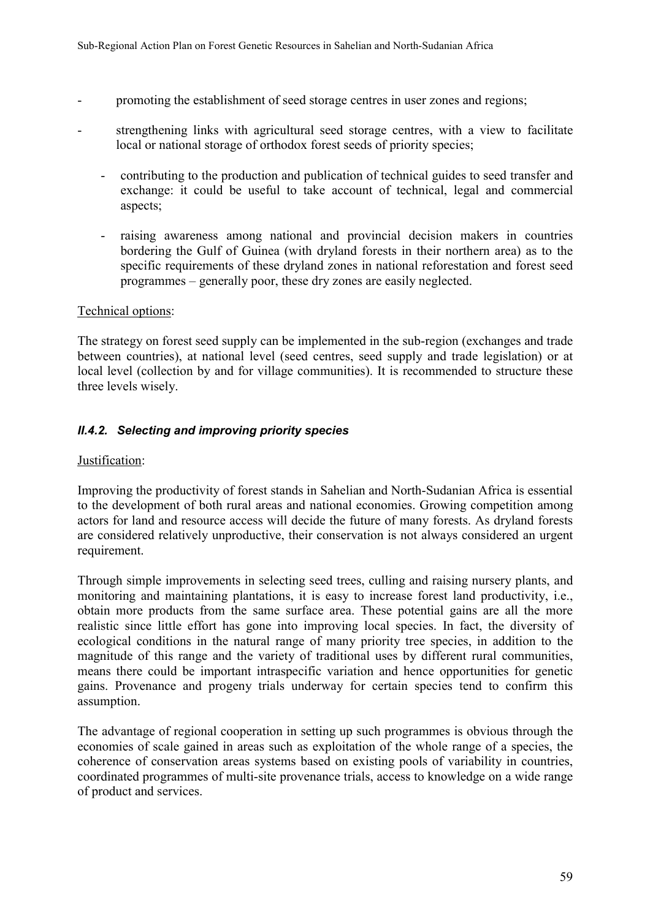- promoting the establishment of seed storage centres in user zones and regions;
- strengthening links with agricultural seed storage centres, with a view to facilitate local or national storage of orthodox forest seeds of priority species;
  - contributing to the production and publication of technical guides to seed transfer and exchange: it could be useful to take account of technical, legal and commercial aspects;
  - raising awareness among national and provincial decision makers in countries bordering the Gulf of Guinea (with dryland forests in their northern area) as to the specific requirements of these dryland zones in national reforestation and forest seed programmes – generally poor, these dry zones are easily neglected.

Technical options:

The strategy on forest seed supply can be implemented in the sub-region (exchanges and trade between countries), at national level (seed centres, seed supply and trade legislation) or at local level (collection by and for village communities). It is recommended to structure these three levels wisely.

### *II.4.2. Selecting and improving priority species*

Justification:

Improving the productivity of forest stands in Sahelian and North-Sudanian Africa is essential to the development of both rural areas and national economies. Growing competition among actors for land and resource access will decide the future of many forests. As dryland forests are considered relatively unproductive, their conservation is not always considered an urgent requirement.

Through simple improvements in selecting seed trees, culling and raising nursery plants, and monitoring and maintaining plantations, it is easy to increase forest land productivity, i.e., obtain more products from the same surface area. These potential gains are all the more realistic since little effort has gone into improving local species. In fact, the diversity of ecological conditions in the natural range of many priority tree species, in addition to the magnitude of this range and the variety of traditional uses by different rural communities, means there could be important intraspecific variation and hence opportunities for genetic gains. Provenance and progeny trials underway for certain species tend to confirm this assumption.

The advantage of regional cooperation in setting up such programmes is obvious through the economies of scale gained in areas such as exploitation of the whole range of a species, the coherence of conservation areas systems based on existing pools of variability in countries, coordinated programmes of multi-site provenance trials, access to knowledge on a wide range of product and services.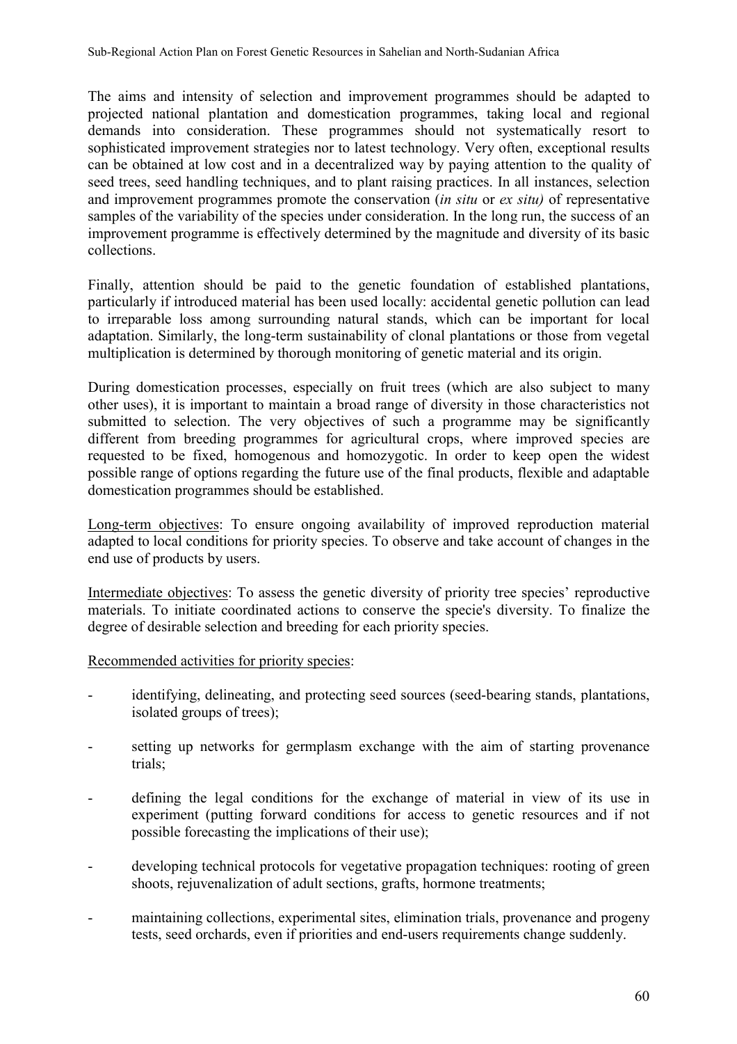The aims and intensity of selection and improvement programmes should be adapted to projected national plantation and domestication programmes, taking local and regional demands into consideration. These programmes should not systematically resort to sophisticated improvement strategies nor to latest technology. Very often, exceptional results can be obtained at low cost and in a decentralized way by paying attention to the quality of seed trees, seed handling techniques, and to plant raising practices. In all instances, selection and improvement programmes promote the conservation (*in situ* or *ex situ)* of representative samples of the variability of the species under consideration. In the long run, the success of an improvement programme is effectively determined by the magnitude and diversity of its basic collections.

Finally, attention should be paid to the genetic foundation of established plantations, particularly if introduced material has been used locally: accidental genetic pollution can lead to irreparable loss among surrounding natural stands, which can be important for local adaptation. Similarly, the long-term sustainability of clonal plantations or those from vegetal multiplication is determined by thorough monitoring of genetic material and its origin.

During domestication processes, especially on fruit trees (which are also subject to many other uses), it is important to maintain a broad range of diversity in those characteristics not submitted to selection. The very objectives of such a programme may be significantly different from breeding programmes for agricultural crops, where improved species are requested to be fixed, homogenous and homozygotic. In order to keep open the widest possible range of options regarding the future use of the final products, flexible and adaptable domestication programmes should be established.

Long-term objectives: To ensure ongoing availability of improved reproduction material adapted to local conditions for priority species. To observe and take account of changes in the end use of products by users.

Intermediate objectives: To assess the genetic diversity of priority tree species' reproductive materials. To initiate coordinated actions to conserve the specie's diversity. To finalize the degree of desirable selection and breeding for each priority species.

Recommended activities for priority species:

- identifying, delineating, and protecting seed sources (seed-bearing stands, plantations, isolated groups of trees);
- setting up networks for germplasm exchange with the aim of starting provenance trials;
- defining the legal conditions for the exchange of material in view of its use in experiment (putting forward conditions for access to genetic resources and if not possible forecasting the implications of their use);
- developing technical protocols for vegetative propagation techniques: rooting of green shoots, rejuvenalization of adult sections, grafts, hormone treatments;
- maintaining collections, experimental sites, elimination trials, provenance and progeny tests, seed orchards, even if priorities and end-users requirements change suddenly.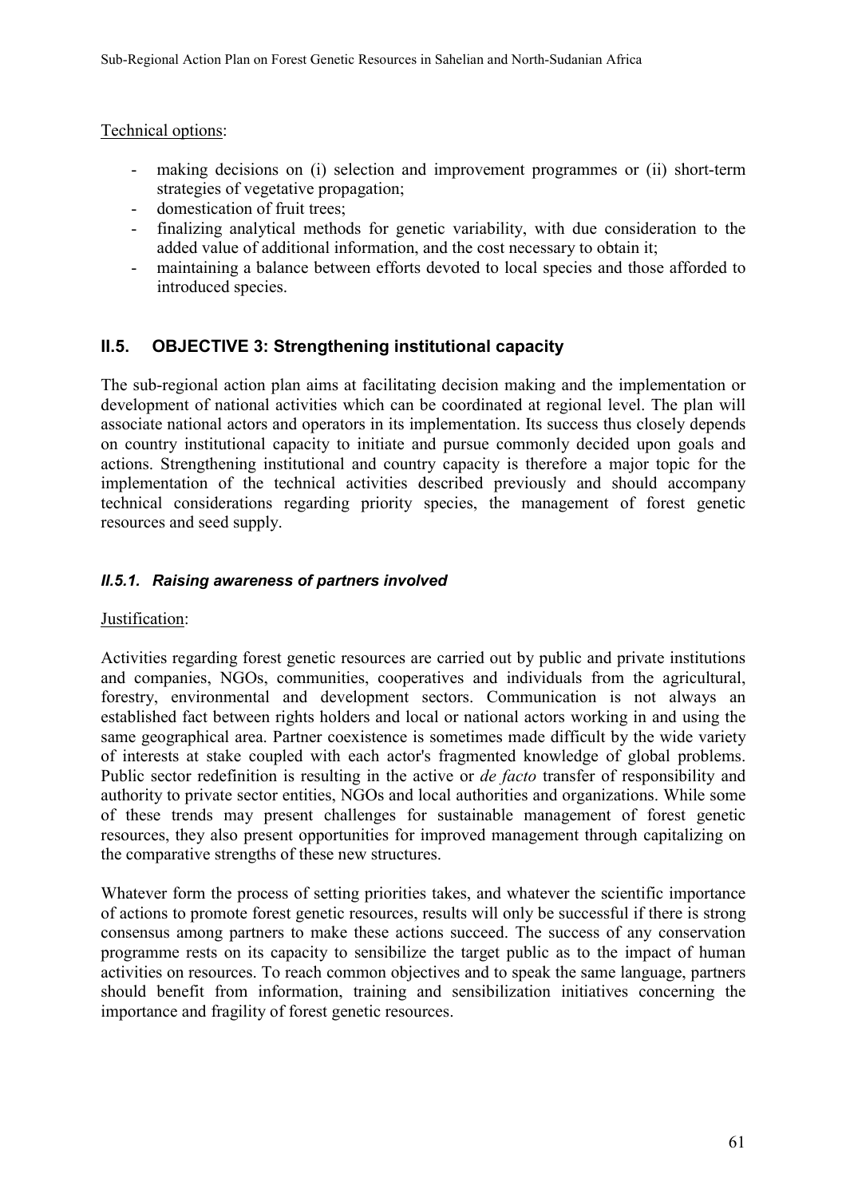Technical options:

- making decisions on (i) selection and improvement programmes or (ii) short-term strategies of vegetative propagation;
- domestication of fruit trees;
- finalizing analytical methods for genetic variability, with due consideration to the added value of additional information, and the cost necessary to obtain it;
- maintaining a balance between efforts devoted to local species and those afforded to introduced species.

## II.5. OBJECTIVE 3: Strengthening institutional capacity

The sub-regional action plan aims at facilitating decision making and the implementation or development of national activities which can be coordinated at regional level. The plan will associate national actors and operators in its implementation. Its success thus closely depends on country institutional capacity to initiate and pursue commonly decided upon goals and actions. Strengthening institutional and country capacity is therefore a major topic for the implementation of the technical activities described previously and should accompany technical considerations regarding priority species, the management of forest genetic resources and seed supply.

### *II.5.1. Raising awareness of partners involved*

Justification:

Activities regarding forest genetic resources are carried out by public and private institutions and companies, NGOs, communities, cooperatives and individuals from the agricultural, forestry, environmental and development sectors. Communication is not always an established fact between rights holders and local or national actors working in and using the same geographical area. Partner coexistence is sometimes made difficult by the wide variety of interests at stake coupled with each actor's fragmented knowledge of global problems. Public sector redefinition is resulting in the active or *de facto* transfer of responsibility and authority to private sector entities, NGOs and local authorities and organizations. While some of these trends may present challenges for sustainable management of forest genetic resources, they also present opportunities for improved management through capitalizing on the comparative strengths of these new structures.

Whatever form the process of setting priorities takes, and whatever the scientific importance of actions to promote forest genetic resources, results will only be successful if there is strong consensus among partners to make these actions succeed. The success of any conservation programme rests on its capacity to sensibilize the target public as to the impact of human activities on resources. To reach common objectives and to speak the same language, partners should benefit from information, training and sensibilization initiatives concerning the importance and fragility of forest genetic resources.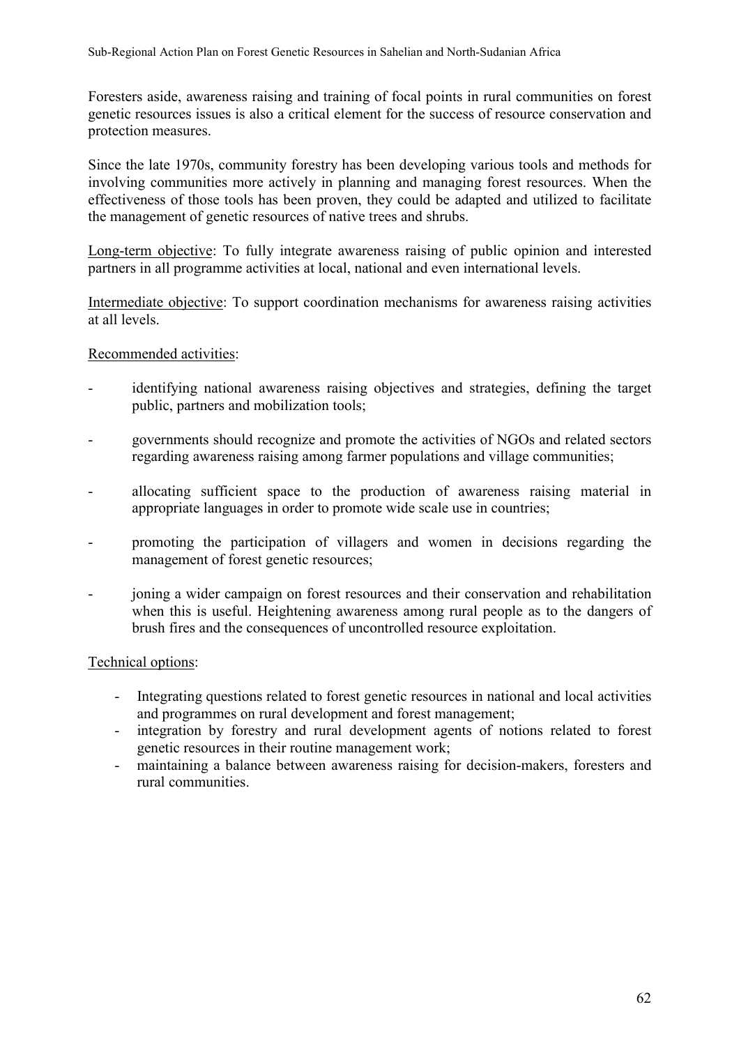Foresters aside, awareness raising and training of focal points in rural communities on forest genetic resources issues is also a critical element for the success of resource conservation and protection measures.

Since the late 1970s, community forestry has been developing various tools and methods for involving communities more actively in planning and managing forest resources. When the effectiveness of those tools has been proven, they could be adapted and utilized to facilitate the management of genetic resources of native trees and shrubs.

<u>Long-term objective</u>: To fully integrate awareness raising of public opinion and interested partners in all programme activities at local, national and even international levels.

<u>Intermediate objective</u>: To support coordination mechanisms for awareness raising activities at all levels.

<u>Recommended activities</u>:

- identifying national awareness raising objectives and strategies, defining the target public, partners and mobilization tools;
- governments should recognize and promote the activities of NGOs and related sectors regarding awareness raising among farmer populations and village communities;
- allocating sufficient space to the production of awareness raising material in appropriate languages in order to promote wide scale use in countries;
- promoting the participation of villagers and women in decisions regarding the management of forest genetic resources;
- joning a wider campaign on forest resources and their conservation and rehabilitation when this is useful. Heightening awareness among rural people as to the dangers of brush fires and the consequences of uncontrolled resource exploitation.

<u>Technical options</u>:

- Integrating questions related to forest genetic resources in national and local activities and programmes on rural development and forest management;
- integration by forestry and rural development agents of notions related to forest genetic resources in their routine management work;
- maintaining a balance between awareness raising for decision-makers, foresters and rural communities.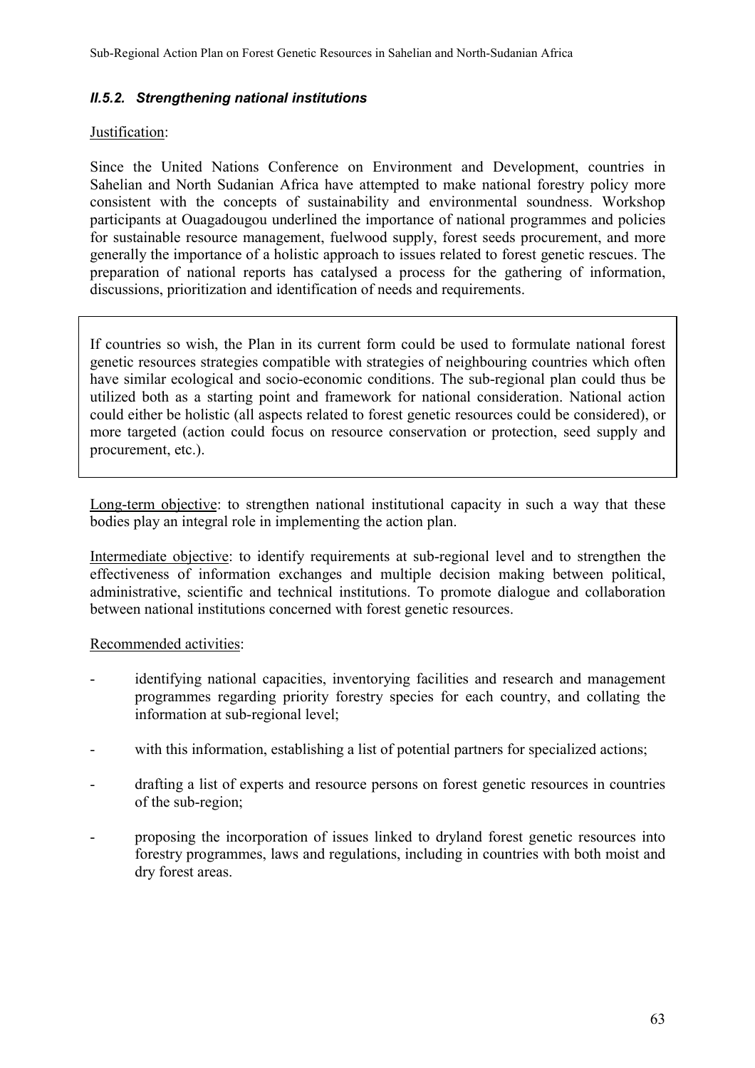### *II.5.2. Strengthening national institutions*

Justification:

Since the United Nations Conference on Environment and Development, countries in Sahelian and North Sudanian Africa have attempted to make national forestry policy more consistent with the concepts of sustainability and environmental soundness. Workshop participants at Ouagadougou underlined the importance of national programmes and policies for sustainable resource management, fuelwood supply, forest seeds procurement, and more generally the importance of a holistic approach to issues related to forest genetic rescues. The preparation of national reports has catalysed a process for the gathering of information, discussions, prioritization and identification of needs and requirements.

If countries so wish, the Plan in its current form could be used to formulate national forest genetic resources strategies compatible with strategies of neighbouring countries which often have similar ecological and socio-economic conditions. The sub-regional plan could thus be utilized both as a starting point and framework for national consideration. National action could either be holistic (all aspects related to forest genetic resources could be considered), or more targeted (action could focus on resource conservation or protection, seed supply and procurement, etc.).

Long-term objective: to strengthen national institutional capacity in such a way that these bodies play an integral role in implementing the action plan.

Intermediate objective: to identify requirements at sub-regional level and to strengthen the effectiveness of information exchanges and multiple decision making between political, administrative, scientific and technical institutions. To promote dialogue and collaboration between national institutions concerned with forest genetic resources.

Recommended activities:

- identifying national capacities, inventorying facilities and research and management programmes regarding priority forestry species for each country, and collating the information at sub-regional level;
- with this information, establishing a list of potential partners for specialized actions;
- drafting a list of experts and resource persons on forest genetic resources in countries of the sub-region;
- proposing the incorporation of issues linked to dryland forest genetic resources into forestry programmes, laws and regulations, including in countries with both moist and dry forest areas.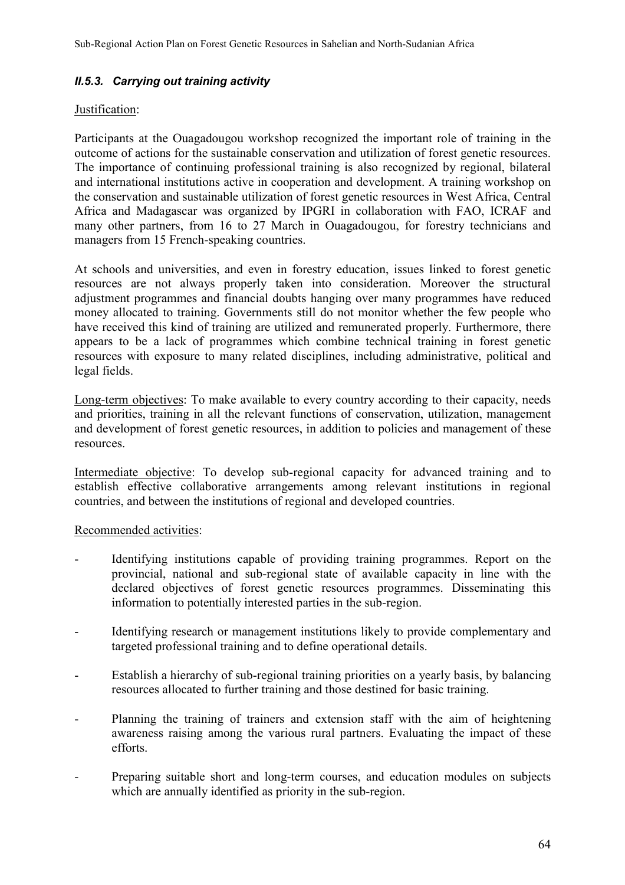### *II.5.3. Carrying out training activity*

Justification:

Participants at the Ouagadougou workshop recognized the important role of training in the outcome of actions for the sustainable conservation and utilization of forest genetic resources. The importance of continuing professional training is also recognized by regional, bilateral and international institutions active in cooperation and development. A training workshop on the conservation and sustainable utilization of forest genetic resources in West Africa, Central Africa and Madagascar was organized by IPGRI in collaboration with FAO, ICRAF and many other partners, from 16 to 27 March in Ouagadougou, for forestry technicians and managers from 15 French-speaking countries.

At schools and universities, and even in forestry education, issues linked to forest genetic resources are not always properly taken into consideration. Moreover the structural adjustment programmes and financial doubts hanging over many programmes have reduced money allocated to training. Governments still do not monitor whether the few people who have received this kind of training are utilized and remunerated properly. Furthermore, there appears to be a lack of programmes which combine technical training in forest genetic resources with exposure to many related disciplines, including administrative, political and legal fields.

Long-term objectives: To make available to every country according to their capacity, needs and priorities, training in all the relevant functions of conservation, utilization, management and development of forest genetic resources, in addition to policies and management of these resources.

Intermediate objective: To develop sub-regional capacity for advanced training and to establish effective collaborative arrangements among relevant institutions in regional countries, and between the institutions of regional and developed countries.

Recommended activities:

- Identifying institutions capable of providing training programmes. Report on the provincial, national and sub-regional state of available capacity in line with the declared objectives of forest genetic resources programmes. Disseminating this information to potentially interested parties in the sub-region.
- Identifying research or management institutions likely to provide complementary and targeted professional training and to define operational details.
- Establish a hierarchy of sub-regional training priorities on a yearly basis, by balancing resources allocated to further training and those destined for basic training.
- Planning the training of trainers and extension staff with the aim of heightening awareness raising among the various rural partners. Evaluating the impact of these efforts.
- Preparing suitable short and long-term courses, and education modules on subjects which are annually identified as priority in the sub-region.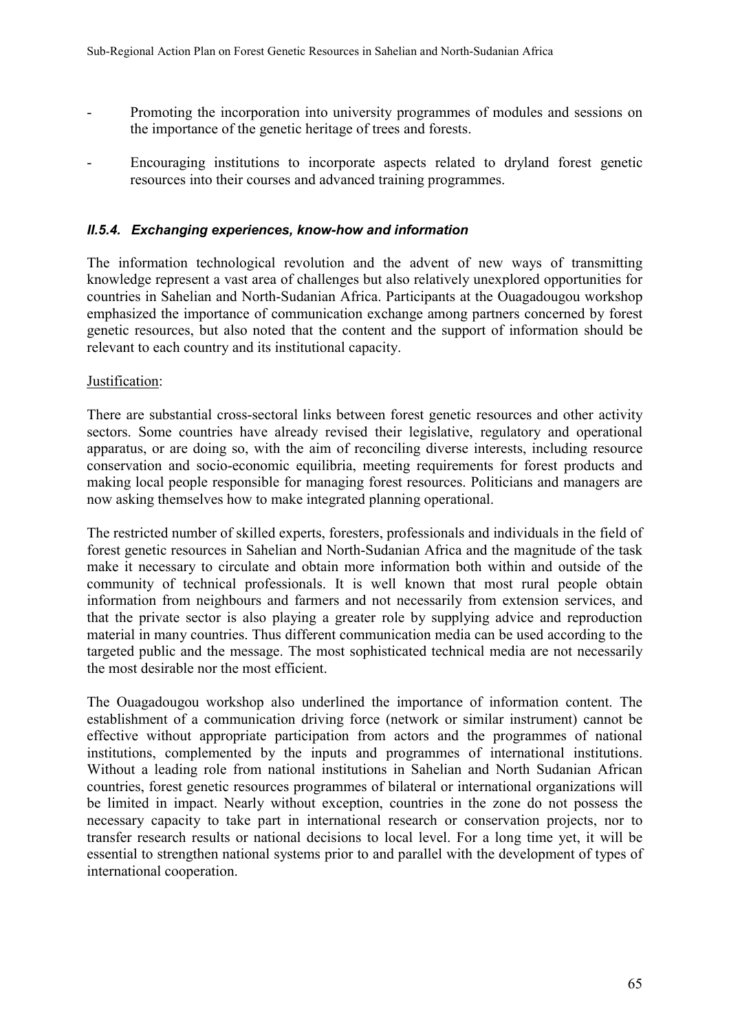- Promoting the incorporation into university programmes of modules and sessions on the importance of the genetic heritage of trees and forests.
- Encouraging institutions to incorporate aspects related to dryland forest genetic resources into their courses and advanced training programmes.

### *II.5.4. Exchanging experiences, know-how and information*

The information technological revolution and the advent of new ways of transmitting knowledge represent a vast area of challenges but also relatively unexplored opportunities for countries in Sahelian and North-Sudanian Africa. Participants at the Ouagadougou workshop emphasized the importance of communication exchange among partners concerned by forest genetic resources, but also noted that the content and the support of information should be relevant to each country and its institutional capacity.

Justification:

There are substantial cross-sectoral links between forest genetic resources and other activity sectors. Some countries have already revised their legislative, regulatory and operational apparatus, or are doing so, with the aim of reconciling diverse interests, including resource conservation and socio-economic equilibria, meeting requirements for forest products and making local people responsible for managing forest resources. Politicians and managers are now asking themselves how to make integrated planning operational.

The restricted number of skilled experts, foresters, professionals and individuals in the field of forest genetic resources in Sahelian and North-Sudanian Africa and the magnitude of the task make it necessary to circulate and obtain more information both within and outside of the community of technical professionals. It is well known that most rural people obtain information from neighbours and farmers and not necessarily from extension services, and that the private sector is also playing a greater role by supplying advice and reproduction material in many countries. Thus different communication media can be used according to the targeted public and the message. The most sophisticated technical media are not necessarily the most desirable nor the most efficient.

The Ouagadougou workshop also underlined the importance of information content. The establishment of a communication driving force (network or similar instrument) cannot be effective without appropriate participation from actors and the programmes of national institutions, complemented by the inputs and programmes of international institutions. Without a leading role from national institutions in Sahelian and North Sudanian African countries, forest genetic resources programmes of bilateral or international organizations will be limited in impact. Nearly without exception, countries in the zone do not possess the necessary capacity to take part in international research or conservation projects, nor to transfer research results or national decisions to local level. For a long time yet, it will be essential to strengthen national systems prior to and parallel with the development of types of international cooperation.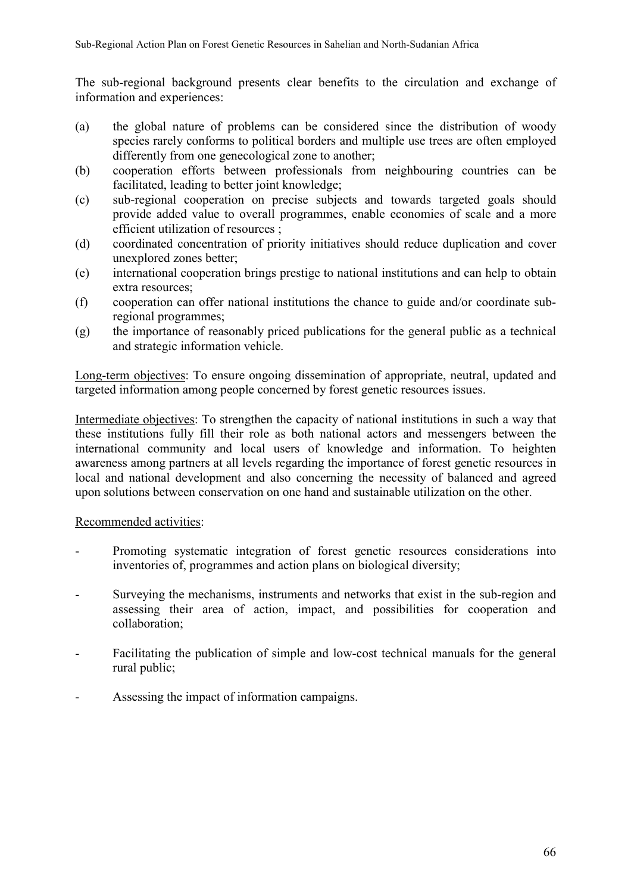The sub-regional background presents clear benefits to the circulation and exchange of information and experiences:

(a) the global nature of problems can be considered since the distribution of woody species rarely conforms to political borders and multiple use trees are often employed differently from one genecological zone to another;
(b) cooperation efforts between professionals from neighbouring countries can be facilitated, leading to better joint knowledge;
(c) sub-regional cooperation on precise subjects and towards targeted goals should provide added value to overall programmes, enable economies of scale and a more efficient utilization of resources ;
(d) coordinated concentration of priority initiatives should reduce duplication and cover unexplored zones better;
(e) international cooperation brings prestige to national institutions and can help to obtain extra resources;
(f) cooperation can offer national institutions the chance to guide and/or coordinate sub-regional programmes;
(g) the importance of reasonably priced publications for the general public as a technical and strategic information vehicle.

Long-term objectives: To ensure ongoing dissemination of appropriate, neutral, updated and targeted information among people concerned by forest genetic resources issues.

Intermediate objectives: To strengthen the capacity of national institutions in such a way that these institutions fully fill their role as both national actors and messengers between the international community and local users of knowledge and information. To heighten awareness among partners at all levels regarding the importance of forest genetic resources in local and national development and also concerning the necessity of balanced and agreed upon solutions between conservation on one hand and sustainable utilization on the other.

Recommended activities:

- Promoting systematic integration of forest genetic resources considerations into inventories of, programmes and action plans on biological diversity;
- Surveying the mechanisms, instruments and networks that exist in the sub-region and assessing their area of action, impact, and possibilities for cooperation and collaboration;
- Facilitating the publication of simple and low-cost technical manuals for the general rural public;
- Assessing the impact of information campaigns.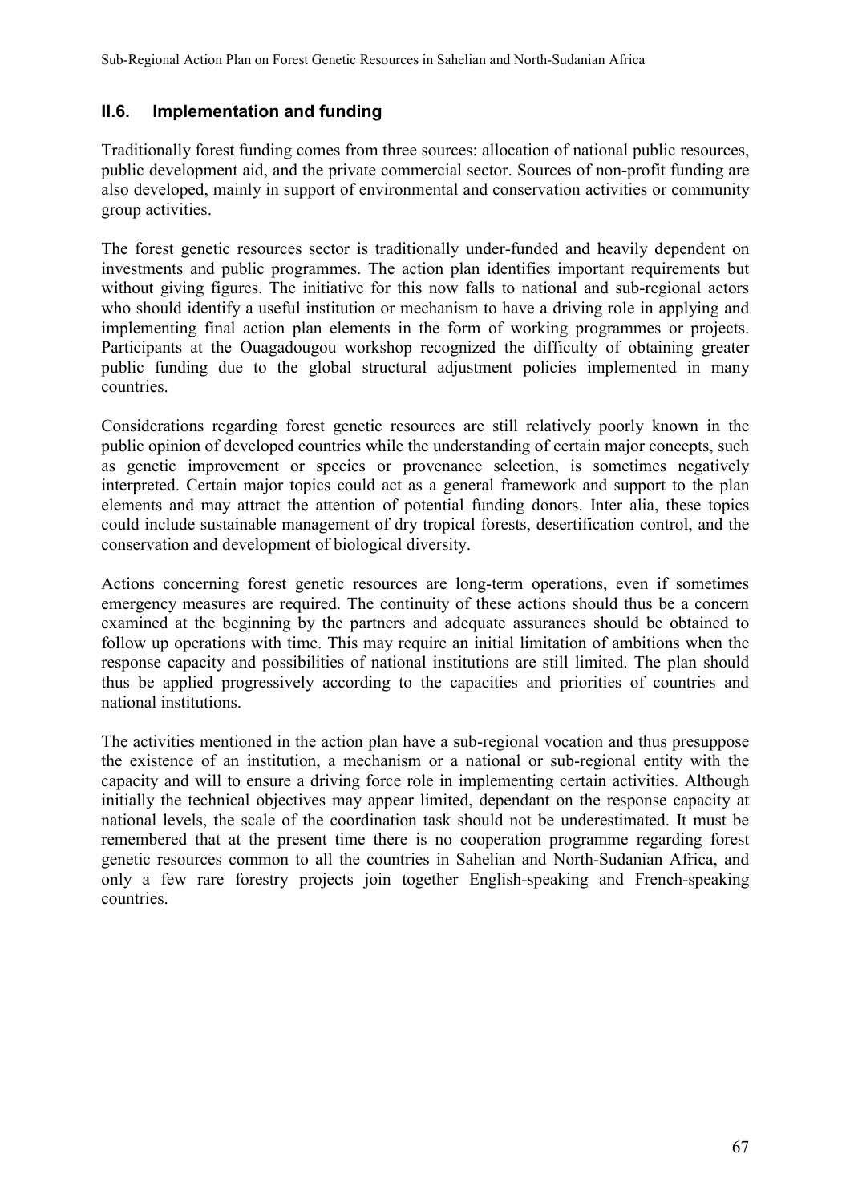## II.6. Implementation and funding

Traditionally forest funding comes from three sources: allocation of national public resources, public development aid, and the private commercial sector. Sources of non-profit funding are also developed, mainly in support of environmental and conservation activities or community group activities.

The forest genetic resources sector is traditionally under-funded and heavily dependent on investments and public programmes. The action plan identifies important requirements but without giving figures. The initiative for this now falls to national and sub-regional actors who should identify a useful institution or mechanism to have a driving role in applying and implementing final action plan elements in the form of working programmes or projects. Participants at the Ouagadougou workshop recognized the difficulty of obtaining greater public funding due to the global structural adjustment policies implemented in many countries.

Considerations regarding forest genetic resources are still relatively poorly known in the public opinion of developed countries while the understanding of certain major concepts, such as genetic improvement or species or provenance selection, is sometimes negatively interpreted. Certain major topics could act as a general framework and support to the plan elements and may attract the attention of potential funding donors. Inter alia, these topics could include sustainable management of dry tropical forests, desertification control, and the conservation and development of biological diversity.

Actions concerning forest genetic resources are long-term operations, even if sometimes emergency measures are required. The continuity of these actions should thus be a concern examined at the beginning by the partners and adequate assurances should be obtained to follow up operations with time. This may require an initial limitation of ambitions when the response capacity and possibilities of national institutions are still limited. The plan should thus be applied progressively according to the capacities and priorities of countries and national institutions.

The activities mentioned in the action plan have a sub-regional vocation and thus presuppose the existence of an institution, a mechanism or a national or sub-regional entity with the capacity and will to ensure a driving force role in implementing certain activities. Although initially the technical objectives may appear limited, dependant on the response capacity at national levels, the scale of the coordination task should not be underestimated. It must be remembered that at the present time there is no cooperation programme regarding forest genetic resources common to all the countries in Sahelian and North-Sudanian Africa, and only a few rare forestry projects join together English-speaking and French-speaking countries.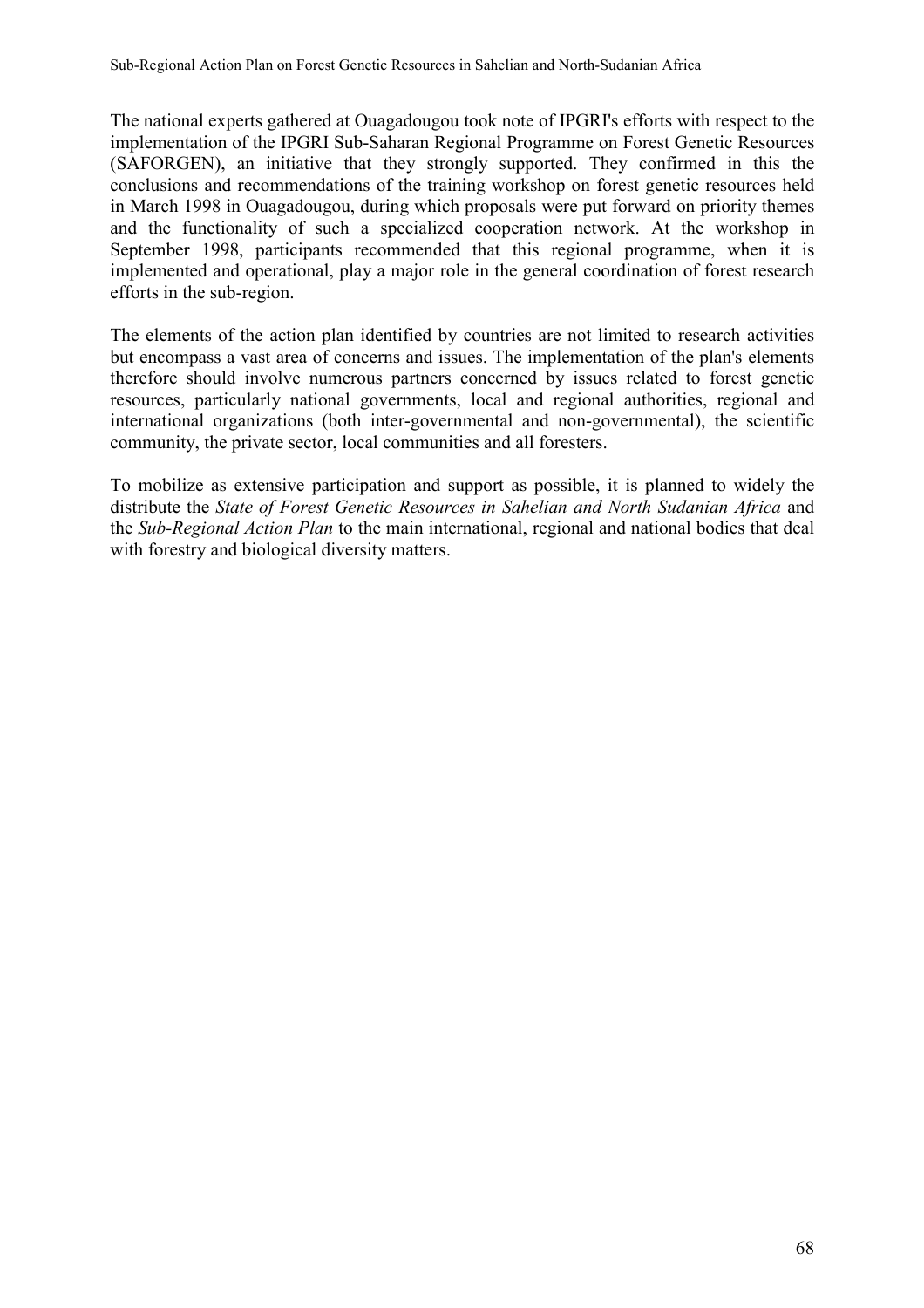The national experts gathered at Ouagadougou took note of IPGRI's efforts with respect to the implementation of the IPGRI Sub-Saharan Regional Programme on Forest Genetic Resources (SAFORGEN), an initiative that they strongly supported. They confirmed in this the conclusions and recommendations of the training workshop on forest genetic resources held in March 1998 in Ouagadougou, during which proposals were put forward on priority themes and the functionality of such a specialized cooperation network. At the workshop in September 1998, participants recommended that this regional programme, when it is implemented and operational, play a major role in the general coordination of forest research efforts in the sub-region.

The elements of the action plan identified by countries are not limited to research activities but encompass a vast area of concerns and issues. The implementation of the plan's elements therefore should involve numerous partners concerned by issues related to forest genetic resources, particularly national governments, local and regional authorities, regional and international organizations (both inter-governmental and non-governmental), the scientific community, the private sector, local communities and all foresters.

To mobilize as extensive participation and support as possible, it is planned to widely the distribute the *State of Forest Genetic Resources in Sahelian and North Sudanian Africa* and the *Sub-Regional Action Plan* to the main international, regional and national bodies that deal with forestry and biological diversity matters.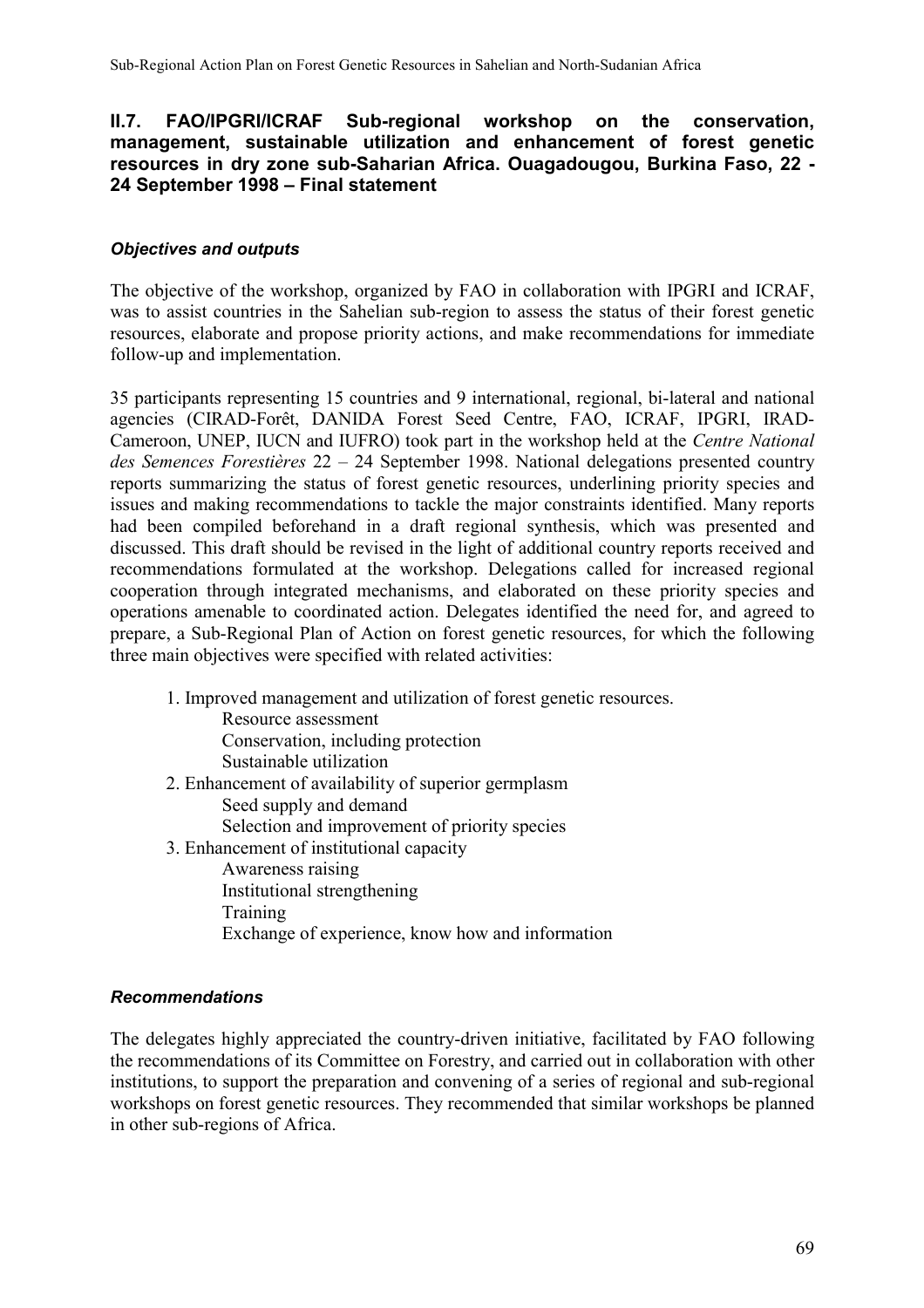## II.7. FAO/IPGRI/ICRAF Sub-regional workshop on the conservation, management, sustainable utilization and enhancement of forest genetic resources in dry zone sub-Saharian Africa. Ouagadougou, Burkina Faso, 22 - 24 September 1998 – Final statement

### *Objectives and outputs*

The objective of the workshop, organized by FAO in collaboration with IPGRI and ICRAF, was to assist countries in the Sahelian sub-region to assess the status of their forest genetic resources, elaborate and propose priority actions, and make recommendations for immediate follow-up and implementation.

35 participants representing 15 countries and 9 international, regional, bi-lateral and national agencies (CIRAD-Forêt, DANIDA Forest Seed Centre, FAO, ICRAF, IPGRI, IRAD-Cameroon, UNEP, IUCN and IUFRO) took part in the workshop held at the *Centre National des Semences Forestières* 22 – 24 September 1998. National delegations presented country reports summarizing the status of forest genetic resources, underlining priority species and issues and making recommendations to tackle the major constraints identified. Many reports had been compiled beforehand in a draft regional synthesis, which was presented and discussed. This draft should be revised in the light of additional country reports received and recommendations formulated at the workshop. Delegations called for increased regional cooperation through integrated mechanisms, and elaborated on these priority species and operations amenable to coordinated action. Delegates identified the need for, and agreed to prepare, a Sub-Regional Plan of Action on forest genetic resources, for which the following three main objectives were specified with related activities:

1. Improved management and utilization of forest genetic resources.
   - Resource assessment
   - Conservation, including protection
   - Sustainable utilization
2. Enhancement of availability of superior germplasm
   - Seed supply and demand
   - Selection and improvement of priority species
3. Enhancement of institutional capacity
   - Awareness raising
   - Institutional strengthening
   - Training
   - Exchange of experience, know how and information

### *Recommendations*

The delegates highly appreciated the country-driven initiative, facilitated by FAO following the recommendations of its Committee on Forestry, and carried out in collaboration with other institutions, to support the preparation and convening of a series of regional and sub-regional workshops on forest genetic resources. They recommended that similar workshops be planned in other sub-regions of Africa.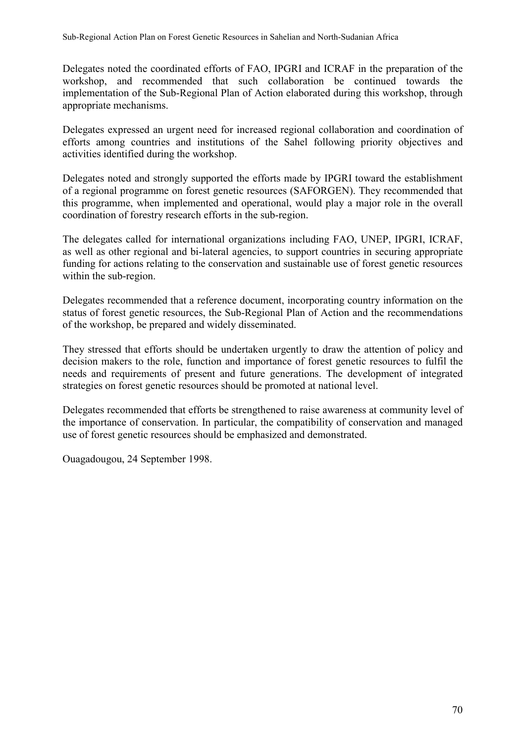Delegates noted the coordinated efforts of FAO, IPGRI and ICRAF in the preparation of the workshop, and recommended that such collaboration be continued towards the implementation of the Sub-Regional Plan of Action elaborated during this workshop, through appropriate mechanisms.

Delegates expressed an urgent need for increased regional collaboration and coordination of efforts among countries and institutions of the Sahel following priority objectives and activities identified during the workshop.

Delegates noted and strongly supported the efforts made by IPGRI toward the establishment of a regional programme on forest genetic resources (SAFORGEN). They recommended that this programme, when implemented and operational, would play a major role in the overall coordination of forestry research efforts in the sub-region.

The delegates called for international organizations including FAO, UNEP, IPGRI, ICRAF, as well as other regional and bi-lateral agencies, to support countries in securing appropriate funding for actions relating to the conservation and sustainable use of forest genetic resources within the sub-region.

Delegates recommended that a reference document, incorporating country information on the status of forest genetic resources, the Sub-Regional Plan of Action and the recommendations of the workshop, be prepared and widely disseminated.

They stressed that efforts should be undertaken urgently to draw the attention of policy and decision makers to the role, function and importance of forest genetic resources to fulfil the needs and requirements of present and future generations. The development of integrated strategies on forest genetic resources should be promoted at national level.

Delegates recommended that efforts be strengthened to raise awareness at community level of the importance of conservation. In particular, the compatibility of conservation and managed use of forest genetic resources should be emphasized and demonstrated.

Ouagadougou, 24 September 1998.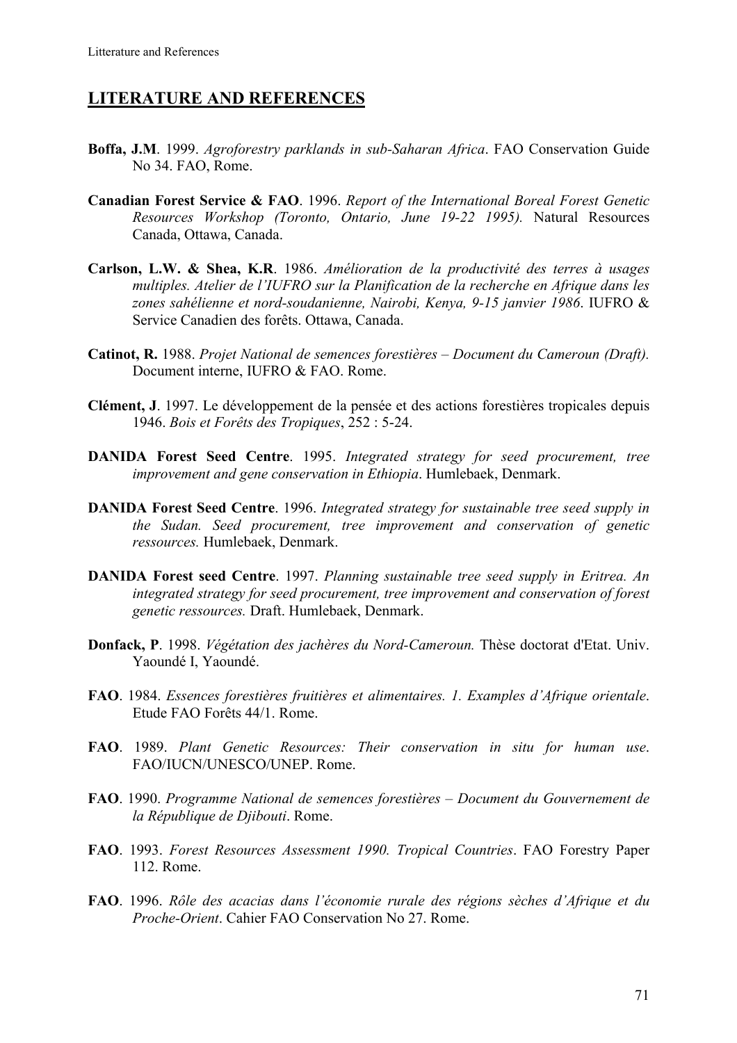## LITERATURE AND REFERENCES

**Boffa, J.M**. 1999. *Agroforestry parklands in sub-Saharan Africa*. FAO Conservation Guide No 34. FAO, Rome.

**Canadian Forest Service & FAO**. 1996. *Report of the International Boreal Forest Genetic Resources Workshop (Toronto, Ontario, June 19-22 1995).* Natural Resources Canada, Ottawa, Canada.

**Carlson, L.W. & Shea, K.R**. 1986. *Amélioration de la productivité des terres à usages multiples. Atelier de l'IUFRO sur la Planification de la recherche en Afrique dans les zones sahélienne et nord-soudanienne, Nairobi, Kenya, 9-15 janvier 1986*. IUFRO & Service Canadien des forêts. Ottawa, Canada.

**Catinot, R.** 1988. *Projet National de semences forestières – Document du Cameroun (Draft).* Document interne, IUFRO & FAO. Rome.

**Clément, J**. 1997. Le développement de la pensée et des actions forestières tropicales depuis 1946. *Bois et Forêts des Tropiques*, 252 : 5-24.

**DANIDA Forest Seed Centre**. 1995. *Integrated strategy for seed procurement, tree improvement and gene conservation in Ethiopia*. Humlebaek, Denmark.

**DANIDA Forest Seed Centre**. 1996. *Integrated strategy for sustainable tree seed supply in the Sudan. Seed procurement, tree improvement and conservation of genetic ressources.* Humlebaek, Denmark.

**DANIDA Forest seed Centre**. 1997. *Planning sustainable tree seed supply in Eritrea. An integrated strategy for seed procurement, tree improvement and conservation of forest genetic ressources.* Draft. Humlebaek, Denmark.

**Donfack, P**. 1998. *Végétation des jachères du Nord-Cameroun.* Thèse doctorat d'Etat. Univ. Yaoundé I, Yaoundé.

**FAO**. 1984. *Essences forestières fruitières et alimentaires. 1. Examples d'Afrique orientale*. Etude FAO Forêts 44/1. Rome.

**FAO**. 1989. *Plant Genetic Resources: Their conservation in situ for human use*. FAO/IUCN/UNESCO/UNEP. Rome.

**FAO**. 1990. *Programme National de semences forestières – Document du Gouvernement de la République de Djibouti*. Rome.

**FAO**. 1993. *Forest Resources Assessment 1990. Tropical Countries*. FAO Forestry Paper 112. Rome.

**FAO**. 1996. *Rôle des acacias dans l'économie rurale des régions sèches d'Afrique et du Proche-Orient*. Cahier FAO Conservation No 27. Rome.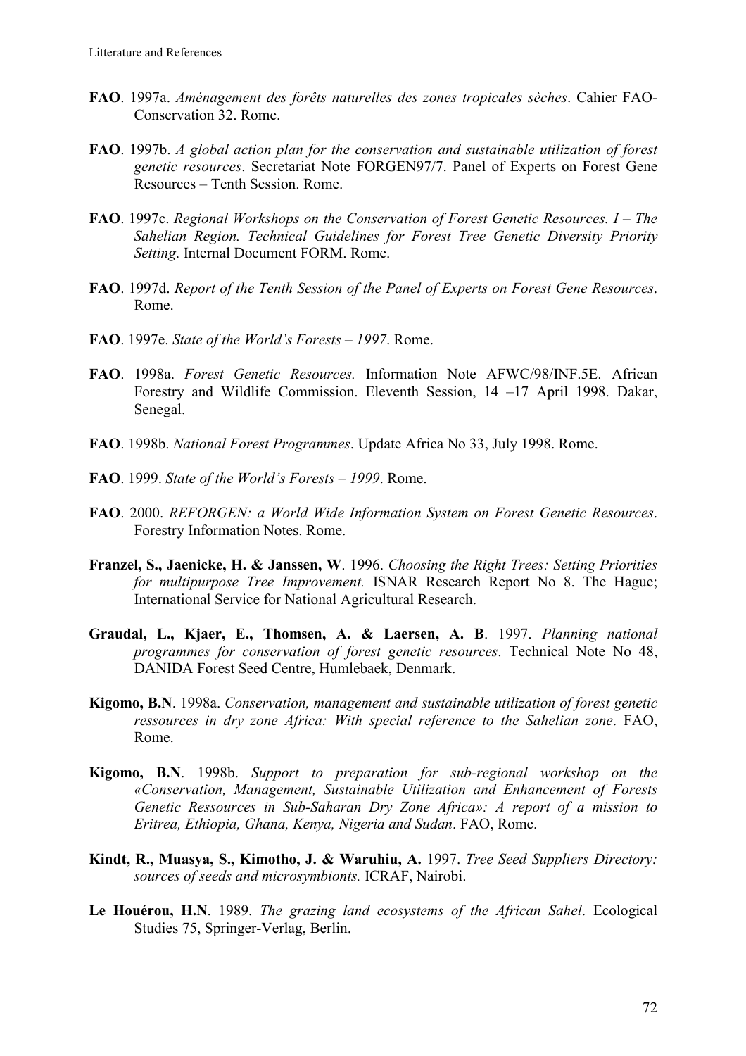**FAO**. 1997a. *Aménagement des forêts naturelles des zones tropicales sèches*. Cahier FAO-Conservation 32. Rome.

**FAO**. 1997b. *A global action plan for the conservation and sustainable utilization of forest genetic resources*. Secretariat Note FORGEN97/7. Panel of Experts on Forest Gene Resources – Tenth Session. Rome.

**FAO**. 1997c. *Regional Workshops on the Conservation of Forest Genetic Resources. I – The Sahelian Region. Technical Guidelines for Forest Tree Genetic Diversity Priority Setting*. Internal Document FORM. Rome.

**FAO**. 1997d. *Report of the Tenth Session of the Panel of Experts on Forest Gene Resources*. Rome.

**FAO**. 1997e. *State of the World's Forests – 1997*. Rome.

**FAO**. 1998a. *Forest Genetic Resources.* Information Note AFWC/98/INF.5E. African Forestry and Wildlife Commission. Eleventh Session, 14 –17 April 1998. Dakar, Senegal.

**FAO**. 1998b. *National Forest Programmes*. Update Africa No 33, July 1998. Rome.

**FAO**. 1999. *State of the World's Forests – 1999*. Rome.

**FAO**. 2000. *REFORGEN: a World Wide Information System on Forest Genetic Resources*. Forestry Information Notes. Rome.

**Franzel, S., Jaenicke, H. & Janssen, W**. 1996. *Choosing the Right Trees: Setting Priorities for multipurpose Tree Improvement.* ISNAR Research Report No 8. The Hague; International Service for National Agricultural Research.

**Graudal, L., Kjaer, E., Thomsen, A. & Laersen, A. B**. 1997. *Planning national programmes for conservation of forest genetic resources*. Technical Note No 48, DANIDA Forest Seed Centre, Humlebaek, Denmark.

**Kigomo, B.N**. 1998a. *Conservation, management and sustainable utilization of forest genetic ressources in dry zone Africa: With special reference to the Sahelian zone*. FAO, Rome.

**Kigomo, B.N**. 1998b. *Support to preparation for sub-regional workshop on the «Conservation, Management, Sustainable Utilization and Enhancement of Forests Genetic Ressources in Sub-Saharan Dry Zone Africa»: A report of a mission to Eritrea, Ethiopia, Ghana, Kenya, Nigeria and Sudan*. FAO, Rome.

**Kindt, R., Muasya, S., Kimotho, J. & Waruhiu, A.** 1997. *Tree Seed Suppliers Directory: sources of seeds and microsymbionts.* ICRAF, Nairobi.

**Le Houérou, H.N**. 1989. *The grazing land ecosystems of the African Sahel*. Ecological Studies 75, Springer-Verlag, Berlin.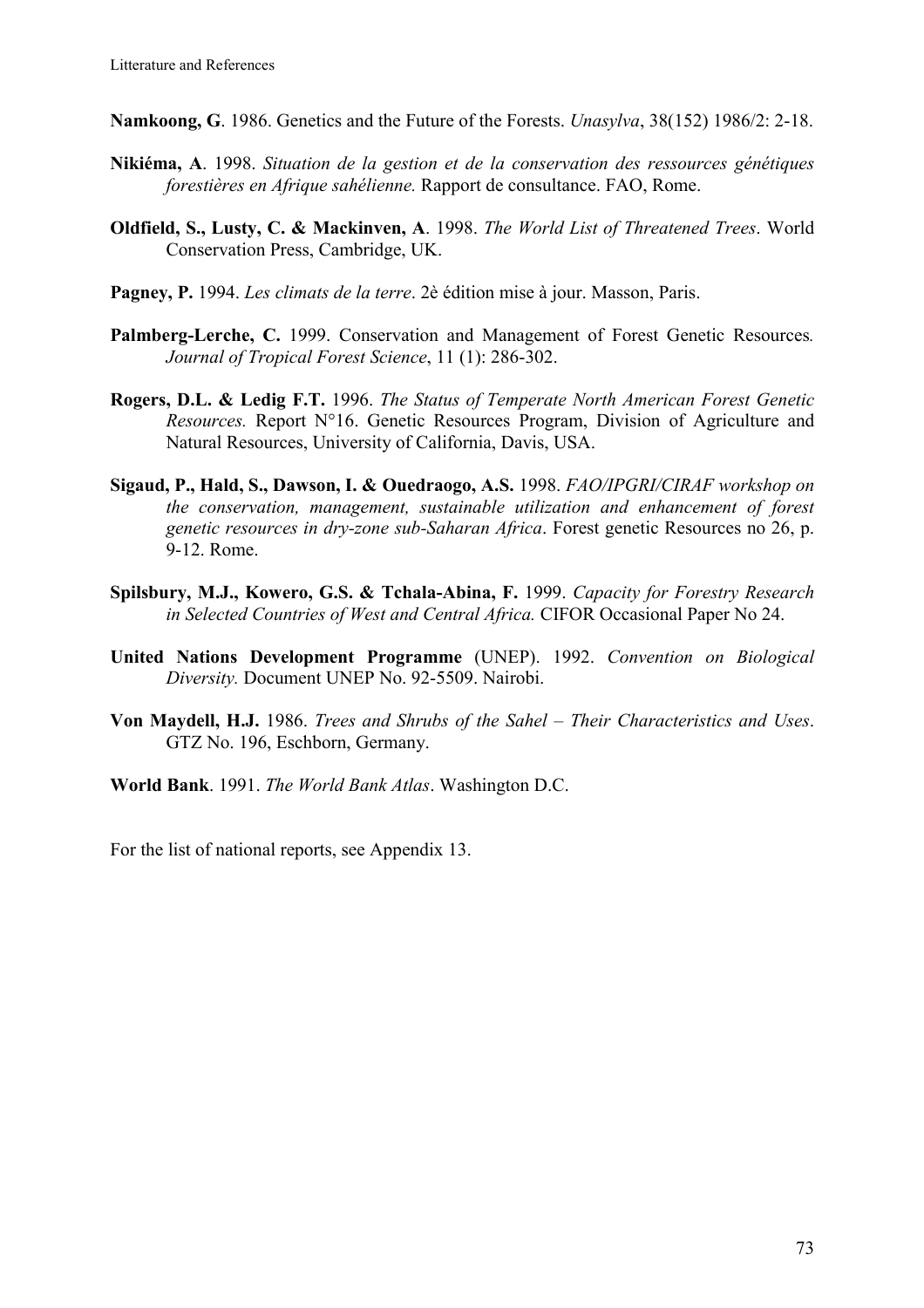**Namkoong, G**. 1986. Genetics and the Future of the Forests. *Unasylva*, 38(152) 1986/2: 2-18.

**Nikiéma, A**. 1998. *Situation de la gestion et de la conservation des ressources génétiques forestières en Afrique sahélienne.* Rapport de consultance. FAO, Rome.

**Oldfield, S., Lusty, C. & Mackinven, A**. 1998. *The World List of Threatened Trees*. World Conservation Press, Cambridge, UK.

**Pagney, P.** 1994. *Les climats de la terre*. 2è édition mise à jour. Masson, Paris.

**Palmberg-Lerche, C.** 1999. Conservation and Management of Forest Genetic Resources*.* *Journal of Tropical Forest Science*, 11 (1): 286-302.

**Rogers, D.L. & Ledig F.T.** 1996. *The Status of Temperate North American Forest Genetic Resources.* Report N°16. Genetic Resources Program, Division of Agriculture and Natural Resources, University of California, Davis, USA.

**Sigaud, P., Hald, S., Dawson, I. & Ouedraogo, A.S.** 1998. *FAO/IPGRI/CIRAF workshop on the conservation, management, sustainable utilization and enhancement of forest genetic resources in dry-zone sub-Saharan Africa*. Forest genetic Resources no 26, p. 9-12. Rome.

**Spilsbury, M.J., Kowero, G.S. & Tchala-Abina, F.** 1999. *Capacity for Forestry Research in Selected Countries of West and Central Africa.* CIFOR Occasional Paper No 24.

**United Nations Development Programme** (UNEP). 1992. *Convention on Biological Diversity.* Document UNEP No. 92-5509. Nairobi.

**Von Maydell, H.J.** 1986. *Trees and Shrubs of the Sahel – Their Characteristics and Uses*. GTZ No. 196, Eschborn, Germany.

**World Bank**. 1991. *The World Bank Atlas*. Washington D.C.

For the list of national reports, see Appendix 13.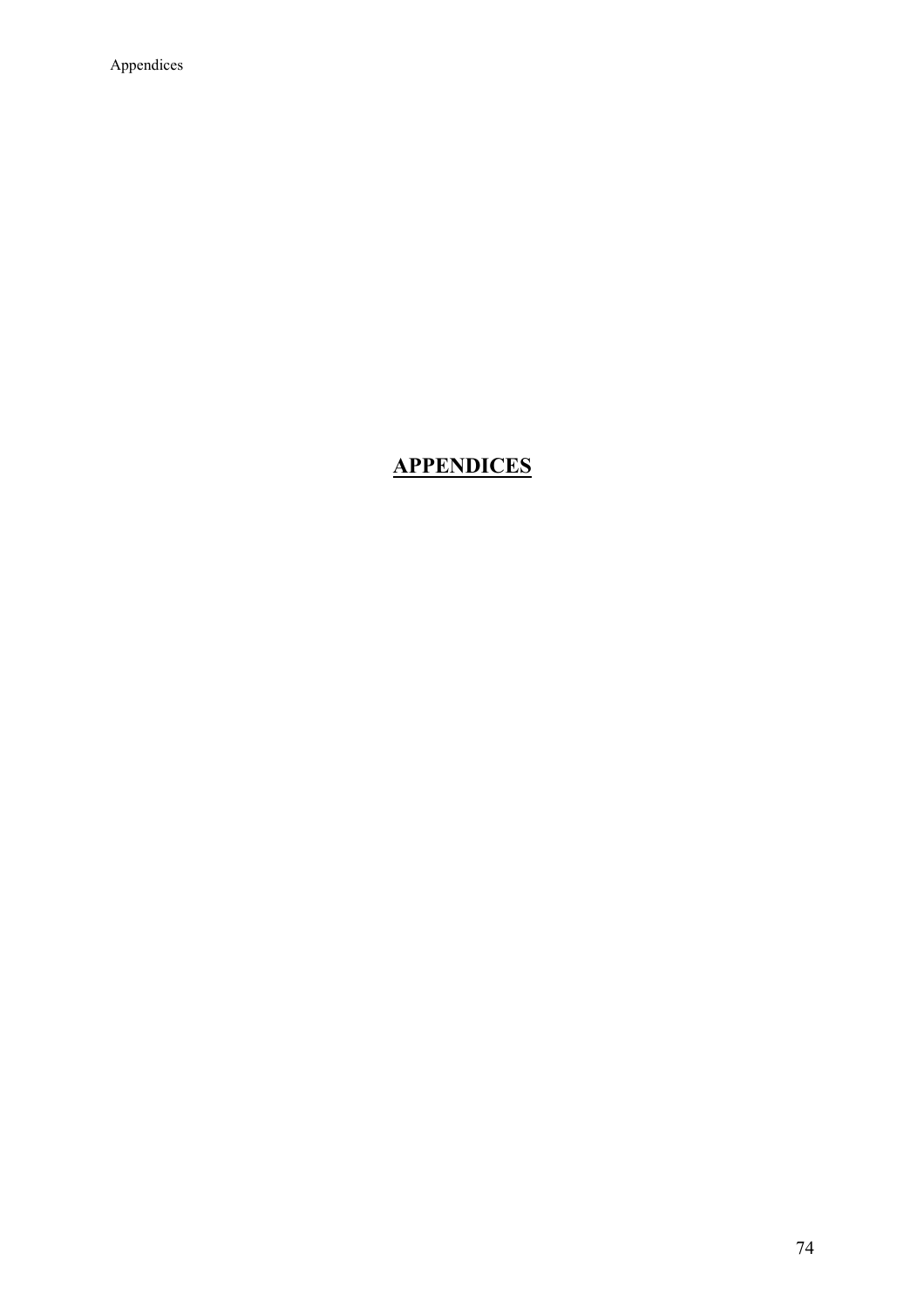# **APPENDICES**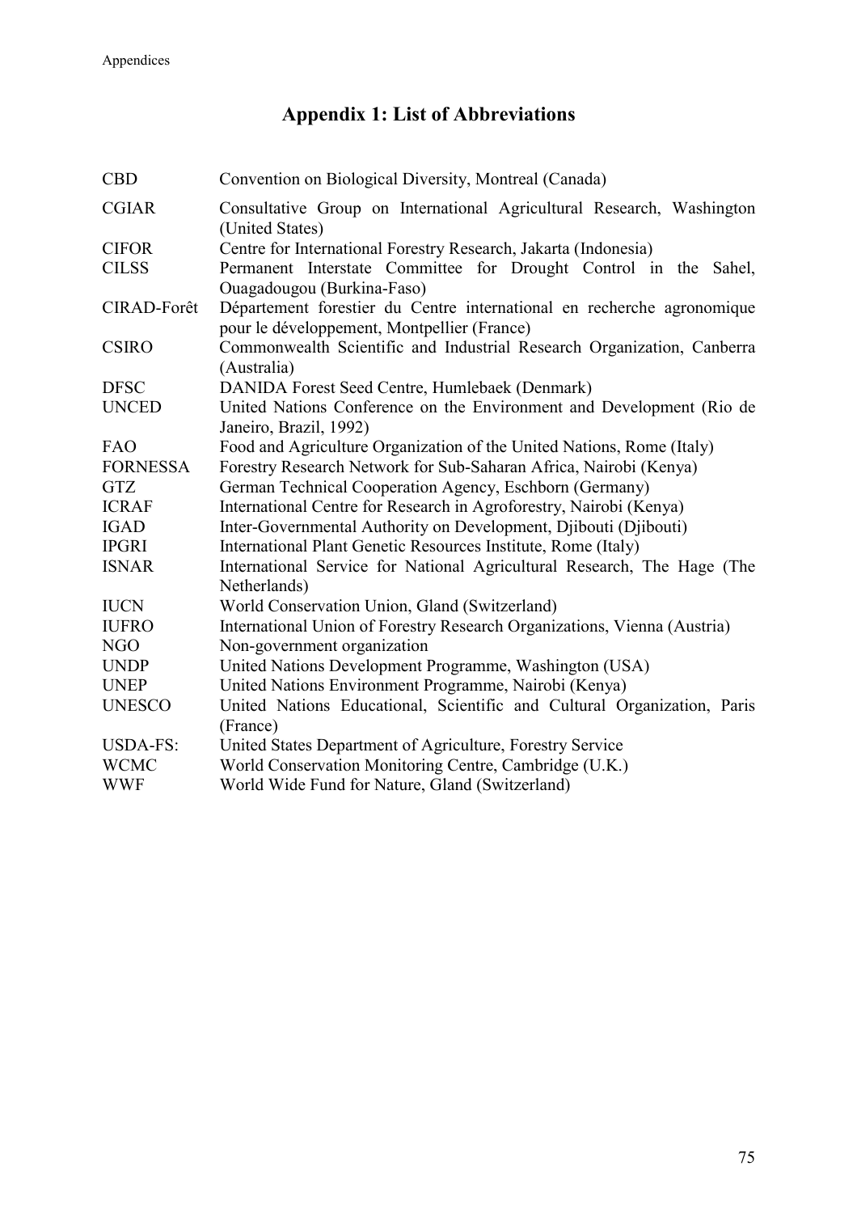# Appendix 1: List of Abbreviations

| | |
|---|---|
| CBD | Convention on Biological Diversity, Montreal (Canada) |
| CGIAR | Consultative Group on International Agricultural Research, Washington (United States) |
| CIFOR | Centre for International Forestry Research, Jakarta (Indonesia) |
| CILSS | Permanent Interstate Committee for Drought Control in the Sahel, Ouagadougou (Burkina-Faso) |
| CIRAD-Forêt | Département forestier du Centre international en recherche agronomique pour le développement, Montpellier (France) |
| CSIRO | Commonwealth Scientific and Industrial Research Organization, Canberra (Australia) |
| DFSC | DANIDA Forest Seed Centre, Humlebaek (Denmark) |
| UNCED | United Nations Conference on the Environment and Development (Rio de Janeiro, Brazil, 1992) |
| FAO | Food and Agriculture Organization of the United Nations, Rome (Italy) |
| FORNESSA | Forestry Research Network for Sub-Saharan Africa, Nairobi (Kenya) |
| GTZ | German Technical Cooperation Agency, Eschborn (Germany) |
| ICRAF | International Centre for Research in Agroforestry, Nairobi (Kenya) |
| IGAD | Inter-Governmental Authority on Development, Djibouti (Djibouti) |
| IPGRI | International Plant Genetic Resources Institute, Rome (Italy) |
| ISNAR | International Service for National Agricultural Research, The Hage (The Netherlands) |
| IUCN | World Conservation Union, Gland (Switzerland) |
| IUFRO | International Union of Forestry Research Organizations, Vienna (Austria) |
| NGO | Non-government organization |
| UNDP | United Nations Development Programme, Washington (USA) |
| UNEP | United Nations Environment Programme, Nairobi (Kenya) |
| UNESCO | United Nations Educational, Scientific and Cultural Organization, Paris (France) |
| USDA-FS: | United States Department of Agriculture, Forestry Service |
| WCMC | World Conservation Monitoring Centre, Cambridge (U.K.) |
| WWF | World Wide Fund for Nature, Gland (Switzerland) |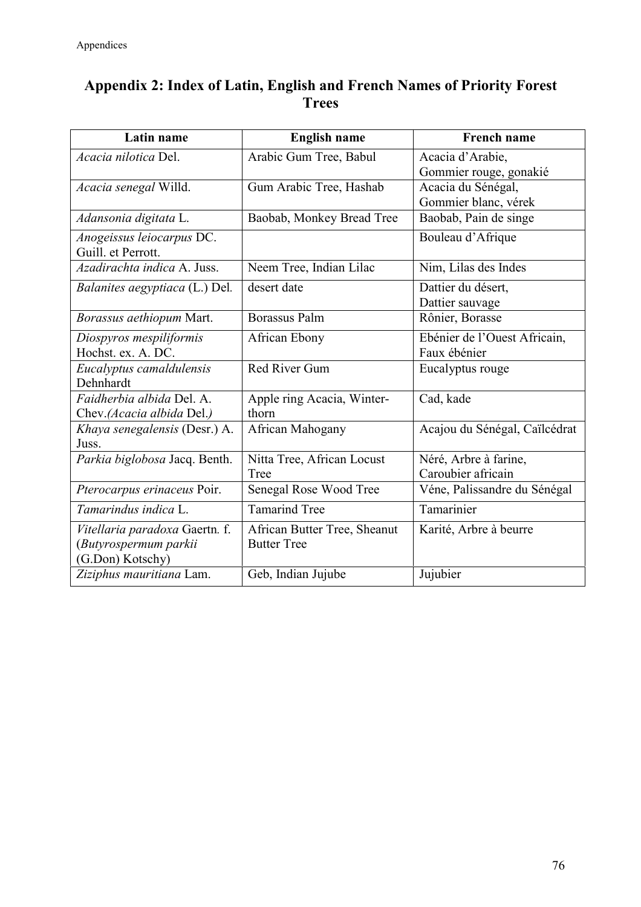## Appendix 2: Index of Latin, English and French Names of Priority Forest Trees

| Latin name | English name | French name |
|---|---|---|
| *Acacia nilotica* Del. | Arabic Gum Tree, Babul | Acacia d'Arabie, Gommier rouge, gonakié |
| *Acacia senegal* Willd. | Gum Arabic Tree, Hashab | Acacia du Sénégal, Gommier blanc, vérek |
| *Adansonia digitata* L. | Baobab, Monkey Bread Tree | Baobab, Pain de singe |
| *Anogeissus leiocarpus* DC. Guill. et Perrott. | | Bouleau d'Afrique |
| *Azadirachta indica* A. Juss. | Neem Tree, Indian Lilac | Nim, Lilas des Indes |
| *Balanites aegyptiaca* (L.) Del. | desert date | Dattier du désert, Dattier sauvage |
| *Borassus aethiopum* Mart. | Borassus Palm | Rônier, Borasse |
| *Diospyros mespiliformis* Hochst. ex. A. DC. | African Ebony | Ebénier de l'Ouest Africain, Faux ébénier |
| *Eucalyptus camaldulensis* Dehnhardt | Red River Gum | Eucalyptus rouge |
| *Faidherbia albida* Del. A. Chev.*(Acacia albida* Del.*)* | Apple ring Acacia, Winter-thorn | Cad, kade |
| *Khaya senegalensis* (Desr.) A. Juss. | African Mahogany | Acajou du Sénégal, Caïlcédrat |
| *Parkia biglobosa* Jacq. Benth. | Nitta Tree, African Locust Tree | Néré, Arbre à farine, Caroubier africain |
| *Pterocarpus erinaceus* Poir. | Senegal Rose Wood Tree | Véne, Palissandre du Sénégal |
| *Tamarindus indica* L. | Tamarind Tree | Tamarinier |
| *Vitellaria paradoxa* Gaertn. f. (*Butyrospermum parkii* (G.Don) Kotschy) | African Butter Tree, Sheanut Butter Tree | Karité, Arbre à beurre |
| *Ziziphus mauritiana* Lam. | Geb, Indian Jujube | Jujubier |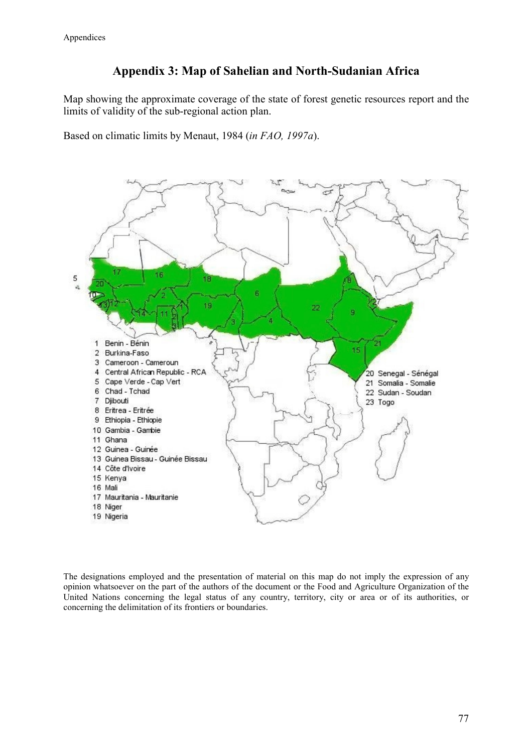## Appendix 3: Map of Sahelian and North-Sudanian Africa

Map showing the approximate coverage of the state of forest genetic resources report and the limits of validity of the sub-regional action plan.

Based on climatic limits by Menaut, 1984 (*in FAO, 1997a*).

1 Benin - Bénin
2 Burkina-Faso
3 Cameroon - Cameroun
4 Central African Republic - RCA
5 Cape Verde - Cap Vert
6 Chad - Tchad
7 Djibouti
8 Eritrea - Eritrée
9 Ethiopia - Ethiopie
10 Gambia - Gambie
11 Ghana
12 Guinea - Guinée
13 Guinea Bissau - Guinée Bissau
14 Côte d'Ivoire
15 Kenya
16 Mali
17 Mauritania - Mauritanie
18 Niger
19 Nigeria
20 Senegal - Sénégal
21 Somalia - Somalie
22 Sudan - Soudan
23 Togo

The designations employed and the presentation of material on this map do not imply the expression of any opinion whatsoever on the part of the authors of the document or the Food and Agriculture Organization of the United Nations concerning the legal status of any country, territory, city or area or of its authorities, or concerning the delimitation of its frontiers or boundaries.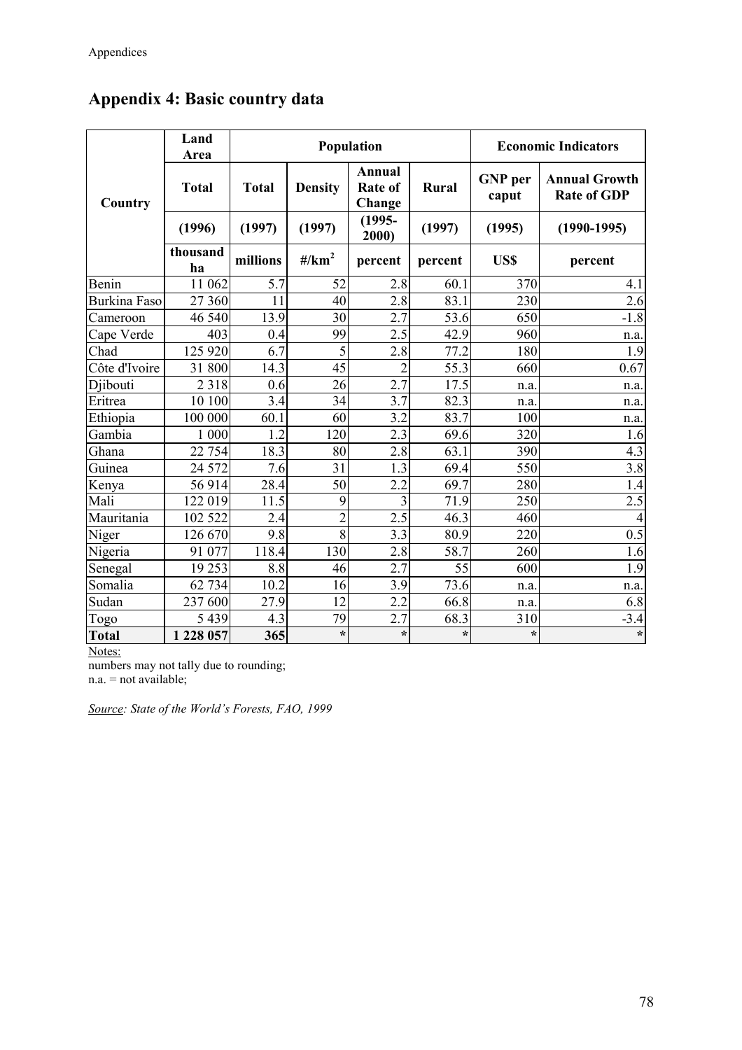## Appendix 4: Basic country data

| Country | Land Area | Population | | | | Economic Indicators | |
|---|---|---|---|---|---|---|---|
| | Total | Total | Density | Annual Rate of Change | Rural | GNP per caput | Annual Growth Rate of GDP |
| | (1996) | (1997) | (1997) | (1995-2000) | (1997) | (1995) | (1990-1995) |
| | thousand ha | millions | #/km$^2$ | percent | percent | US$ | percent |
| Benin | 11 062 | 5.7 | 52 | 2.8 | 60.1 | 370 | 4.1 |
| Burkina Faso | 27 360 | 11 | 40 | 2.8 | 83.1 | 230 | 2.6 |
| Cameroon | 46 540 | 13.9 | 30 | 2.7 | 53.6 | 650 | -1.8 |
| Cape Verde | 403 | 0.4 | 99 | 2.5 | 42.9 | 960 | n.a. |
| Chad | 125 920 | 6.7 | 5 | 2.8 | 77.2 | 180 | 1.9 |
| Côte d'Ivoire | 31 800 | 14.3 | 45 | 2 | 55.3 | 660 | 0.67 |
| Djibouti | 2 318 | 0.6 | 26 | 2.7 | 17.5 | n.a. | n.a. |
| Eritrea | 10 100 | 3.4 | 34 | 3.7 | 82.3 | n.a. | n.a. |
| Ethiopia | 100 000 | 60.1 | 60 | 3.2 | 83.7 | 100 | n.a. |
| Gambia | 1 000 | 1.2 | 120 | 2.3 | 69.6 | 320 | 1.6 |
| Ghana | 22 754 | 18.3 | 80 | 2.8 | 63.1 | 390 | 4.3 |
| Guinea | 24 572 | 7.6 | 31 | 1.3 | 69.4 | 550 | 3.8 |
| Kenya | 56 914 | 28.4 | 50 | 2.2 | 69.7 | 280 | 1.4 |
| Mali | 122 019 | 11.5 | 9 | 3 | 71.9 | 250 | 2.5 |
| Mauritania | 102 522 | 2.4 | 2 | 2.5 | 46.3 | 460 | 4 |
| Niger | 126 670 | 9.8 | 8 | 3.3 | 80.9 | 220 | 0.5 |
| Nigeria | 91 077 | 118.4 | 130 | 2.8 | 58.7 | 260 | 1.6 |
| Senegal | 19 253 | 8.8 | 46 | 2.7 | 55 | 600 | 1.9 |
| Somalia | 62 734 | 10.2 | 16 | 3.9 | 73.6 | n.a. | n.a. |
| Sudan | 237 600 | 27.9 | 12 | 2.2 | 66.8 | n.a. | 6.8 |
| Togo | 5 439 | 4.3 | 79 | 2.7 | 68.3 | 310 | -3.4 |
| **Total** | **1 228 057** | **365** | * | * | * | * | * |

Notes:
numbers may not tally due to rounding;
n.a. = not available;

*Source: State of the World's Forests, FAO, 1999*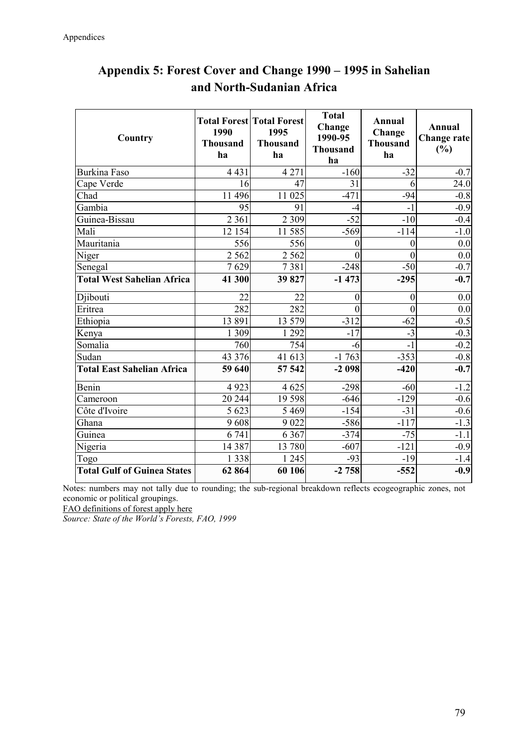# Appendix 5: Forest Cover and Change 1990 – 1995 in Sahelian and North-Sudanian Africa

| Country | Total Forest 1990 Thousand ha | Total Forest 1995 Thousand ha | Total Change 1990-95 Thousand ha | Annual Change Thousand ha | Annual Change rate (%) |
|---|---|---|---|---|---|
| Burkina Faso | 4 431 | 4 271 | -160 | -32 | -0.7 |
| Cape Verde | 16 | 47 | 31 | 6 | 24.0 |
| Chad | 11 496 | 11 025 | -471 | -94 | -0.8 |
| Gambia | 95 | 91 | -4 | -1 | -0.9 |
| Guinea-Bissau | 2 361 | 2 309 | -52 | -10 | -0.4 |
| Mali | 12 154 | 11 585 | -569 | -114 | -1.0 |
| Mauritania | 556 | 556 | 0 | 0 | 0.0 |
| Niger | 2 562 | 2 562 | 0 | 0 | 0.0 |
| Senegal | 7 629 | 7 381 | -248 | -50 | -0.7 |
| **Total West Sahelian Africa** | **41 300** | **39 827** | **-1 473** | **-295** | **-0.7** |
| Djibouti | 22 | 22 | 0 | 0 | 0.0 |
| Eritrea | 282 | 282 | 0 | 0 | 0.0 |
| Ethiopia | 13 891 | 13 579 | -312 | -62 | -0.5 |
| Kenya | 1 309 | 1 292 | -17 | -3 | -0.3 |
| Somalia | 760 | 754 | -6 | -1 | -0.2 |
| Sudan | 43 376 | 41 613 | -1 763 | -353 | -0.8 |
| **Total East Sahelian Africa** | **59 640** | **57 542** | **-2 098** | **-420** | **-0.7** |
| Benin | 4 923 | 4 625 | -298 | -60 | -1.2 |
| Cameroon | 20 244 | 19 598 | -646 | -129 | -0.6 |
| Côte d'Ivoire | 5 623 | 5 469 | -154 | -31 | -0.6 |
| Ghana | 9 608 | 9 022 | -586 | -117 | -1.3 |
| Guinea | 6 741 | 6 367 | -374 | -75 | -1.1 |
| Nigeria | 14 387 | 13 780 | -607 | -121 | -0.9 |
| Togo | 1 338 | 1 245 | -93 | -19 | -1.4 |
| **Total Gulf of Guinea States** | **62 864** | **60 106** | **-2 758** | **-552** | **-0.9** |

Notes: numbers may not tally due to rounding; the sub-regional breakdown reflects ecogeographic zones, not economic or political groupings.

FAO definitions of forest apply here

*Source: State of the World's Forests, FAO, 1999*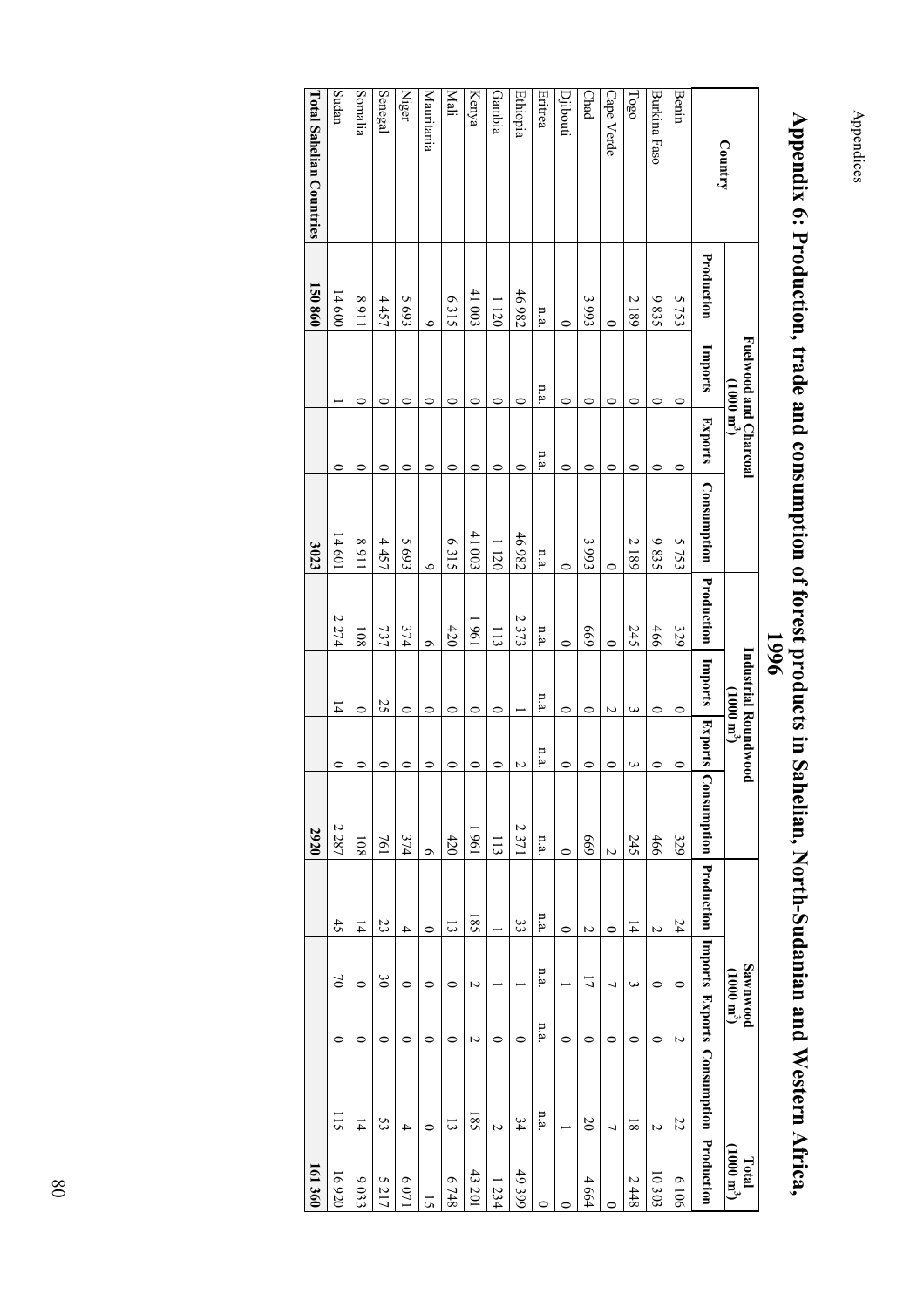# Appendix 6: Production, trade and consumption of forest products in Sahelian, North-Sudanian and Western Africa, 1996

| Country | Fuelwood and Charcoal (1000 m³) | | | | Industrial Roundwood (1000 m³) | | | | Sawnwood (1000 m³) | | | | Total (1000 m³) |
|---|---|---|---|---|---|---|---|---|---|---|---|---|---|
| | Production | Imports | Exports | Consumption | Production | Imports | Exports | Consumption | Production | Imports | Exports | Consumption | Production |
| Benin | 5 753 | 0 | 0 | 5 753 | 329 | 0 | 0 | 329 | 24 | 0 | 2 | 22 | 6 106 |
| Burkina Faso | 9 835 | 0 | 0 | 9 835 | 466 | 0 | 0 | 466 | 2 | 0 | 0 | 2 | 10 303 |
| Togo | 2 189 | 0 | 0 | 2 189 | 245 | 3 | 3 | 245 | 14 | 3 | 0 | 18 | 2 448 |
| Cape Verde | 0 | 0 | 0 | 0 | 0 | 2 | 0 | 2 | 0 | 7 | 0 | 7 | 0 |
| Chad | 3 993 | 0 | 0 | 3 993 | 669 | 0 | 0 | 669 | 2 | 17 | 0 | 20 | 4 664 |
| Djibouti | 0 | 0 | 0 | 0 | 0 | 0 | 0 | 0 | 0 | 1 | 0 | 1 | 0 |
| Eritrea | n.a. | n.a. | n.a. | n.a. | n.a. | n.a. | n.a. | n.a. | n.a. | n.a. | n.a. | n.a. | 0 |
| Ethiopia | 46 982 | 0 | 0 | 46 982 | 2 373 | 1 | 2 | 2 371 | 33 | 1 | 0 | 34 | 49 399 |
| Gambia | 1 120 | 0 | 0 | 1 120 | 113 | 0 | 0 | 113 | 1 | 1 | 0 | 2 | 1 234 |
| Kenya | 41 003 | 0 | 0 | 41 003 | 1 961 | 0 | 0 | 1 961 | 185 | 2 | 2 | 185 | 43 201 |
| Mali | 6 315 | 0 | 0 | 6 315 | 420 | 0 | 0 | 420 | 13 | 0 | 0 | 13 | 6 748 |
| Mauritania | 9 | 0 | 0 | 9 | 6 | 0 | 0 | 6 | 0 | 0 | 0 | 0 | 15 |
| Niger | 5 693 | 0 | 0 | 5 693 | 374 | 0 | 0 | 374 | 4 | 0 | 0 | 4 | 6 071 |
| Senegal | 4 457 | 0 | 0 | 4 457 | 737 | 25 | 0 | 761 | 23 | 30 | 0 | 53 | 5 217 |
| Somalia | 8 911 | 0 | 0 | 8 911 | 108 | 0 | 0 | 108 | 14 | 0 | 0 | 14 | 9 033 |
| Sudan | 14 600 | 1 | 0 | 14 601 | 2 274 | 14 | 0 | 2 287 | 45 | 70 | 0 | 115 | 16 920 |
| **Total Sahelian Countries** | **150 860** | | | **3023** | | | | **2920** | | | | | **161 360** |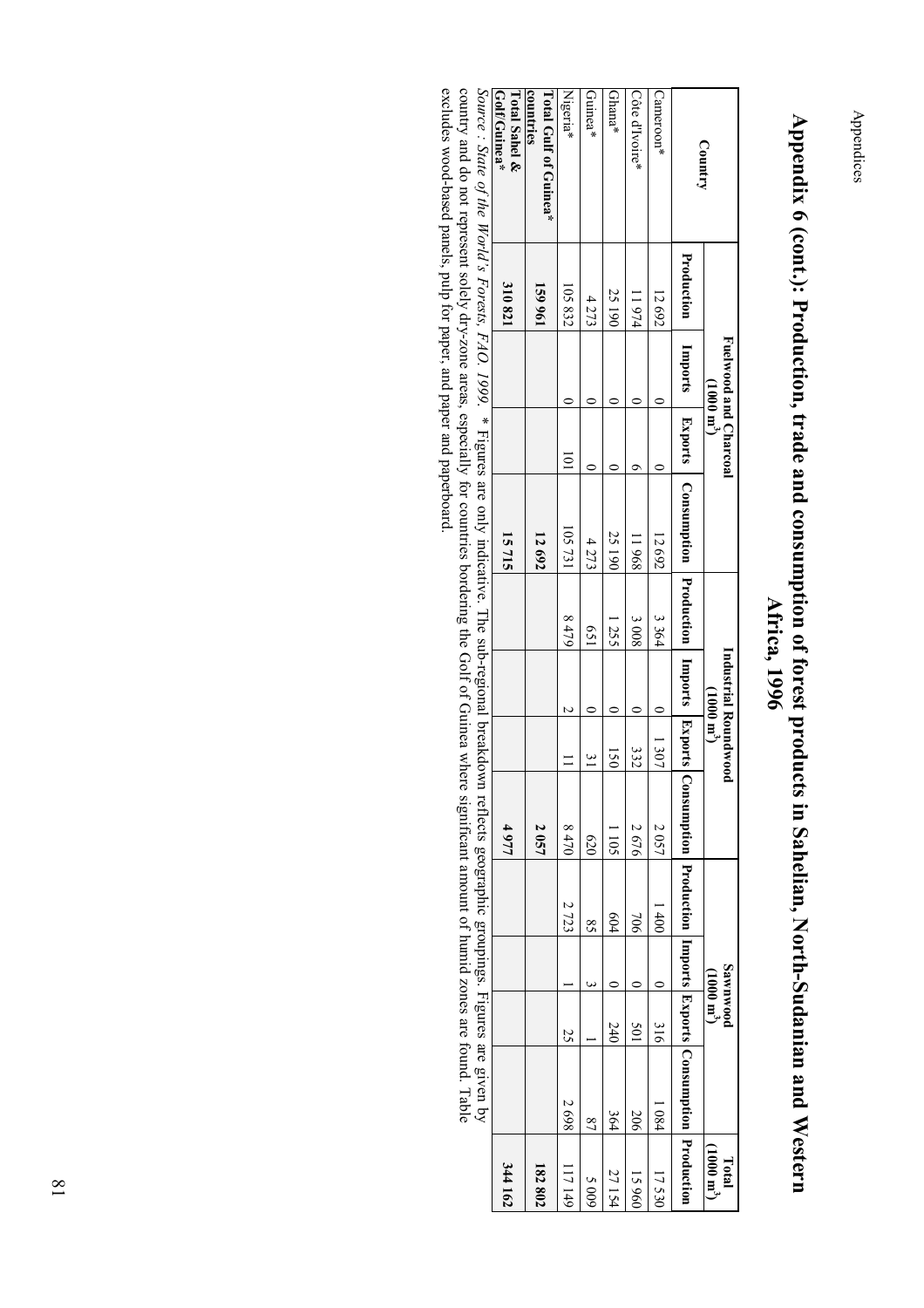# Appendix 6 (cont.): Production, trade and consumption of forest products in Sahelian, North-Sudanian and Western Africa, 1996

| Country | Fuelwood and Charcoal (1000 m$^3$) | | | | Industrial Roundwood (1000 m$^3$) | | | | Sawnwood (1000 m$^3$) | | | | Total (1000 m$^3$) |
|---|---|---|---|---|---|---|---|---|---|---|---|---|---|
| | Production | Imports | Exports | Consumption | Production | Imports | Exports | Consumption | Production | Imports | Exports | Consumption | Production |
| Cameroon* | 12 692 | 0 | 0 | 12 692 | 3 364 | 0 | 1 307 | 2 057 | 1 400 | 0 | 316 | 1 084 | 17 530 |
| Côte d'Ivoire* | 11 974 | 0 | 6 | 11 968 | 3 008 | 0 | 332 | 2 676 | 706 | 0 | 501 | 206 | 15 960 |
| Ghana* | 25 190 | 0 | 0 | 25 190 | 1 255 | 0 | 150 | 1 105 | 604 | 0 | 240 | 364 | 27 154 |
| Guinea* | 4 273 | 0 | 0 | 4 273 | 651 | 0 | 31 | 620 | 85 | 3 | 1 | 87 | 5 009 |
| Nigeria* | 105 832 | 0 | 101 | 105 731 | 8 479 | 2 | 11 | 8 470 | 2 723 | 1 | 25 | 2 698 | 117 149 |
| **Total Gulf of Guinea* countries** | **159 961** | | | **12 692** | | | | **2 057** | | | | | **182 802** |
| **Total Sahel & Golf/Guinea*** | **310 821** | | | **15 715** | | | | **4 977** | | | | | **344 162** |

*Source : State of the World's Forests, FAO. 1999.* * Figures are only indicative. The sub-regional breakdown reflects geographic groupings. Figures are given by country and do not represent solely dry-zone areas, especially for countries bordering the Golf of Guinea where significant amount of humid zones are found. Table excludes wood-based panels, pulp for paper, and paper and paperboard.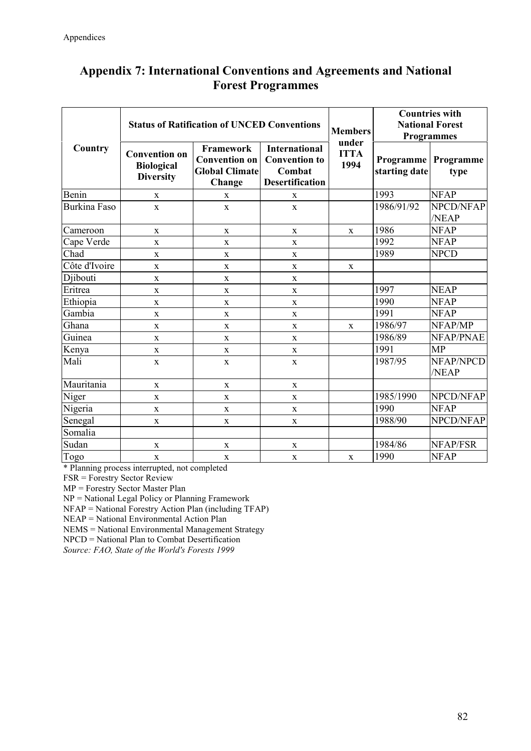## Appendix 7: International Conventions and Agreements and National Forest Programmes

| Country | Status of Ratification of UNCED Conventions | | | Members under ITTA 1994 | Countries with National Forest Programmes | |
|---|---|---|---|---|---|---|
| | Convention on Biological Diversity | Framework Convention on Global Climate Change | International Convention to Combat Desertification | | Programme starting date | Programme type |
| Benin | x | x | x | | 1993 | NFAP |
| Burkina Faso | x | x | x | | 1986/91/92 | NPCD/NFAP /NEAP |
| Cameroon | x | x | x | x | 1986 | NFAP |
| Cape Verde | x | x | x | | 1992 | NFAP |
| Chad | x | x | x | | 1989 | NPCD |
| Côte d'Ivoire | x | x | x | x | | |
| Djibouti | x | x | x | | | |
| Eritrea | x | x | x | | 1997 | NEAP |
| Ethiopia | x | x | x | | 1990 | NFAP |
| Gambia | x | x | x | | 1991 | NFAP |
| Ghana | x | x | x | x | 1986/97 | NFAP/MP |
| Guinea | x | x | x | | 1986/89 | NFAP/PNAE |
| Kenya | x | x | x | | 1991 | MP |
| Mali | x | x | x | | 1987/95 | NFAP/NPCD /NEAP |
| Mauritania | x | x | x | | | |
| Niger | x | x | x | | 1985/1990 | NPCD/NFAP |
| Nigeria | x | x | x | | 1990 | NFAP |
| Senegal | x | x | x | | 1988/90 | NPCD/NFAP |
| Somalia | | | | | | |
| Sudan | x | x | x | | 1984/86 | NFAP/FSR |
| Togo | x | x | x | x | 1990 | NFAP |

\* Planning process interrupted, not completed
FSR = Forestry Sector Review
MP = Forestry Sector Master Plan
NP = National Legal Policy or Planning Framework
NFAP = National Forestry Action Plan (including TFAP)
NEAP = National Environmental Action Plan
NEMS = National Environmental Management Strategy
NPCD = National Plan to Combat Desertification
*Source: FAO, State of the World's Forests 1999*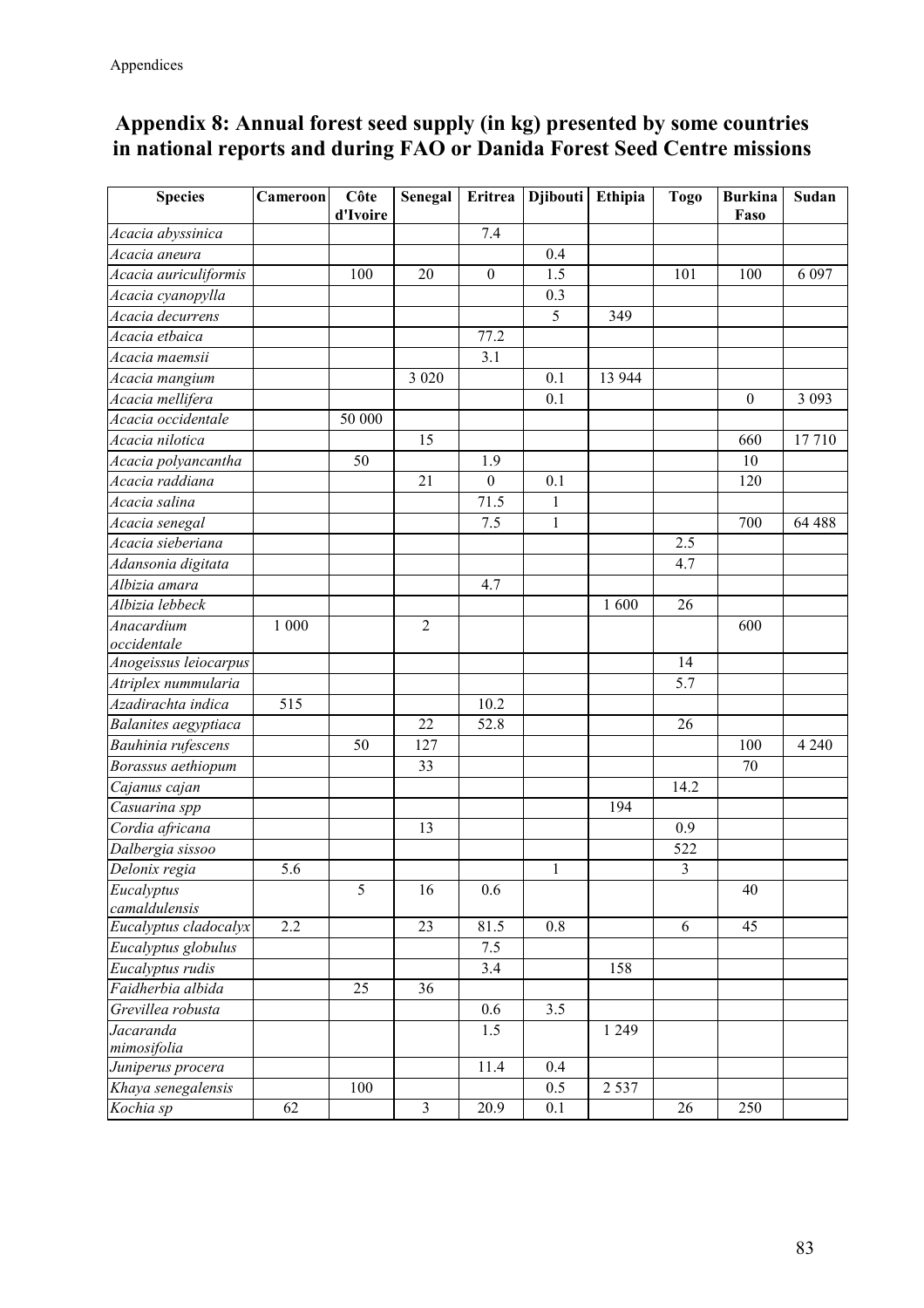## Appendix 8: Annual forest seed supply (in kg) presented by some countries in national reports and during FAO or Danida Forest Seed Centre missions

| Species | Cameroon | Côte d'Ivoire | Senegal | Eritrea | Djibouti | Ethipia | Togo | Burkina Faso | Sudan |
|---|---|---|---|---|---|---|---|---|---|
| *Acacia abyssinica* | | | | 7.4 | | | | | |
| *Acacia aneura* | | | | | 0.4 | | | | |
| *Acacia auriculiformis* | | 100 | 20 | 0 | 1.5 | | 101 | 100 | 6 097 |
| *Acacia cyanopylla* | | | | | 0.3 | | | | |
| *Acacia decurrens* | | | | | 5 | 349 | | | |
| *Acacia etbaica* | | | | 77.2 | | | | | |
| *Acacia maemsii* | | | | 3.1 | | | | | |
| *Acacia mangium* | | | 3 020 | | 0.1 | 13 944 | | | |
| *Acacia mellifera* | | | | | 0.1 | | | 0 | 3 093 |
| *Acacia occidentale* | | 50 000 | | | | | | | |
| *Acacia nilotica* | | | 15 | | | | | 660 | 17 710 |
| *Acacia polyancantha* | | 50 | | 1.9 | | | | 10 | |
| *Acacia raddiana* | | | 21 | 0 | 0.1 | | | 120 | |
| *Acacia salina* | | | | 71.5 | 1 | | | | |
| *Acacia senegal* | | | | 7.5 | 1 | | | 700 | 64 488 |
| *Acacia sieberiana* | | | | | | | 2.5 | | |
| *Adansonia digitata* | | | | | | | 4.7 | | |
| *Albizia amara* | | | | 4.7 | | | | | |
| *Albizia lebbeck* | | | | | | 1 600 | 26 | | |
| *Anacardium occidentale* | 1 000 | | 2 | | | | | 600 | |
| *Anogeissus leiocarpus* | | | | | | | 14 | | |
| *Atriplex nummularia* | | | | | | | 5.7 | | |
| *Azadirachta indica* | 515 | | | 10.2 | | | | | |
| *Balanites aegyptiaca* | | | 22 | 52.8 | | | 26 | | |
| *Bauhinia rufescens* | | 50 | 127 | | | | | 100 | 4 240 |
| *Borassus aethiopum* | | | 33 | | | | | 70 | |
| *Cajanus cajan* | | | | | | | 14.2 | | |
| *Casuarina spp* | | | | | | 194 | | | |
| *Cordia africana* | | | 13 | | | | 0.9 | | |
| *Dalbergia sissoo* | | | | | | | 522 | | |
| *Delonix regia* | 5.6 | | | | 1 | | 3 | | |
| *Eucalyptus camaldulensis* | | 5 | 16 | 0.6 | | | | 40 | |
| *Eucalyptus cladocalyx* | 2.2 | | 23 | 81.5 | 0.8 | | 6 | 45 | |
| *Eucalyptus globulus* | | | | 7.5 | | | | | |
| *Eucalyptus rudis* | | | | 3.4 | | 158 | | | |
| *Faidherbia albida* | | 25 | 36 | | | | | | |
| *Grevillea robusta* | | | | 0.6 | 3.5 | | | | |
| *Jacaranda mimosifolia* | | | | 1.5 | | 1 249 | | | |
| *Juniperus procera* | | | | 11.4 | 0.4 | | | | |
| *Khaya senegalensis* | | 100 | | | 0.5 | 2 537 | | | |
| *Kochia sp* | 62 | | 3 | 20.9 | 0.1 | | 26 | 250 | |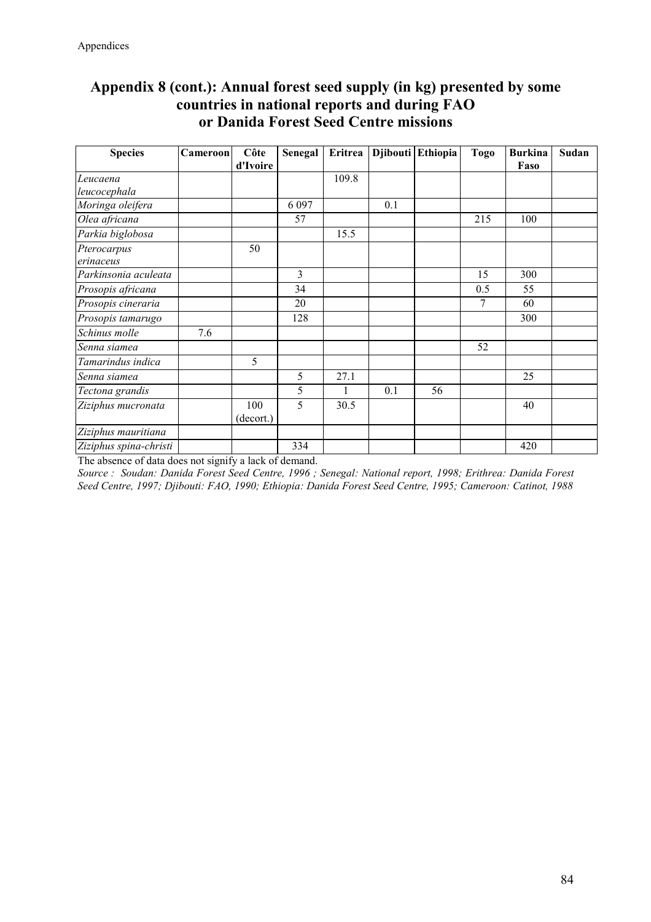## Appendix 8 (cont.): Annual forest seed supply (in kg) presented by some countries in national reports and during FAO or Danida Forest Seed Centre missions

| Species | Cameroon | Côte d'Ivoire | Senegal | Eritrea | Djibouti | Ethiopia | Togo | Burkina Faso | Sudan |
|---|---|---|---|---|---|---|---|---|---|
| *Leucaena leucocephala* | | | | 109.8 | | | | | |
| *Moringa oleifera* | | | 6 097 | | 0.1 | | | | |
| *Olea africana* | | | 57 | | | | 215 | 100 | |
| *Parkia biglobosa* | | | | 15.5 | | | | | |
| *Pterocarpus erinaceus* | | 50 | | | | | | | |
| *Parkinsonia aculeata* | | | 3 | | | | 15 | 300 | |
| *Prosopis africana* | | | 34 | | | | 0.5 | 55 | |
| *Prosopis cineraria* | | | 20 | | | | 7 | 60 | |
| *Prosopis tamarugo* | | | 128 | | | | | 300 | |
| *Schinus molle* | 7.6 | | | | | | | | |
| *Senna siamea* | | | | | | | 52 | | |
| *Tamarindus indica* | | 5 | | | | | | | |
| *Senna siamea* | | | 5 | 27.1 | | | | 25 | |
| *Tectona grandis* | | | 5 | 1 | 0.1 | 56 | | | |
| *Ziziphus mucronata* | | 100 (decort.) | 5 | 30.5 | | | | 40 | |
| *Ziziphus mauritiana* | | | | | | | | | |
| *Ziziphus spina-christi* | | | 334 | | | | | 420 | |

The absence of data does not signify a lack of demand.

*Source : Soudan: Danida Forest Seed Centre, 1996 ; Senegal: National report, 1998; Erithrea: Danida Forest Seed Centre, 1997; Djibouti: FAO, 1990; Ethiopia: Danida Forest Seed Centre, 1995; Cameroon: Catinot, 1988*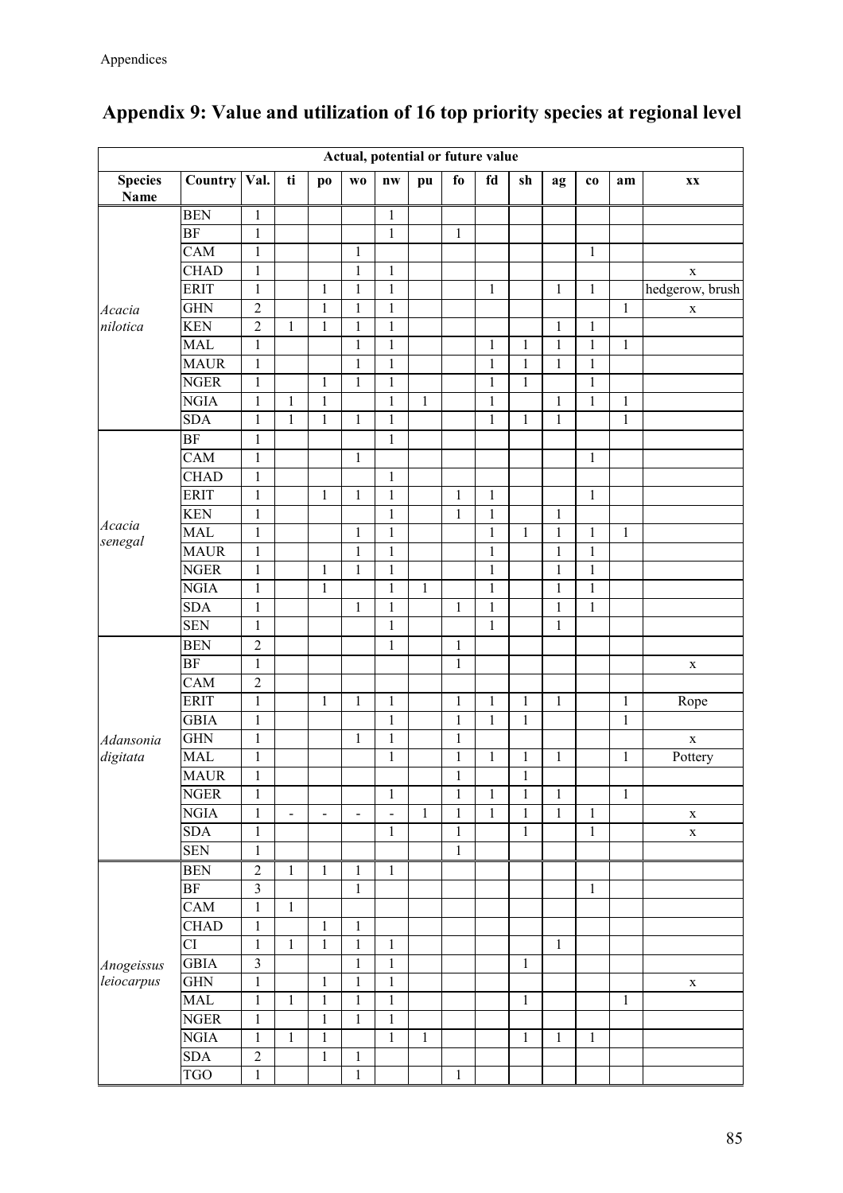## Appendix 9: Value and utilization of 16 top priority species at regional level

| Actual, potential or future value | | | | | | | | | | | | | | |
|---|---|---|---|---|---|---|---|---|---|---|---|---|---|---|
| **Species Name** | **Country** | **Val.** | **ti** | **po** | **wo** | **nw** | **pu** | **fo** | **fd** | **sh** | **ag** | **co** | **am** | **xx** |
| *Acacia nilotica* | BEN | 1 | | | | 1 | | | | | | | | |
| | BF | 1 | | | | 1 | | 1 | | | | | | |
| | CAM | 1 | | | 1 | | | | | | | 1 | | |
| | CHAD | 1 | | | 1 | 1 | | | | | | | | x |
| | ERIT | 1 | | 1 | 1 | 1 | | | 1 | | 1 | 1 | | hedgerow, brush |
| | GHN | 2 | | 1 | 1 | 1 | | | | | | | 1 | x |
| | KEN | 2 | 1 | 1 | 1 | 1 | | | | | 1 | 1 | | |
| | MAL | 1 | | | 1 | 1 | | | 1 | 1 | 1 | 1 | 1 | |
| | MAUR | 1 | | | 1 | 1 | | | 1 | 1 | 1 | 1 | | |
| | NGER | 1 | | 1 | 1 | 1 | | | 1 | 1 | | 1 | | |
| | NGIA | 1 | 1 | 1 | | 1 | 1 | | 1 | | 1 | 1 | 1 | |
| | SDA | 1 | 1 | 1 | 1 | 1 | | | 1 | 1 | 1 | | 1 | |
| *Acacia senegal* | BF | 1 | | | | 1 | | | | | | | | |
| | CAM | 1 | | | 1 | | | | | | | 1 | | |
| | CHAD | 1 | | | | 1 | | | | | | | | |
| | ERIT | 1 | | 1 | 1 | 1 | | 1 | 1 | | | 1 | | |
| | KEN | 1 | | | | 1 | | 1 | 1 | | 1 | | | |
| | MAL | 1 | | | 1 | 1 | | | 1 | 1 | 1 | 1 | 1 | |
| | MAUR | 1 | | | 1 | 1 | | | 1 | | 1 | 1 | | |
| | NGER | 1 | | 1 | 1 | 1 | | | 1 | | 1 | 1 | | |
| | NGIA | 1 | | 1 | | 1 | 1 | | 1 | | 1 | 1 | | |
| | SDA | 1 | | | 1 | 1 | | 1 | 1 | | 1 | 1 | | |
| | SEN | 1 | | | | 1 | | | 1 | | 1 | | | |
| *Adansonia digitata* | BEN | 2 | | | | 1 | | 1 | | | | | | |
| | BF | 1 | | | | | | 1 | | | | | | x |
| | CAM | 2 | | | | | | | | | | | | |
| | ERIT | 1 | | 1 | 1 | 1 | | 1 | 1 | 1 | 1 | | 1 | Rope |
| | GBIA | 1 | | | | 1 | | 1 | 1 | 1 | | | 1 | |
| | GHN | 1 | | | 1 | 1 | | 1 | | | | | | x |
| | MAL | 1 | | | | 1 | | 1 | 1 | 1 | 1 | | 1 | Pottery |
| | MAUR | 1 | | | | | | 1 | | 1 | | | | |
| | NGER | 1 | | | | 1 | | 1 | 1 | 1 | 1 | | 1 | |
| | NGIA | 1 | - | - | - | - | 1 | 1 | 1 | 1 | 1 | 1 | | x |
| | SDA | 1 | | | | 1 | | 1 | | 1 | | 1 | | x |
| | SEN | 1 | | | | | | 1 | | | | | | |
| *Anogeissus leiocarpus* | BEN | 2 | 1 | 1 | 1 | 1 | | | | | | | | |
| | BF | 3 | | | 1 | | | | | | | 1 | | |
| | CAM | 1 | 1 | | | | | | | | | | | |
| | CHAD | 1 | | 1 | 1 | | | | | | | | | |
| | CI | 1 | 1 | 1 | 1 | 1 | | | | | 1 | | | |
| | GBIA | 3 | | | 1 | 1 | | | | 1 | | | | |
| | GHN | 1 | | 1 | 1 | 1 | | | | | | | | x |
| | MAL | 1 | 1 | 1 | 1 | 1 | | | | 1 | | | 1 | |
| | NGER | 1 | | 1 | 1 | 1 | | | | | | | | |
| | NGIA | 1 | 1 | 1 | | 1 | 1 | | | 1 | 1 | 1 | | |
| | SDA | 2 | | 1 | 1 | | | | | | | | | |
| | TGO | 1 | | | 1 | | | 1 | | | | | | |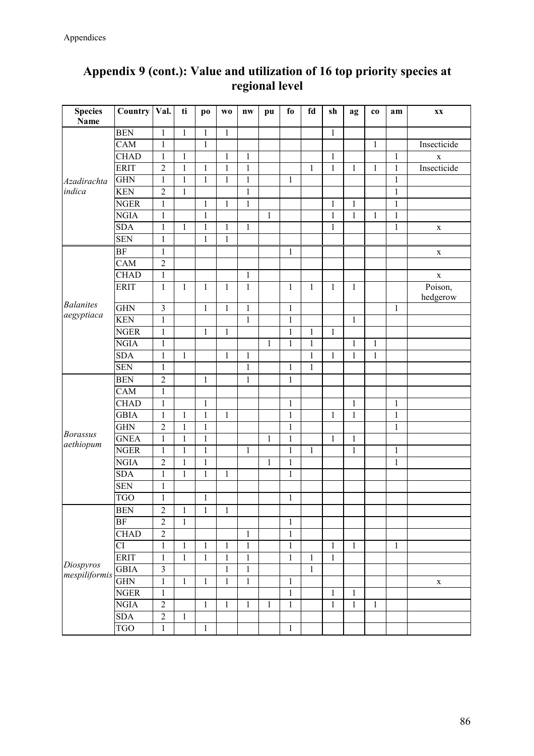# Appendix 9 (cont.): Value and utilization of 16 top priority species at regional level

| Species Name | Country | Val. | ti | po | wo | nw | pu | fo | fd | sh | ag | co | am | xx |
|---|---|---|---|---|---|---|---|---|---|---|---|---|---|---|
| *Azadirachta indica* | BEN | 1 | 1 | 1 | 1 | | | | | 1 | | | | |
| | CAM | 1 | | 1 | | | | | | | | 1 | | Insecticide |
| | CHAD | 1 | 1 | | 1 | 1 | | | | 1 | | | 1 | x |
| | ERIT | 2 | 1 | 1 | 1 | 1 | | | 1 | 1 | 1 | 1 | 1 | Insecticide |
| | GHN | 1 | 1 | 1 | 1 | 1 | | 1 | | | | | 1 | |
| | KEN | 2 | 1 | | | 1 | | | | | | | 1 | |
| | NGER | 1 | | 1 | 1 | 1 | | | | 1 | 1 | | 1 | |
| | NGIA | 1 | | 1 | | | 1 | | | 1 | 1 | 1 | 1 | |
| | SDA | 1 | 1 | 1 | 1 | 1 | | | | 1 | | | 1 | x |
| | SEN | 1 | | 1 | 1 | | | | | | | | | |
| *Balanites aegyptiaca* | BF | 1 | | | | | | 1 | | | | | | x |
| | CAM | 2 | | | | | | | | | | | | |
| | CHAD | 1 | | | | 1 | | | | | | | | x |
| | ERIT | 1 | 1 | 1 | 1 | 1 | | 1 | 1 | 1 | 1 | | | Poison, hedgerow |
| | GHN | 3 | | 1 | 1 | 1 | | 1 | | | | | 1 | |
| | KEN | 1 | | | | 1 | | 1 | | | 1 | | | |
| | NGER | 1 | | 1 | 1 | | | 1 | 1 | 1 | | | | |
| | NGIA | 1 | | | | | 1 | 1 | 1 | | 1 | 1 | | |
| | SDA | 1 | 1 | | 1 | 1 | | | 1 | 1 | 1 | 1 | | |
| | SEN | 1 | | | | 1 | | 1 | 1 | | | | | |
| *Borassus aethiopum* | BEN | 2 | | 1 | | 1 | | 1 | | | | | | |
| | CAM | 1 | | | | | | | | | | | | |
| | CHAD | 1 | | 1 | | | | 1 | | | 1 | | 1 | |
| | GBIA | 1 | 1 | 1 | 1 | | | 1 | | 1 | 1 | | 1 | |
| | GHN | 2 | 1 | 1 | | | | 1 | | | | | 1 | |
| | GNEA | 1 | 1 | 1 | | | 1 | 1 | | 1 | 1 | | | |
| | NGER | 1 | 1 | 1 | | 1 | | 1 | 1 | | 1 | | 1 | |
| | NGIA | 2 | 1 | 1 | | | 1 | 1 | | | | | 1 | |
| | SDA | 1 | 1 | 1 | 1 | | | 1 | | | | | | |
| | SEN | 1 | | | | | | | | | | | | |
| | TGO | 1 | | 1 | | | | 1 | | | | | | |
| *Diospyros mespiliformis* | BEN | 2 | 1 | 1 | 1 | | | | | | | | | |
| | BF | 2 | 1 | | | | | 1 | | | | | | |
| | CHAD | 2 | | | | 1 | | 1 | | | | | | |
| | CI | 1 | 1 | 1 | 1 | 1 | | 1 | | 1 | 1 | | 1 | |
| | ERIT | 1 | 1 | 1 | 1 | 1 | | 1 | 1 | 1 | | | | |
| | GBIA | 3 | | | 1 | 1 | | | 1 | | | | | |
| | GHN | 1 | 1 | 1 | 1 | 1 | | 1 | | | | | | x |
| | NGER | 1 | | | | | | 1 | | 1 | 1 | | | |
| | NGIA | 2 | | 1 | 1 | 1 | 1 | 1 | | 1 | 1 | 1 | | |
| | SDA | 2 | 1 | | | | | | | | | | | |
| | TGO | 1 | | 1 | | | | 1 | | | | | | |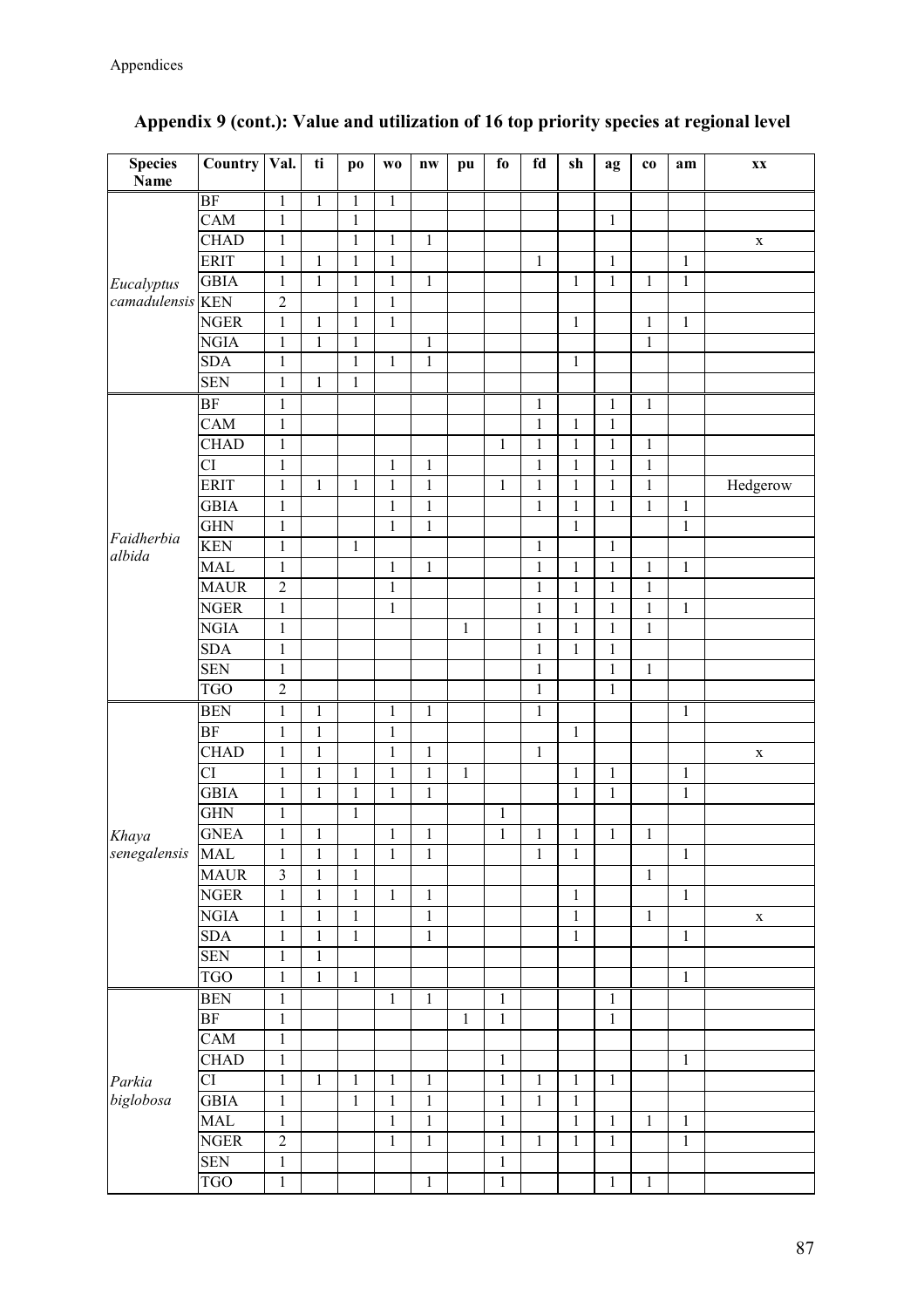## Appendix 9 (cont.): Value and utilization of 16 top priority species at regional level

| Species Name | Country | Val. | ti | po | wo | nw | pu | fo | fd | sh | ag | co | am | xx |
|---|---|---|---|---|---|---|---|---|---|---|---|---|---|---|
| *Eucalyptus camadulensis* | BF | 1 | 1 | 1 | 1 | | | | | | | | | |
| | CAM | 1 | | 1 | | | | | | | 1 | | | |
| | CHAD | 1 | | 1 | 1 | 1 | | | | | | | | x |
| | ERIT | 1 | 1 | 1 | 1 | | | | 1 | | 1 | | 1 | |
| | GBIA | 1 | 1 | 1 | 1 | 1 | | | | 1 | 1 | 1 | 1 | |
| | KEN | 2 | | 1 | 1 | | | | | | | | | |
| | NGER | 1 | 1 | 1 | 1 | | | | | 1 | | 1 | 1 | |
| | NGIA | 1 | 1 | 1 | | 1 | | | | | | 1 | | |
| | SDA | 1 | | 1 | 1 | 1 | | | | 1 | | | | |
| | SEN | 1 | 1 | 1 | | | | | | | | | | |
| *Faidherbia albida* | BF | 1 | | | | | | | 1 | | 1 | 1 | | |
| | CAM | 1 | | | | | | | 1 | 1 | 1 | | | |
| | CHAD | 1 | | | | | | 1 | 1 | 1 | 1 | 1 | | |
| | CI | 1 | | | 1 | 1 | | | 1 | 1 | 1 | 1 | | |
| | ERIT | 1 | 1 | 1 | 1 | 1 | | 1 | 1 | 1 | 1 | 1 | | Hedgerow |
| | GBIA | 1 | | | 1 | 1 | | | 1 | 1 | 1 | 1 | 1 | |
| | GHN | 1 | | | 1 | 1 | | | | 1 | | | 1 | |
| | KEN | 1 | | 1 | | | | | 1 | | 1 | | | |
| | MAL | 1 | | | 1 | 1 | | | 1 | 1 | 1 | 1 | 1 | |
| | MAUR | 2 | | | 1 | | | | 1 | 1 | 1 | 1 | | |
| | NGER | 1 | | | 1 | | | | 1 | 1 | 1 | 1 | 1 | |
| | NGIA | 1 | | | | | 1 | | 1 | 1 | 1 | 1 | | |
| | SDA | 1 | | | | | | | 1 | 1 | 1 | | | |
| | SEN | 1 | | | | | | | 1 | | 1 | 1 | | |
| | TGO | 2 | | | | | | | 1 | | 1 | | | |
| *Khaya senegalensis* | BEN | 1 | 1 | | 1 | 1 | | | 1 | | | | 1 | |
| | BF | 1 | 1 | | 1 | | | | | 1 | | | | |
| | CHAD | 1 | 1 | | 1 | 1 | | | 1 | | | | | x |
| | CI | 1 | 1 | 1 | 1 | 1 | 1 | | | 1 | 1 | | 1 | |
| | GBIA | 1 | 1 | 1 | 1 | 1 | | | | 1 | 1 | | 1 | |
| | GHN | 1 | | 1 | | | | 1 | | | | | | |
| | GNEA | 1 | 1 | | 1 | 1 | | 1 | 1 | 1 | 1 | 1 | | |
| | MAL | 1 | 1 | 1 | 1 | 1 | | | 1 | 1 | | | 1 | |
| | MAUR | 3 | 1 | 1 | | | | | | | | 1 | | |
| | NGER | 1 | 1 | 1 | 1 | 1 | | | | 1 | | | 1 | |
| | NGIA | 1 | 1 | 1 | | 1 | | | | 1 | | 1 | | x |
| | SDA | 1 | 1 | 1 | | 1 | | | | 1 | | | 1 | |
| | SEN | 1 | 1 | | | | | | | | | | | |
| | TGO | 1 | 1 | 1 | | | | | | | | | 1 | |
| *Parkia biglobosa* | BEN | 1 | | | 1 | 1 | | 1 | | | 1 | | | |
| | BF | 1 | | | | | 1 | 1 | | | 1 | | | |
| | CAM | 1 | | | | | | | | | | | | |
| | CHAD | 1 | | | | | | 1 | | | | | 1 | |
| | CI | 1 | 1 | 1 | 1 | 1 | | 1 | 1 | 1 | 1 | | | |
| | GBIA | 1 | | 1 | 1 | 1 | | 1 | 1 | 1 | | | | |
| | MAL | 1 | | | 1 | 1 | | 1 | | 1 | 1 | 1 | 1 | |
| | NGER | 2 | | | 1 | 1 | | 1 | 1 | 1 | 1 | | 1 | |
| | SEN | 1 | | | | | | 1 | | | | | | |
| | TGO | 1 | | | | 1 | | 1 | | | 1 | 1 | | |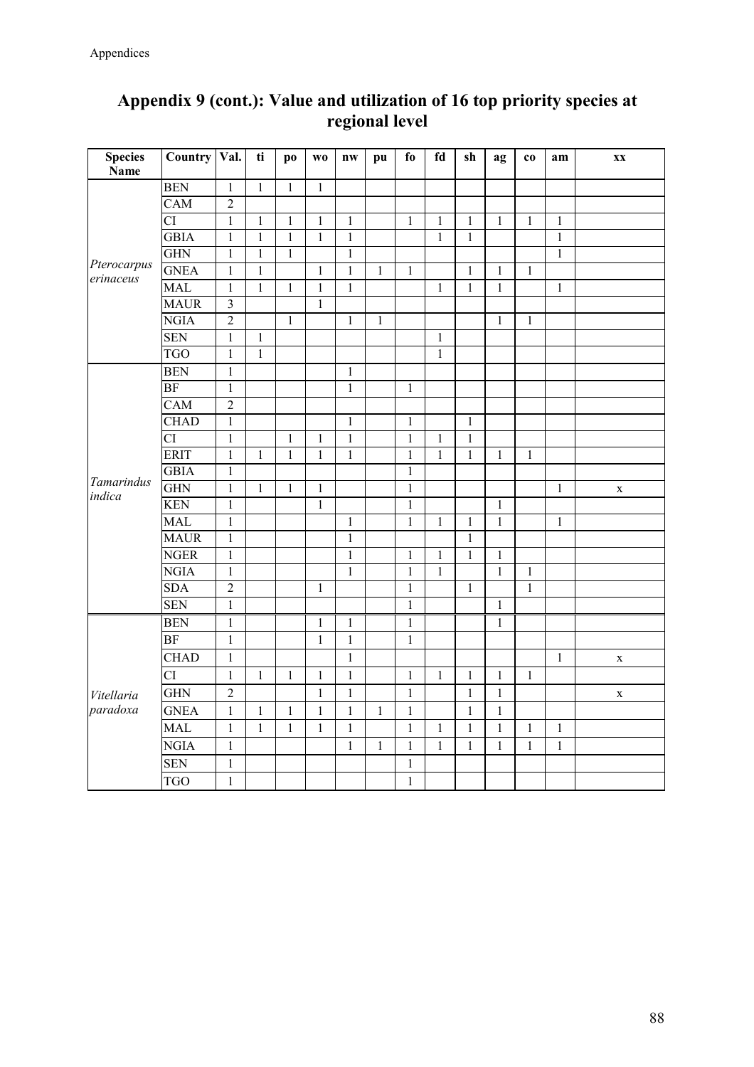## Appendix 9 (cont.): Value and utilization of 16 top priority species at regional level

| Species Name | Country | Val. | ti | po | wo | nw | pu | fo | fd | sh | ag | co | am | xx |
|---|---|---|---|---|---|---|---|---|---|---|---|---|---|---|
| *Pterocarpus erinaceus* | BEN | 1 | 1 | 1 | 1 | | | | | | | | | |
| | CAM | 2 | | | | | | | | | | | | |
| | CI | 1 | 1 | 1 | 1 | 1 | | 1 | 1 | 1 | 1 | 1 | 1 | |
| | GBIA | 1 | 1 | 1 | 1 | 1 | | | 1 | 1 | | | 1 | |
| | GHN | 1 | 1 | 1 | | 1 | | | | | | | 1 | |
| | GNEA | 1 | 1 | | 1 | 1 | 1 | 1 | | 1 | 1 | 1 | | |
| | MAL | 1 | 1 | 1 | 1 | 1 | | | 1 | 1 | 1 | | 1 | |
| | MAUR | 3 | | | 1 | | | | | | | | | |
| | NGIA | 2 | | 1 | | 1 | 1 | | | | 1 | 1 | | |
| | SEN | 1 | 1 | | | | | | 1 | | | | | |
| | TGO | 1 | 1 | | | | | | 1 | | | | | |
| *Tamarindus indica* | BEN | 1 | | | | 1 | | | | | | | | |
| | BF | 1 | | | | 1 | | 1 | | | | | | |
| | CAM | 2 | | | | | | | | | | | | |
| | CHAD | 1 | | | | 1 | | 1 | | 1 | | | | |
| | CI | 1 | | 1 | 1 | 1 | | 1 | 1 | 1 | | | | |
| | ERIT | 1 | 1 | 1 | 1 | 1 | | 1 | 1 | 1 | 1 | 1 | | |
| | GBIA | 1 | | | | | | 1 | | | | | | |
| | GHN | 1 | 1 | 1 | 1 | | | 1 | | | | | 1 | x |
| | KEN | 1 | | | 1 | | | 1 | | | 1 | | | |
| | MAL | 1 | | | | 1 | | 1 | 1 | 1 | 1 | | 1 | |
| | MAUR | 1 | | | | 1 | | | | 1 | | | | |
| | NGER | 1 | | | | 1 | | 1 | 1 | 1 | 1 | | | |
| | NGIA | 1 | | | | 1 | | 1 | 1 | | 1 | 1 | | |
| | SDA | 2 | | | 1 | | | 1 | | 1 | | 1 | | |
| | SEN | 1 | | | | | | 1 | | | 1 | | | |
| *Vitellaria paradoxa* | BEN | 1 | | | 1 | 1 | | 1 | | | 1 | | | |
| | BF | 1 | | | 1 | 1 | | 1 | | | | | | |
| | CHAD | 1 | | | | 1 | | | | | | | 1 | x |
| | CI | 1 | 1 | 1 | 1 | 1 | | 1 | 1 | 1 | 1 | 1 | | |
| | GHN | 2 | | | 1 | 1 | | 1 | | 1 | 1 | | | x |
| | GNEA | 1 | 1 | 1 | 1 | 1 | 1 | 1 | | 1 | 1 | | | |
| | MAL | 1 | 1 | 1 | 1 | 1 | | 1 | 1 | 1 | 1 | 1 | 1 | |
| | NGIA | 1 | | | | 1 | 1 | 1 | 1 | 1 | 1 | 1 | 1 | |
| | SEN | 1 | | | | | | 1 | | | | | | |
| | TGO | 1 | | | | | | 1 | | | | | | |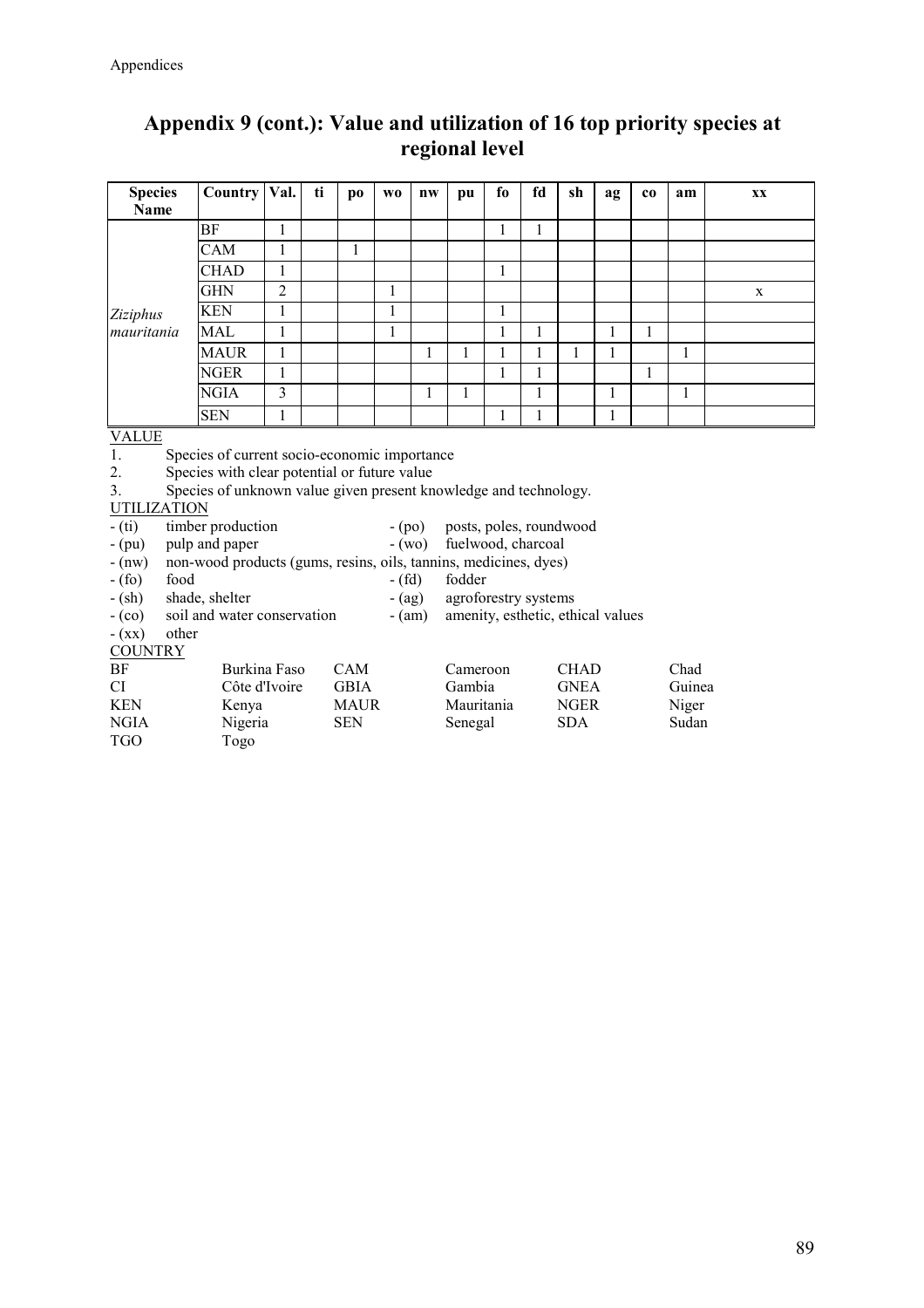## Appendix 9 (cont.): Value and utilization of 16 top priority species at regional level

| Species Name | Country | Val. | ti | po | wo | nw | pu | fo | fd | sh | ag | co | am | xx |
|---|---|---|---|---|---|---|---|---|---|---|---|---|---|---|
| *Ziziphus mauritania* | BF | 1 | | | | | | 1 | 1 | | | | | |
| | CAM | 1 | | 1 | | | | | | | | | | |
| | CHAD | 1 | | | | | | 1 | | | | | | |
| | GHN | 2 | | | 1 | | | | | | | | | x |
| | KEN | 1 | | | 1 | | | 1 | | | | | | |
| | MAL | 1 | | | 1 | | | 1 | 1 | | 1 | 1 | | |
| | MAUR | 1 | | | | 1 | 1 | 1 | 1 | 1 | 1 | | 1 | |
| | NGER | 1 | | | | | | 1 | 1 | | | 1 | | |
| | NGIA | 3 | | | | 1 | 1 | | 1 | | 1 | | 1 | |
| | SEN | 1 | | | | | | 1 | 1 | | 1 | | | |

VALUE

1. Species of current socio-economic importance
2. Species with clear potential or future value
3. Species of unknown value given present knowledge and technology.

UTILIZATION

- (ti) timber production
- (po) posts, poles, roundwood
- (pu) pulp and paper
- (wo) fuelwood, charcoal
- (nw) non-wood products (gums, resins, oils, tannins, medicines, dyes)
- (fo) food
- (fd) fodder
- (sh) shade, shelter
- (ag) agroforestry systems
- (co) soil and water conservation
- (am) amenity, esthetic, ethical values
- (xx) other

COUNTRY

| | | | | | |
|---|---|---|---|---|---|
| BF | Burkina Faso | CAM | Cameroon | CHAD | Chad |
| CI | Côte d'Ivoire | GBIA | Gambia | GNEA | Guinea |
| KEN | Kenya | MAUR | Mauritania | NGER | Niger |
| NGIA | Nigeria | SEN | Senegal | SDA | Sudan |
| TGO | Togo | | | | |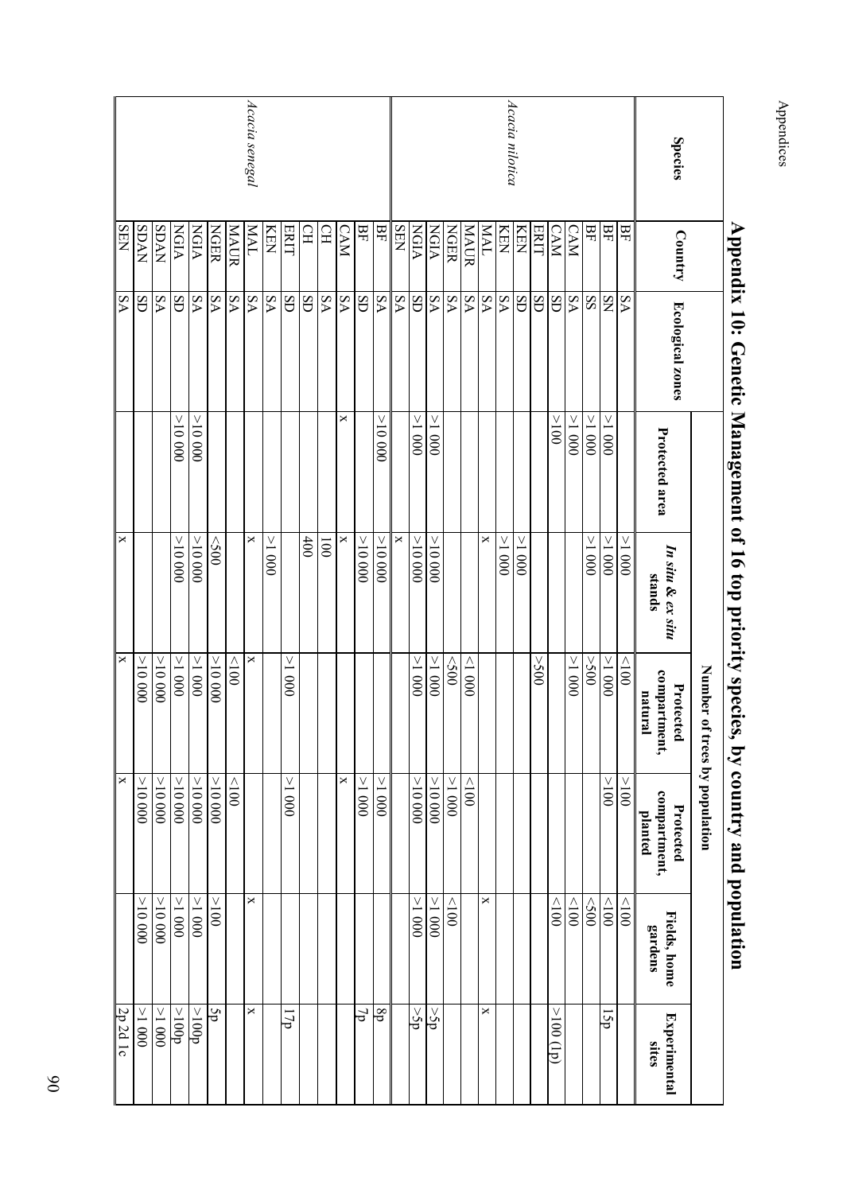# Appendix 10: Genetic Management of 16 top priority species, by country and population

| Species | Country | Ecological zones | Number of trees by population | | | | | |
|---|---|---|---|---|---|---|---|---|
| | | | Protected area | *In situ & ex situ* stands | Protected compartment, natural | Protected compartment, planted | Fields, home gardens | Experimental sites |
| *Acacia nilotica* | BF | SA | | >1 000 | <100 | >100 | <100 | |
| | BF | SN | >1 000 | >1 000 | >1 000 | >100 | <100 | 15p |
| | BF | SS | >1 000 | >1 000 | >500 | | <500 | |
| | CAM | SA | >1 000 | | >1 000 | | <100 | |
| | CAM | SD | >100 | | | | <100 | >100 (1p) |
| | ERIT | SD | | | >500 | | | |
| | KEN | SD | | >1 000 | | | | |
| | KEN | SA | | >1 000 | | | | |
| | MAL | SA | | x | | | x | x |
| | MAUR | SA | | | <1 000 | <100 | | |
| | NGER | SA | | | <500 | >1 000 | <100 | |
| | NGIA | SA | >1 000 | >10 000 | >1 000 | >10 000 | >1 000 | >5p |
| | NGIA | SD | >1 000 | >10 000 | >1 000 | >10 000 | >1 000 | >5p |
| | SEN | SA | | x | | | | |
| *Acacia senegal* | BF | SA | >10 000 | >10 000 | | >1 000 | | 8p |
| | BF | SD | | >10 000 | | >1 000 | | 7p |
| | CAM | SA | x | x | | x | | |
| | CH | SA | | 100 | | | | |
| | CH | SD | | 400 | | | | |
| | ERIT | SD | | | | | | 17p |
| | KEN | SA | | >1 000 | >1 000 | >1 000 | | |
| | MAL | SA | | x | x | | x | x |
| | MAUR | SA | | | <100 | <100 | | |
| | NGER | SA | >10 000 | <500 | >10 000 | >10 000 | >100 | 5p |
| | NGIA | SA | >10 000 | >10 000 | >1 000 | >10 000 | >1 000 | >100p |
| | NGIA | SD | | | >1 000 | >10 000 | >1 000 | >100p |
| | SDAN | SA | | | >10 000 | >10 000 | >10 000 | >1 000 |
| | SDAN | SD | | | >10 000 | >10 000 | >10 000 | >1 000 |
| | SEN | SA | | x | x | x | | 2p 2d 1c |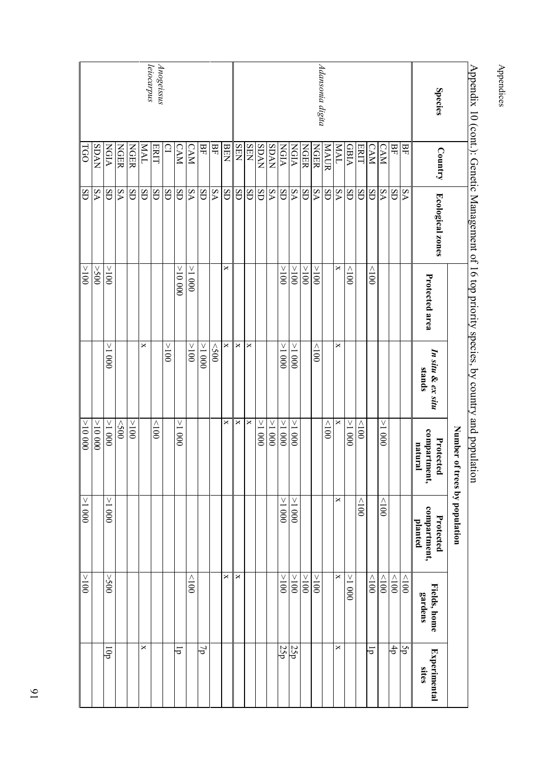Appendix 10 (cont.): Genetic Management of 16 top priority species, by country and population

| Species | Country | Ecological zones | Number of trees by population | | | | | |
|---|---|---|---|---|---|---|---|---|
| | | | Protected area | *In situ & ex situ* stands | Protected compartment, natural | Protected compartment, planted | Fields, home gardens | Experimental sites |
| *Adansonia digita* | BF | SA | | | | | <100 | 5p |
| | BF | SD | | | | | <100 | 4p |
| | CAM | SA | | | >1 000 | <100 | <100 | |
| | CAM | SD | <100 | | | | <100 | 1p |
| | ERIT | SD | | | <100 | <100 | | |
| | GBIA | SD | <100 | | >1 000 | | >1 000 | |
| | MAL | SA | x | x | x | x | x | x |
| | MAUR | SD | | | <100 | | | |
| | NGER | SA | >100 | <100 | | | >100 | |
| | NGER | SD | >100 | | | | >100 | |
| | NGIA | SA | | >1 000 | >1 000 | >1 000 | >100 | 25p |
| | NGIA | SD | >100 | >1 000 | >1 000 | >1 000 | >100 | 25p |
| | SDAN | SA | | | >1 000 | | | |
| | SDAN | SD | | | >1 000 | | | |
| | SEN | SD | | x | x | | | |
| | SEN | SD | | x | x | | x | |
| | BEN | SD | x | x | x | | x | |
| *Anogeissus leiocarpus* | BF | SA | | <500 | | | | |
| | BF | SD | | >1 000 | | | | 7p |
| | CAM | SA | >1 000 | >100 | | | | |
| | CAM | SD | >10 000 | | >1 000 | | <100 | 1p |
| | CI | SD | | >100 | | | | |
| | ERIT | SD | | | <100 | | | |
| | MAL | SD | | x | | | | x |
| | NGER | SD | | | >100 | | | |
| | NGER | SA | | | <500 | | | |
| | NGIA | SD | >100 | >1 000 | >1 000 | >1 000 | >500 | 10p |
| | SDAN | SA | >500 | | >10 000 | | | |
| | TGO | SD | >100 | | >10 000 | >1 000 | >100 | |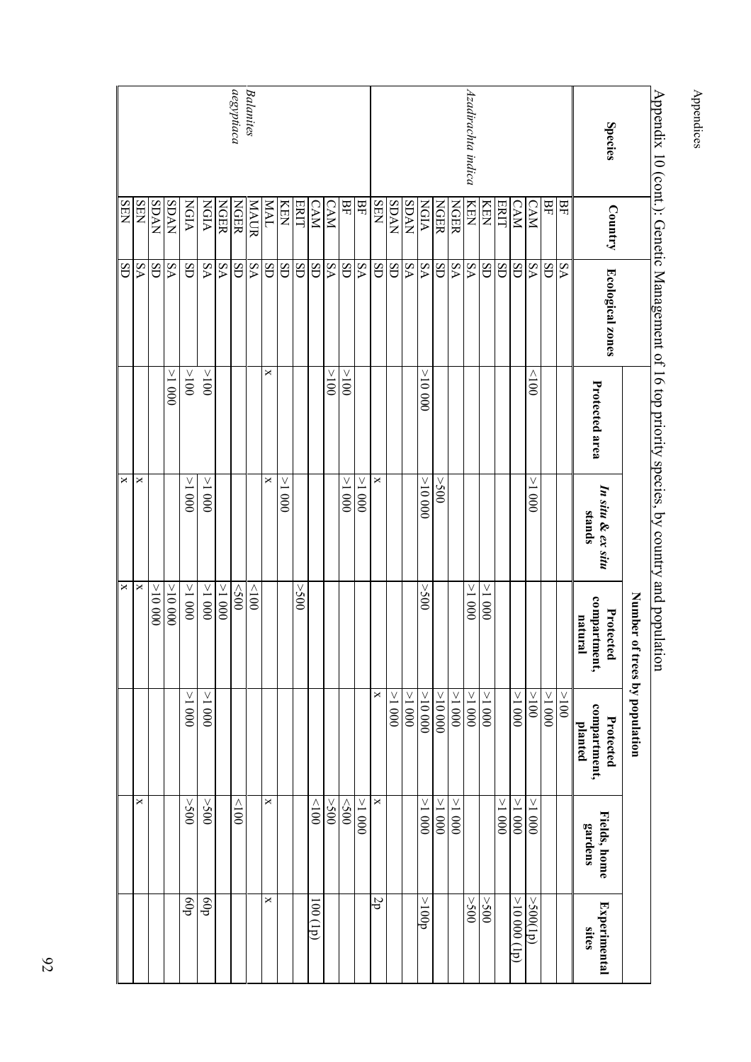Appendix 10 (cont.): Genetic Management of 16 top priority species, by country and population

| Species | Country | Ecological zones | Number of trees by population | | | | | |
|---|---|---|---|---|---|---|---|---|
| | | | Protected area | *In situ & ex situ* stands | Protected compartment, natural | Protected compartment, planted | Fields, home gardens | Experimental sites |
| *Azadirachta indica* | BF | SA | | | | >100 | | |
| | BF | SD | | | | >1 000 | | |
| | CAM | SA | <100 | >1 000 | | >100 | >1 000 | >500(1p) |
| | CAM | SD | | | | >1 000 | >1 000 | >10 000 (1p) |
| | ERIT | SD | | | | | >1 000 | |
| | KEN | SD | | | >1 000 | >1 000 | | >500 |
| | KEN | SA | | | >1 000 | >1 000 | | >500 |
| | NGER | SA | | | | >1 000 | >1 000 | |
| | NGER | SD | | >500 | | >10 000 | >1 000 | |
| | NGIA | SA | >10 000 | >10 000 | >500 | >10 000 | >1 000 | >100p |
| | SDAN | SA | | | | >1 000 | | |
| | SDAN | SD | | | | >1 000 | | |
| | SEN | SD | | x | | x | x | 2p |
| *Balanites aegyptiaca* | BF | SA | | >1 000 | | | >1 000 | |
| | BF | SD | >100 | >1 000 | | | <500 | |
| | CAM | SA | >100 | | | | >500 | |
| | CAM | SD | | | | | <100 | 100 (1p) |
| | ERIT | SD | | | >500 | | | |
| | KEN | SD | | >1 000 | | | | |
| | MAL | SD | x | x | | | x | x |
| | MAUR | SA | | | <100 | | <100 | |
| | NGER | SD | | | <500 | | | |
| | NGER | SA | | | >1 000 | | | |
| | NGIA | SA | >100 | >1 000 | >1 000 | >1 000 | >500 | 60p |
| | NGIA | SD | >100 | >1 000 | >1 000 | >1 000 | >500 | 60p |
| | SDAN | SA | >1 000 | | >10 000 | | | |
| | SDAN | SD | | | >10 000 | | | |
| | SEN | SA | | x | x | | x | |
| | SEN | SD | | x | x | | | |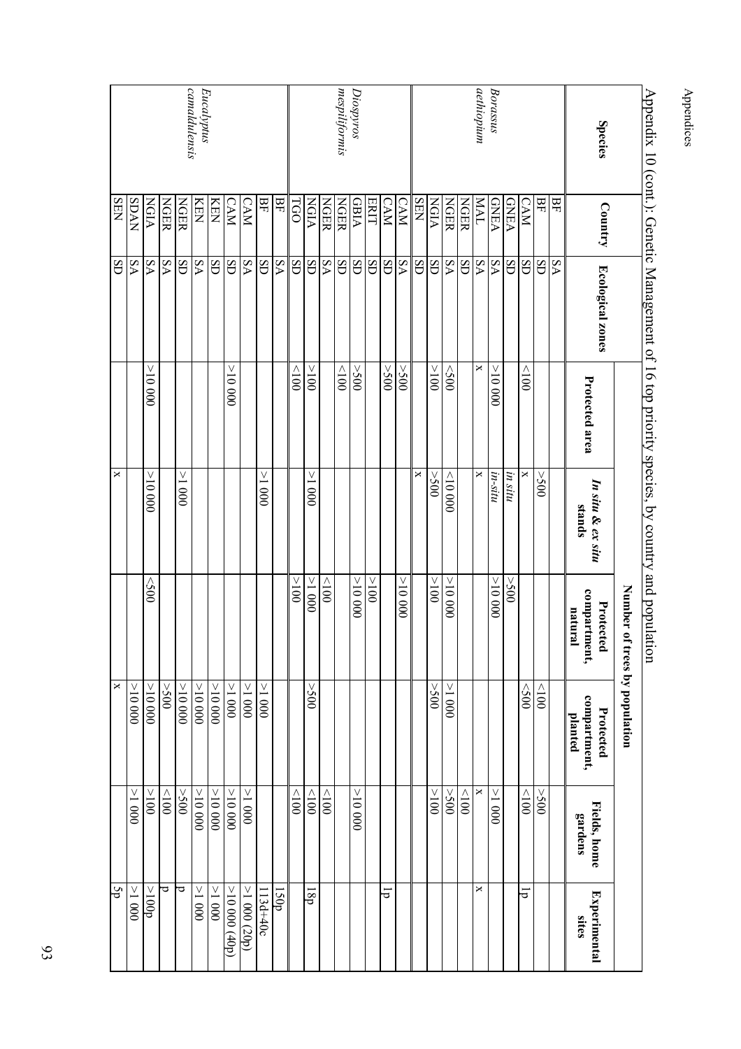Appendix 10 (cont.): Genetic Management of 16 top priority species, by country and population

| Species | Country | Ecological zones | Number of trees by population | | | | | |
|---|---|---|---|---|---|---|---|---|
| | | | Protected area | *In situ & ex situ* stands | Protected compartment, natural | Protected compartment, planted | Fields, home gardens | Experimental sites |
| *Borassus aethiopum* | BF | SA | | | | | | |
| | BF | SD | | >500 | | <100 | >500 | |
| | CAM | SD | <100 | x | | <500 | <100 | 1p |
| | GNEA | SD | | *in situ* | >500 | | | |
| | GNEA | SA | >10 000 | *in-situ* | >10 000 | | >1 000 | |
| | MAL | SA | x | x | | | x | x |
| | NGER | SD | | | | | <100 | |
| | NGER | SA | <500 | <10 000 | >10 000 | >1 000 | >500 | |
| | NGIA | SD | >100 | >500 | >100 | >500 | >100 | |
| | SEN | SD | | x | | | | |
| *Diospyros mespiliformis* | CAM | SA | >500 | | >10 000 | | | |
| | CAM | SD | >500 | | | | | 1p |
| | ERIT | SD | | | >100 | | | |
| | GBIA | SD | >500 | | >10 000 | | >10 000 | |
| | NGER | SD | <100 | | | | | |
| | NGER | SA | | | <100 | | <100 | |
| | NGIA | SD | >100 | >1 000 | >1 000 | >500 | <100 | 18p |
| | TGO | SD | <100 | | >100 | | <100 | |
| *Eucalyptus camaldulensis* | BF | SA | | | | | | 150p |
| | BF | SD | | >1 000 | | >1 000 | | 113d+40c |
| | CAM | SA | | | | >1 000 | >1 000 | >1 000 (20p) |
| | CAM | SD | >10 000 | | | >1 000 | >10 000 | >10 000 (40p) |
| | KEN | SD | | | | >10 000 | >10 000 | >1 000 |
| | KEN | SA | | | | >10 000 | >10 000 | >1 000 |
| | NGER | SD | | >1 000 | | >10 000 | >500 | p |
| | NGER | SA | | | | >500 | <100 | p |
| | NGIA | SA | >10 000 | >10 000 | <500 | >10 000 | >100 | >100p |
| | SDAN | SA | | | | >10 000 | >1 000 | >1 000 |
| | SEN | SD | | x | | x | | 5p |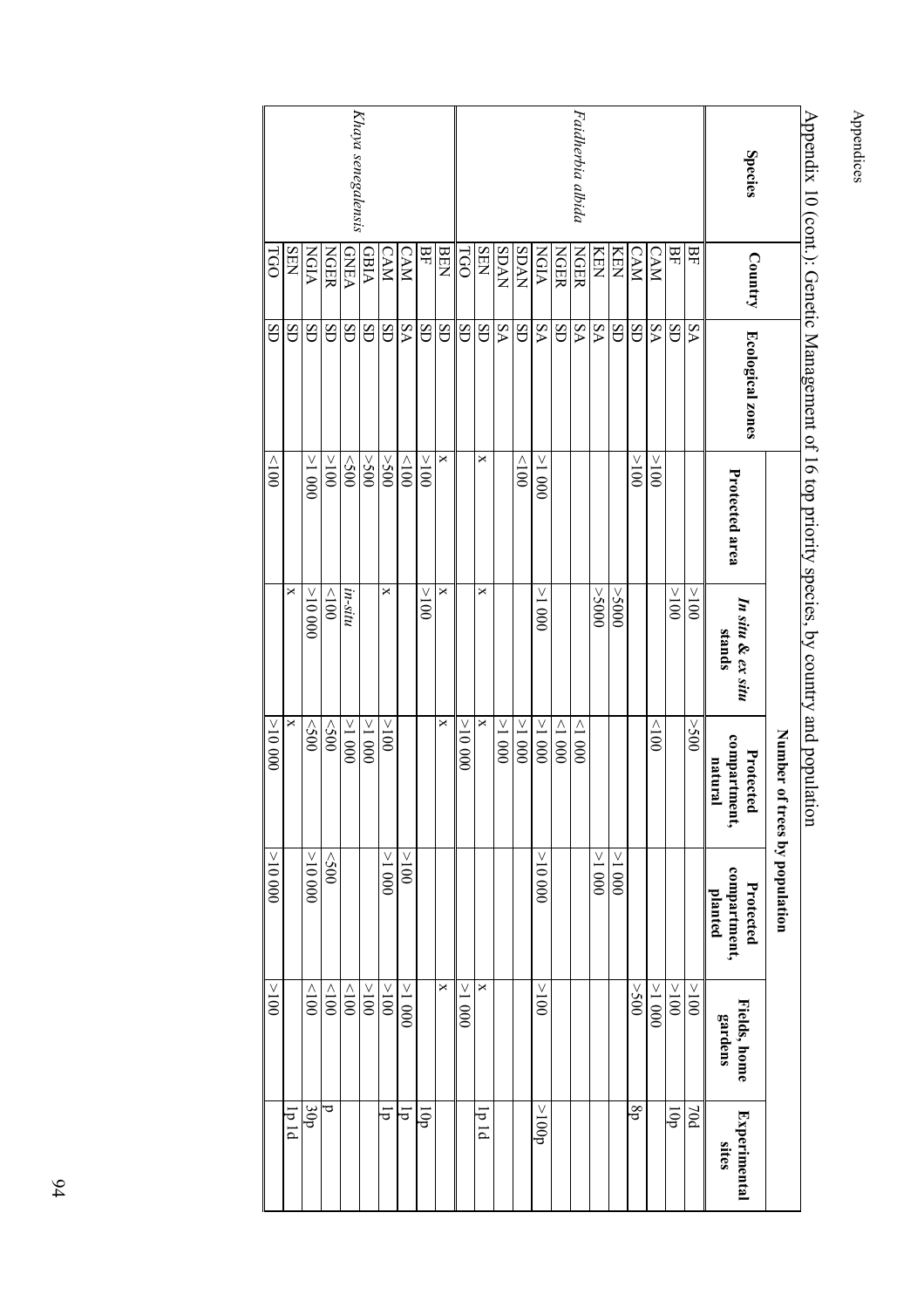Appendix 10 (cont.): Genetic Management of 16 top priority species, by country and population

| Species | Country | Ecological zones | Number of trees by population | | | | | |
|---|---|---|---|---|---|---|---|---|
| | | | Protected area | *In situ & ex situ* stands | Protected compartment, natural | Protected compartment, planted | Fields, home gardens | Experimental sites |
| | BF | SA | | >100 | >500 | | >100 | 70d |
| | BF | SD | | >100 | | | >100 | 10p |
| | CAM | SA | >100 | | <100 | | >1 000 | |
| | CAM | SD | >100 | | | | >500 | 8p |
| | KEN | SD | | >5000 | | >1 000 | | |
| | KEN | SA | | >5000 | | >1 000 | | |
| *Faidherbia albida* | NGER | SA | | | <1 000 | | | |
| | NGER | SD | | | >1 000 | | | |
| | NGIA | SA | >1 000 | >1 000 | >1 000 | >10 000 | >100 | >100p |
| | SDAN | SD | <100 | | >1 000 | | | |
| | SDAN | SA | | | >1 000 | | | |
| | SEN | SD | x | x | x | | x | 1p 1d |
| | TGO | SD | | | >10 000 | | >1 000 | |
| *Khaya senegalensis* | BEN | SD | x | x | x | | x | |
| | BF | SD | >100 | >100 | | | | 10p |
| | CAM | SA | <100 | | | | | |
| | CAM | SD | >500 | x | >100 | >100 | >1 000 | 1p |
| | GBIA | SD | >500 | | >1 000 | >1 000 | >100 | 1p |
| | GNEA | SD | <500 | *in-situ* | >1 000 | | >100 | |
| | NGER | SD | >100 | <100 | <500 | <500 | <100 | p |
| | NGIA | SD | >1 000 | >10 000 | <500 | >10 000 | <100 | 30p |
| | SEN | SD | | x | x | | | 1p 1d |
| | TGO | SD | <100 | | >10 000 | >10000 | >100 | |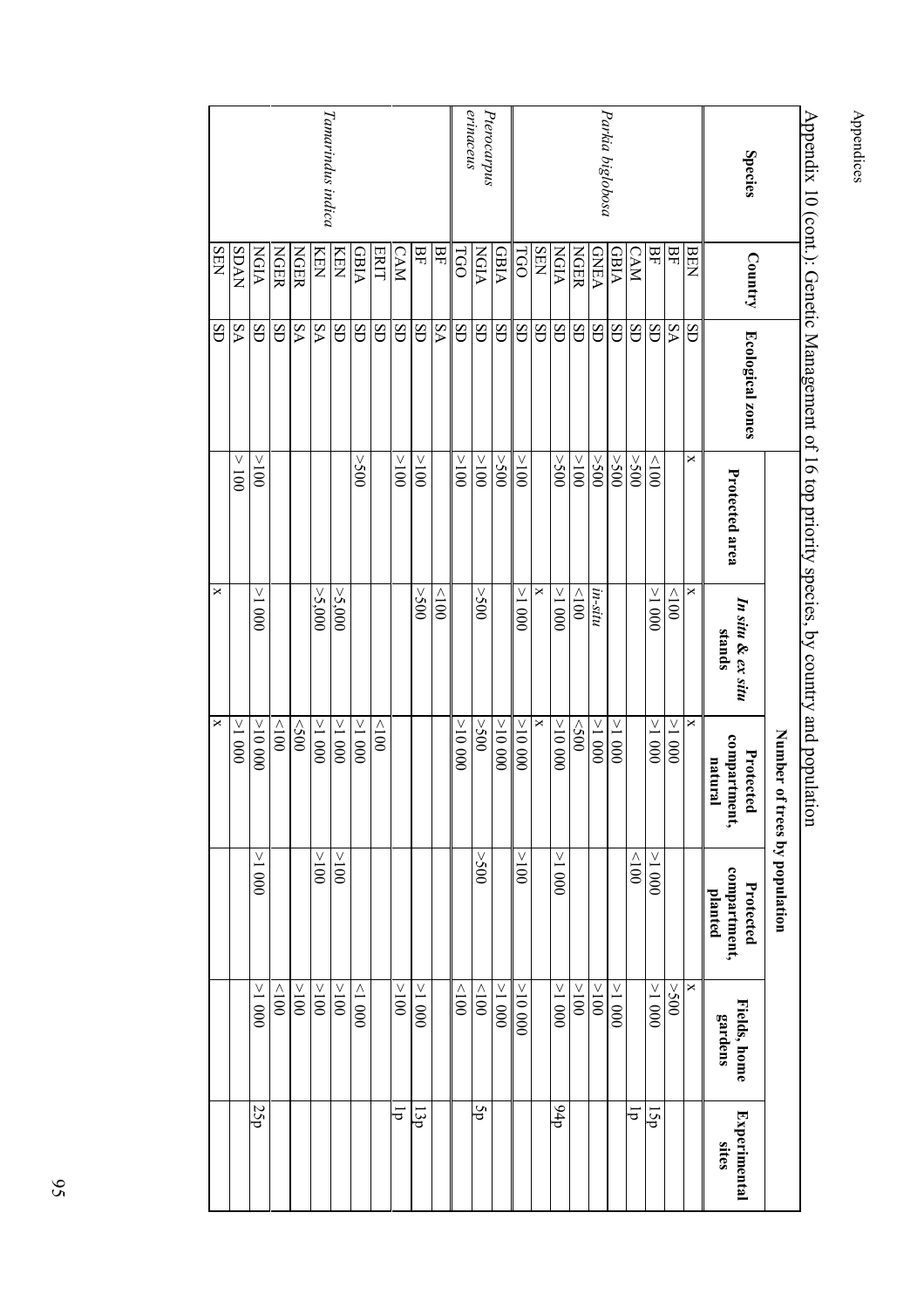Appendix 10 (cont.): Genetic Management of 16 top priority species, by country and population

| Species | Country | Ecological zones | Number of trees by population | | | | | |
|---|---|---|---|---|---|---|---|---|
| | | | Protected area | *In situ & ex situ* stands | Protected compartment, natural | Protected compartment, planted | Fields, home gardens | Experimental sites |
| *Parkia biglobosa* | BEN | SD | x | x | x | | x | |
| | BF | SA | | <100 | >1 000 | | >500 | |
| | BF | SD | <100 | >1 000 | >1 000 | >1 000 | >1 000 | 15p |
| | CAM | SD | >500 | | | <100 | | 1p |
| | GBIA | SD | >500 | | >1 000 | | >1 000 | |
| | GNEA | SD | >500 | *in-situ* | >1 000 | | >100 | |
| | NGER | SD | >100 | <100 | <500 | | >100 | |
| | NGIA | SD | >500 | >1 000 | >10 000 | >1 000 | >1 000 | 94p |
| | SEN | SD | | x | x | | | |
| | TGO | SD | >100 | >1 000 | >10 000 | >100 | >10 000 | |
| *Pterocarpus erinaceus* | GBIA | SD | >500 | | >10 000 | | >1 000 | |
| | NGIA | SD | >100 | >500 | >500 | >500 | <100 | 5p |
| | TGO | SD | >100 | | >10 000 | | <100 | |
| *Tamarindus indica* | BF | SA | | <100 | | | | |
| | BF | SD | >100 | >500 | | | >1 000 | 13p |
| | CAM | SD | >100 | | | | >100 | 1p |
| | ERIT | SD | | | <100 | | | |
| | GBIA | SD | >500 | | >1 000 | | <1 000 | |
| | KEN | SD | | >5,000 | >1 000 | >100 | >100 | |
| | KEN | SA | | >5,000 | >1 000 | >100 | >100 | |
| | NGER | SA | | | <500 | | >100 | |
| | NGER | SD | | | <100 | | <100 | |
| | NGIA | SD | >100 | >1 000 | >10 000 | >1 000 | >1 000 | 25p |
| | SDAN | SA | > 100 | | >1 000 | | | |
| | SEN | SD | | x | x | | | |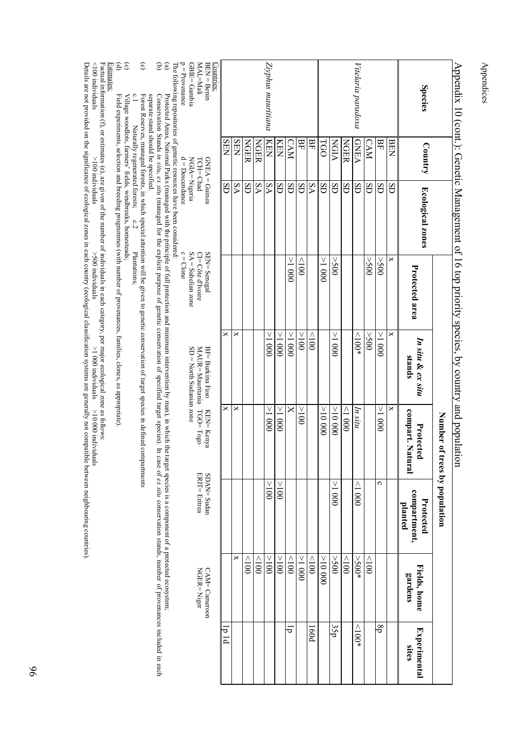Appendix 10 (cont.): Genetic Management of 16 top priority species, by country and population

| Species | Country | Ecological zones | Number of trees by population | | | | | |
|---|---|---|---|---|---|---|---|---|
| | | | Protected area | *In situ & ex situ* stands | Protected compart. Natural | Protected compartment, planted | Fields, home gardens | Experimental sites |
| *Vitelaria paradoxa* | BEN | SD | x | x | x | | | |
| | BF | SD | >500 | >1 000 | >1 000 | c | | 8p |
| | CAM | SD | >500 | >500 | | | <100 | |
| | GNEA | SD | | <100* | *In situ* | | >500* | <100* |
| | NGER | SD | | | <1 000 | <1 000 | <100 | |
| | NGIA | SD | >500 | >1 000 | >10 000 | >1 000 | >500 | 35p |
| | TGO | SD | >1 000 | | >10 000 | | >10 000 | |
| *Ziziphus mauritiana* | BF | SA | | <100 | | | <100 | 160d |
| | BF | SD | <100 | >100 | >100 | | >1 000 | |
| | CAM | SD | >1 000 | >1 000 | X | | <100 | 1p |
| | KEN | SD | | >1 000 | >1 000 | >100 | >100 | |
| | KEN | SA | | >1 000 | >1 000 | >100 | >100 | |
| | NGER | SA | | | | | <100 | |
| | NGER | SD | | | | | <100 | |
| | SEN | SA | | x | x | | x | |
| | SEN | SD | | x | x | | | 1p 1d |

Countries:
BEN = Benin, GNEA = Guinea, SEN= Senegal, BF= Burkina Faso, KEN= Kenya, SDAN= Sudan, CAM= Cameroon
MAL=Mali, TCH= Chad, CI= Côte d'Ivoire, MAUR= Mauritania, TGO= Togo, ERIT= Eritrea, NGER= Niger
GBIE= Gambia, NGIA= Nigeria, SA = Sahelian zone, SD = North Sudanian zone
p = Provenance, d = Descendance, c = Clone

The following repositories of genetic resources have been considered:

(a) Protected Areas, National Parks (managed with the principle of full protection and minimum intervention by man), in which the target species is a component of a protected ecosystem;
(b) Conservation Stands *in situ*, *ex situ* (managed for the explicit purpose of genetic conservation of specified target species). In case of *ex situ* conservation stands, number of provenances included in each separate stand should be specified.
(c) Forest Reserves, managed forests, in which special attention will be given to genetic conservation of target species in defined compartments
c.1 Naturally regenerated forests; c.2 Plantations;
(c) Village woodlots, farmers' fields, windbreaks, homesteads;
(d) Field experiments, selection and breeding programmes (with number of provenances, families, clones, as appropriate).

Estimates:
Factual information (f), or estimates (e), are given of the number of individuals in each category, per major ecological zone as follows:
<100 individuals >100 individuals >500 individuals >1 000 individuals >10 000 individuals
Details are not provided on the significance of ecological zones in each country (ecological classification systems are generally not compatible between neighbouring countries).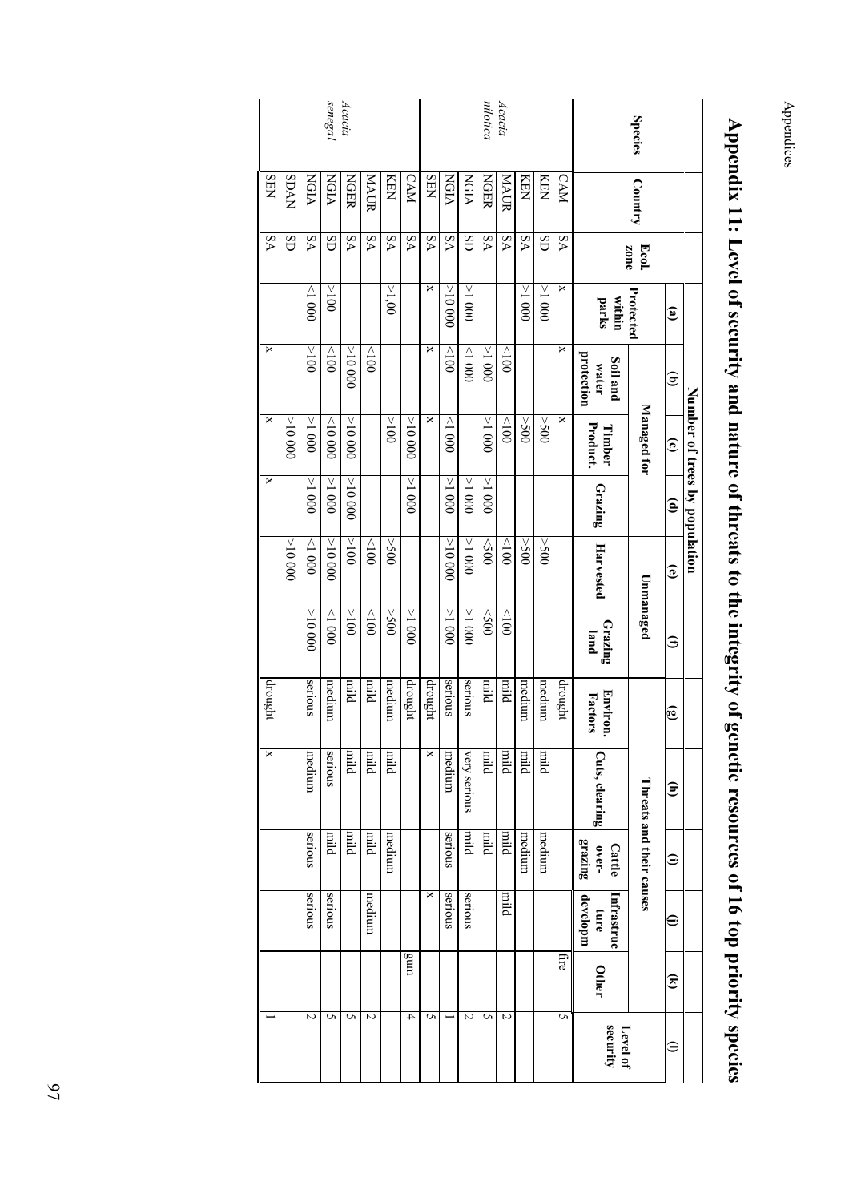| | | | Number of trees by population | | | | | | Threats and their causes | | | | | |
|---|---|---|---|---|---|---|---|---|---|---|---|---|---|---|
| | | | (a) | (b) | (c) | (d) | (e) | (f) | (g) | (h) | (i) | (j) | (k) | (l) |
| Species | Country | Ecol. zone | Protected within parks | Managed for | | | Unmanaged | | Environ. Factors | Cuts, clearing | Cattle over-grazing | Infrastructure developm | Other | Level of security |
| | | | | Soil and water protection | Timber Product. | Grazing | Harvested | Grazing land | | | | | | |
| *Acacia nilotica* | CAM | SA | x | x | x | | | | drought | | | | fire | 5 |
| | KEN | SD | >1 000 | | >500 | | >500 | | medium | mild | medium | | | |
| | KEN | SA | >1 000 | | >500 | | >500 | | medium | mild | medium | | | |
| | MAUR | SA | | <100 | <100 | | <100 | <100 | mild | mild | mild | mild | | 2 |
| | NGER | SA | | >1 000 | >1 000 | >1 000 | <500 | <500 | mild | mild | mild | | | 5 |
| | NGIA | SD | >1 000 | <1 000 | | >1 000 | >1 000 | >1 000 | serious | very serious | mild | serious | | 2 |
| | NGIA | SA | >10 000 | <100 | <1 000 | >1 000 | >10 000 | >1 000 | serious | medium | serious | serious | | 1 |
| | SEN | SA | x | x | x | | | | drought | x | | x | | 5 |
| *Acacia senegal* | CAM | SA | | | >10 000 | >1 000 | | >1 000 | drought | | | | gum | 4 |
| | KEN | SA | >1,00 | | >100 | | >500 | >500 | medium | mild | medium | | | |
| | MAUR | SA | | <100 | | | <100 | <100 | mild | mild | mild | medium | | 2 |
| | NGER | SA | | >10 000 | >10 000 | >10 000 | >100 | >100 | mild | mild | mild | | | 5 |
| | NGIA | SD | >100 | <100 | <10 000 | >1 000 | >10 000 | <1 000 | medium | serious | mild | serious | | 5 |
| | NGIA | SA | <1 000 | >100 | >1 000 | >1 000 | <1 000 | >10 000 | serious | medium | serious | serious | | 2 |
| | SDAN | SD | | | >10 000 | | >10 000 | | | | | | | |
| | SEN | SA | | x | x | x | | | drought | x | | | | 1 |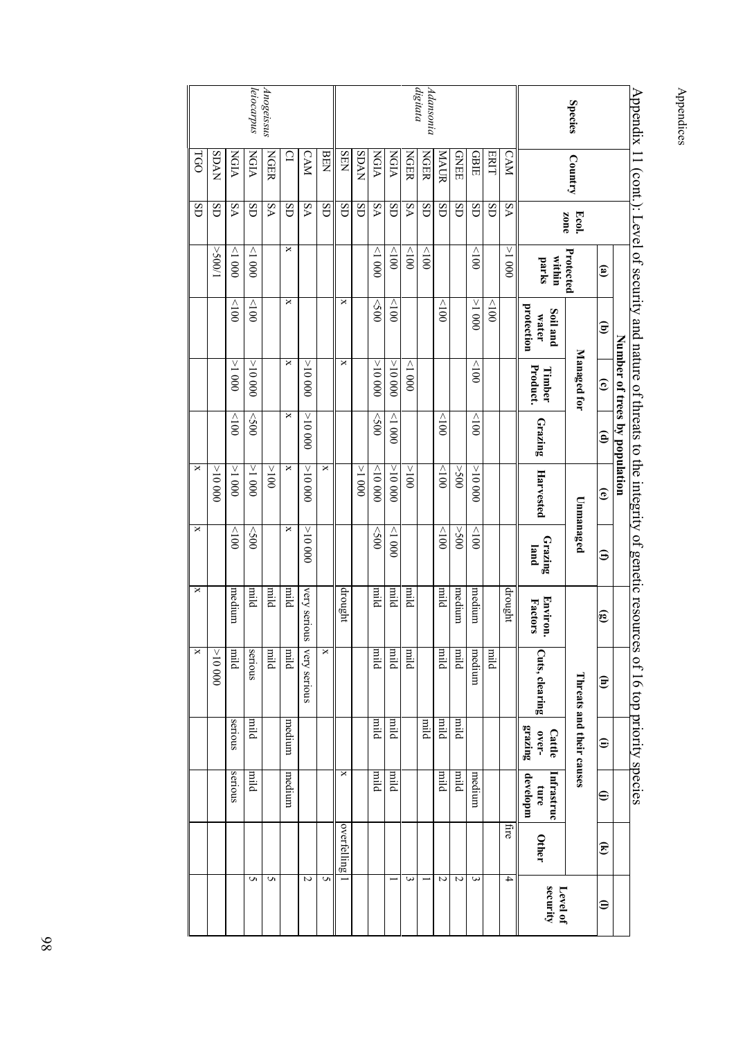Appendix 11 (cont.): Level of security and nature of threats to the integrity of genetic resources of 16 top priority species

| Species | Country | Ecol. zone | Number of trees by population | | | | | | Threats and their causes | | | | | |
|---|---|---|---|---|---|---|---|---|---|---|---|---|---|---|
| | | | (a) | (b) | (c) | (d) | (e) | (f) | (g) | (h) | (i) | (j) | (k) | (l) |
| | | | Protected within parks | Managed for | | | Unmanaged | | | | | | | Level of security |
| | | | | Soil and water protection | Timber Product. | Grazing | Harvested | Grazing land | Environ. Factors | Cuts, clearing | Cattle over-grazing | Infrastructure developm | Other | |
| *Adansonia digitata* | CAM | SA | >1 000 | | | | | | drought | | | | | 4 |
| | ERIT | SD | | <100 | | | | | | mild | | | fire | |
| | GBIE | SD | <100 | >1 000 | <100 | <100 | >10 000 | <100 | medium | medium | | medium | | 3 |
| | GNEE | SD | | | | | >500 | >500 | medium | mild | mild | mild | | 2 |
| | MAUR | SD | | <100 | | <100 | <100 | <100 | mild | mild | mild | mild | | 2 |
| | NGER | SD | <100 | | | | | | | | mild | | | 1 |
| | NGER | SA | <100 | | <1 000 | | >100 | | mild | mild | | | | 3 |
| | NGIA | SD | <100 | <100 | >10 000 | <1 000 | >10 000 | <1 000 | mild | mild | mild | mild | | 1 |
| | NGIA | SA | <1 000 | <500 | >10 000 | <500 | <10 000 | <500 | mild | mild | mild | mild | | |
| | SDAN | SD | | | | | >1 000 | | | | | | | |
| | SEN | SD | | x | x | | | | drought | | | x | overfelling | 1 |
| *Anogeissus leiocarpus* | BEN | SD | | | | | x | | | x | | | | 5 |
| | CAM | SA | | | >10 000 | >10 000 | >10 000 | >10 000 | very serious | very serious | | | | 2 |
| | CI | SD | x | x | x | x | x | x | mild | mild | medium | medium | | |
| | NGER | SA | | | | | >100 | | mild | mild | | | | 5 |
| | NGIA | SD | <1 000 | <100 | >10 000 | <500 | >1 000 | <500 | mild | serious | mild | mild | | 5 |
| | NGIA | SA | <1 000 | <100 | >1 000 | <100 | >1 000 | <100 | medium | mild | serious | serious | | |
| | SDAN | SD | >500/1 | | | | >10 000 | | | >10 000 | | | | |
| | TGO | SD | | | | | x | x | x | x | | | | |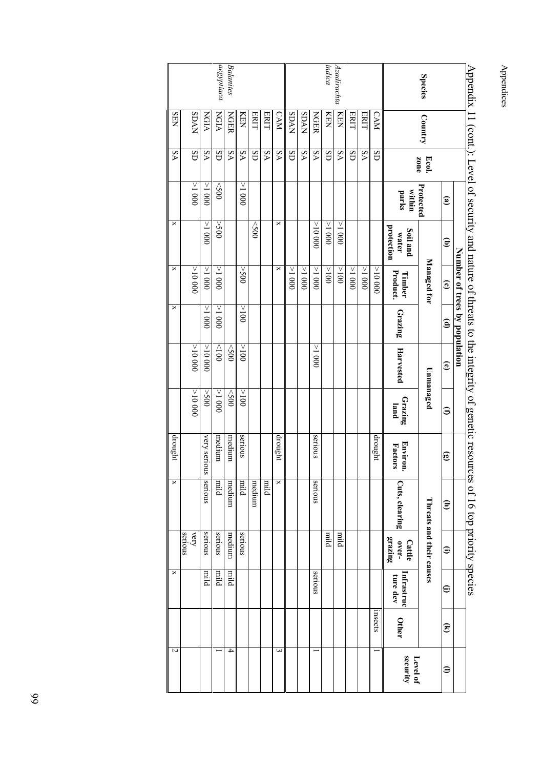Appendix 11 (cont.): Level of security and nature of threats to the integrity of genetic resources of 16 top priority species

| Species | Country | Ecol. zone | Number of trees by population | | | | | | Threats and their causes | | | | | Level of security |
|---|---|---|---|---|---|---|---|---|---|---|---|---|---|---|
| | | | (a) | (b) | (c) | (d) | (e) | (f) | (g) | (h) | (i) | (j) | (k) | (l) |
| | | | Protected within parks | Managed for | | | Unmanaged | | | | | | | |
| | | | | Soil and water protection | Timber Product. | Grazing | Harvested | Grazing land | Environ. Factors | Cuts, clearing | Cattle over-grazing | Infrastruc ture dev | Other | |
| *Azadirachta indica* | CAM | SD | | | >10 000 | | | | drought | | | | insects | 1 |
| | ERIT | SA | | | >1 000 | | | | | | | | | |
| | ERIT | SD | | | >1 000 | | | | | | | | | |
| | KEN | SA | | >1 000 | >100 | | | | | | mild | | | |
| | KEN | SD | | >1 000 | >100 | | | | | | mild | | | |
| | NGER | SA | | >10 000 | >1 000 | | >1 000 | | serious | serious | | serious | | 1 |
| | SDAN | SA | | | >1 000 | | | | | | | | | |
| | SDAN | SD | | | >1 000 | | | | | | | | | |
| *Balanites aegyptiaca* | CAM | SA | | x | x | | | | drought | x | | | | 3 |
| | ERIT | SA | | | | | | | | mild | | | | |
| | ERIT | SD | | <500 | | | | | | medium | | | | |
| | KEN | SA | >1 000 | | >500 | >100 | >100 | >100 | serious | mild | serious | | | |
| | NGER | SA | | | | | <500 | <500 | medium | medium | medium | mild | | 4 |
| | NGIA | SD | <500 | >500 | >1 000 | >1 000 | <100 | >1 000 | medium | mild | serious | mild | | 1 |
| | NGIA | SA | >1 000 | >1 000 | >1 000 | >1 000 | >10 000 | >500 | very serious | serious | serious | mild | | |
| | SDAN | SD | >1 000 | | >10 000 | | >10 000 | >10 000 | | | very serious | | | |
| | SEN | SA | | x | x | x | | | drought | x | | x | | 2 |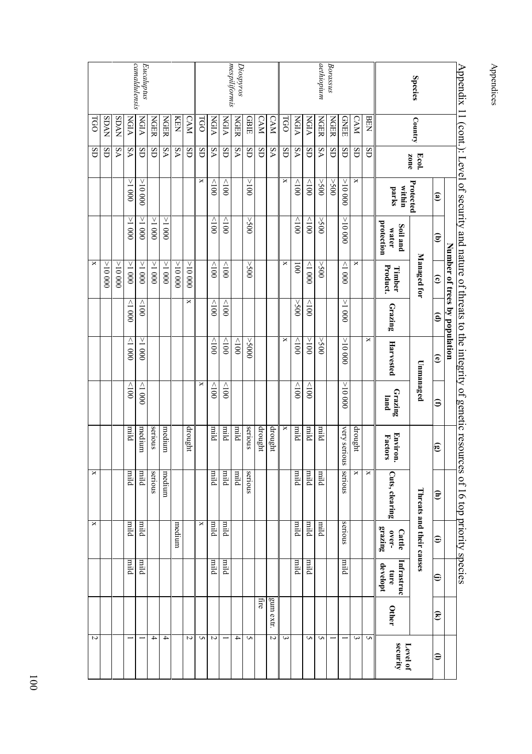Appendix 11 (cont.): Level of security and nature of threats to the integrity of genetic resources of 16 top priority species

| Species | Country | Ecol. zone | Number of trees by population | | | | | | Threats and their causes | | | | | Level of security |
|---|---|---|---|---|---|---|---|---|---|---|---|---|---|---|
| | | | (a) | (b) | (c) | (d) | (e) | (f) | (g) | (h) | (i) | (j) | (k) | (l) |
| | | | Protected within parks | Managed for | | | Unmanaged | | | | | | | |
| | | | | Soil and water protection | Timber Product. | Grazing | Harvested | Grazing land | Environ. Factors | Cuts, clearing | Cattle over-grazing | Infrastructure developt | Other | |
| *Borassus aethiopum* | BEN | SD | | | | | x | | | x | | | | 5 |
| | CAM | SD | x | | x | | | | drought | x | | | | 3 |
| | GNEE | SD | >10 000 | >10 000 | <1 000 | >1 000 | >10 000 | >10 000 | very serious | serious | serious | mild | | 1 |
| | NGER | SD | >500 | | | | | | | | | | | 1 |
| | NGER | SA | >500 | >500 | >500 | | >500 | | mild | mild | mild | | | 5 |
| | NGIA | SD | <100 | <100 | <1 000 | <100 | >100 | <100 | mild | mild | mild | mild | | 5 |
| | NGIA | SA | <100 | <100 | 100 | >500 | <100 | <100 | mild | mild | mild | mild | | |
| | TGO | SD | x | | x | | x | | x | | | | | 3 |
| | CAM | SA | | | | | | | drought | | | | gum extr. | 2 |
| | CAM | SD | | | | | | | drought | | | | fire | |
| *Diospyros mespiliformis* | GBIE | SD | >100 | >500 | >500 | | >5000 | | serious | serious | | | | 5 |
| | NGER | SA | | | | | <100 | | mild | mild | | | | 4 |
| | NGIA | SD | <100 | <100 | <100 | <100 | <100 | <100 | mild | mild | mild | mild | | 1 |
| | NGIA | SA | <100 | <100 | <100 | <100 | <100 | <100 | mild | mild | mild | mild | | 2 |
| | TGO | SD | x | | | | | x | | | x | | | 5 |
| *Eucalyptus camaldulensis* | CAM | SD | | | >10 000 | x | | | drought | | | | | 2 |
| | KEN | SA | | | >10 000 | | | | | | medium | | | |
| | NGER | SA | | | >1 000 | | | | medium | medium | | | | 4 |
| | NGER | SD | | >1 000 | >1 000 | | | | serious | serious | | | | 4 |
| | NGIA | SD | >10 000 | >1 000 | >1 000 | <100 | >1 000 | <1 000 | medium | mild | mild | mild | | 1 |
| | NGIA | SA | >1 000 | >1 000 | >1 000 | <1 000 | <1 000 | <100 | mild | mild | mild | mild | | 1 |
| | SDAN | SA | | | >10 000 | | | | | | | | | |
| | SDAN | SD | | | >10 000 | | | | | | | | | |
| | TGO | SD | | | x | | | | | x | x | | | 2 |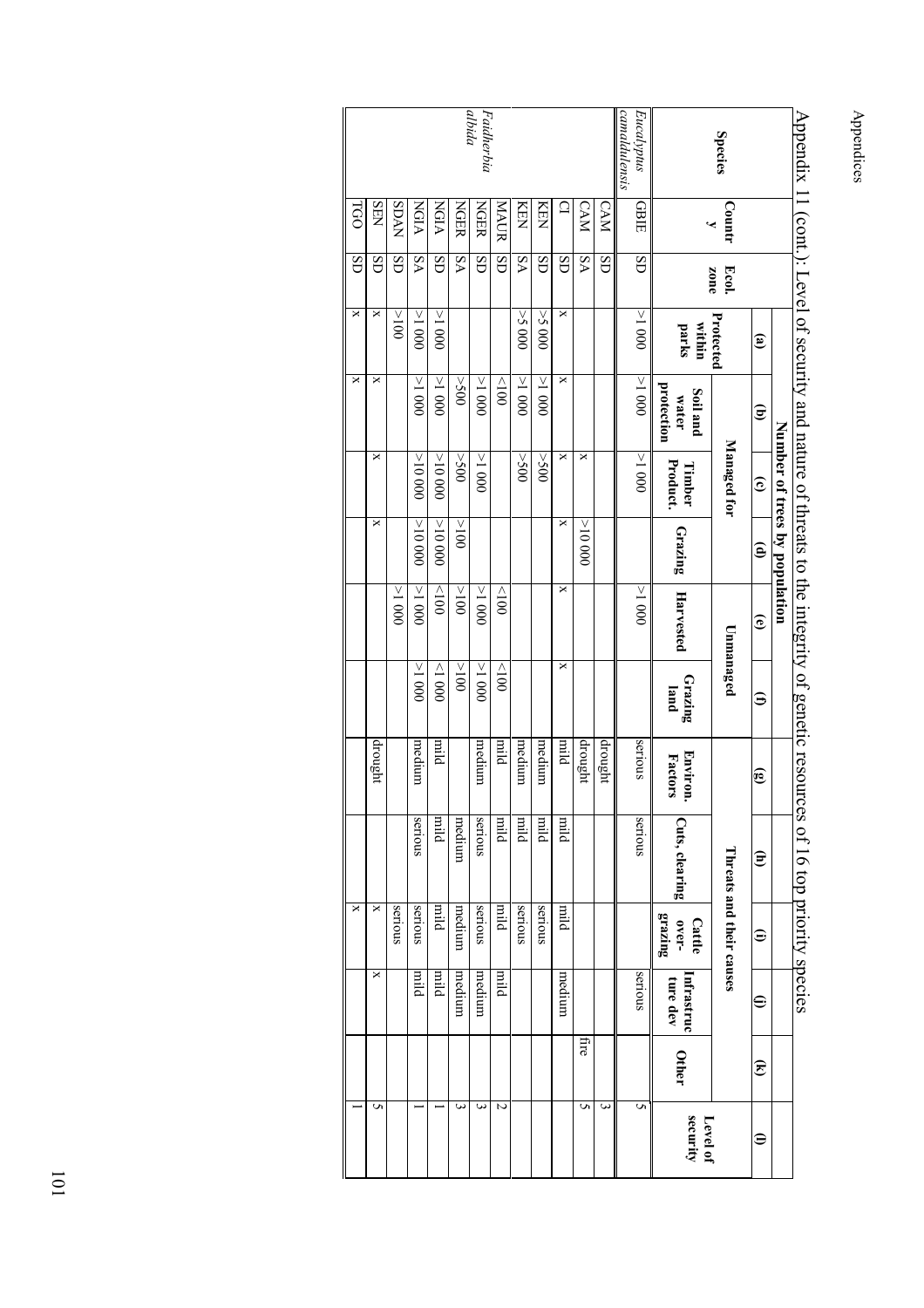Appendix 11 (cont.): Level of security and nature of threats to the integrity of genetic resources of 16 top priority species

| Species | Country | Ecol. zone | Number of trees by population | | | | | | Threats and their causes | | | | | |
|---|---|---|---|---|---|---|---|---|---|---|---|---|---|---|
| | | | (a) | (b) | (c) | (d) | (e) | (f) | (g) | (h) | (i) | (j) | (k) | (l) |
| | | | | Managed for | | | Unmanaged | | | | | | | |
| | | | Protected within parks | Soil and water protection | Timber Product. | Grazing | Harvested | Grazing land | Environ. Factors | Cuts, clearing | Cattle over-grazing | Infrastructure dev | Other | Level of security |
| *Eucalyptus camaldulensis* | GBIE | SD | >1 000 | >1 000 | >1 000 | | >1 000 | | serious | serious | | serious | | 5 |
| *Faidherbia albida* | CAM | SD | | | | | | | drought | | | | | 3 |
| | CAM | SA | | | x | >10 000 | | | drought | | | | fire | 5 |
| | CI | SD | x | x | x | x | x | x | mild | mild | mild | medium | | |
| | KEN | SD | >5 000 | >1 000 | >500 | | | | medium | mild | serious | | | |
| | KEN | SA | >5 000 | >1 000 | >500 | | | | medium | mild | serious | | | |
| | MAUR | SD | | <100 | | | <100 | <100 | mild | mild | mild | mild | | 2 |
| | NGER | SD | | >1 000 | >1 000 | | >1 000 | >1 000 | medium | serious | serious | medium | | 3 |
| | NGER | SA | | >500 | >500 | >100 | >100 | >100 | | medium | medium | medium | | 3 |
| | NGIA | SD | >1 000 | >1 000 | >10 000 | >10 000 | <100 | <1 000 | mild | mild | mild | mild | | 1 |
| | NGIA | SA | >1 000 | >1 000 | >10 000 | >10 000 | >1 000 | >1 000 | medium | serious | serious | mild | | 1 |
| | SDAN | SD | >100 | | | | >1 000 | | | | serious | | | |
| | SEN | SD | x | x | x | x | | | drought | | x | x | | 5 |
| | TGO | SD | x | x | | | | | | | x | | | 1 |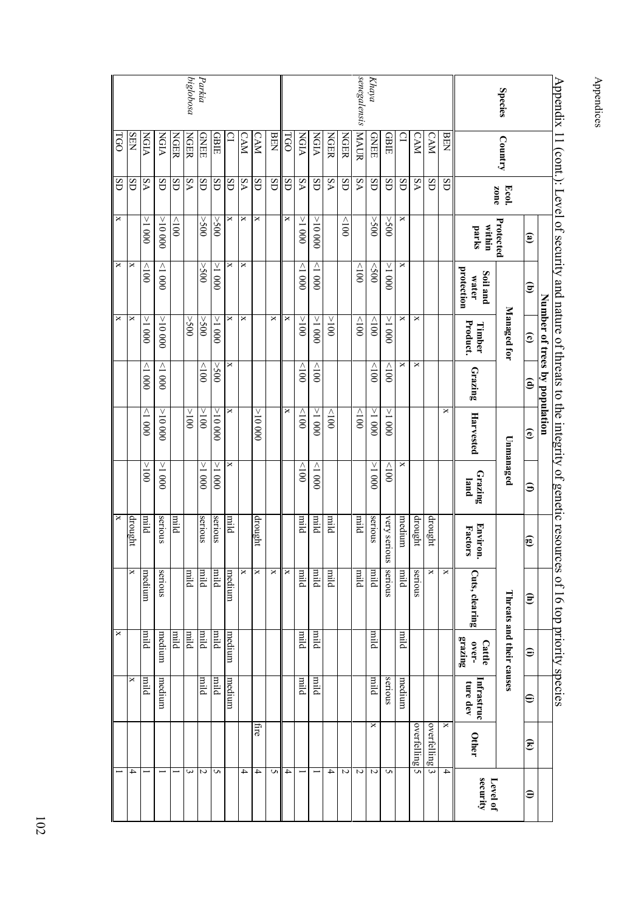Appendix 11 (cont.): Level of security and nature of threats to the integrity of genetic resources of 16 top priority species

| Species | Country | Ecol. zone | Number of trees by population | | | | | | Threats and their causes | | | | | Level of security |
|---|---|---|---|---|---|---|---|---|---|---|---|---|---|---|
| | | | (a) | Managed for | | | Unmanaged | | (g) | (h) | (i) | (j) | (k) | (l) |
| | | | Protected within parks | (b) Soil and water protection | (c) Timber Product. | (d) Grazing | (e) Harvested | (f) Grazing land | Environ. Factors | Cuts, clearing | Cattle over-grazing | Infrastructure dev | Other | |
| *Khaya senegalensis* | BEN | SD | | | | | x | | | x | | | x | 4 |
| | CAM | SD | | | | | | | drought | x | | | overfelling | 3 |
| | CAM | SA | | | x | x | | | drought | serious | | | overfelling | 5 |
| | CI | SD | x | x | x | x | | x | medium | mild | mild | medium | | |
| | GBIE | SD | >500 | >1 000 | >1 000 | <100 | >1 000 | <100 | very serious | serious | | serious | | 5 |
| | GNEE | SD | >500 | <500 | <100 | <100 | >1 000 | >1 000 | serious | mild | mild | mild | x | 2 |
| | MAUR | SA | | <100 | <100 | | <100 | | mild | mild | | | | 2 |
| | NGER | SD | <100 | | | | | | | | | | | 2 |
| | NGER | SA | | | >100 | | <100 | | mild | mild | | | | 4 |
| | NGIA | SD | >10 000 | <1 000 | >1 000 | <100 | >1 000 | <1 000 | mild | mild | mild | mild | | 1 |
| | NGIA | SA | >1 000 | <1 000 | >100 | <100 | <100 | <100 | mild | mild | mild | mild | | 1 |
| | TGO | SD | x | | x | | x | | x | x | | | | 4 |
| *Parkia biglobosa* | BEN | SD | | | x | | | | | x | | | | 5 |
| | CAM | SD | x | | | | >10 000 | | drought | x | | | fire | 4 |
| | CAM | SA | x | x | x | | | | | x | | | | 4 |
| | CI | SD | x | x | x | x | x | x | mild | medium | medium | medium | | |
| | GBIE | SD | >500 | >1 000 | >1 000 | >500 | >10 000 | >1 000 | serious | mild | mild | mild | | 5 |
| | GNEE | SD | >500 | >500 | >500 | <100 | >100 | >1 000 | serious | mild | mild | mild | | 2 |
| | NGER | SA | | | >500 | | >100 | | mild | mild | mild | mild | | 3 |
| | NGER | SD | <100 | | | | | | mild | | mild | | | 1 |
| | NGIA | SD | >10 000 | <1 000 | >10 000 | <1 000 | >10 000 | >1 000 | serious | serious | medium | medium | | 1 |
| | NGIA | SA | >1 000 | <100 | >1 000 | <1 000 | <1 000 | >100 | mild | medium | mild | mild | | 1 |
| | SEN | SD | | x | x | | | | drought | x | | x | | 4 |
| | TGO | SD | x | x | x | | | | x | | x | | | 1 |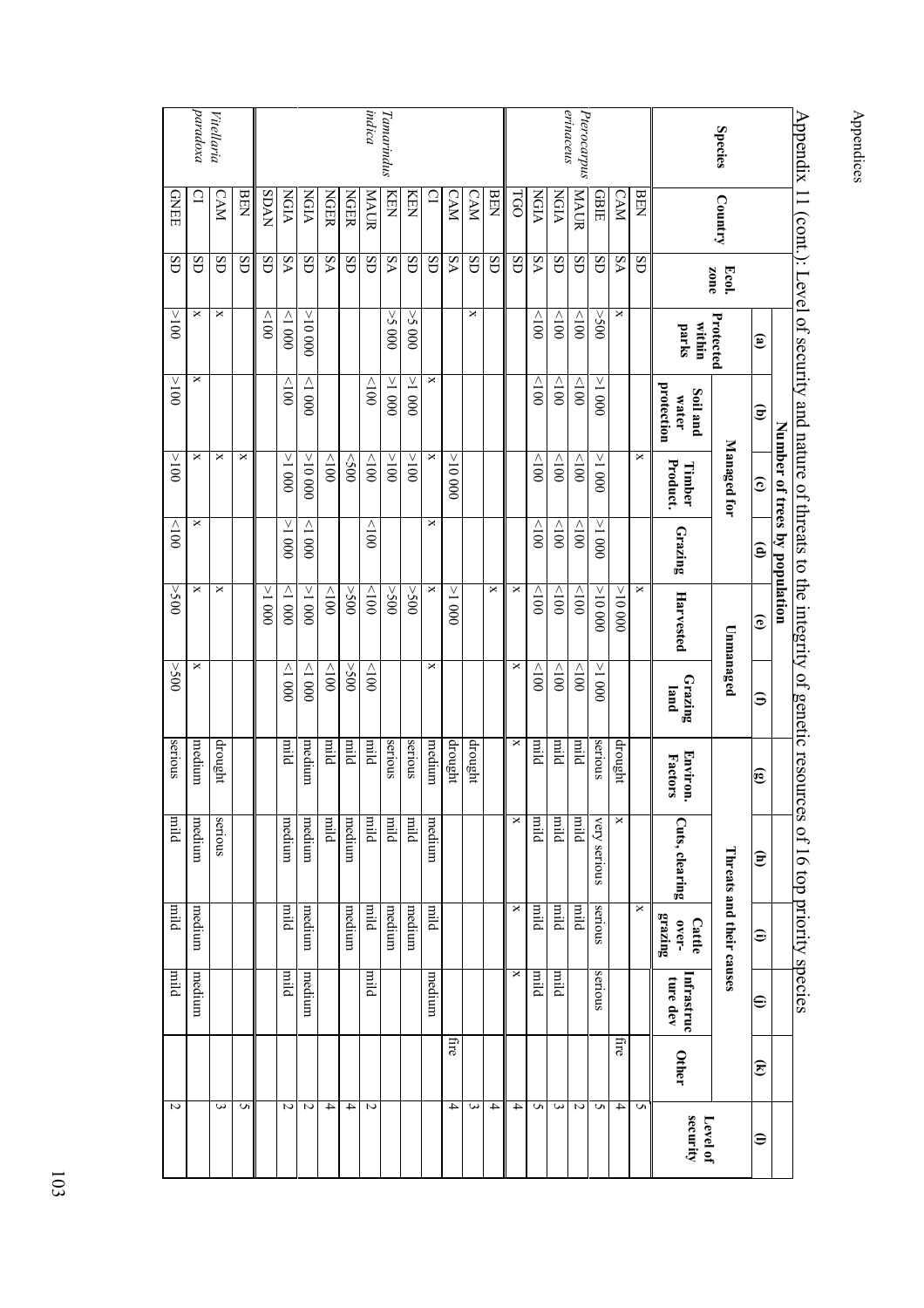Appendix 11 (cont.): Level of security and nature of threats to the integrity of genetic resources of 16 top priority species

| Species | Country | Ecol. zone | Number of trees by population | | | | | | Threats and their causes | | | | | |
|---|---|---|---|---|---|---|---|---|---|---|---|---|---|---|
| | | | (a) | (b) | (c) | (d) | (e) | (f) | (g) | (h) | (i) | (j) | (k) | (l) |
| | | | Protected within parks | Managed for | | | Unmanaged | | | | | | | Level of security |
| | | | | Soil and water protection | Timber Product. | Grazing | Harvested | Grazing land | Environ. Factors | Cuts, clearing | Cattle over-grazing | Infrastructure dev | Other | |
| *Pterocarpus erinaceus* | BEN | SD | | | x | | x | | | | x | | | 5 |
| | CAM | SA | x | | | | >10 000 | | drought | x | | | fire | 4 |
| | GBIE | SD | >500 | >1 000 | >1 000 | >1 000 | >10 000 | >1 000 | serious | very serious | serious | serious | | 5 |
| | MAUR | SD | <100 | <100 | <100 | <100 | <100 | <100 | mild | mild | mild | | | 2 |
| | NGIA | SD | <100 | <100 | <100 | <100 | <100 | <100 | mild | mild | mild | mild | | 3 |
| | NGIA | SA | <100 | <100 | <100 | <100 | <100 | <100 | mild | mild | mild | mild | | 5 |
| | TGO | SD | | | | | x | x | x | x | x | x | | 4 |
| *Tamarindus indica* | BEN | SD | | | | | x | | | | | | | 4 |
| | CAM | SD | x | | | | | | drought | | | | | 3 |
| | CAM | SA | | | >10 000 | | >1 000 | | drought | | | | fire | 4 |
| | CI | SD | | x | x | x | x | x | medium | medium | mild | medium | | |
| | KEN | SD | >5 000 | >1 000 | >100 | | >500 | | serious | mild | medium | | | |
| | KEN | SA | >5 000 | >1 000 | >100 | | >500 | | serious | mild | medium | | | |
| | MAUR | SD | | <100 | <100 | <100 | <100 | <100 | mild | mild | mild | mild | | 2 |
| | NGER | SD | | | <500 | | >500 | >500 | mild | medium | medium | | | |
| | NGER | SA | | | <100 | | <100 | <100 | mild | mild | | | | 4 |
| | NGIA | SD | >10 000 | <1 000 | >10 000 | <1 000 | >1 000 | <1 000 | medium | medium | medium | medium | | 2 |
| | NGIA | SA | <1 000 | <100 | >1 000 | >1 000 | <1 000 | <1 000 | mild | medium | mild | mild | | 2 |
| | SDAN | SD | <100 | | | | >1 000 | | | | | | | |
| *Vitellaria paradoxa* | BEN | SD | | | x | | | | | | | | | 5 |
| | CAM | SD | x | | x | | x | | drought | serious | | | | 3 |
| | CI | SD | x | x | x | x | x | x | medium | medium | medium | medium | | |
| | GNEE | SD | >100 | >100 | >100 | <100 | >500 | >500 | serious | mild | mild | mild | | 2 |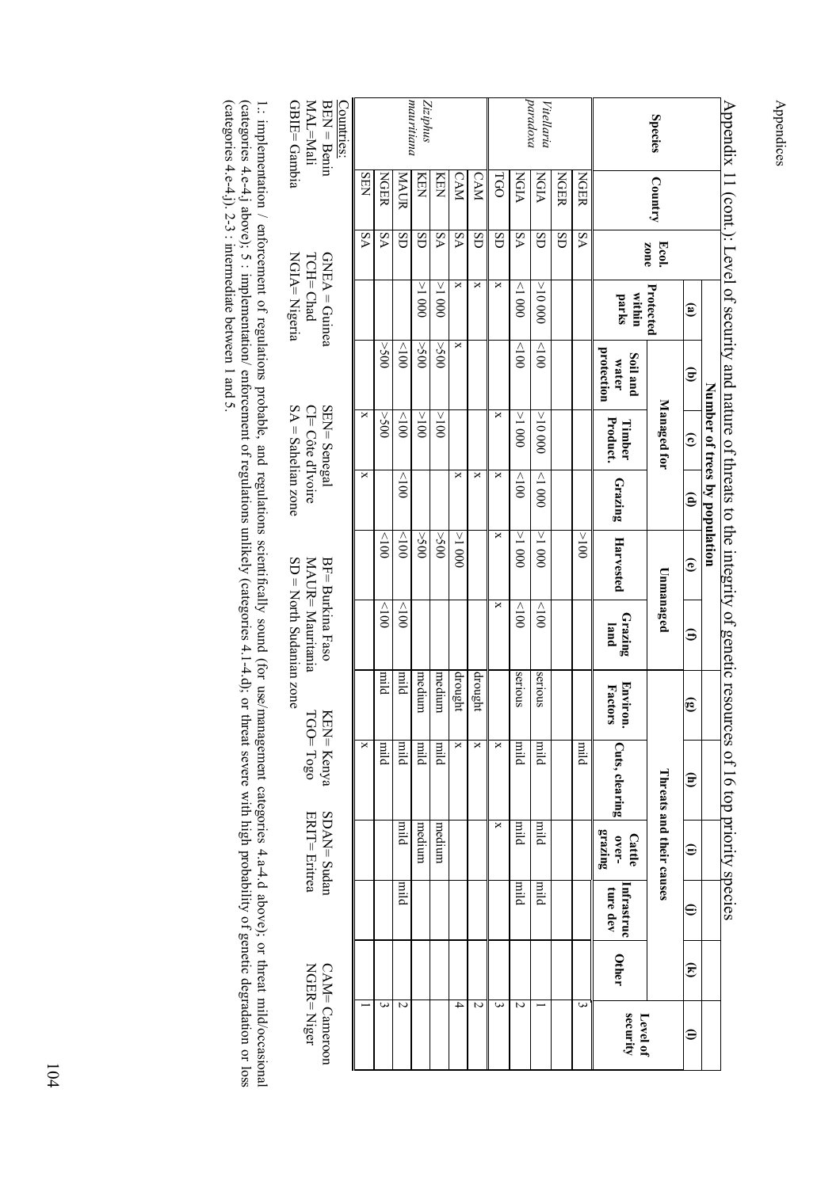Appendix 11 (cont.): Level of security and nature of threats to the integrity of genetic resources of 16 top priority species

| Species | Country | Ecol. zone | Number of trees by population | | | | | | Threats and their causes | | | | | Level of security |
|---|---|---|---|---|---|---|---|---|---|---|---|---|---|---|
| | | | (a) | (b) | (c) | (d) | (e) | (f) | (g) | (h) | (i) | (j) | (k) | (l) |
| | | | Protected within parks | Managed for | | | Unmanaged | | | | | | | |
| | | | | Soil and water protection | Timber Product. | Grazing | Harvested | Grazing land | Environ. Factors | Cuts, clearing | Cattle over-grazing | Infrastructure dev | Other | |
| | NGER | SA | | | | | >100 | | | mild | | | | 3 |
| *Vitellaria paradoxa* | NGER | SD | | | | | | | | | | | | |
| | NGIA | SD | >10 000 | <100 | >10 000 | <1 000 | >1 000 | <100 | serious | mild | mild | mild | | 1 |
| | NGIA | SA | <1 000 | <100 | >1 000 | <100 | >1 000 | <100 | serious | mild | mild | mild | | 2 |
| | TGO | SD | x | | x | x | x | x | | x | x | | | 3 |
| *Ziziphus mauritiana* | CAM | SD | x | | | x | | | drought | x | | | | 2 |
| | CAM | SA | x | x | | x | >1 000 | | drought | x | | | | 4 |
| | KEN | SA | >1 000 | >500 | >100 | | >500 | | medium | mild | medium | | | |
| | KEN | SD | >1 000 | >500 | >100 | | >500 | | medium | mild | medium | | | |
| | MAUR | SD | | <100 | <100 | <100 | <100 | <100 | mild | mild | mild | mild | | 2 |
| | NGER | SA | | >500 | >500 | | <100 | <100 | mild | mild | | | | 3 |
| | SEN | SA | | | x | x | | | | x | | | | 1 |

Countries:

BEN = Benin, GNEA = Guinea, SEN= Senegal, BF= Burkina Faso, KEN= Kenya, SDAN= Sudan, CAM= Cameroon
MAL=Mali, TCH= Chad, CI= Côte d'Ivoire, MAUR= Mauritania, TGO= Togo, ERIT= Eritrea, NGER= Niger
GBIE= Gambia, NGIA= Nigeria, SA = Sahelian zone, SD = North Sudanian zone

1.: implementation / enforcement of regulations probable, and regulations scientifically sound (for use/management categories 4.a-4.d above); or threat mild/occasional (categories 4.e-4.j above); 5 : implementation/ enforcement of regulations unlikely (categories 4.1-4.d); or threat severe with high probability of genetic degradation or loss (categories 4.e-4.j). 2-3 : intermediate between 1 and 5.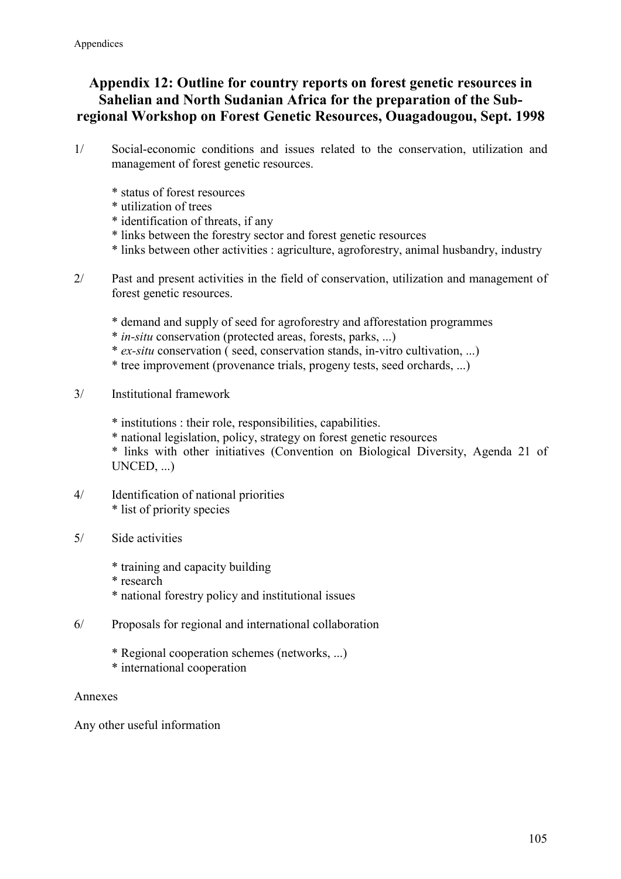## Appendix 12: Outline for country reports on forest genetic resources in Sahelian and North Sudanian Africa for the preparation of the Sub-regional Workshop on Forest Genetic Resources, Ouagadougou, Sept. 1998

1/ Social-economic conditions and issues related to the conservation, utilization and management of forest genetic resources.

* status of forest resources
* utilization of trees
* identification of threats, if any
* links between the forestry sector and forest genetic resources
* links between other activities : agriculture, agroforestry, animal husbandry, industry

2/ Past and present activities in the field of conservation, utilization and management of forest genetic resources.

* demand and supply of seed for agroforestry and afforestation programmes
* *in-situ* conservation (protected areas, forests, parks, ...)
* *ex-situ* conservation ( seed, conservation stands, in-vitro cultivation, ...)
* tree improvement (provenance trials, progeny tests, seed orchards, ...)

3/ Institutional framework

* institutions : their role, responsibilities, capabilities.
* national legislation, policy, strategy on forest genetic resources
* links with other initiatives (Convention on Biological Diversity, Agenda 21 of UNCED, ...)

4/ Identification of national priorities

* list of priority species

5/ Side activities

* training and capacity building
* research
* national forestry policy and institutional issues

6/ Proposals for regional and international collaboration

* Regional cooperation schemes (networks, ...)
* international cooperation

Annexes

Any other useful information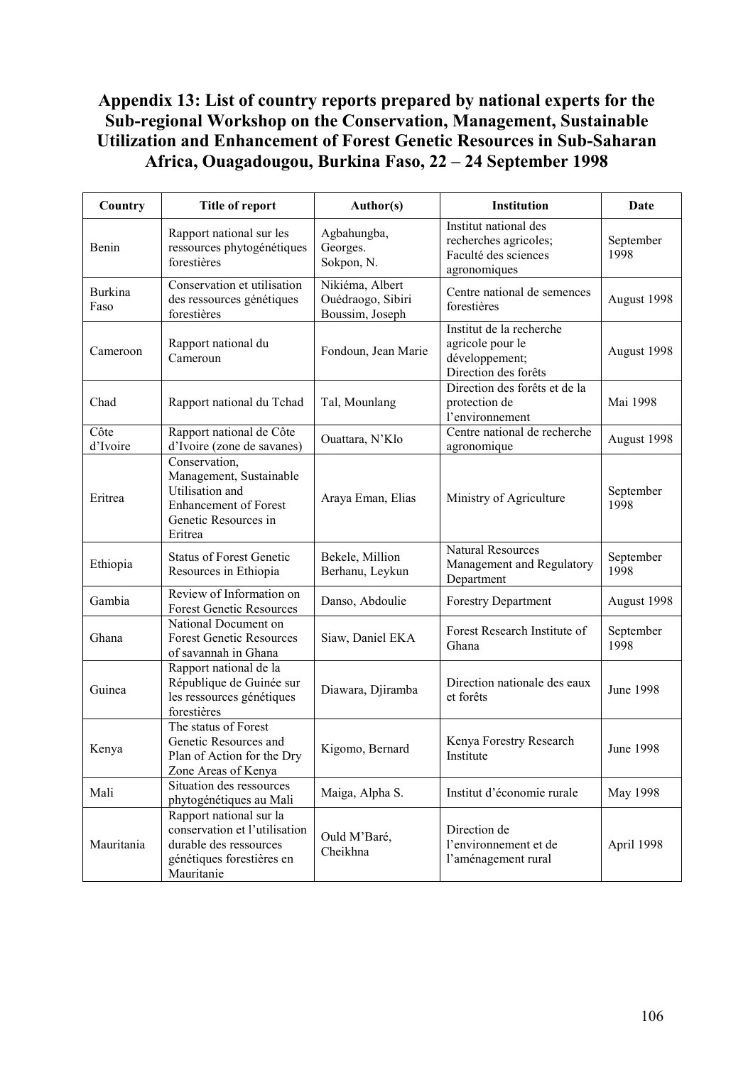# Appendix 13: List of country reports prepared by national experts for the Sub-regional Workshop on the Conservation, Management, Sustainable Utilization and Enhancement of Forest Genetic Resources in Sub-Saharan Africa, Ouagadougou, Burkina Faso, 22 – 24 September 1998

| Country | Title of report | Author(s) | Institution | Date |
|---|---|---|---|---|
| Benin | Rapport national sur les ressources phytogénétiques forestières | Agbahungba, Georges. Sokpon, N. | Institut national des recherches agricoles; Faculté des sciences agronomiques | September 1998 |
| Burkina Faso | Conservation et utilisation des ressources génétiques forestières | Nikiéma, Albert Ouédraogo, Sibiri Boussim, Joseph | Centre national de semences forestières | August 1998 |
| Cameroon | Rapport national du Cameroun | Fondoun, Jean Marie | Institut de la recherche agricole pour le développement; Direction des forêts | August 1998 |
| Chad | Rapport national du Tchad | Tal, Mounlang | Direction des forêts et de la protection de l'environnement | Mai 1998 |
| Côte d'Ivoire | Rapport national de Côte d'Ivoire (zone de savanes) | Ouattara, N'Klo | Centre national de recherche agronomique | August 1998 |
| Eritrea | Conservation, Management, Sustainable Utilisation and Enhancement of Forest Genetic Resources in Eritrea | Araya Eman, Elias | Ministry of Agriculture | September 1998 |
| Ethiopia | Status of Forest Genetic Resources in Ethiopia | Bekele, Million Berhanu, Leykun | Natural Resources Management and Regulatory Department | September 1998 |
| Gambia | Review of Information on Forest Genetic Resources | Danso, Abdoulie | Forestry Department | August 1998 |
| Ghana | National Document on Forest Genetic Resources of savannah in Ghana | Siaw, Daniel EKA | Forest Research Institute of Ghana | September 1998 |
| Guinea | Rapport national de la République de Guinée sur les ressources génétiques forestières | Diawara, Djiramba | Direction nationale des eaux et forêts | June 1998 |
| Kenya | The status of Forest Genetic Resources and Plan of Action for the Dry Zone Areas of Kenya | Kigomo, Bernard | Kenya Forestry Research Institute | June 1998 |
| Mali | Situation des ressources phytogénétiques au Mali | Maiga, Alpha S. | Institut d'économie rurale | May 1998 |
| Mauritania | Rapport national sur la conservation et l'utilisation durable des ressources génétiques forestières en Mauritanie | Ould M'Baré, Cheikhna | Direction de l'environnement et de l'aménagement rural | April 1998 |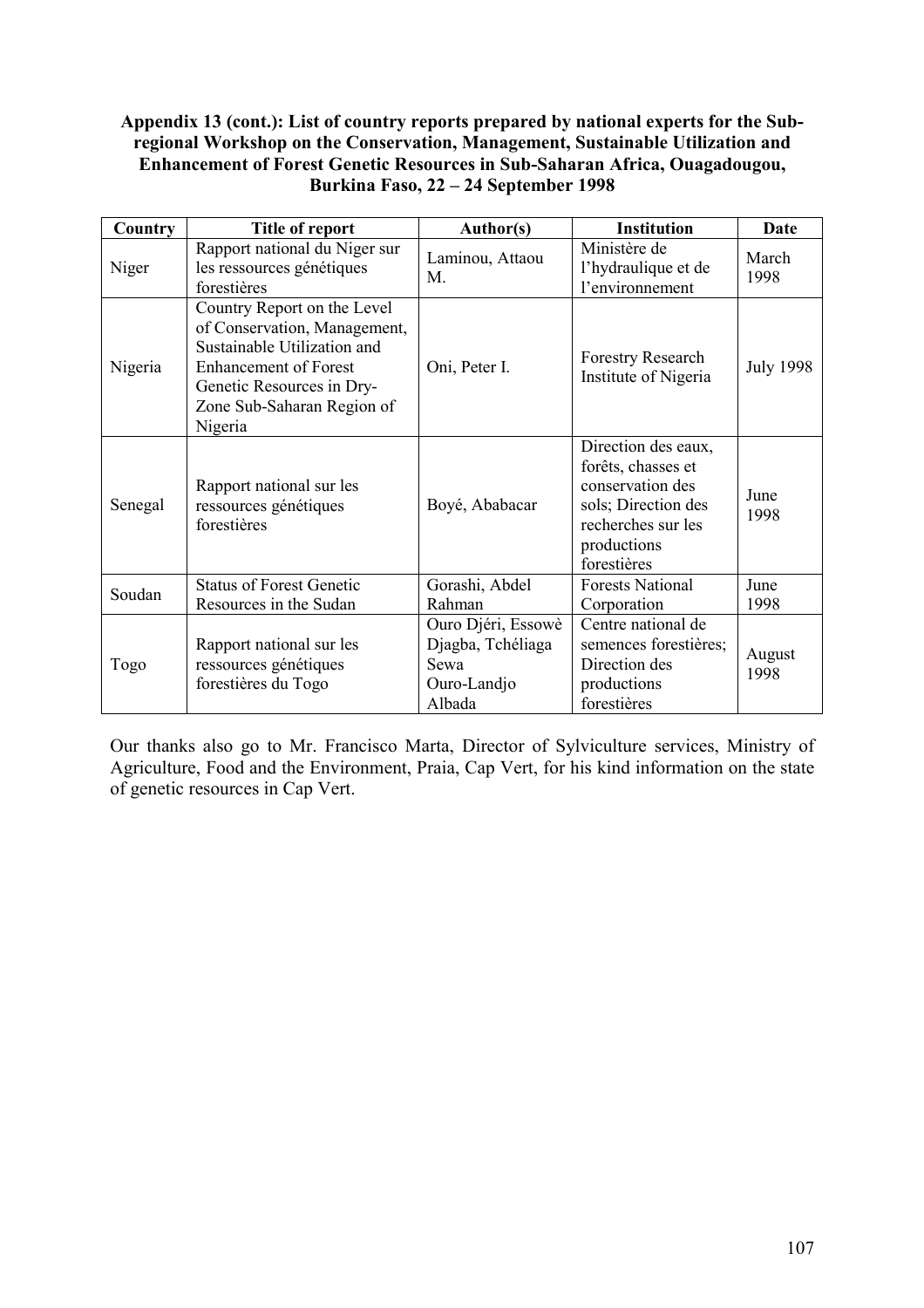**Appendix 13 (cont.): List of country reports prepared by national experts for the Sub-regional Workshop on the Conservation, Management, Sustainable Utilization and Enhancement of Forest Genetic Resources in Sub-Saharan Africa, Ouagadougou, Burkina Faso, 22 – 24 September 1998**

| Country | Title of report | Author(s) | Institution | Date |
|---|---|---|---|---|
| Niger | Rapport national du Niger sur les ressources génétiques forestières | Laminou, Attaou M. | Ministère de l'hydraulique et de l'environnement | March 1998 |
| Nigeria | Country Report on the Level of Conservation, Management, Sustainable Utilization and Enhancement of Forest Genetic Resources in Dry-Zone Sub-Saharan Region of Nigeria | Oni, Peter I. | Forestry Research Institute of Nigeria | July 1998 |
| Senegal | Rapport national sur les ressources génétiques forestières | Boyé, Ababacar | Direction des eaux, forêts, chasses et conservation des sols; Direction des recherches sur les productions forestières | June 1998 |
| Soudan | Status of Forest Genetic Resources in the Sudan | Gorashi, Abdel Rahman | Forests National Corporation | June 1998 |
| Togo | Rapport national sur les ressources génétiques forestières du Togo | Ouro Djéri, Essowè Djagba, Tchéliaga Sewa Ouro-Landjo Albada | Centre national de semences forestières; Direction des productions forestières | August 1998 |

Our thanks also go to Mr. Francisco Marta, Director of Sylviculture services, Ministry of Agriculture, Food and the Environment, Praia, Cap Vert, for his kind information on the state of genetic resources in Cap Vert.